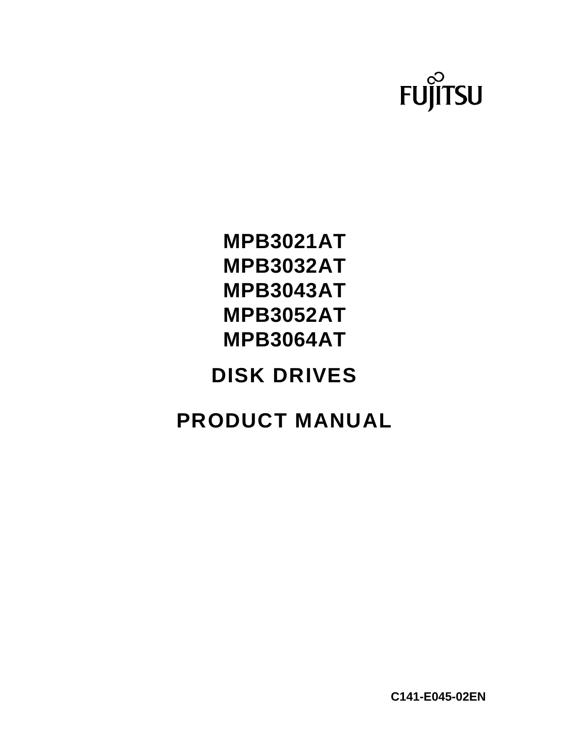FUJITSU

# MPB3021AT
# MPB3032AT
# MPB3043AT
# MPB3052AT
# MPB3064AT

# DISK DRIVES

# PRODUCT MANUAL

C141-E045-02EN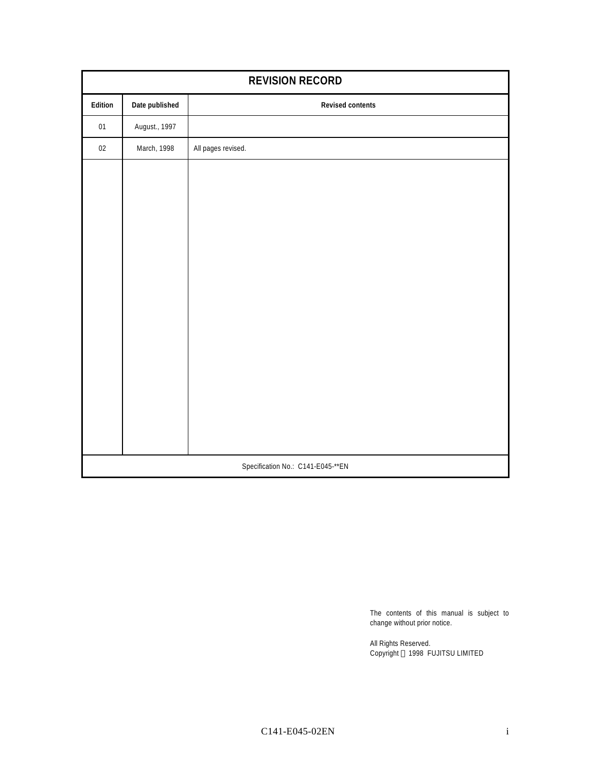## REVISION RECORD

| Edition | Date published | Revised contents |
|---|---|---|
| 01 | August., 1997 | |
| 02 | March, 1998 | All pages revised. |

Specification No.: C141-E045-**EN

The contents of this manual is subject to change without prior notice.

All Rights Reserved.
Copyright © 1998 FUJITSU LIMITED

C141-E045-02EN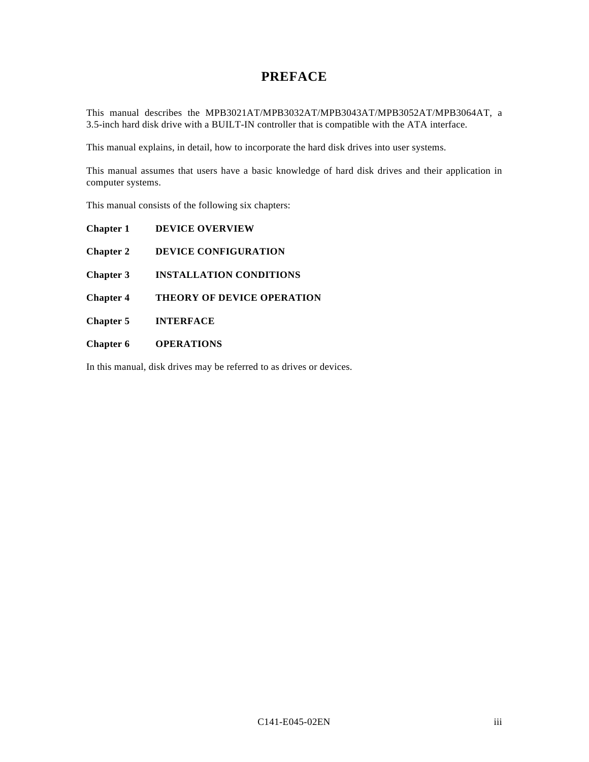# PREFACE

This manual describes the MPB3021AT/MPB3032AT/MPB3043AT/MPB3052AT/MPB3064AT, a 3.5-inch hard disk drive with a BUILT-IN controller that is compatible with the ATA interface.

This manual explains, in detail, how to incorporate the hard disk drives into user systems.

This manual assumes that users have a basic knowledge of hard disk drives and their application in computer systems.

This manual consists of the following six chapters:

**Chapter 1 DEVICE OVERVIEW**

**Chapter 2 DEVICE CONFIGURATION**

**Chapter 3 INSTALLATION CONDITIONS**

**Chapter 4 THEORY OF DEVICE OPERATION**

**Chapter 5 INTERFACE**

**Chapter 6 OPERATIONS**

In this manual, disk drives may be referred to as drives or devices.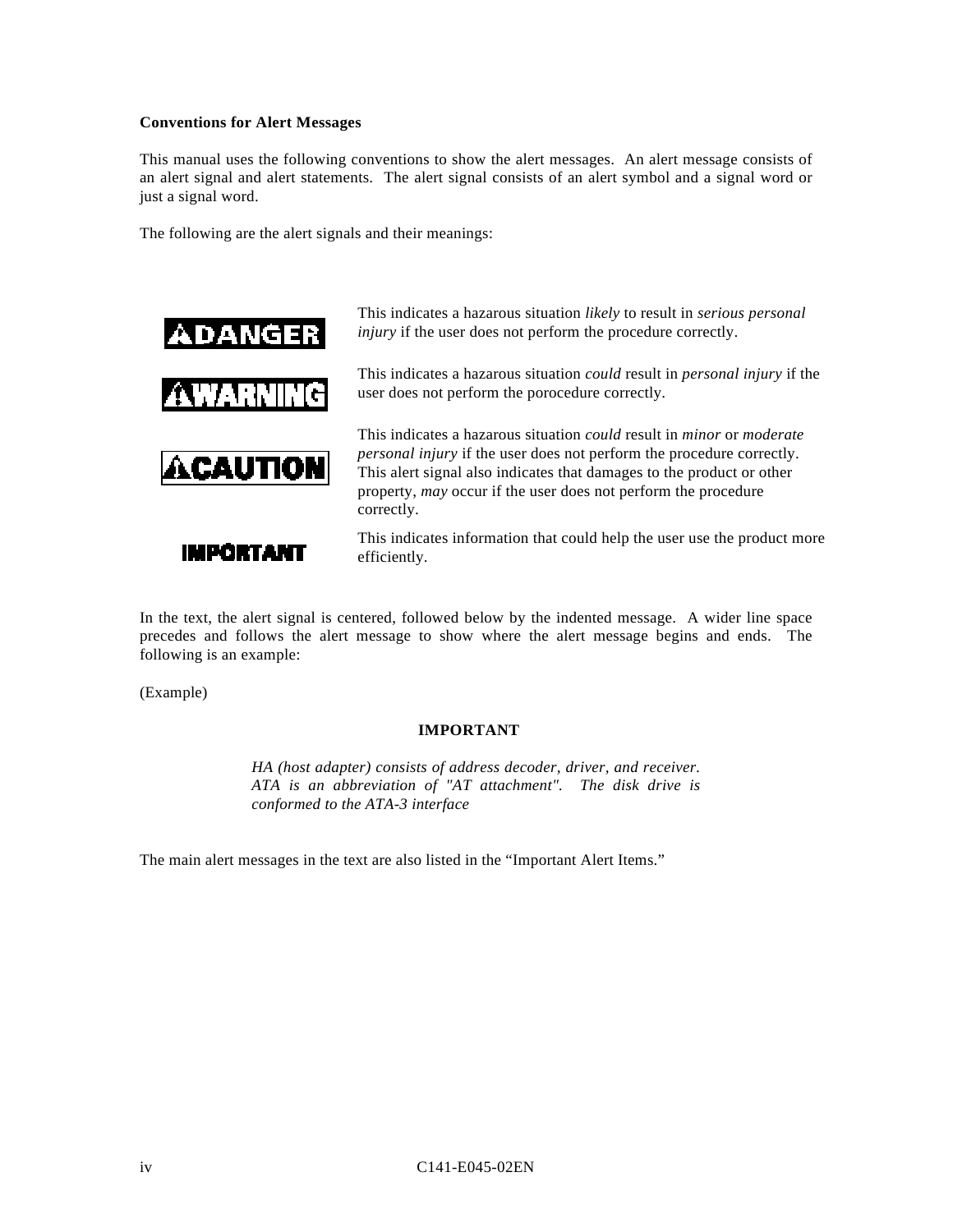**Conventions for Alert Messages**

This manual uses the following conventions to show the alert messages. An alert message consists of an alert signal and alert statements. The alert signal consists of an alert symbol and a signal word or just a signal word.

The following are the alert signals and their meanings:

| | |
|---|---|
| **DANGER** | This indicates a hazarous situation *likely* to result in *serious personal injury* if the user does not perform the procedure correctly. |
| **WARNING** | This indicates a hazarous situation *could* result in *personal injury* if the user does not perform the porocedure correctly. |
| **CAUTION** | This indicates a hazarous situation *could* result in *minor* or *moderate personal injury* if the user does not perform the procedure correctly. This alert signal also indicates that damages to the product or other property, *may* occur if the user does not perform the procedure correctly. |
| **IMPORTANT** | This indicates information that could help the user use the product more efficiently. |

In the text, the alert signal is centered, followed below by the indented message. A wider line space precedes and follows the alert message to show where the alert message begins and ends. The following is an example:

(Example)

**IMPORTANT**

*HA (host adapter) consists of address decoder, driver, and receiver. ATA is an abbreviation of "AT attachment". The disk drive is conformed to the ATA-3 interface*

The main alert messages in the text are also listed in the “Important Alert Items.”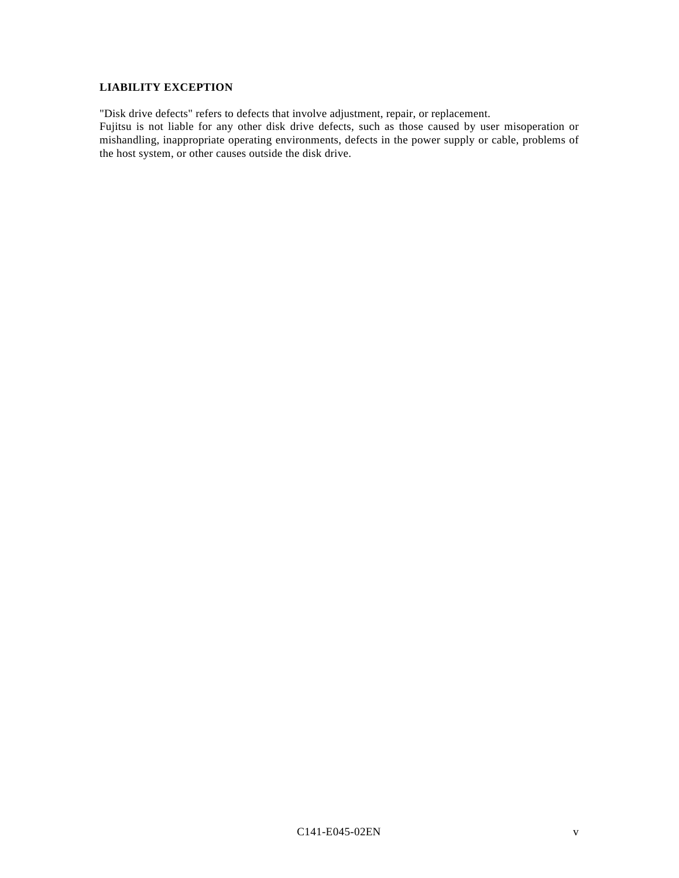## LIABILITY EXCEPTION

"Disk drive defects" refers to defects that involve adjustment, repair, or replacement.
Fujitsu is not liable for any other disk drive defects, such as those caused by user misoperation or mishandling, inappropriate operating environments, defects in the power supply or cable, problems of the host system, or other causes outside the disk drive.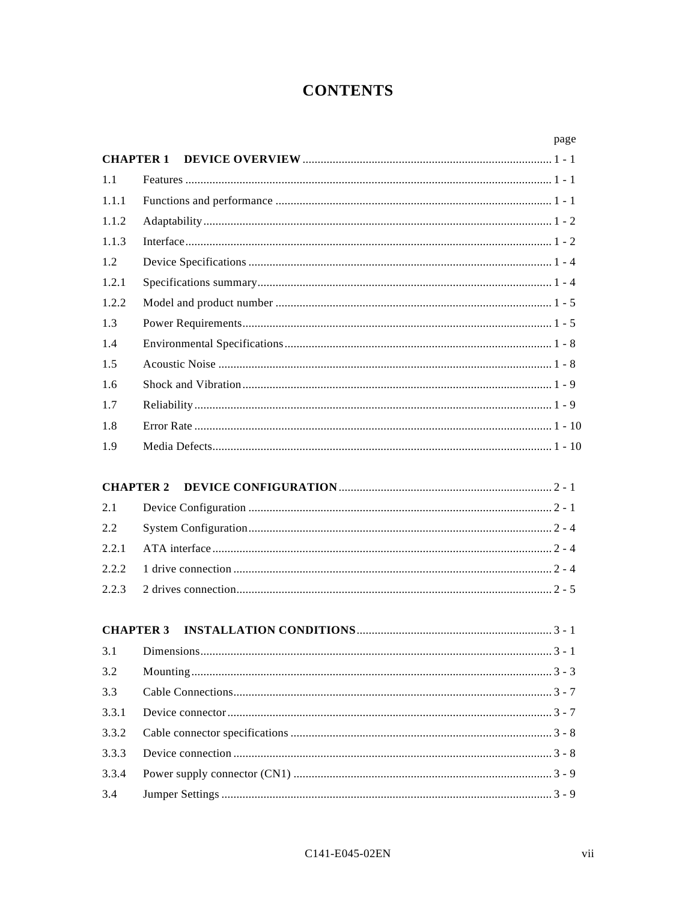# CONTENTS

| | | page |
|---|---|---|
| **CHAPTER 1** | **DEVICE OVERVIEW** | 1 - 1 |
| 1.1 | Features | 1 - 1 |
| 1.1.1 | Functions and performance | 1 - 1 |
| 1.1.2 | Adaptability | 1 - 2 |
| 1.1.3 | Interface | 1 - 2 |
| 1.2 | Device Specifications | 1 - 4 |
| 1.2.1 | Specifications summary | 1 - 4 |
| 1.2.2 | Model and product number | 1 - 5 |
| 1.3 | Power Requirements | 1 - 5 |
| 1.4 | Environmental Specifications | 1 - 8 |
| 1.5 | Acoustic Noise | 1 - 8 |
| 1.6 | Shock and Vibration | 1 - 9 |
| 1.7 | Reliability | 1 - 9 |
| 1.8 | Error Rate | 1 - 10 |
| 1.9 | Media Defects | 1 - 10 |
| | | |
| **CHAPTER 2** | **DEVICE CONFIGURATION** | 2 - 1 |
| 2.1 | Device Configuration | 2 - 1 |
| 2.2 | System Configuration | 2 - 4 |
| 2.2.1 | ATA interface | 2 - 4 |
| 2.2.2 | 1 drive connection | 2 - 4 |
| 2.2.3 | 2 drives connection | 2 - 5 |
| | | |
| **CHAPTER 3** | **INSTALLATION CONDITIONS** | 3 - 1 |
| 3.1 | Dimensions | 3 - 1 |
| 3.2 | Mounting | 3 - 3 |
| 3.3 | Cable Connections | 3 - 7 |
| 3.3.1 | Device connector | 3 - 7 |
| 3.3.2 | Cable connector specifications | 3 - 8 |
| 3.3.3 | Device connection | 3 - 8 |
| 3.3.4 | Power supply connector (CN1) | 3 - 9 |
| 3.4 | Jumper Settings | 3 - 9 |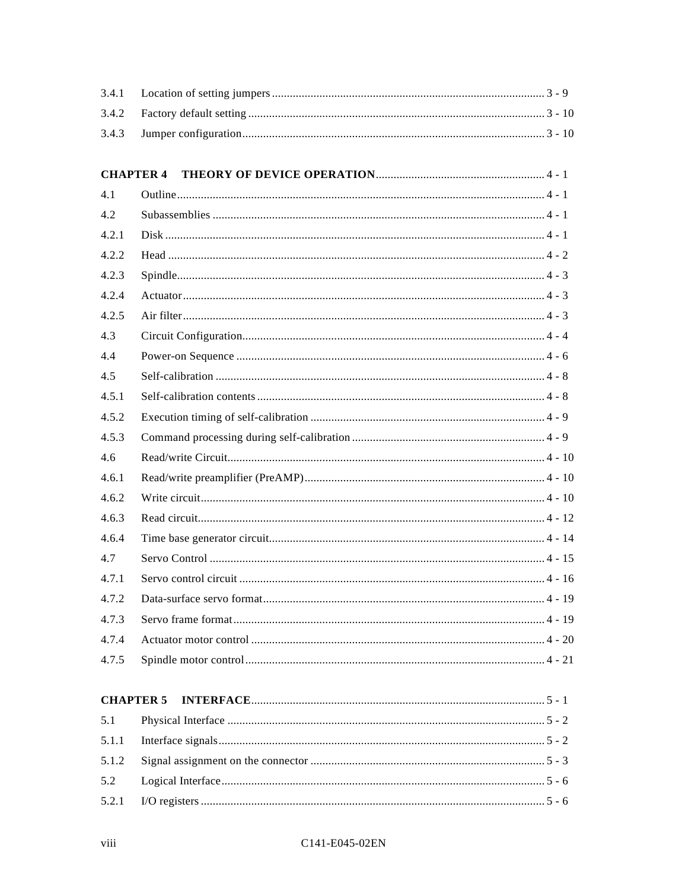| | | |
|---|---|---|
| 3.4.1 | Location of setting jumpers | 3 - 9 |
| 3.4.2 | Factory default setting | 3 - 10 |
| 3.4.3 | Jumper configuration | 3 - 10 |

| | | |
|---|---|---|
| **CHAPTER 4** | **THEORY OF DEVICE OPERATION** | 4 - 1 |
| 4.1 | Outline | 4 - 1 |
| 4.2 | Subassemblies | 4 - 1 |
| 4.2.1 | Disk | 4 - 1 |
| 4.2.2 | Head | 4 - 2 |
| 4.2.3 | Spindle | 4 - 3 |
| 4.2.4 | Actuator | 4 - 3 |
| 4.2.5 | Air filter | 4 - 3 |
| 4.3 | Circuit Configuration | 4 - 4 |
| 4.4 | Power-on Sequence | 4 - 6 |
| 4.5 | Self-calibration | 4 - 8 |
| 4.5.1 | Self-calibration contents | 4 - 8 |
| 4.5.2 | Execution timing of self-calibration | 4 - 9 |
| 4.5.3 | Command processing during self-calibration | 4 - 9 |
| 4.6 | Read/write Circuit | 4 - 10 |
| 4.6.1 | Read/write preamplifier (PreAMP) | 4 - 10 |
| 4.6.2 | Write circuit | 4 - 10 |
| 4.6.3 | Read circuit | 4 - 12 |
| 4.6.4 | Time base generator circuit | 4 - 14 |
| 4.7 | Servo Control | 4 - 15 |
| 4.7.1 | Servo control circuit | 4 - 16 |
| 4.7.2 | Data-surface servo format | 4 - 19 |
| 4.7.3 | Servo frame format | 4 - 19 |
| 4.7.4 | Actuator motor control | 4 - 20 |
| 4.7.5 | Spindle motor control | 4 - 21 |

| | | |
|---|---|---|
| **CHAPTER 5** | **INTERFACE** | 5 - 1 |
| 5.1 | Physical Interface | 5 - 2 |
| 5.1.1 | Interface signals | 5 - 2 |
| 5.1.2 | Signal assignment on the connector | 5 - 3 |
| 5.2 | Logical Interface | 5 - 6 |
| 5.2.1 | I/O registers | 5 - 6 |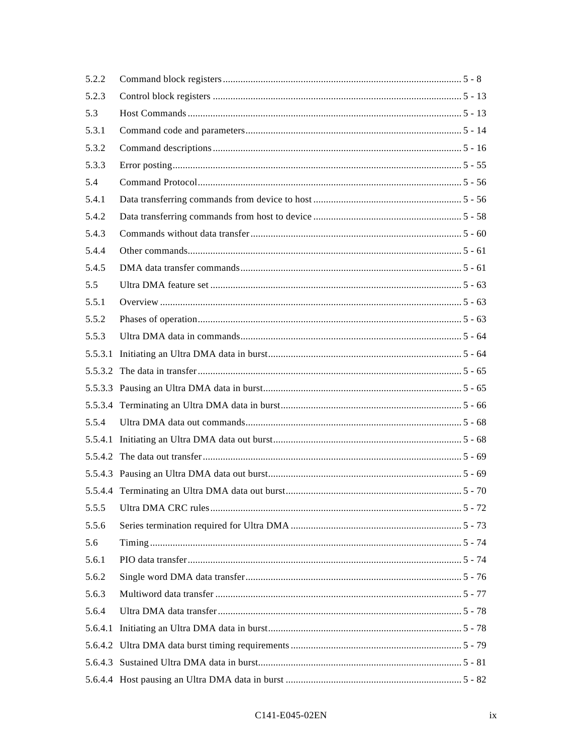| | | |
|---|---|---|
| 5.2.2 | Command block registers | 5 - 8 |
| 5.2.3 | Control block registers | 5 - 13 |
| 5.3 | Host Commands | 5 - 13 |
| 5.3.1 | Command code and parameters | 5 - 14 |
| 5.3.2 | Command descriptions | 5 - 16 |
| 5.3.3 | Error posting | 5 - 55 |
| 5.4 | Command Protocol | 5 - 56 |
| 5.4.1 | Data transferring commands from device to host | 5 - 56 |
| 5.4.2 | Data transferring commands from host to device | 5 - 58 |
| 5.4.3 | Commands without data transfer | 5 - 60 |
| 5.4.4 | Other commands | 5 - 61 |
| 5.4.5 | DMA data transfer commands | 5 - 61 |
| 5.5 | Ultra DMA feature set | 5 - 63 |
| 5.5.1 | Overview | 5 - 63 |
| 5.5.2 | Phases of operation | 5 - 63 |
| 5.5.3 | Ultra DMA data in commands | 5 - 64 |
| 5.5.3.1 | Initiating an Ultra DMA data in burst | 5 - 64 |
| 5.5.3.2 | The data in transfer | 5 - 65 |
| 5.5.3.3 | Pausing an Ultra DMA data in burst | 5 - 65 |
| 5.5.3.4 | Terminating an Ultra DMA data in burst | 5 - 66 |
| 5.5.4 | Ultra DMA data out commands | 5 - 68 |
| 5.5.4.1 | Initiating an Ultra DMA data out burst | 5 - 68 |
| 5.5.4.2 | The data out transfer | 5 - 69 |
| 5.5.4.3 | Pausing an Ultra DMA data out burst | 5 - 69 |
| 5.5.4.4 | Terminating an Ultra DMA data out burst | 5 - 70 |
| 5.5.5 | Ultra DMA CRC rules | 5 - 72 |
| 5.5.6 | Series termination required for Ultra DMA | 5 - 73 |
| 5.6 | Timing | 5 - 74 |
| 5.6.1 | PIO data transfer | 5 - 74 |
| 5.6.2 | Single word DMA data transfer | 5 - 76 |
| 5.6.3 | Multiword data transfer | 5 - 77 |
| 5.6.4 | Ultra DMA data transfer | 5 - 78 |
| 5.6.4.1 | Initiating an Ultra DMA data in burst | 5 - 78 |
| 5.6.4.2 | Ultra DMA data burst timing requirements | 5 - 79 |
| 5.6.4.3 | Sustained Ultra DMA data in burst | 5 - 81 |
| 5.6.4.4 | Host pausing an Ultra DMA data in burst | 5 - 82 |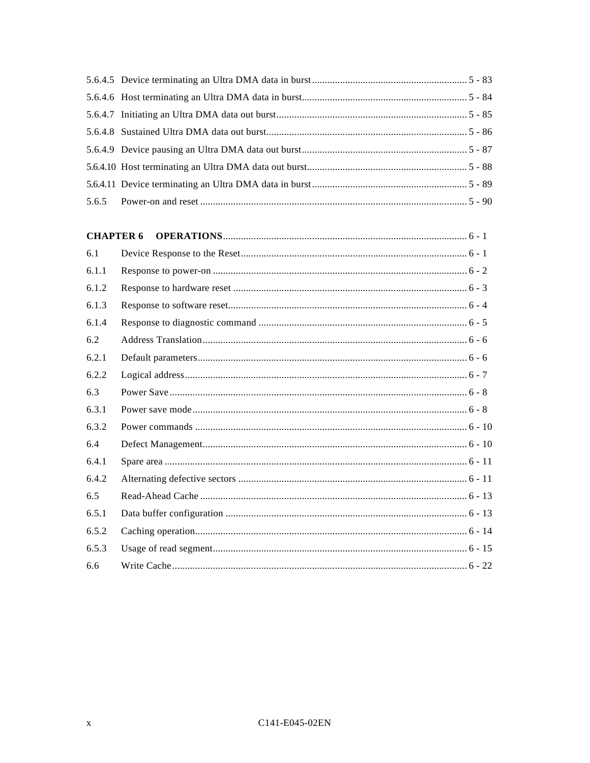5.6.4.5 Device terminating an Ultra DMA data in burst ........ 5 - 83
5.6.4.6 Host terminating an Ultra DMA data in burst ........ 5 - 84
5.6.4.7 Initiating an Ultra DMA data out burst ........ 5 - 85
5.6.4.8 Sustained Ultra DMA data out burst ........ 5 - 86
5.6.4.9 Device pausing an Ultra DMA data out burst ........ 5 - 87
5.6.4.10 Host terminating an Ultra DMA data out burst ........ 5 - 88
5.6.4.11 Device terminating an Ultra DMA data in burst ........ 5 - 89
5.6.5 Power-on and reset ........ 5 - 90

**CHAPTER 6 OPERATIONS** ........ 6 - 1

6.1 Device Response to the Reset ........ 6 - 1
6.1.1 Response to power-on ........ 6 - 2
6.1.2 Response to hardware reset ........ 6 - 3
6.1.3 Response to software reset ........ 6 - 4
6.1.4 Response to diagnostic command ........ 6 - 5
6.2 Address Translation ........ 6 - 6
6.2.1 Default parameters ........ 6 - 6
6.2.2 Logical address ........ 6 - 7
6.3 Power Save ........ 6 - 8
6.3.1 Power save mode ........ 6 - 8
6.3.2 Power commands ........ 6 - 10
6.4 Defect Management ........ 6 - 10
6.4.1 Spare area ........ 6 - 11
6.4.2 Alternating defective sectors ........ 6 - 11
6.5 Read-Ahead Cache ........ 6 - 13
6.5.1 Data buffer configuration ........ 6 - 13
6.5.2 Caching operation ........ 6 - 14
6.5.3 Usage of read segment ........ 6 - 15
6.6 Write Cache ........ 6 - 22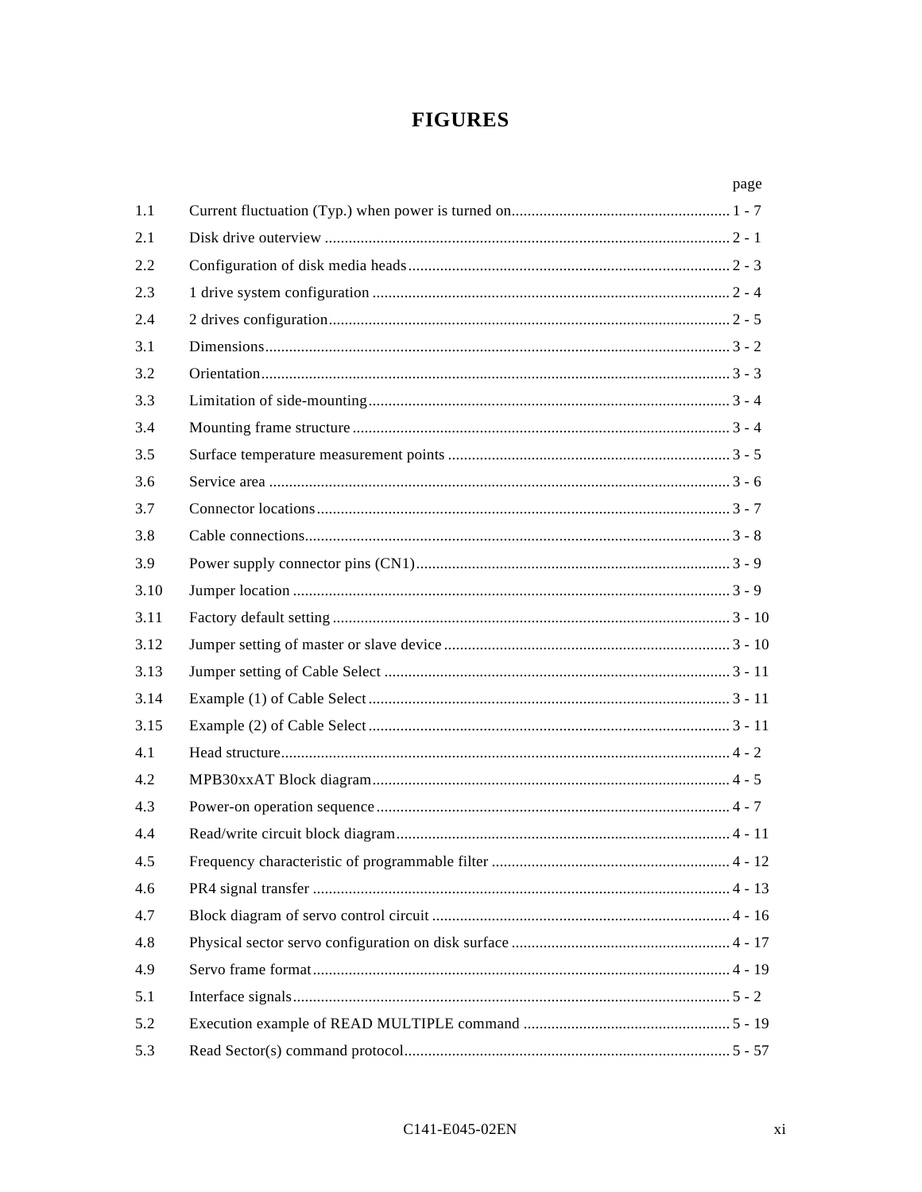# FIGURES

| | | page |
|---|---|---|
| 1.1 | Current fluctuation (Typ.) when power is turned on | 1 - 7 |
| 2.1 | Disk drive outerview | 2 - 1 |
| 2.2 | Configuration of disk media heads | 2 - 3 |
| 2.3 | 1 drive system configuration | 2 - 4 |
| 2.4 | 2 drives configuration | 2 - 5 |
| 3.1 | Dimensions | 3 - 2 |
| 3.2 | Orientation | 3 - 3 |
| 3.3 | Limitation of side-mounting | 3 - 4 |
| 3.4 | Mounting frame structure | 3 - 4 |
| 3.5 | Surface temperature measurement points | 3 - 5 |
| 3.6 | Service area | 3 - 6 |
| 3.7 | Connector locations | 3 - 7 |
| 3.8 | Cable connections | 3 - 8 |
| 3.9 | Power supply connector pins (CN1) | 3 - 9 |
| 3.10 | Jumper location | 3 - 9 |
| 3.11 | Factory default setting | 3 - 10 |
| 3.12 | Jumper setting of master or slave device | 3 - 10 |
| 3.13 | Jumper setting of Cable Select | 3 - 11 |
| 3.14 | Example (1) of Cable Select | 3 - 11 |
| 3.15 | Example (2) of Cable Select | 3 - 11 |
| 4.1 | Head structure | 4 - 2 |
| 4.2 | MPB30xxAT Block diagram | 4 - 5 |
| 4.3 | Power-on operation sequence | 4 - 7 |
| 4.4 | Read/write circuit block diagram | 4 - 11 |
| 4.5 | Frequency characteristic of programmable filter | 4 - 12 |
| 4.6 | PR4 signal transfer | 4 - 13 |
| 4.7 | Block diagram of servo control circuit | 4 - 16 |
| 4.8 | Physical sector servo configuration on disk surface | 4 - 17 |
| 4.9 | Servo frame format | 4 - 19 |
| 5.1 | Interface signals | 5 - 2 |
| 5.2 | Execution example of READ MULTIPLE command | 5 - 19 |
| 5.3 | Read Sector(s) command protocol | 5 - 57 |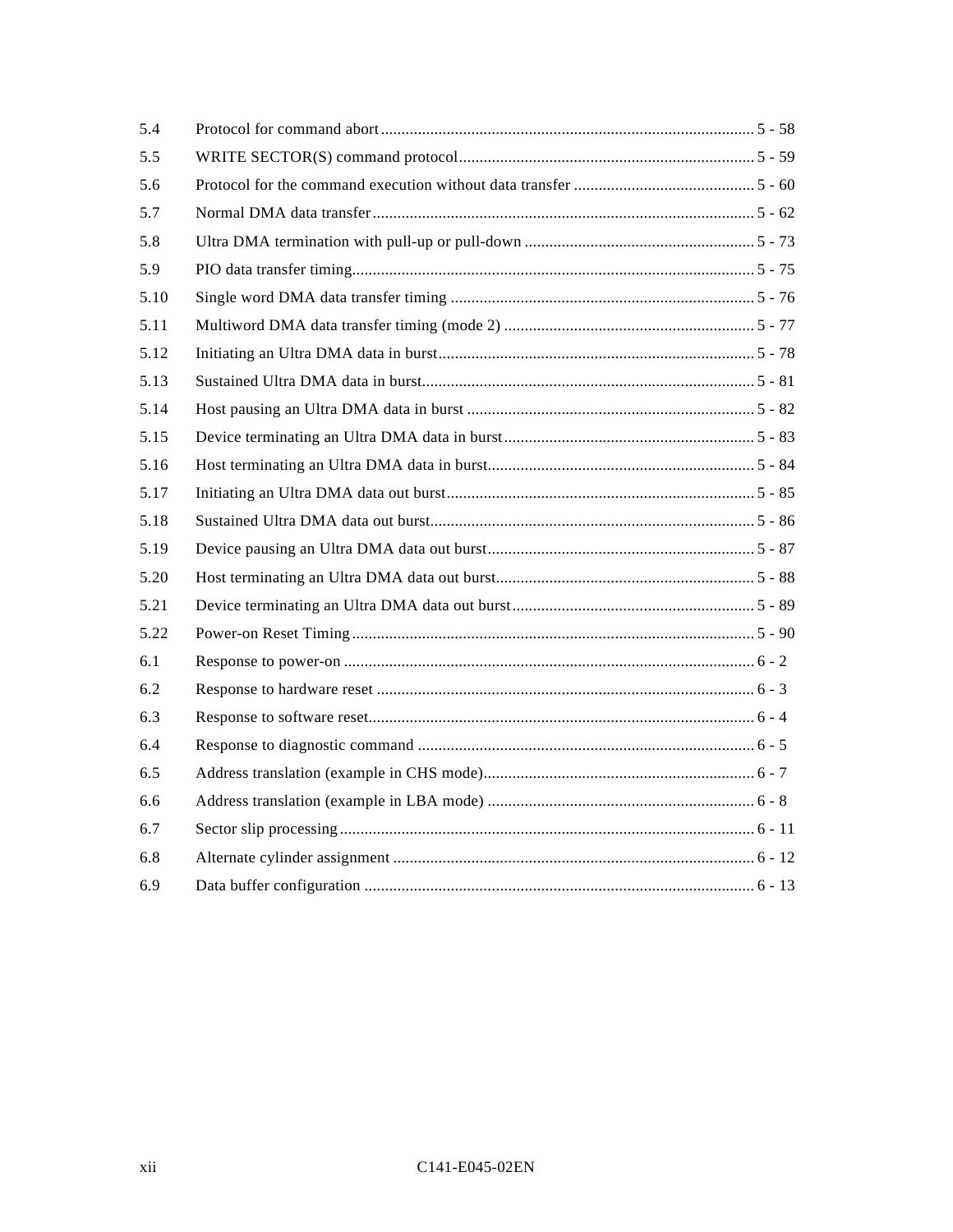| | | |
|---|---|---|
| 5.4 | Protocol for command abort | 5 - 58 |
| 5.5 | WRITE SECTOR(S) command protocol | 5 - 59 |
| 5.6 | Protocol for the command execution without data transfer | 5 - 60 |
| 5.7 | Normal DMA data transfer | 5 - 62 |
| 5.8 | Ultra DMA termination with pull-up or pull-down | 5 - 73 |
| 5.9 | PIO data transfer timing | 5 - 75 |
| 5.10 | Single word DMA data transfer timing | 5 - 76 |
| 5.11 | Multiword DMA data transfer timing (mode 2) | 5 - 77 |
| 5.12 | Initiating an Ultra DMA data in burst | 5 - 78 |
| 5.13 | Sustained Ultra DMA data in burst | 5 - 81 |
| 5.14 | Host pausing an Ultra DMA data in burst | 5 - 82 |
| 5.15 | Device terminating an Ultra DMA data in burst | 5 - 83 |
| 5.16 | Host terminating an Ultra DMA data in burst | 5 - 84 |
| 5.17 | Initiating an Ultra DMA data out burst | 5 - 85 |
| 5.18 | Sustained Ultra DMA data out burst | 5 - 86 |
| 5.19 | Device pausing an Ultra DMA data out burst | 5 - 87 |
| 5.20 | Host terminating an Ultra DMA data out burst | 5 - 88 |
| 5.21 | Device terminating an Ultra DMA data out burst | 5 - 89 |
| 5.22 | Power-on Reset Timing | 5 - 90 |
| 6.1 | Response to power-on | 6 - 2 |
| 6.2 | Response to hardware reset | 6 - 3 |
| 6.3 | Response to software reset | 6 - 4 |
| 6.4 | Response to diagnostic command | 6 - 5 |
| 6.5 | Address translation (example in CHS mode) | 6 - 7 |
| 6.6 | Address translation (example in LBA mode) | 6 - 8 |
| 6.7 | Sector slip processing | 6 - 11 |
| 6.8 | Alternate cylinder assignment | 6 - 12 |
| 6.9 | Data buffer configuration | 6 - 13 |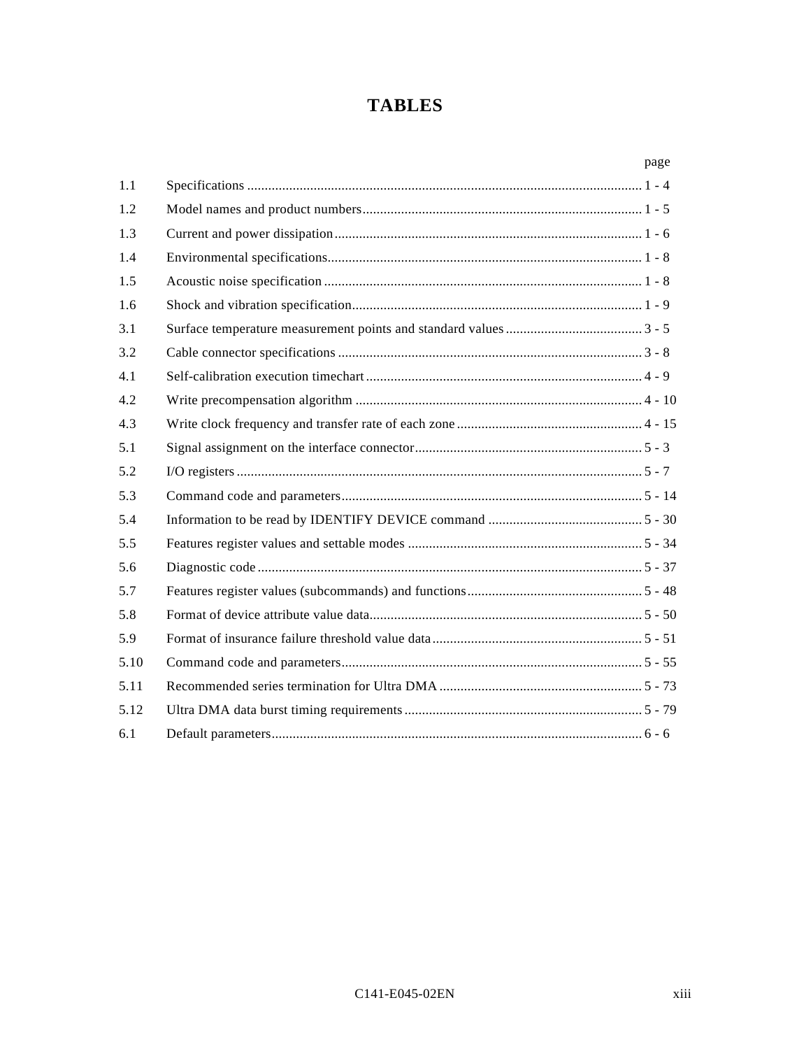# TABLES

| | | page |
|---|---|---|
| 1.1 | Specifications | 1 - 4 |
| 1.2 | Model names and product numbers | 1 - 5 |
| 1.3 | Current and power dissipation | 1 - 6 |
| 1.4 | Environmental specifications | 1 - 8 |
| 1.5 | Acoustic noise specification | 1 - 8 |
| 1.6 | Shock and vibration specification | 1 - 9 |
| 3.1 | Surface temperature measurement points and standard values | 3 - 5 |
| 3.2 | Cable connector specifications | 3 - 8 |
| 4.1 | Self-calibration execution timechart | 4 - 9 |
| 4.2 | Write precompensation algorithm | 4 - 10 |
| 4.3 | Write clock frequency and transfer rate of each zone | 4 - 15 |
| 5.1 | Signal assignment on the interface connector | 5 - 3 |
| 5.2 | I/O registers | 5 - 7 |
| 5.3 | Command code and parameters | 5 - 14 |
| 5.4 | Information to be read by IDENTIFY DEVICE command | 5 - 30 |
| 5.5 | Features register values and settable modes | 5 - 34 |
| 5.6 | Diagnostic code | 5 - 37 |
| 5.7 | Features register values (subcommands) and functions | 5 - 48 |
| 5.8 | Format of device attribute value data | 5 - 50 |
| 5.9 | Format of insurance failure threshold value data | 5 - 51 |
| 5.10 | Command code and parameters | 5 - 55 |
| 5.11 | Recommended series termination for Ultra DMA | 5 - 73 |
| 5.12 | Ultra DMA data burst timing requirements | 5 - 79 |
| 6.1 | Default parameters | 6 - 6 |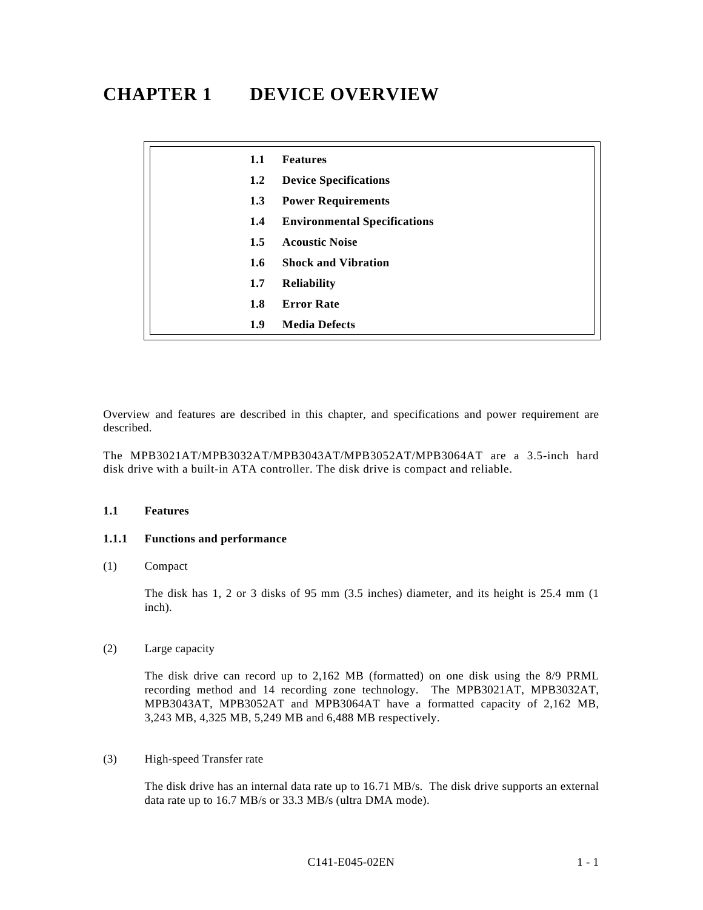# CHAPTER 1 DEVICE OVERVIEW

| | |
|---|---|
| **1.1** | **Features** |
| **1.2** | **Device Specifications** |
| **1.3** | **Power Requirements** |
| **1.4** | **Environmental Specifications** |
| **1.5** | **Acoustic Noise** |
| **1.6** | **Shock and Vibration** |
| **1.7** | **Reliability** |
| **1.8** | **Error Rate** |
| **1.9** | **Media Defects** |

Overview and features are described in this chapter, and specifications and power requirement are described.

The MPB3021AT/MPB3032AT/MPB3043AT/MPB3052AT/MPB3064AT are a 3.5-inch hard disk drive with a built-in ATA controller. The disk drive is compact and reliable.

## 1.1 Features

### 1.1.1 Functions and performance

(1) Compact

The disk has 1, 2 or 3 disks of 95 mm (3.5 inches) diameter, and its height is 25.4 mm (1 inch).

(2) Large capacity

The disk drive can record up to 2,162 MB (formatted) on one disk using the 8/9 PRML recording method and 14 recording zone technology. The MPB3021AT, MPB3032AT, MPB3043AT, MPB3052AT and MPB3064AT have a formatted capacity of 2,162 MB, 3,243 MB, 4,325 MB, 5,249 MB and 6,488 MB respectively.

(3) High-speed Transfer rate

The disk drive has an internal data rate up to 16.71 MB/s. The disk drive supports an external data rate up to 16.7 MB/s or 33.3 MB/s (ultra DMA mode).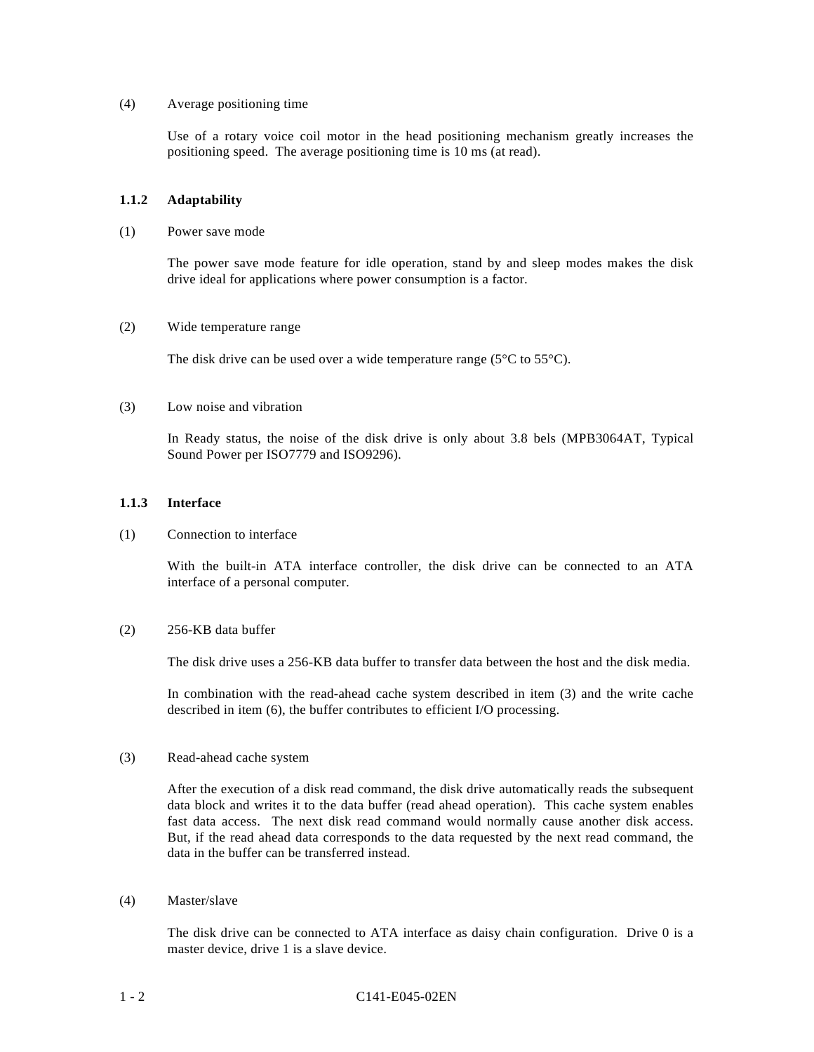(4) Average positioning time

Use of a rotary voice coil motor in the head positioning mechanism greatly increases the positioning speed. The average positioning time is 10 ms (at read).

### 1.1.2 Adaptability

(1) Power save mode

The power save mode feature for idle operation, stand by and sleep modes makes the disk drive ideal for applications where power consumption is a factor.

(2) Wide temperature range

The disk drive can be used over a wide temperature range (5°C to 55°C).

(3) Low noise and vibration

In Ready status, the noise of the disk drive is only about 3.8 bels (MPB3064AT, Typical Sound Power per ISO7779 and ISO9296).

### 1.1.3 Interface

(1) Connection to interface

With the built-in ATA interface controller, the disk drive can be connected to an ATA interface of a personal computer.

(2) 256-KB data buffer

The disk drive uses a 256-KB data buffer to transfer data between the host and the disk media.

In combination with the read-ahead cache system described in item (3) and the write cache described in item (6), the buffer contributes to efficient I/O processing.

(3) Read-ahead cache system

After the execution of a disk read command, the disk drive automatically reads the subsequent data block and writes it to the data buffer (read ahead operation). This cache system enables fast data access. The next disk read command would normally cause another disk access. But, if the read ahead data corresponds to the data requested by the next read command, the data in the buffer can be transferred instead.

(4) Master/slave

The disk drive can be connected to ATA interface as daisy chain configuration. Drive 0 is a master device, drive 1 is a slave device.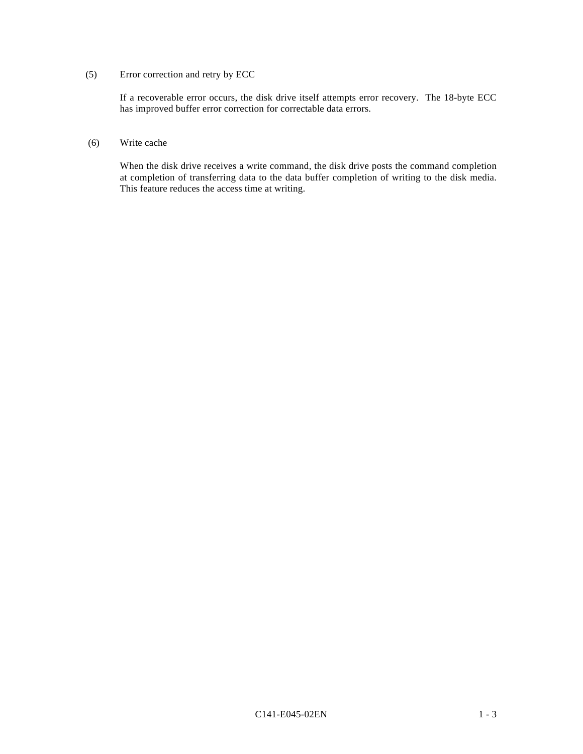(5) Error correction and retry by ECC

If a recoverable error occurs, the disk drive itself attempts error recovery. The 18-byte ECC has improved buffer error correction for correctable data errors.

(6) Write cache

When the disk drive receives a write command, the disk drive posts the command completion at completion of transferring data to the data buffer completion of writing to the disk media. This feature reduces the access time at writing.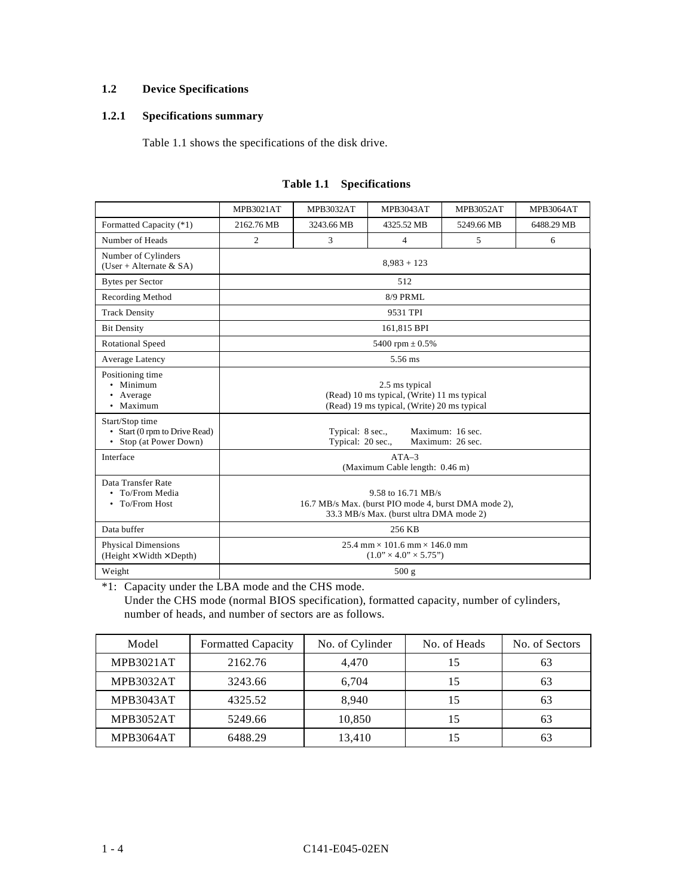## 1.2 Device Specifications

### 1.2.1 Specifications summary

Table 1.1 shows the specifications of the disk drive.

**Table 1.1 Specifications**

| | MPB3021AT | MPB3032AT | MPB3043AT | MPB3052AT | MPB3064AT |
|---|---|---|---|---|---|
| Formatted Capacity (*1) | 2162.76 MB | 3243.66 MB | 4325.52 MB | 5249.66 MB | 6488.29 MB |
| Number of Heads | 2 | 3 | 4 | 5 | 6 |
| Number of Cylinders (User + Alternate & SA) | 8,983 + 123 | | | | |
| Bytes per Sector | 512 | | | | |
| Recording Method | 8/9 PRML | | | | |
| Track Density | 9531 TPI | | | | |
| Bit Density | 161,815 BPI | | | | |
| Rotational Speed | 5400 rpm ± 0.5% | | | | |
| Average Latency | 5.56 ms | | | | |
| Positioning time<br>• Minimum<br>• Average<br>• Maximum | 2.5 ms typical<br>(Read) 10 ms typical, (Write) 11 ms typical<br>(Read) 19 ms typical, (Write) 20 ms typical | | | | |
| Start/Stop time<br>• Start (0 rpm to Drive Read)<br>• Stop (at Power Down) | Typical: 8 sec., Maximum: 16 sec.<br>Typical: 20 sec., Maximum: 26 sec. | | | | |
| Interface | ATA–3<br>(Maximum Cable length: 0.46 m) | | | | |
| Data Transfer Rate<br>• To/From Media<br>• To/From Host | 9.58 to 16.71 MB/s<br>16.7 MB/s Max. (burst PIO mode 4, burst DMA mode 2),<br>33.3 MB/s Max. (burst ultra DMA mode 2) | | | | |
| Data buffer | 256 KB | | | | |
| Physical Dimensions (Height × Width × Depth) | 25.4 mm × 101.6 mm × 146.0 mm<br>(1.0” × 4.0” × 5.75”) | | | | |
| Weight | 500 g | | | | |

*1: Capacity under the LBA mode and the CHS mode.
Under the CHS mode (normal BIOS specification), formatted capacity, number of cylinders, number of heads, and number of sectors are as follows.

| Model | Formatted Capacity | No. of Cylinder | No. of Heads | No. of Sectors |
|---|---|---|---|---|
| MPB3021AT | 2162.76 | 4,470 | 15 | 63 |
| MPB3032AT | 3243.66 | 6,704 | 15 | 63 |
| MPB3043AT | 4325.52 | 8,940 | 15 | 63 |
| MPB3052AT | 5249.66 | 10,850 | 15 | 63 |
| MPB3064AT | 6488.29 | 13,410 | 15 | 63 |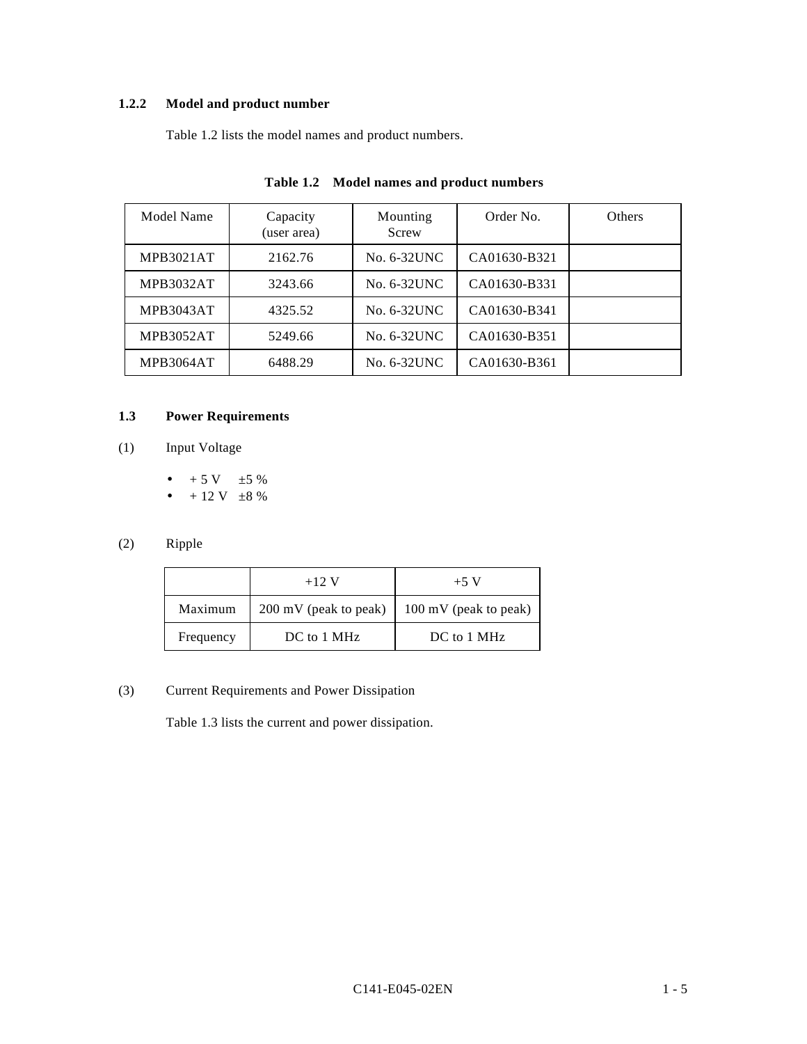### 1.2.2 Model and product number

Table 1.2 lists the model names and product numbers.

**Table 1.2 Model names and product numbers**

| Model Name | Capacity (user area) | Mounting Screw | Order No. | Others |
|---|---|---|---|---|
| MPB3021AT | 2162.76 | No. 6-32UNC | CA01630-B321 | |
| MPB3032AT | 3243.66 | No. 6-32UNC | CA01630-B331 | |
| MPB3043AT | 4325.52 | No. 6-32UNC | CA01630-B341 | |
| MPB3052AT | 5249.66 | No. 6-32UNC | CA01630-B351 | |
| MPB3064AT | 6488.29 | No. 6-32UNC | CA01630-B361 | |

## 1.3 Power Requirements

(1) Input Voltage

- + 5 V ±5 %
- + 12 V ±8 %

(2) Ripple

| | +12 V | +5 V |
|---|---|---|
| Maximum | 200 mV (peak to peak) | 100 mV (peak to peak) |
| Frequency | DC to 1 MHz | DC to 1 MHz |

(3) Current Requirements and Power Dissipation

Table 1.3 lists the current and power dissipation.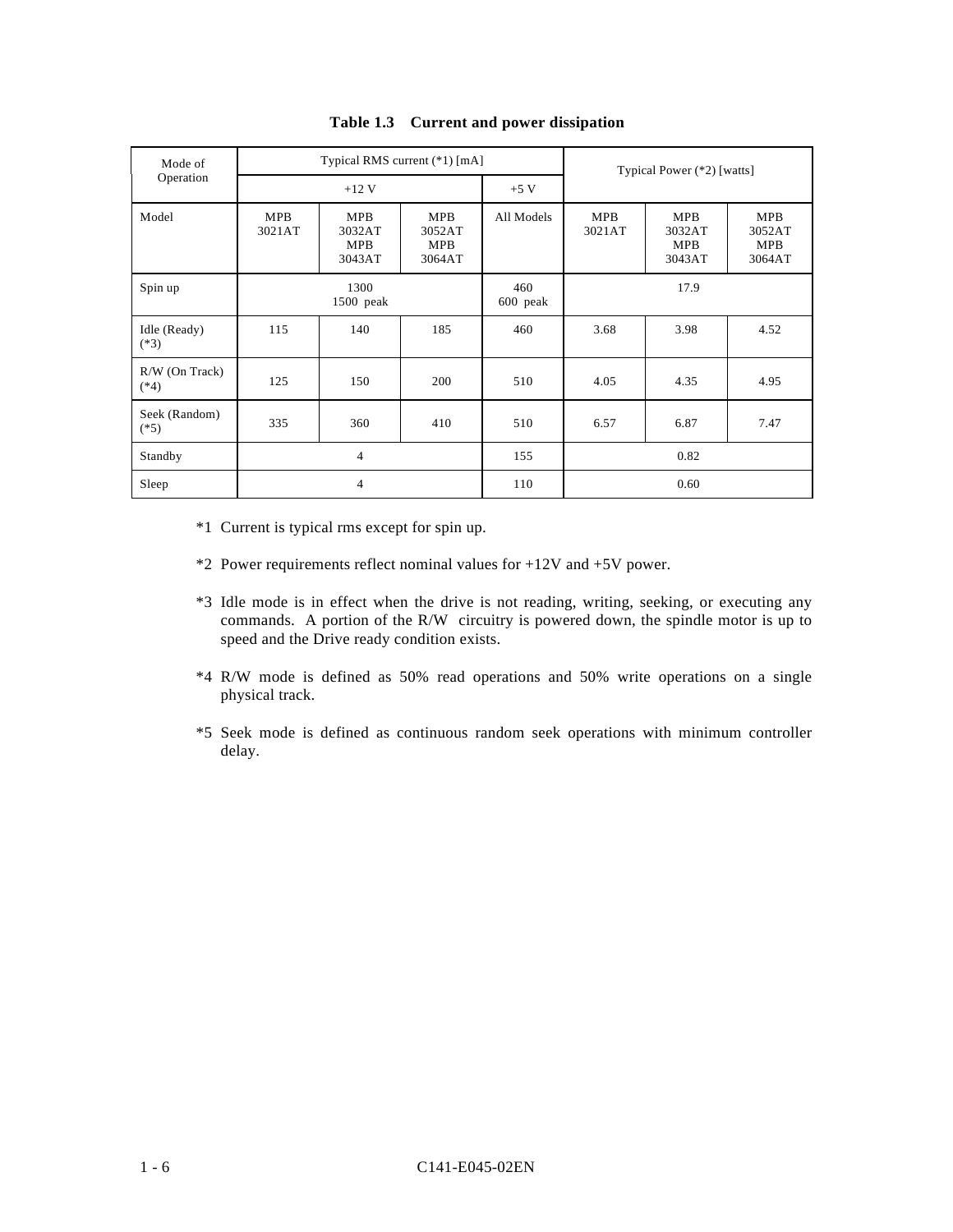**Table 1.3 Current and power dissipation**

| Mode of Operation | Typical RMS current (*1) [mA] | | | | Typical Power (*2) [watts] | | |
|---|---|---|---|---|---|---|---|
| | +12 V | | | +5 V | | | |
| Model | MPB 3021AT | MPB 3032AT MPB 3043AT | MPB 3052AT MPB 3064AT | All Models | MPB 3021AT | MPB 3032AT MPB 3043AT | MPB 3052AT MPB 3064AT |
| Spin up | 1300 1500 peak | | | 460 600 peak | 17.9 | | |
| Idle (Ready) (*3) | 115 | 140 | 185 | 460 | 3.68 | 3.98 | 4.52 |
| R/W (On Track) (*4) | 125 | 150 | 200 | 510 | 4.05 | 4.35 | 4.95 |
| Seek (Random) (*5) | 335 | 360 | 410 | 510 | 6.57 | 6.87 | 7.47 |
| Standby | 4 | | | 155 | 0.82 | | |
| Sleep | 4 | | | 110 | 0.60 | | |

*1 Current is typical rms except for spin up.

*2 Power requirements reflect nominal values for +12V and +5V power.

*3 Idle mode is in effect when the drive is not reading, writing, seeking, or executing any commands. A portion of the R/W circuitry is powered down, the spindle motor is up to speed and the Drive ready condition exists.

*4 R/W mode is defined as 50% read operations and 50% write operations on a single physical track.

*5 Seek mode is defined as continuous random seek operations with minimum controller delay.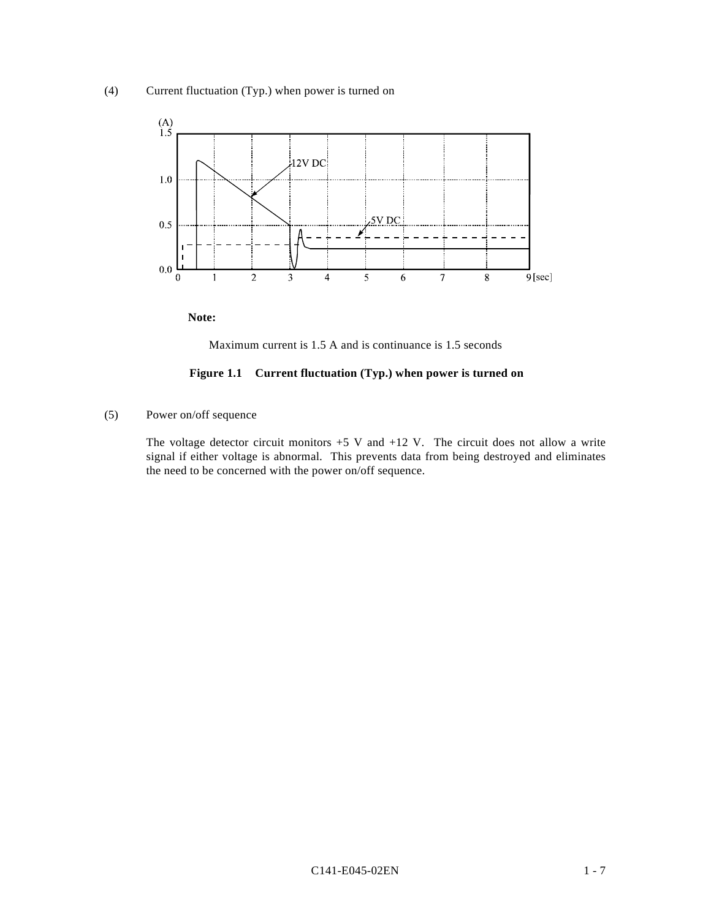(4) Current fluctuation (Typ.) when power is turned on

**Note:**

Maximum current is 1.5 A and is continuance is 1.5 seconds

**Figure 1.1 Current fluctuation (Typ.) when power is turned on**

(5) Power on/off sequence

The voltage detector circuit monitors +5 V and +12 V. The circuit does not allow a write signal if either voltage is abnormal. This prevents data from being destroyed and eliminates the need to be concerned with the power on/off sequence.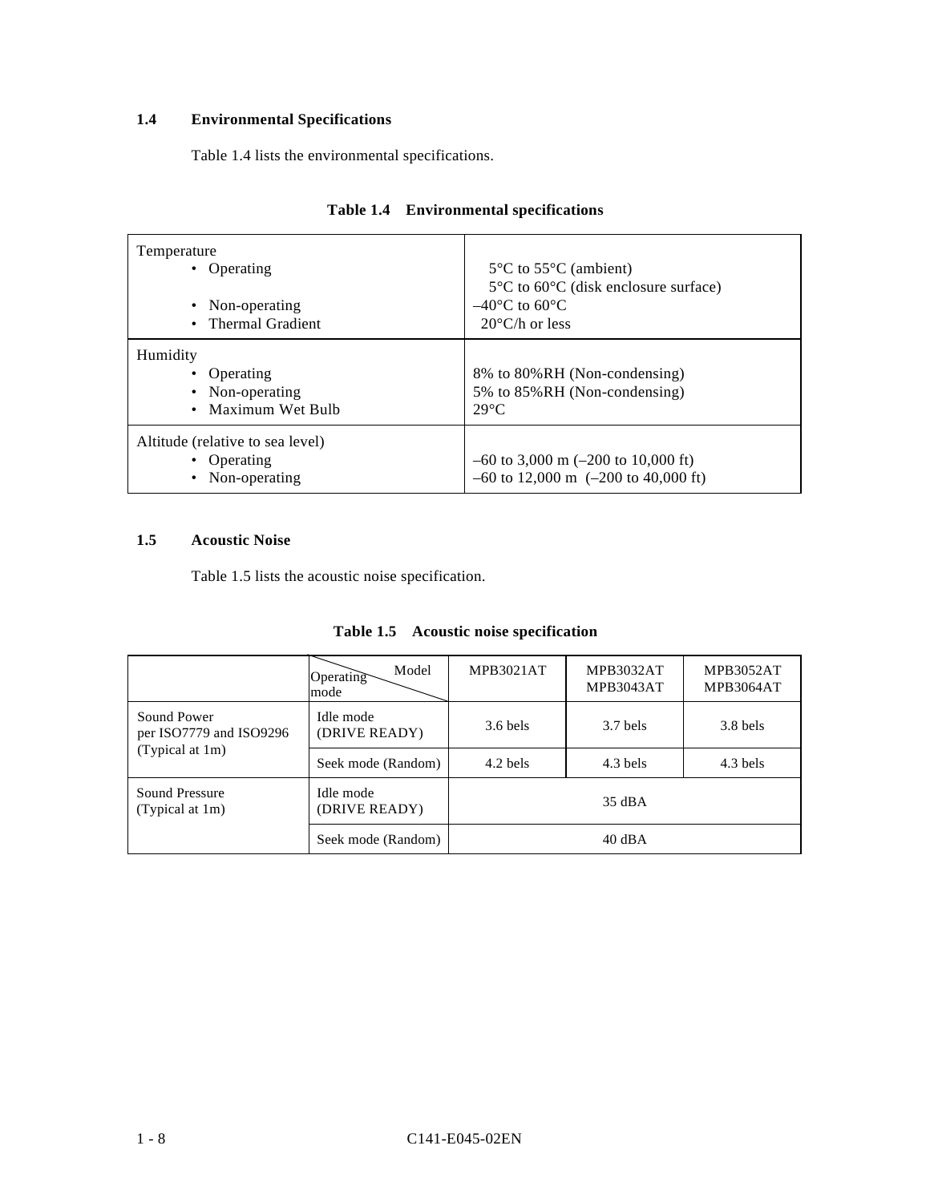## 1.4 Environmental Specifications

Table 1.4 lists the environmental specifications.

**Table 1.4 Environmental specifications**

| | |
|---|---|
| Temperature<br>• Operating<br><br>• Non-operating<br>• Thermal Gradient | <br>5°C to 55°C (ambient)<br>5°C to 60°C (disk enclosure surface)<br>–40°C to 60°C<br>20°C/h or less |
| Humidity<br>• Operating<br>• Non-operating<br>• Maximum Wet Bulb | <br>8% to 80%RH (Non-condensing)<br>5% to 85%RH (Non-condensing)<br>29°C |
| Altitude (relative to sea level)<br>• Operating<br>• Non-operating | <br>–60 to 3,000 m (–200 to 10,000 ft)<br>–60 to 12,000 m (–200 to 40,000 ft) |

## 1.5 Acoustic Noise

Table 1.5 lists the acoustic noise specification.

**Table 1.5 Acoustic noise specification**

| | Model / Operating mode | MPB3021AT | MPB3032AT<br>MPB3043AT | MPB3052AT<br>MPB3064AT |
|---|---|---|---|---|
| Sound Power<br>per ISO7779 and ISO9296<br>(Typical at 1m) | Idle mode<br>(DRIVE READY) | 3.6 bels | 3.7 bels | 3.8 bels |
| | Seek mode (Random) | 4.2 bels | 4.3 bels | 4.3 bels |
| Sound Pressure<br>(Typical at 1m) | Idle mode<br>(DRIVE READY) | 35 dBA | | |
| | Seek mode (Random) | 40 dBA | | |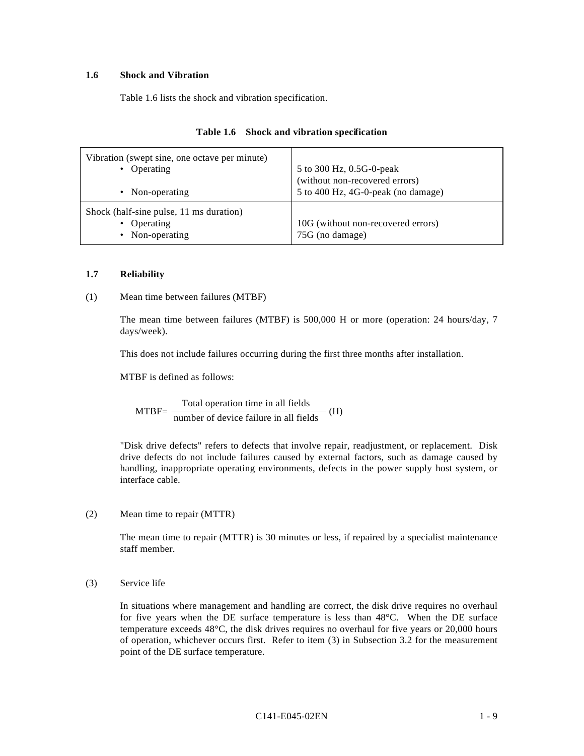### 1.6 Shock and Vibration

Table 1.6 lists the shock and vibration specification.

**Table 1.6 Shock and vibration specification**

| | |
|---|---|
| Vibration (swept sine, one octave per minute)<br>• Operating<br><br>• Non-operating | <br>5 to 300 Hz, 0.5G-0-peak<br>(without non-recovered errors)<br>5 to 400 Hz, 4G-0-peak (no damage) |
| Shock (half-sine pulse, 11 ms duration)<br>• Operating<br>• Non-operating | <br>10G (without non-recovered errors)<br>75G (no damage) |

### 1.7 Reliability

(1) Mean time between failures (MTBF)

The mean time between failures (MTBF) is 500,000 H or more (operation: 24 hours/day, 7 days/week).

This does not include failures occurring during the first three months after installation.

MTBF is defined as follows:

$$\text{MTBF} = \frac{\text{Total operation time in all fields}}{\text{number of device failure in all fields}} \text{ (H)}$$

"Disk drive defects" refers to defects that involve repair, readjustment, or replacement. Disk drive defects do not include failures caused by external factors, such as damage caused by handling, inappropriate operating environments, defects in the power supply host system, or interface cable.

(2) Mean time to repair (MTTR)

The mean time to repair (MTTR) is 30 minutes or less, if repaired by a specialist maintenance staff member.

(3) Service life

In situations where management and handling are correct, the disk drive requires no overhaul for five years when the DE surface temperature is less than 48°C. When the DE surface temperature exceeds 48°C, the disk drives requires no overhaul for five years or 20,000 hours of operation, whichever occurs first. Refer to item (3) in Subsection 3.2 for the measurement point of the DE surface temperature.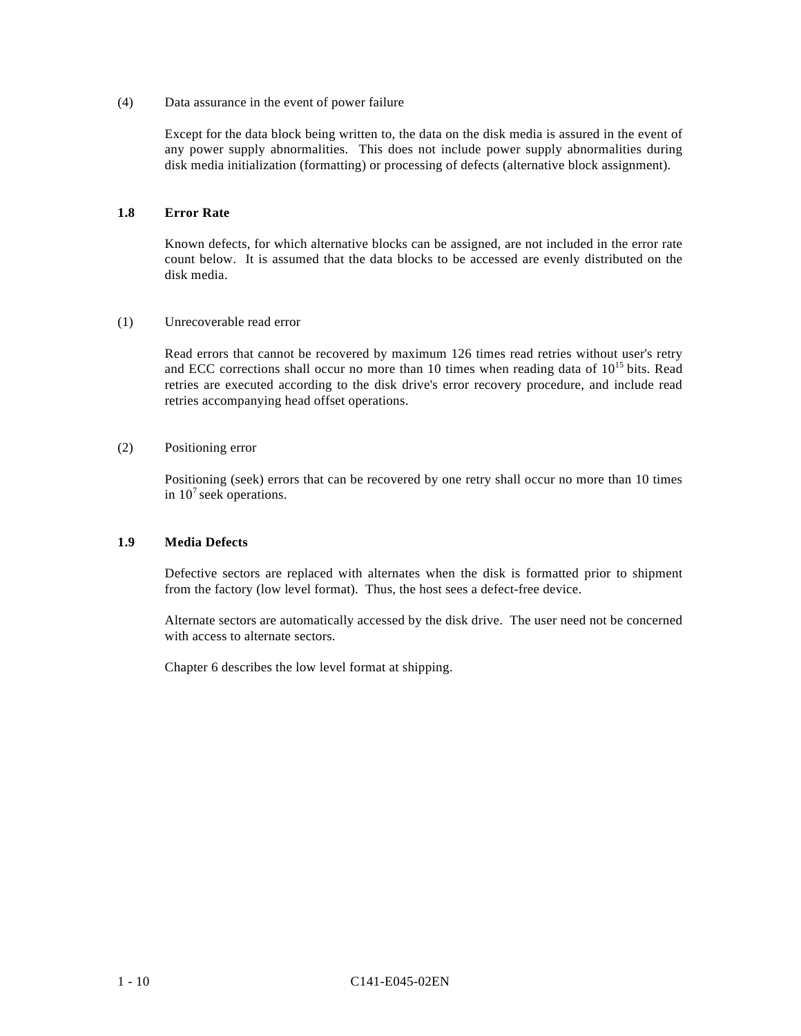(4) Data assurance in the event of power failure

Except for the data block being written to, the data on the disk media is assured in the event of any power supply abnormalities. This does not include power supply abnormalities during disk media initialization (formatting) or processing of defects (alternative block assignment).

## 1.8 Error Rate

Known defects, for which alternative blocks can be assigned, are not included in the error rate count below. It is assumed that the data blocks to be accessed are evenly distributed on the disk media.

(1) Unrecoverable read error

Read errors that cannot be recovered by maximum 126 times read retries without user's retry and ECC corrections shall occur no more than 10 times when reading data of $10^{15}$ bits. Read retries are executed according to the disk drive's error recovery procedure, and include read retries accompanying head offset operations.

(2) Positioning error

Positioning (seek) errors that can be recovered by one retry shall occur no more than 10 times in $10^{7}$ seek operations.

## 1.9 Media Defects

Defective sectors are replaced with alternates when the disk is formatted prior to shipment from the factory (low level format). Thus, the host sees a defect-free device.

Alternate sectors are automatically accessed by the disk drive. The user need not be concerned with access to alternate sectors.

Chapter 6 describes the low level format at shipping.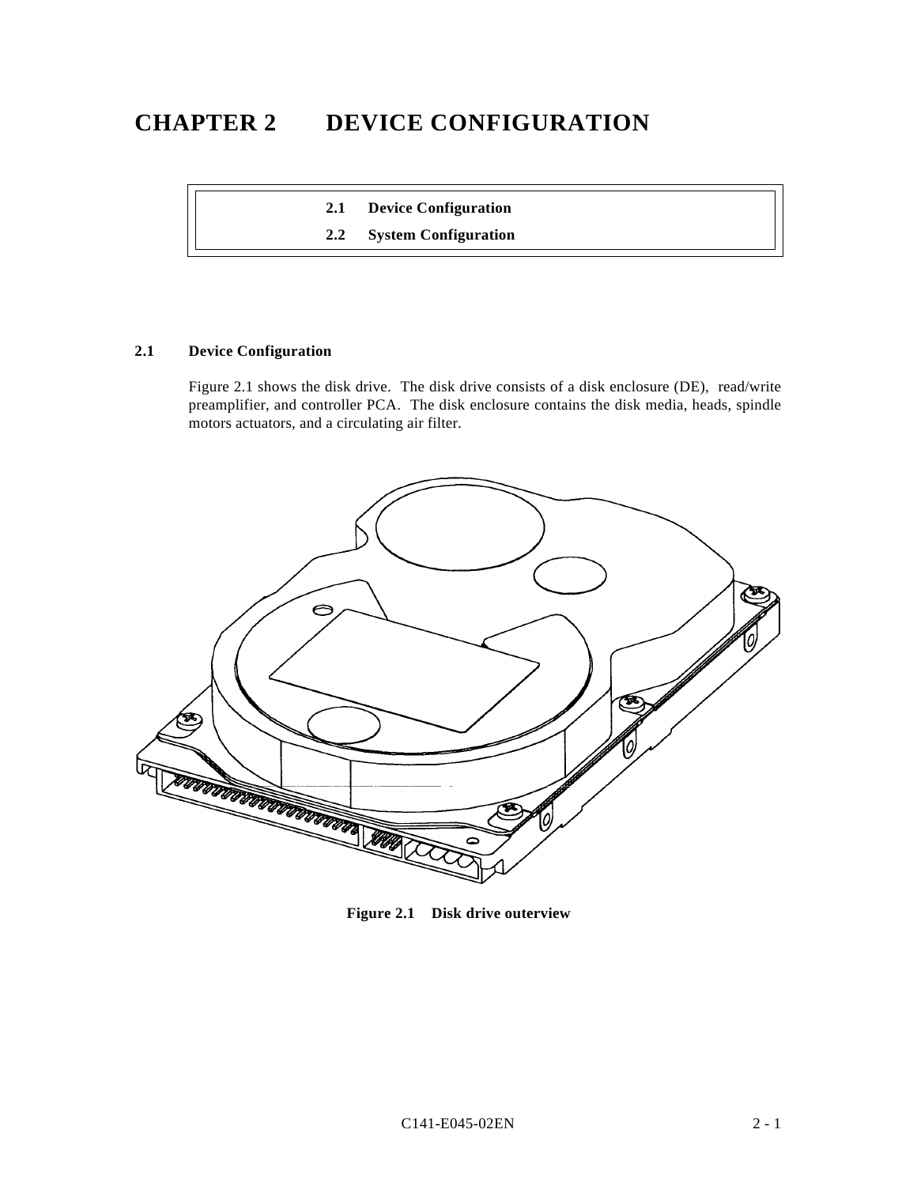# CHAPTER 2 DEVICE CONFIGURATION

| |
|---|
| 2.1 Device Configuration |
| 2.2 System Configuration |

## 2.1 Device Configuration

Figure 2.1 shows the disk drive. The disk drive consists of a disk enclosure (DE), read/write preamplifier, and controller PCA. The disk enclosure contains the disk media, heads, spindle motors actuators, and a circulating air filter.

**Figure 2.1 Disk drive outerview**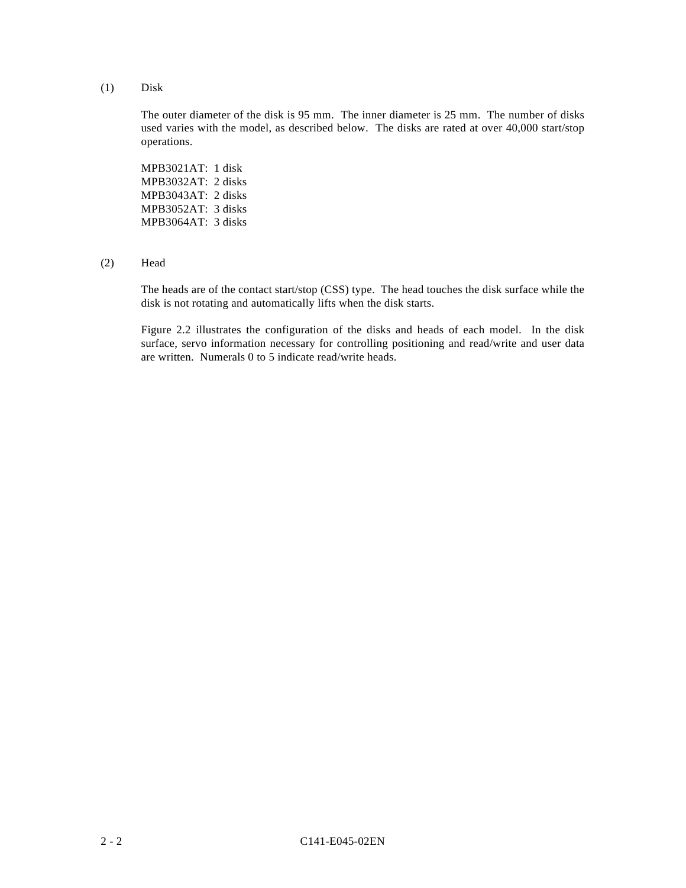(1) Disk

The outer diameter of the disk is 95 mm. The inner diameter is 25 mm. The number of disks used varies with the model, as described below. The disks are rated at over 40,000 start/stop operations.

MPB3021AT: 1 disk
MPB3032AT: 2 disks
MPB3043AT: 2 disks
MPB3052AT: 3 disks
MPB3064AT: 3 disks

(2) Head

The heads are of the contact start/stop (CSS) type. The head touches the disk surface while the disk is not rotating and automatically lifts when the disk starts.

Figure 2.2 illustrates the configuration of the disks and heads of each model. In the disk surface, servo information necessary for controlling positioning and read/write and user data are written. Numerals 0 to 5 indicate read/write heads.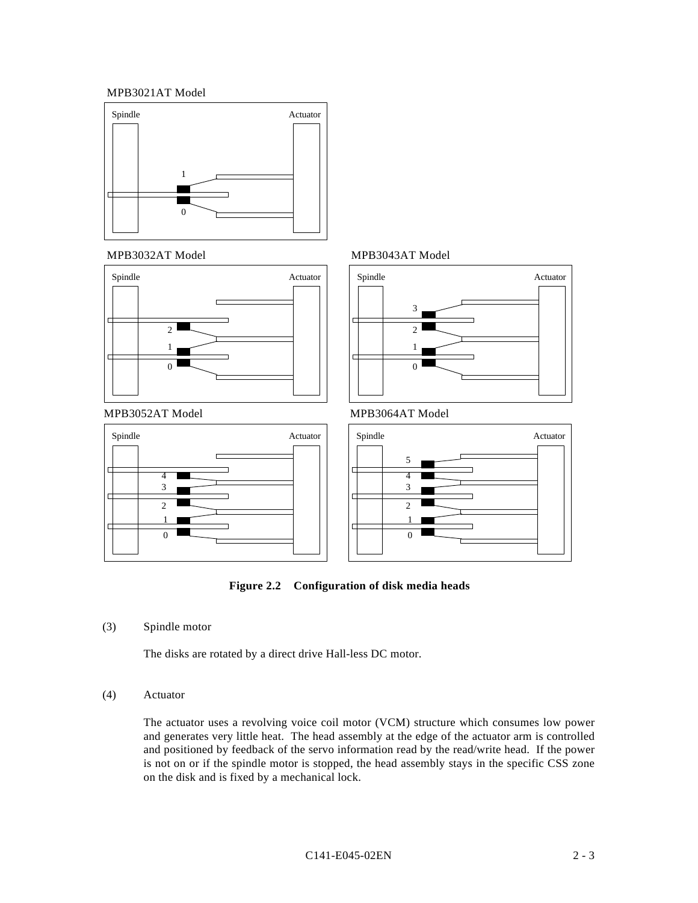MPB3021AT Model

Spindle Actuator

1

0

MPB3032AT Model

Spindle Actuator

2

1

0

MPB3043AT Model

Spindle Actuator

3

2

1

0

MPB3052AT Model

Spindle Actuator

4

3

2

1

0

MPB3064AT Model

Spindle Actuator

5

4

3

2

1

0

**Figure 2.2 Configuration of disk media heads**

(3) Spindle motor

The disks are rotated by a direct drive Hall-less DC motor.

(4) Actuator

The actuator uses a revolving voice coil motor (VCM) structure which consumes low power and generates very little heat. The head assembly at the edge of the actuator arm is controlled and positioned by feedback of the servo information read by the read/write head. If the power is not on or if the spindle motor is stopped, the head assembly stays in the specific CSS zone on the disk and is fixed by a mechanical lock.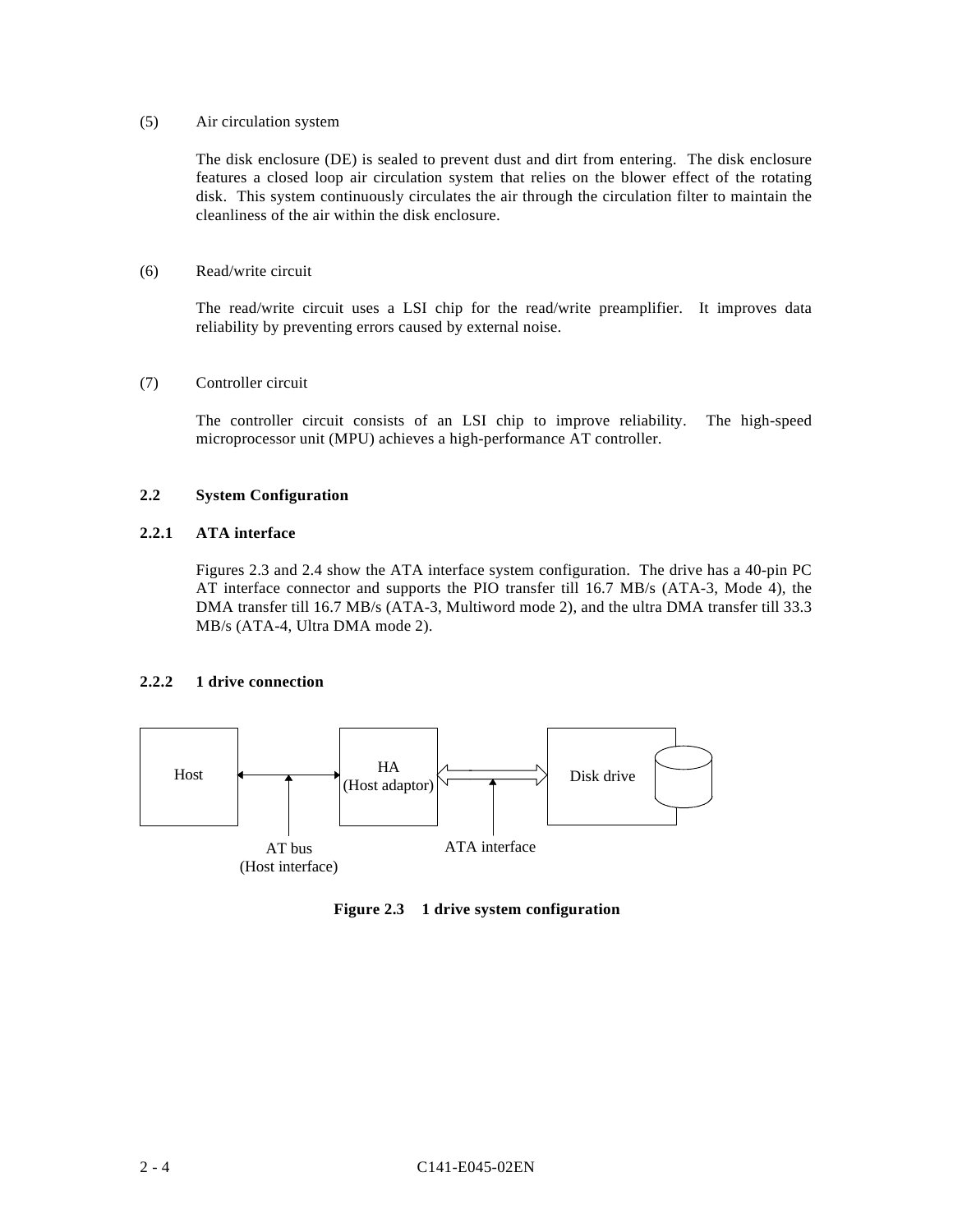(5) Air circulation system

The disk enclosure (DE) is sealed to prevent dust and dirt from entering. The disk enclosure features a closed loop air circulation system that relies on the blower effect of the rotating disk. This system continuously circulates the air through the circulation filter to maintain the cleanliness of the air within the disk enclosure.

(6) Read/write circuit

The read/write circuit uses a LSI chip for the read/write preamplifier. It improves data reliability by preventing errors caused by external noise.

(7) Controller circuit

The controller circuit consists of an LSI chip to improve reliability. The high-speed microprocessor unit (MPU) achieves a high-performance AT controller.

## 2.2 System Configuration

### 2.2.1 ATA interface

Figures 2.3 and 2.4 show the ATA interface system configuration. The drive has a 40-pin PC AT interface connector and supports the PIO transfer till 16.7 MB/s (ATA-3, Mode 4), the DMA transfer till 16.7 MB/s (ATA-3, Multiword mode 2), and the ultra DMA transfer till 33.3 MB/s (ATA-4, Ultra DMA mode 2).

### 2.2.2 1 drive connection

Host

HA (Host adaptor)

Disk drive

AT bus (Host interface)

ATA interface

**Figure 2.3 1 drive system configuration**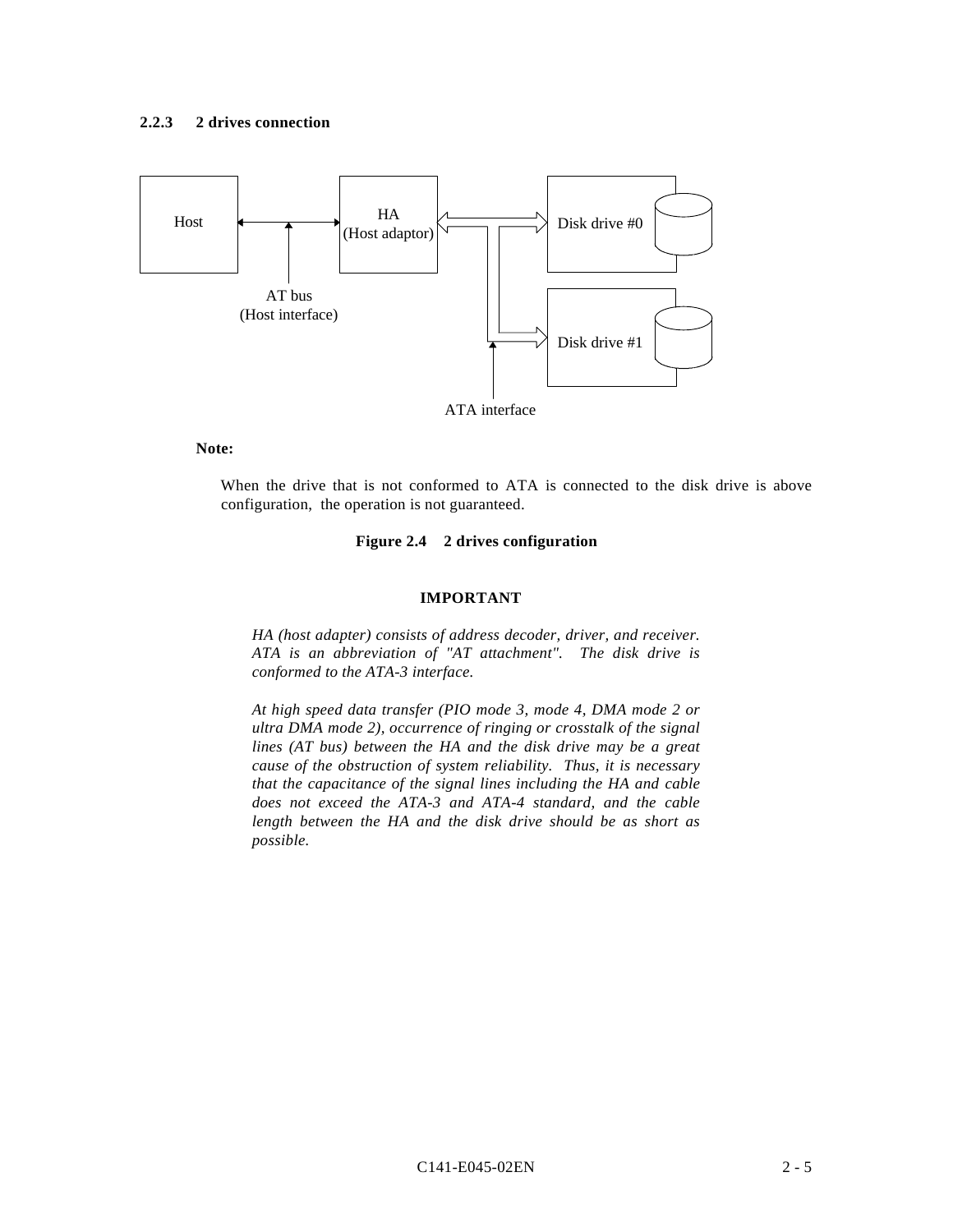### 2.2.3 2 drives connection

Host

HA
(Host adaptor)

Disk drive #0

Disk drive #1

AT bus
(Host interface)

ATA interface

**Note:**

When the drive that is not conformed to ATA is connected to the disk drive is above configuration, the operation is not guaranteed.

**Figure 2.4 2 drives configuration**

**IMPORTANT**

*HA (host adapter) consists of address decoder, driver, and receiver. ATA is an abbreviation of "AT attachment". The disk drive is conformed to the ATA-3 interface.*

*At high speed data transfer (PIO mode 3, mode 4, DMA mode 2 or ultra DMA mode 2), occurrence of ringing or crosstalk of the signal lines (AT bus) between the HA and the disk drive may be a great cause of the obstruction of system reliability. Thus, it is necessary that the capacitance of the signal lines including the HA and cable does not exceed the ATA-3 and ATA-4 standard, and the cable length between the HA and the disk drive should be as short as possible.*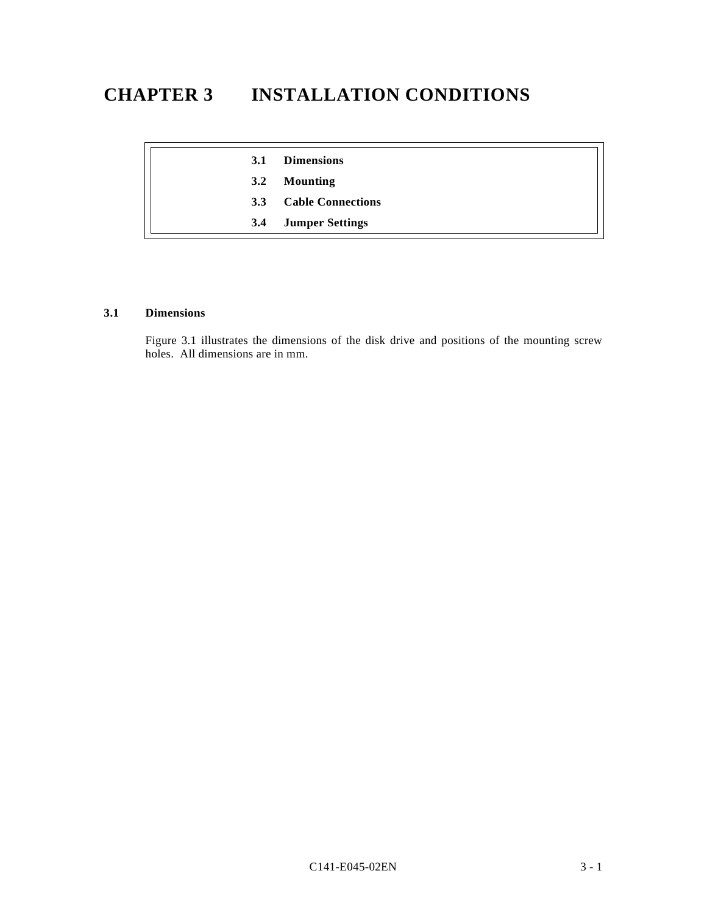# CHAPTER 3 INSTALLATION CONDITIONS

| |
|---|
| **3.1 Dimensions** |
| **3.2 Mounting** |
| **3.3 Cable Connections** |
| **3.4 Jumper Settings** |

## 3.1 Dimensions

Figure 3.1 illustrates the dimensions of the disk drive and positions of the mounting screw holes. All dimensions are in mm.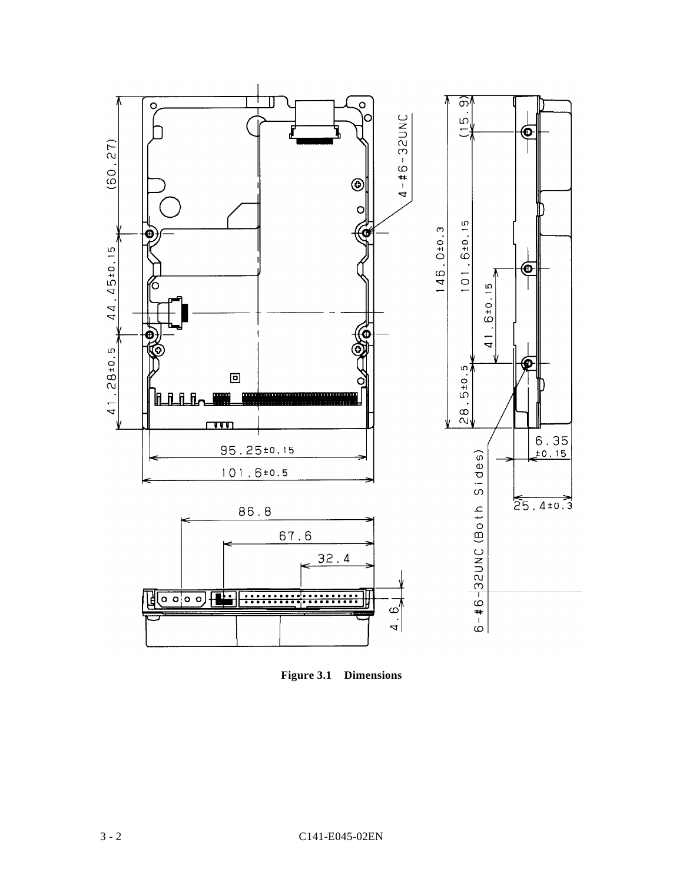Figure 3.1 Dimensions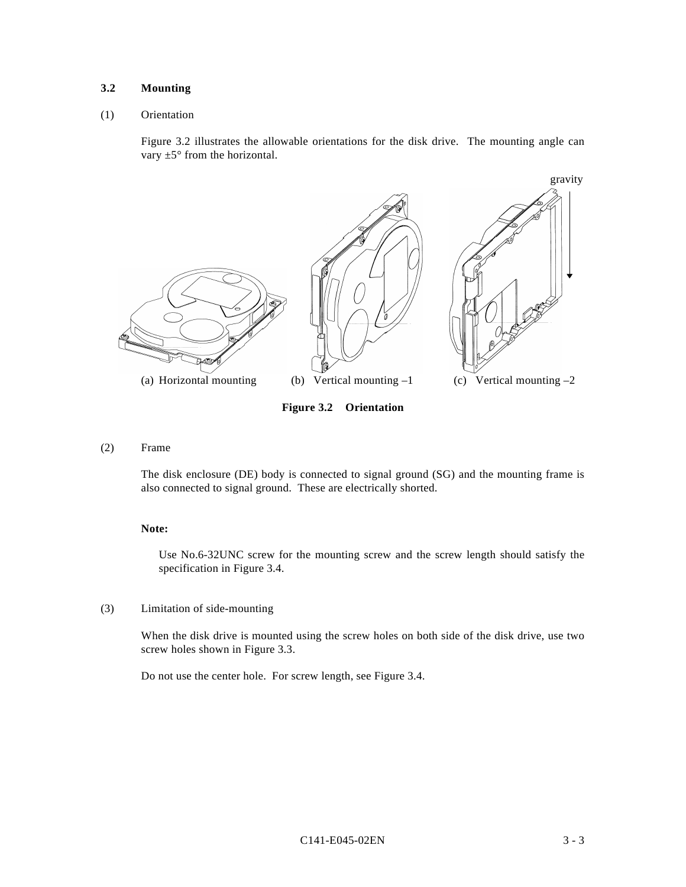### 3.2 Mounting

(1) Orientation

Figure 3.2 illustrates the allowable orientations for the disk drive. The mounting angle can vary ±5° from the horizontal.

gravity

(a) Horizontal mounting (b) Vertical mounting –1 (c) Vertical mounting –2

**Figure 3.2 Orientation**

(2) Frame

The disk enclosure (DE) body is connected to signal ground (SG) and the mounting frame is also connected to signal ground. These are electrically shorted.

**Note:**

Use No.6-32UNC screw for the mounting screw and the screw length should satisfy the specification in Figure 3.4.

(3) Limitation of side-mounting

When the disk drive is mounted using the screw holes on both side of the disk drive, use two screw holes shown in Figure 3.3.

Do not use the center hole. For screw length, see Figure 3.4.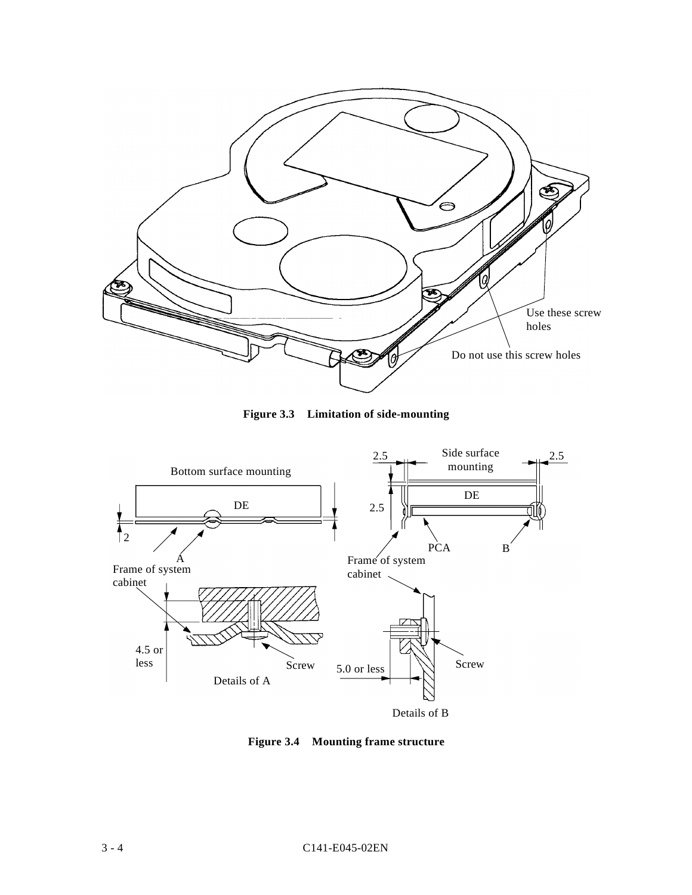**Figure 3.3 Limitation of side-mounting**

**Figure 3.4 Mounting frame structure**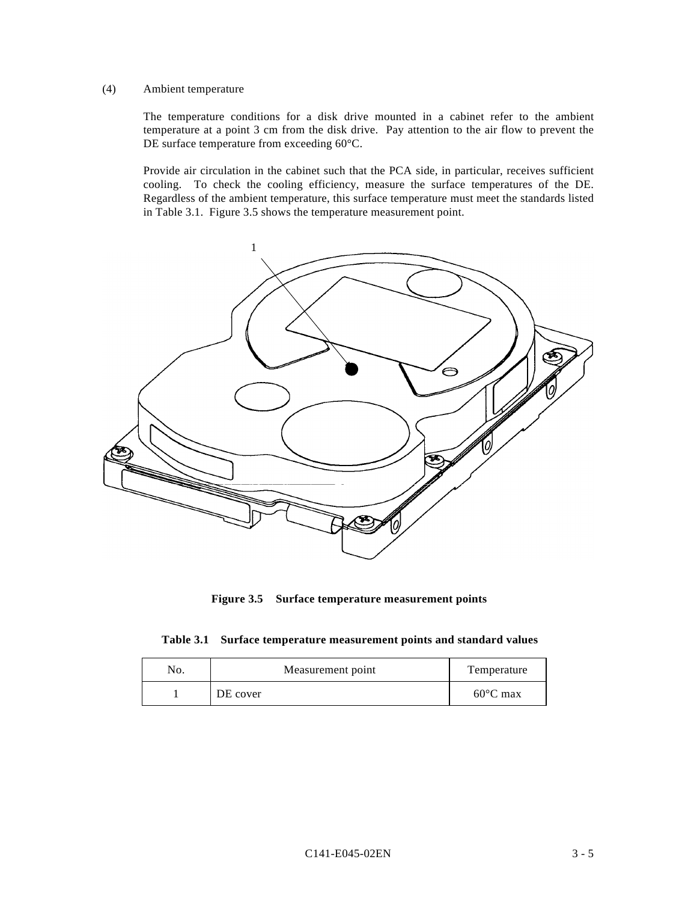(4) Ambient temperature

The temperature conditions for a disk drive mounted in a cabinet refer to the ambient temperature at a point 3 cm from the disk drive. Pay attention to the air flow to prevent the DE surface temperature from exceeding 60°C.

Provide air circulation in the cabinet such that the PCA side, in particular, receives sufficient cooling. To check the cooling efficiency, measure the surface temperatures of the DE. Regardless of the ambient temperature, this surface temperature must meet the standards listed in Table 3.1. Figure 3.5 shows the temperature measurement point.

**Figure 3.5 Surface temperature measurement points**

**Table 3.1 Surface temperature measurement points and standard values**

| No. | Measurement point | Temperature |
|---|---|---|
| 1 | DE cover | 60°C max |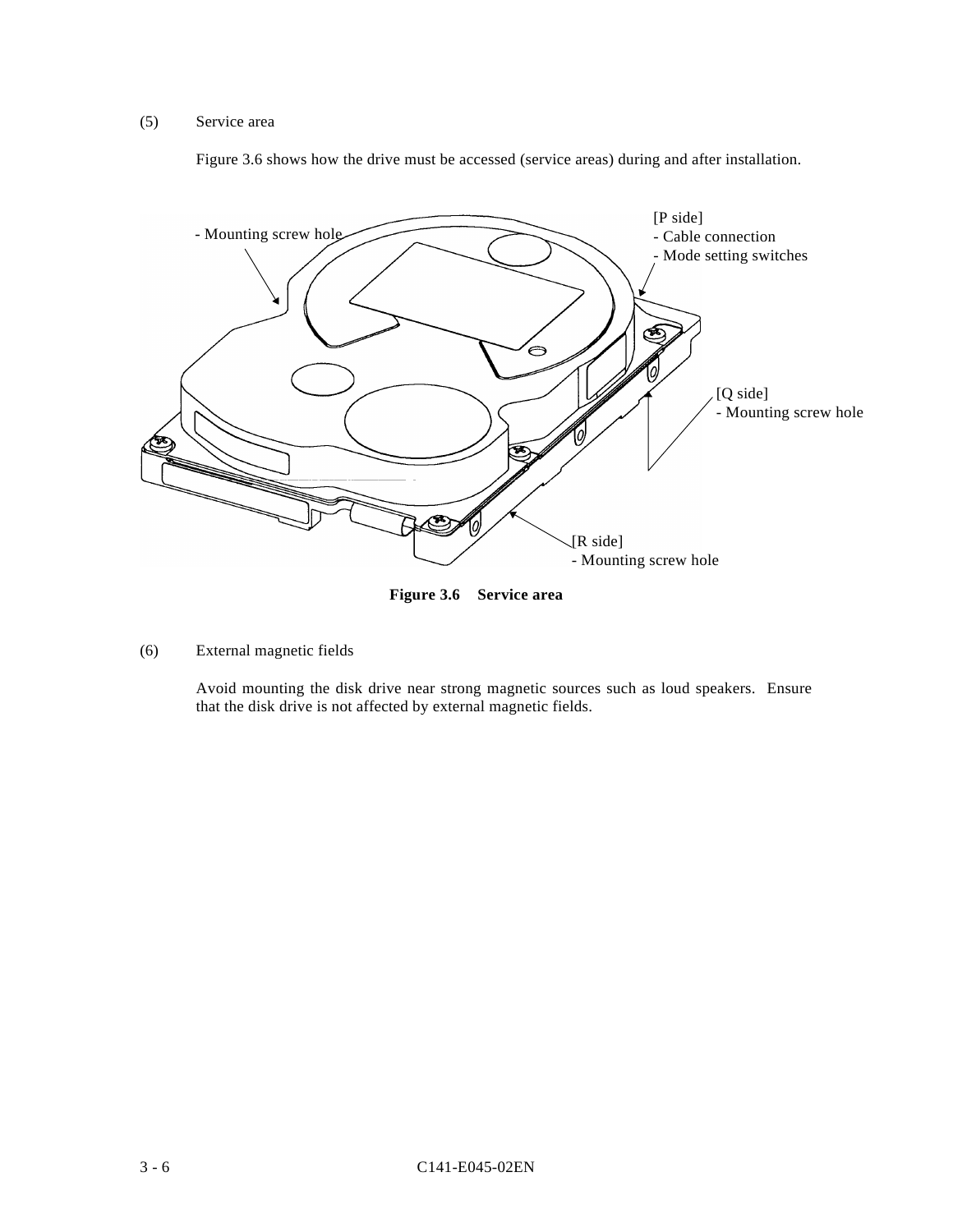(5) Service area

Figure 3.6 shows how the drive must be accessed (service areas) during and after installation.

- Mounting screw hole

[P side]
- Cable connection
- Mode setting switches

[Q side]
- Mounting screw hole

[R side]
- Mounting screw hole

**Figure 3.6 Service area**

(6) External magnetic fields

Avoid mounting the disk drive near strong magnetic sources such as loud speakers. Ensure that the disk drive is not affected by external magnetic fields.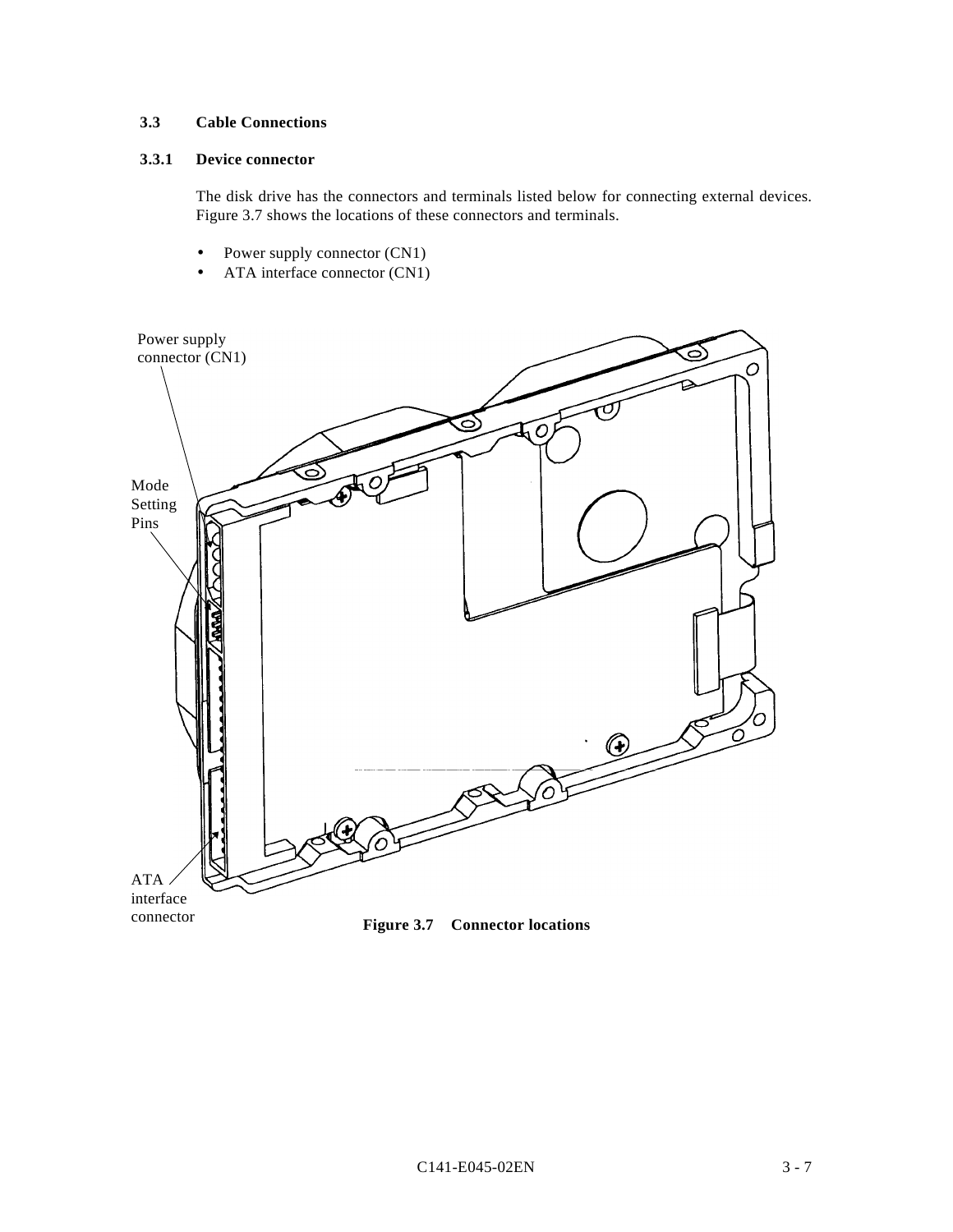## 3.3 Cable Connections

### 3.3.1 Device connector

The disk drive has the connectors and terminals listed below for connecting external devices. Figure 3.7 shows the locations of these connectors and terminals.

- Power supply connector (CN1)
- ATA interface connector (CN1)

Power supply connector (CN1)

Mode Setting Pins

ATA interface connector

**Figure 3.7 Connector locations**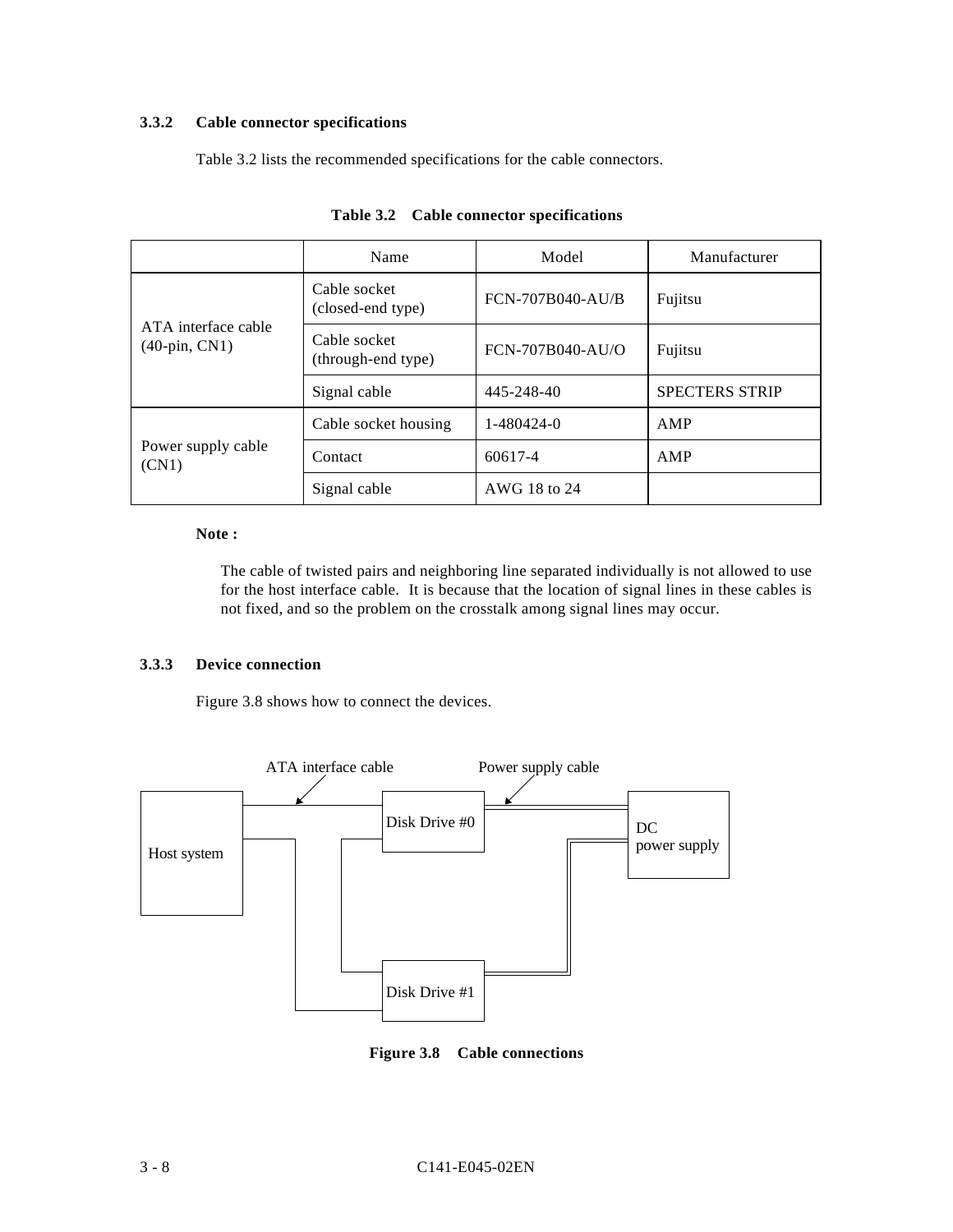### 3.3.2 Cable connector specifications

Table 3.2 lists the recommended specifications for the cable connectors.

**Table 3.2 Cable connector specifications**

| | Name | Model | Manufacturer |
|---|---|---|---|
| ATA interface cable (40-pin, CN1) | Cable socket (closed-end type) | FCN-707B040-AU/B | Fujitsu |
| | Cable socket (through-end type) | FCN-707B040-AU/O | Fujitsu |
| | Signal cable | 445-248-40 | SPECTERS STRIP |
| Power supply cable (CN1) | Cable socket housing | 1-480424-0 | AMP |
| | Contact | 60617-4 | AMP |
| | Signal cable | AWG 18 to 24 | |

**Note :**

The cable of twisted pairs and neighboring line separated individually is not allowed to use for the host interface cable. It is because that the location of signal lines in these cables is not fixed, and so the problem on the crosstalk among signal lines may occur.

### 3.3.3 Device connection

Figure 3.8 shows how to connect the devices.

ATA interface cable | Power supply cable | Host system | Disk Drive #0 | Disk Drive #1 | DC power supply

**Figure 3.8 Cable connections**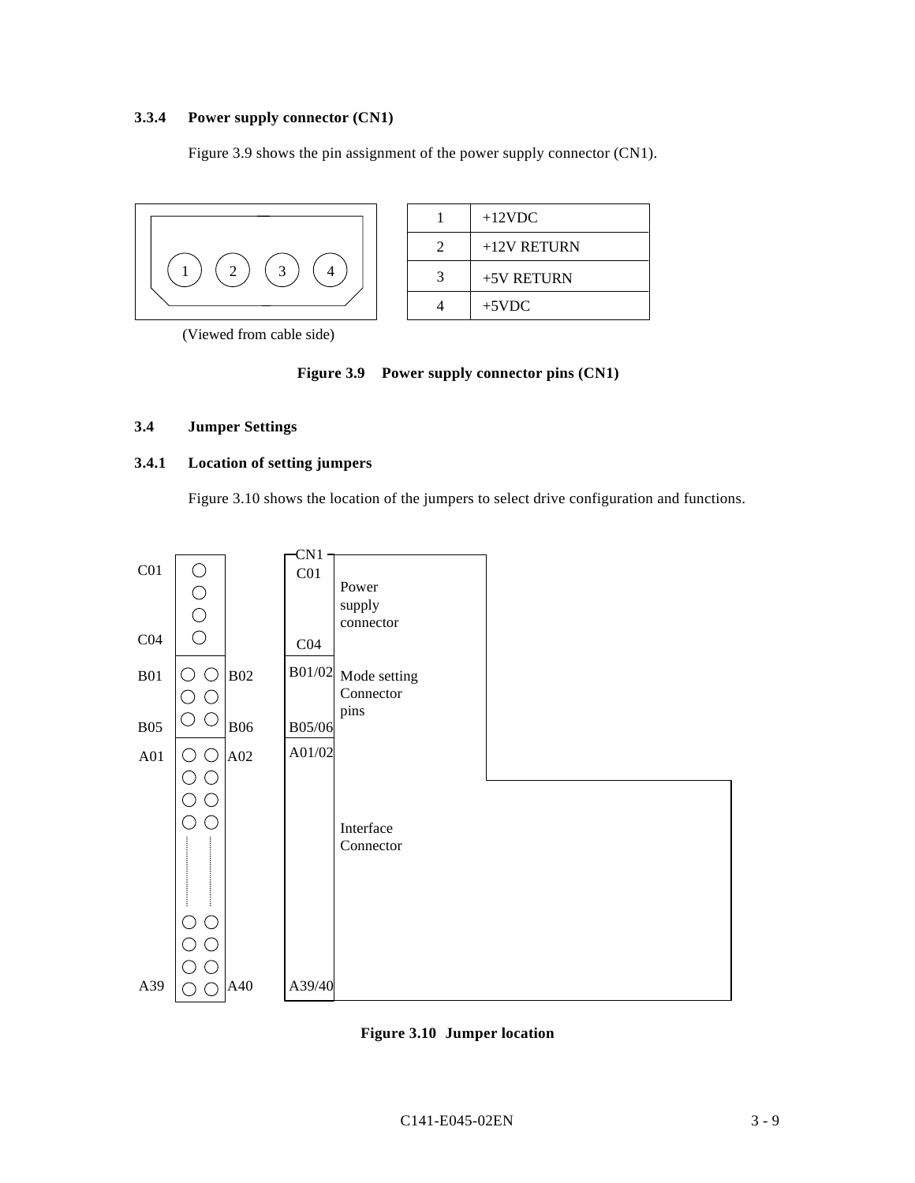### 3.3.4 Power supply connector (CN1)

Figure 3.9 shows the pin assignment of the power supply connector (CN1).

(Viewed from cable side)

| Pin | Signal |
|---|---|
| 1 | +12VDC |
| 2 | +12V RETURN |
| 3 | +5V RETURN |
| 4 | +5VDC |

**Figure 3.9 Power supply connector pins (CN1)**

## 3.4 Jumper Settings

### 3.4.1 Location of setting jumpers

Figure 3.10 shows the location of the jumpers to select drive configuration and functions.

| Pins | Label | Function |
|---|---|---|
| C01 – C04 | CN1 | Power supply connector |
| B01/02 – B05/06 | | Mode setting Connector pins |
| A01/02 – A39/40 | | Interface Connector |

**Figure 3.10 Jumper location**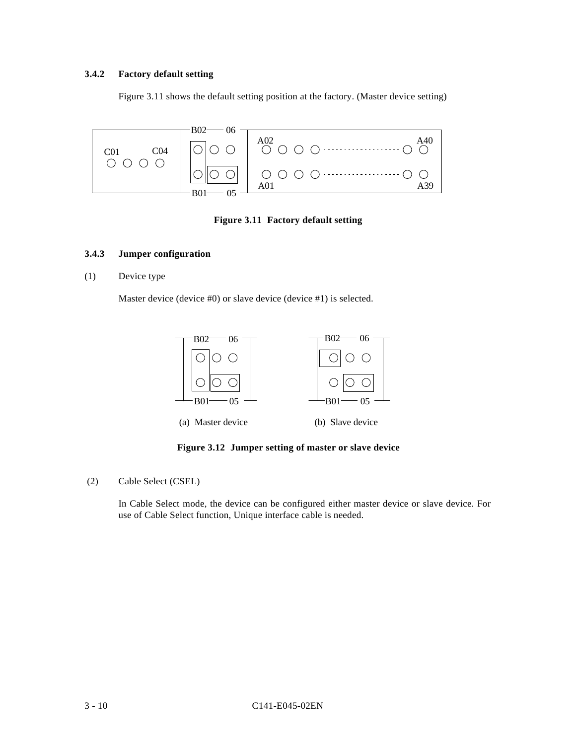### 3.4.2 Factory default setting

Figure 3.11 shows the default setting position at the factory. (Master device setting)

**Figure 3.11 Factory default setting**

### 3.4.3 Jumper configuration

(1) Device type

Master device (device #0) or slave device (device #1) is selected.

(a) Master device

(b) Slave device

**Figure 3.12 Jumper setting of master or slave device**

(2) Cable Select (CSEL)

In Cable Select mode, the device can be configured either master device or slave device. For use of Cable Select function, Unique interface cable is needed.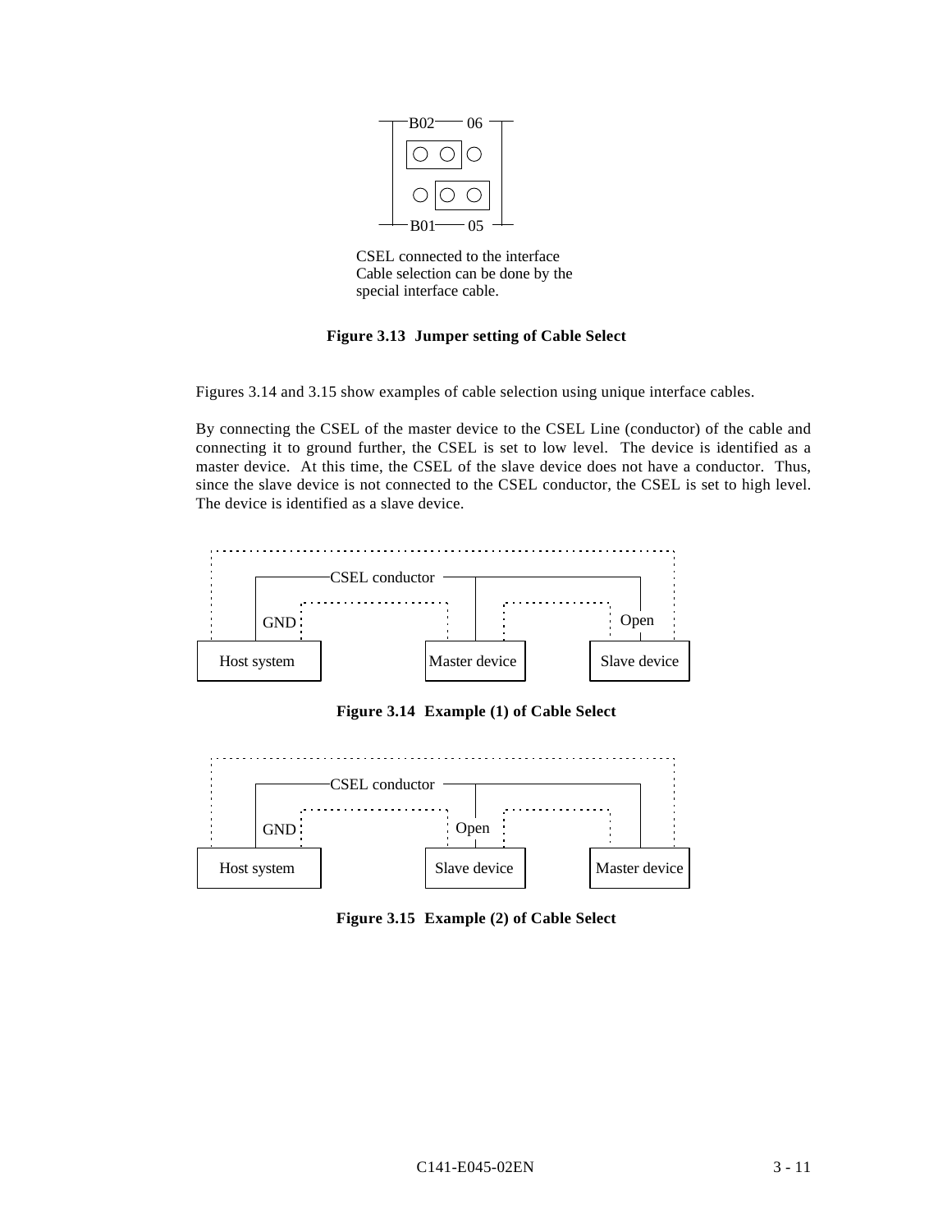B02 06

B01 05

CSEL connected to the interface
Cable selection can be done by the
special interface cable.

**Figure 3.13 Jumper setting of Cable Select**

Figures 3.14 and 3.15 show examples of cable selection using unique interface cables.

By connecting the CSEL of the master device to the CSEL Line (conductor) of the cable and connecting it to ground further, the CSEL is set to low level. The device is identified as a master device. At this time, the CSEL of the slave device does not have a conductor. Thus, since the slave device is not connected to the CSEL conductor, the CSEL is set to high level. The device is identified as a slave device.

CSEL conductor

GND Open

Host system Master device Slave device

**Figure 3.14 Example (1) of Cable Select**

CSEL conductor

GND Open

Host system Slave device Master device

**Figure 3.15 Example (2) of Cable Select**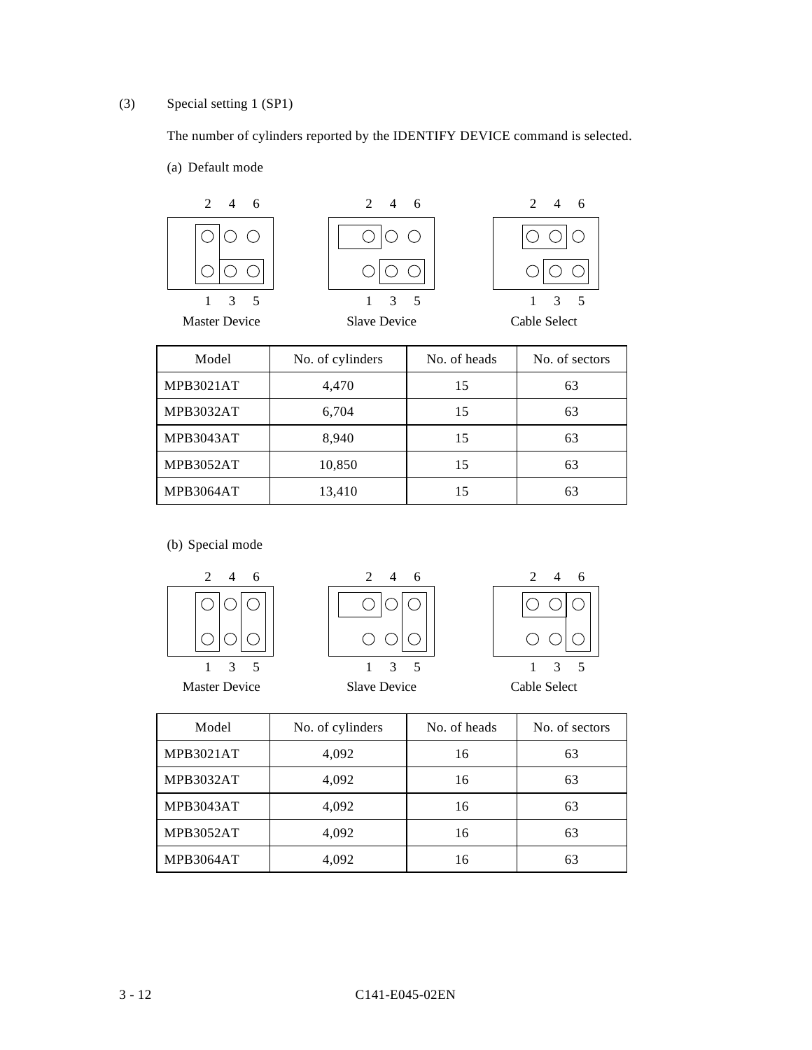(3) Special setting 1 (SP1)

The number of cylinders reported by the IDENTIFY DEVICE command is selected.

(a) Default mode

Master Device    Slave Device    Cable Select

| Model | No. of cylinders | No. of heads | No. of sectors |
|---|---|---|---|
| MPB3021AT | 4,470 | 15 | 63 |
| MPB3032AT | 6,704 | 15 | 63 |
| MPB3043AT | 8,940 | 15 | 63 |
| MPB3052AT | 10,850 | 15 | 63 |
| MPB3064AT | 13,410 | 15 | 63 |

(b) Special mode

Master Device    Slave Device    Cable Select

| Model | No. of cylinders | No. of heads | No. of sectors |
|---|---|---|---|
| MPB3021AT | 4,092 | 16 | 63 |
| MPB3032AT | 4,092 | 16 | 63 |
| MPB3043AT | 4,092 | 16 | 63 |
| MPB3052AT | 4,092 | 16 | 63 |
| MPB3064AT | 4,092 | 16 | 63 |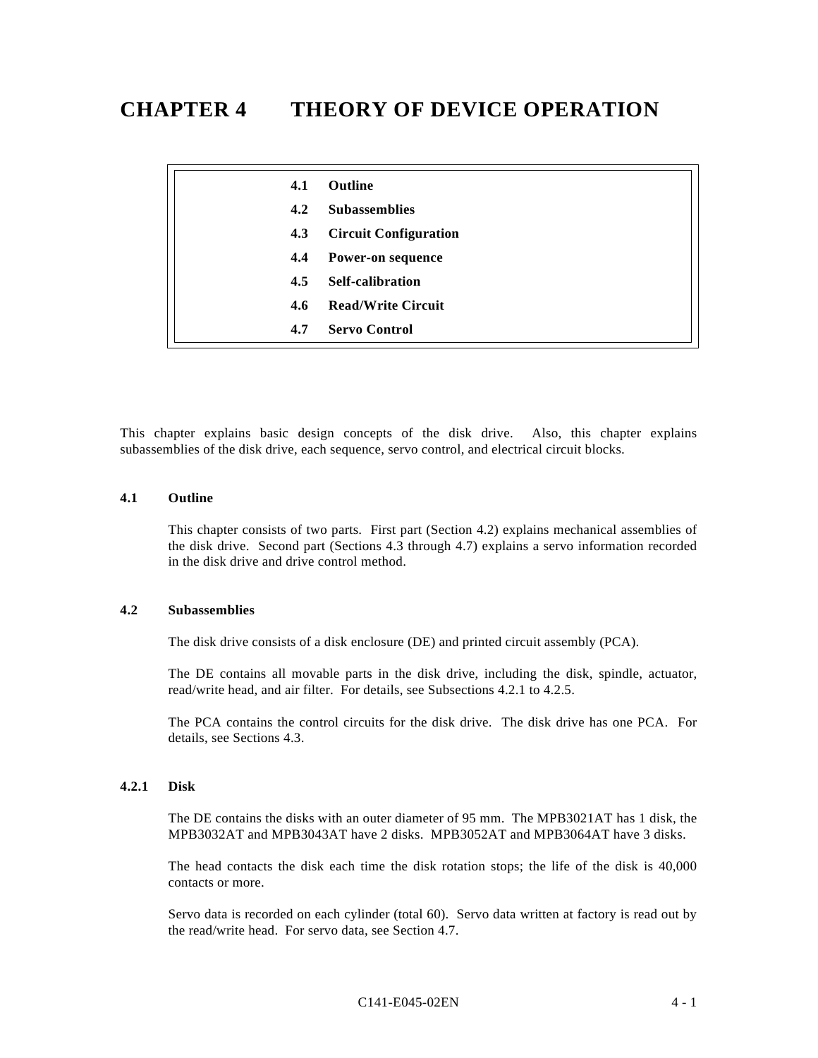# CHAPTER 4 THEORY OF DEVICE OPERATION

| | |
|---|---|
| 4.1 | Outline |
| 4.2 | Subassemblies |
| 4.3 | Circuit Configuration |
| 4.4 | Power-on sequence |
| 4.5 | Self-calibration |
| 4.6 | Read/Write Circuit |
| 4.7 | Servo Control |

This chapter explains basic design concepts of the disk drive. Also, this chapter explains subassemblies of the disk drive, each sequence, servo control, and electrical circuit blocks.

## 4.1 Outline

This chapter consists of two parts. First part (Section 4.2) explains mechanical assemblies of the disk drive. Second part (Sections 4.3 through 4.7) explains a servo information recorded in the disk drive and drive control method.

## 4.2 Subassemblies

The disk drive consists of a disk enclosure (DE) and printed circuit assembly (PCA).

The DE contains all movable parts in the disk drive, including the disk, spindle, actuator, read/write head, and air filter. For details, see Subsections 4.2.1 to 4.2.5.

The PCA contains the control circuits for the disk drive. The disk drive has one PCA. For details, see Sections 4.3.

### 4.2.1 Disk

The DE contains the disks with an outer diameter of 95 mm. The MPB3021AT has 1 disk, the MPB3032AT and MPB3043AT have 2 disks. MPB3052AT and MPB3064AT have 3 disks.

The head contacts the disk each time the disk rotation stops; the life of the disk is 40,000 contacts or more.

Servo data is recorded on each cylinder (total 60). Servo data written at factory is read out by the read/write head. For servo data, see Section 4.7.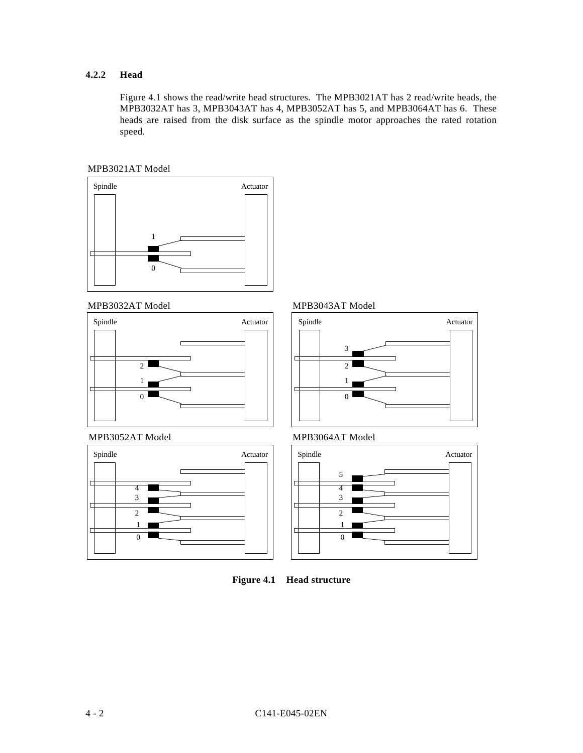### 4.2.2 Head

Figure 4.1 shows the read/write head structures. The MPB3021AT has 2 read/write heads, the MPB3032AT has 3, MPB3043AT has 4, MPB3052AT has 5, and MPB3064AT has 6. These heads are raised from the disk surface as the spindle motor approaches the rated rotation speed.

MPB3021AT Model

MPB3032AT Model

MPB3043AT Model

MPB3052AT Model

MPB3064AT Model

**Figure 4.1 Head structure**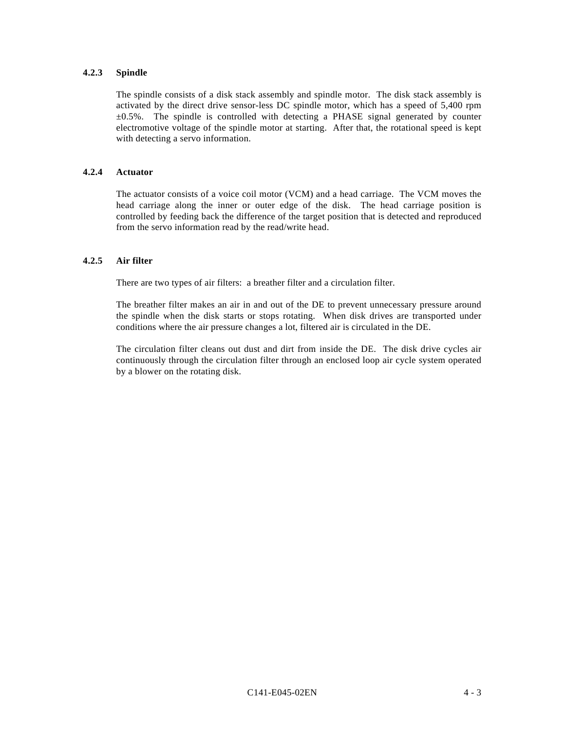### 4.2.3 Spindle

The spindle consists of a disk stack assembly and spindle motor. The disk stack assembly is activated by the direct drive sensor-less DC spindle motor, which has a speed of 5,400 rpm ±0.5%. The spindle is controlled with detecting a PHASE signal generated by counter electromotive voltage of the spindle motor at starting. After that, the rotational speed is kept with detecting a servo information.

### 4.2.4 Actuator

The actuator consists of a voice coil motor (VCM) and a head carriage. The VCM moves the head carriage along the inner or outer edge of the disk. The head carriage position is controlled by feeding back the difference of the target position that is detected and reproduced from the servo information read by the read/write head.

### 4.2.5 Air filter

There are two types of air filters: a breather filter and a circulation filter.

The breather filter makes an air in and out of the DE to prevent unnecessary pressure around the spindle when the disk starts or stops rotating. When disk drives are transported under conditions where the air pressure changes a lot, filtered air is circulated in the DE.

The circulation filter cleans out dust and dirt from inside the DE. The disk drive cycles air continuously through the circulation filter through an enclosed loop air cycle system operated by a blower on the rotating disk.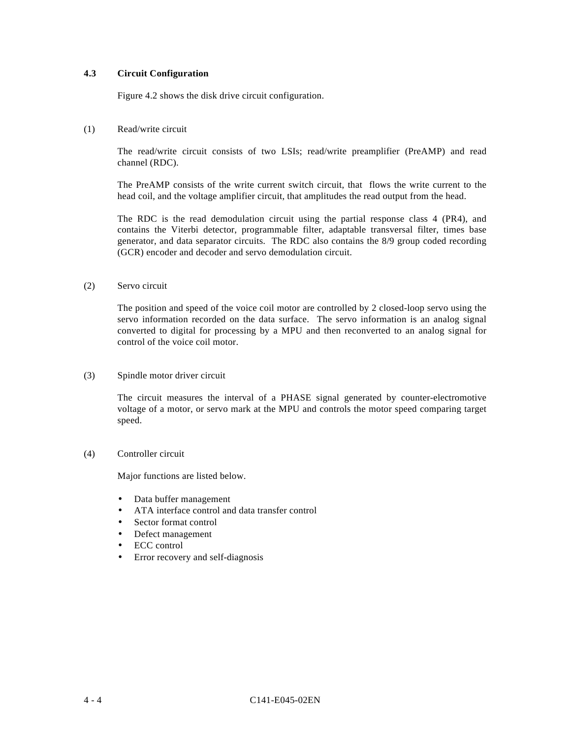## 4.3 Circuit Configuration

Figure 4.2 shows the disk drive circuit configuration.

(1) Read/write circuit

The read/write circuit consists of two LSIs; read/write preamplifier (PreAMP) and read channel (RDC).

The PreAMP consists of the write current switch circuit, that flows the write current to the head coil, and the voltage amplifier circuit, that amplitudes the read output from the head.

The RDC is the read demodulation circuit using the partial response class 4 (PR4), and contains the Viterbi detector, programmable filter, adaptable transversal filter, times base generator, and data separator circuits. The RDC also contains the 8/9 group coded recording (GCR) encoder and decoder and servo demodulation circuit.

(2) Servo circuit

The position and speed of the voice coil motor are controlled by 2 closed-loop servo using the servo information recorded on the data surface. The servo information is an analog signal converted to digital for processing by a MPU and then reconverted to an analog signal for control of the voice coil motor.

(3) Spindle motor driver circuit

The circuit measures the interval of a PHASE signal generated by counter-electromotive voltage of a motor, or servo mark at the MPU and controls the motor speed comparing target speed.

(4) Controller circuit

Major functions are listed below.

- Data buffer management
- ATA interface control and data transfer control
- Sector format control
- Defect management
- ECC control
- Error recovery and self-diagnosis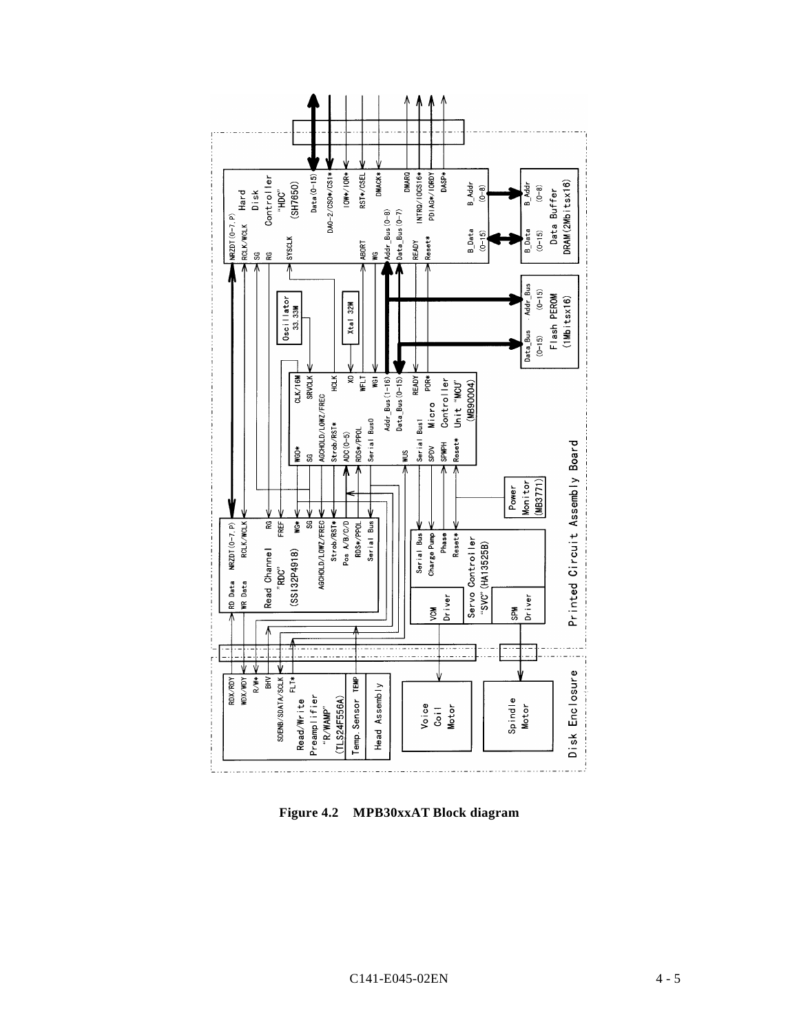**Figure 4.2 MPB30xxAT Block diagram**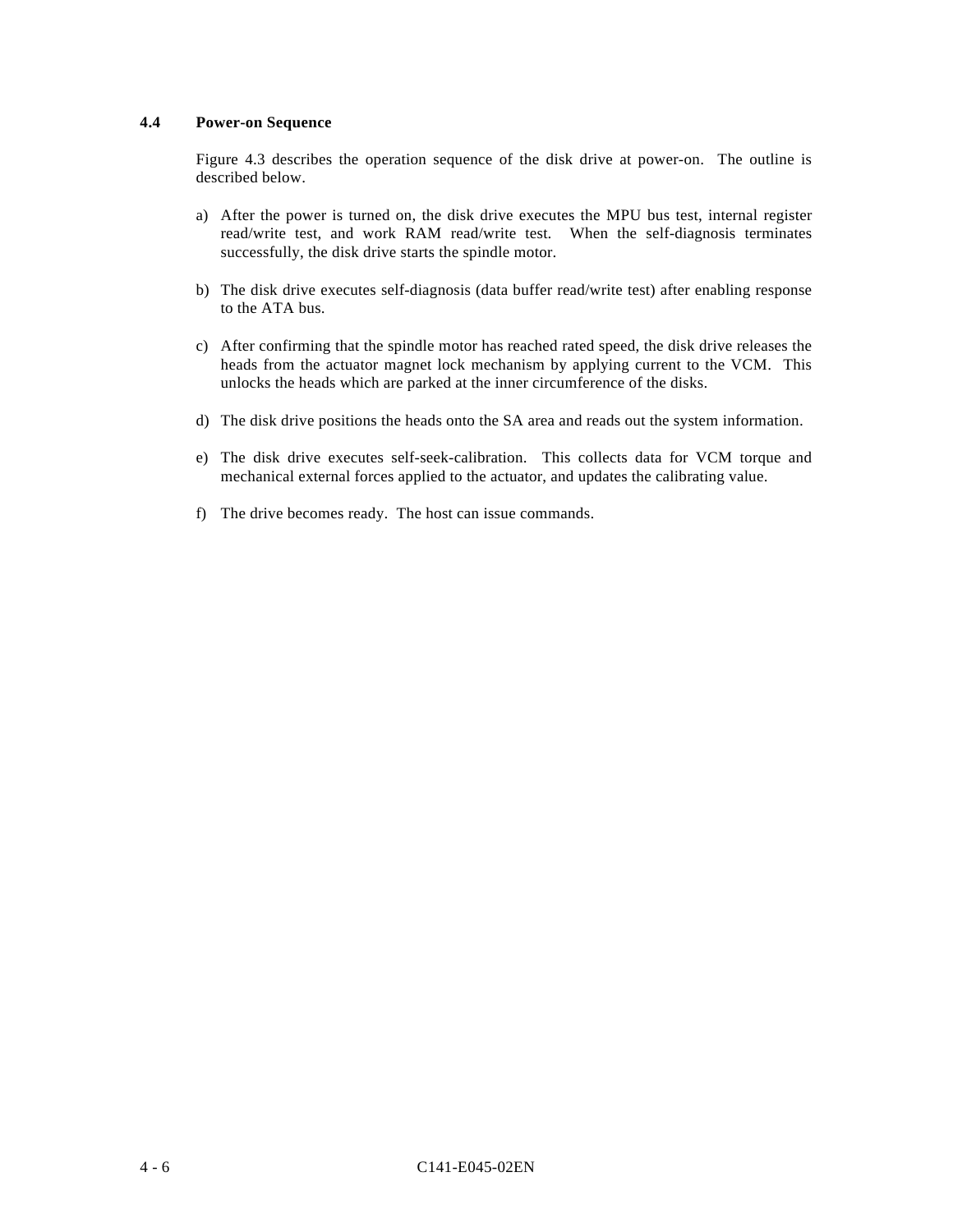## 4.4 Power-on Sequence

Figure 4.3 describes the operation sequence of the disk drive at power-on. The outline is described below.

a) After the power is turned on, the disk drive executes the MPU bus test, internal register read/write test, and work RAM read/write test. When the self-diagnosis terminates successfully, the disk drive starts the spindle motor.

b) The disk drive executes self-diagnosis (data buffer read/write test) after enabling response to the ATA bus.

c) After confirming that the spindle motor has reached rated speed, the disk drive releases the heads from the actuator magnet lock mechanism by applying current to the VCM. This unlocks the heads which are parked at the inner circumference of the disks.

d) The disk drive positions the heads onto the SA area and reads out the system information.

e) The disk drive executes self-seek-calibration. This collects data for VCM torque and mechanical external forces applied to the actuator, and updates the calibrating value.

f) The drive becomes ready. The host can issue commands.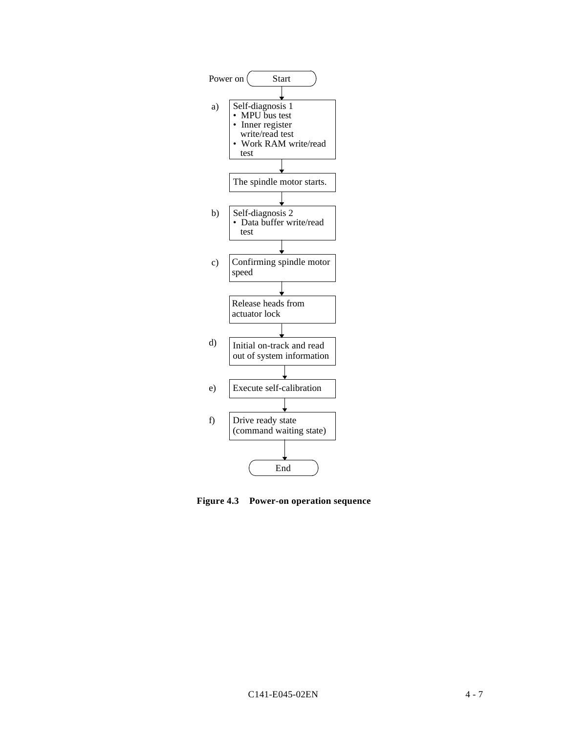Power on → Start

a) Self-diagnosis 1
- MPU bus test
- Inner register write/read test
- Work RAM write/read test

↓

The spindle motor starts.

↓

b) Self-diagnosis 2
- Data buffer write/read test

↓

c) Confirming spindle motor speed

↓

Release heads from actuator lock

↓

d) Initial on-track and read out of system information

↓

e) Execute self-calibration

↓

f) Drive ready state (command waiting state)

↓

End

**Figure 4.3 Power-on operation sequence**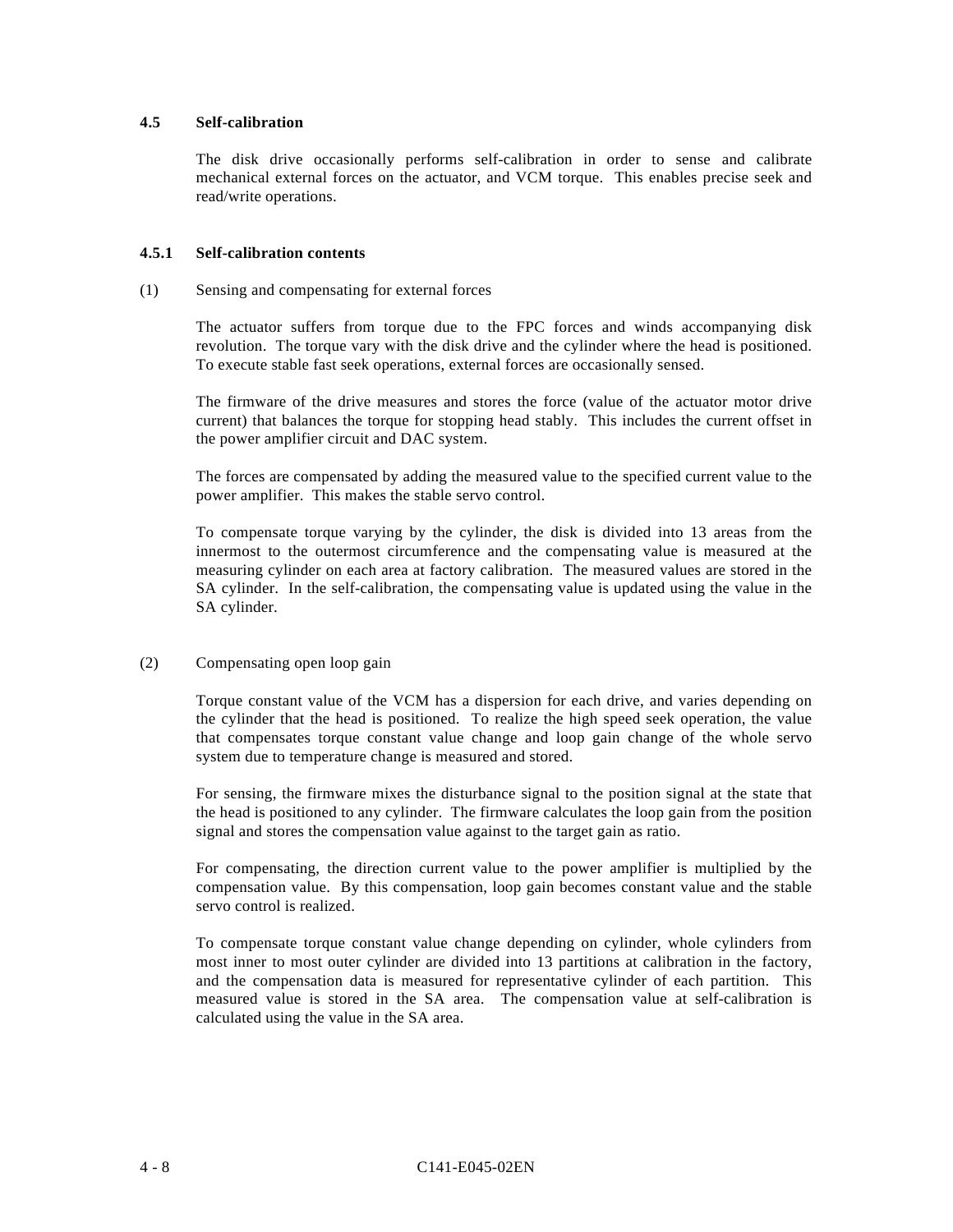## 4.5 Self-calibration

The disk drive occasionally performs self-calibration in order to sense and calibrate mechanical external forces on the actuator, and VCM torque. This enables precise seek and read/write operations.

### 4.5.1 Self-calibration contents

(1) Sensing and compensating for external forces

The actuator suffers from torque due to the FPC forces and winds accompanying disk revolution. The torque vary with the disk drive and the cylinder where the head is positioned. To execute stable fast seek operations, external forces are occasionally sensed.

The firmware of the drive measures and stores the force (value of the actuator motor drive current) that balances the torque for stopping head stably. This includes the current offset in the power amplifier circuit and DAC system.

The forces are compensated by adding the measured value to the specified current value to the power amplifier. This makes the stable servo control.

To compensate torque varying by the cylinder, the disk is divided into 13 areas from the innermost to the outermost circumference and the compensating value is measured at the measuring cylinder on each area at factory calibration. The measured values are stored in the SA cylinder. In the self-calibration, the compensating value is updated using the value in the SA cylinder.

(2) Compensating open loop gain

Torque constant value of the VCM has a dispersion for each drive, and varies depending on the cylinder that the head is positioned. To realize the high speed seek operation, the value that compensates torque constant value change and loop gain change of the whole servo system due to temperature change is measured and stored.

For sensing, the firmware mixes the disturbance signal to the position signal at the state that the head is positioned to any cylinder. The firmware calculates the loop gain from the position signal and stores the compensation value against to the target gain as ratio.

For compensating, the direction current value to the power amplifier is multiplied by the compensation value. By this compensation, loop gain becomes constant value and the stable servo control is realized.

To compensate torque constant value change depending on cylinder, whole cylinders from most inner to most outer cylinder are divided into 13 partitions at calibration in the factory, and the compensation data is measured for representative cylinder of each partition. This measured value is stored in the SA area. The compensation value at self-calibration is calculated using the value in the SA area.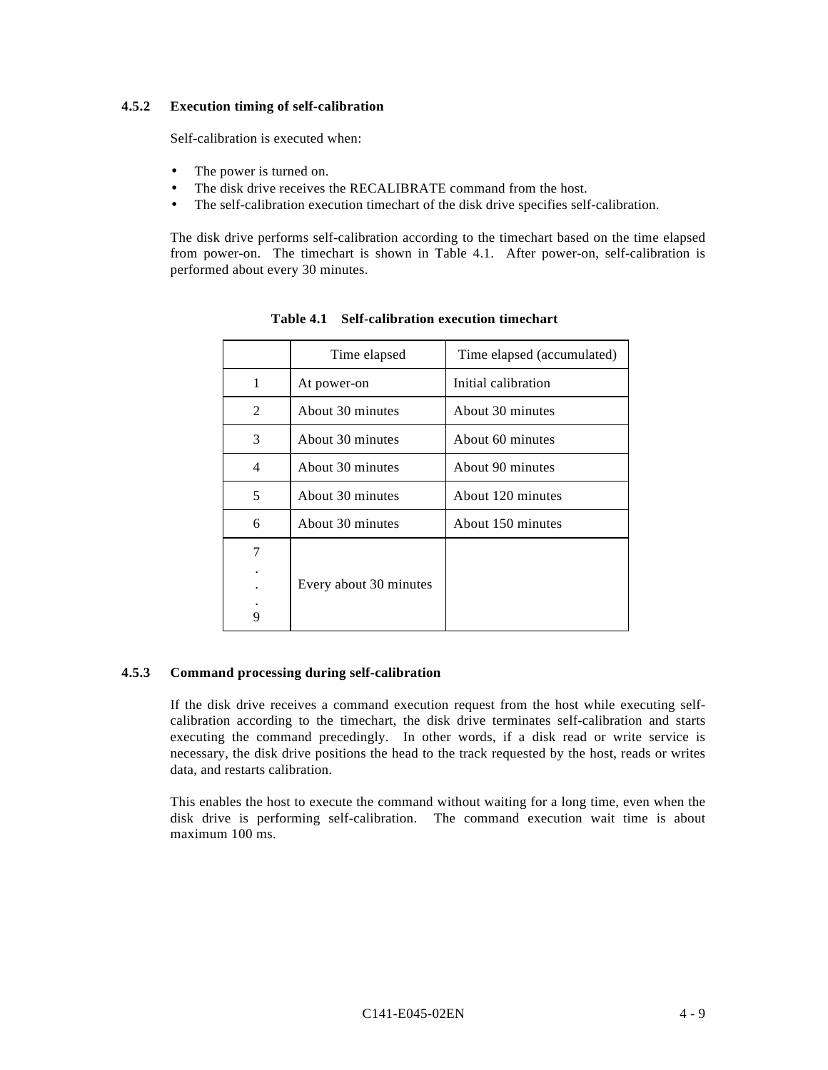### 4.5.2 Execution timing of self-calibration

Self-calibration is executed when:

- The power is turned on.
- The disk drive receives the RECALIBRATE command from the host.
- The self-calibration execution timechart of the disk drive specifies self-calibration.

The disk drive performs self-calibration according to the timechart based on the time elapsed from power-on. The timechart is shown in Table 4.1. After power-on, self-calibration is performed about every 30 minutes.

**Table 4.1 Self-calibration execution timechart**

| | Time elapsed | Time elapsed (accumulated) |
|---|---|---|
| 1 | At power-on | Initial calibration |
| 2 | About 30 minutes | About 30 minutes |
| 3 | About 30 minutes | About 60 minutes |
| 4 | About 30 minutes | About 90 minutes |
| 5 | About 30 minutes | About 120 minutes |
| 6 | About 30 minutes | About 150 minutes |
| 7 . . . 9 | Every about 30 minutes | |

### 4.5.3 Command processing during self-calibration

If the disk drive receives a command execution request from the host while executing self-calibration according to the timechart, the disk drive terminates self-calibration and starts executing the command precedingly. In other words, if a disk read or write service is necessary, the disk drive positions the head to the track requested by the host, reads or writes data, and restarts calibration.

This enables the host to execute the command without waiting for a long time, even when the disk drive is performing self-calibration. The command execution wait time is about maximum 100 ms.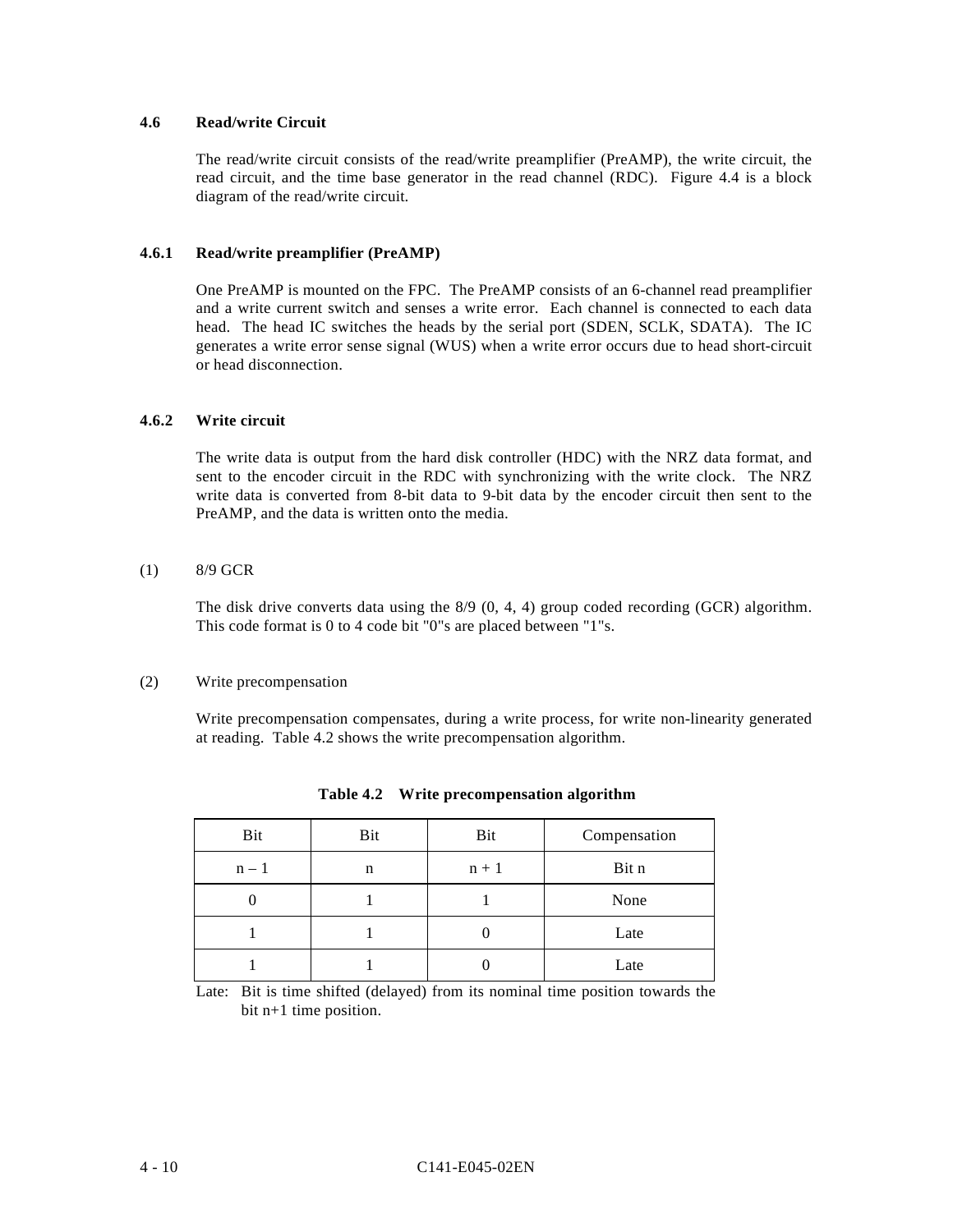### 4.6 Read/write Circuit

The read/write circuit consists of the read/write preamplifier (PreAMP), the write circuit, the read circuit, and the time base generator in the read channel (RDC). Figure 4.4 is a block diagram of the read/write circuit.

#### 4.6.1 Read/write preamplifier (PreAMP)

One PreAMP is mounted on the FPC. The PreAMP consists of an 6-channel read preamplifier and a write current switch and senses a write error. Each channel is connected to each data head. The head IC switches the heads by the serial port (SDEN, SCLK, SDATA). The IC generates a write error sense signal (WUS) when a write error occurs due to head short-circuit or head disconnection.

#### 4.6.2 Write circuit

The write data is output from the hard disk controller (HDC) with the NRZ data format, and sent to the encoder circuit in the RDC with synchronizing with the write clock. The NRZ write data is converted from 8-bit data to 9-bit data by the encoder circuit then sent to the PreAMP, and the data is written onto the media.

(1) 8/9 GCR

The disk drive converts data using the 8/9 (0, 4, 4) group coded recording (GCR) algorithm. This code format is 0 to 4 code bit "0"s are placed between "1"s.

(2) Write precompensation

Write precompensation compensates, during a write process, for write non-linearity generated at reading. Table 4.2 shows the write precompensation algorithm.

**Table 4.2 Write precompensation algorithm**

| Bit | Bit | Bit | Compensation |
|---|---|---|---|
| n – 1 | n | n + 1 | Bit n |
| 0 | 1 | 1 | None |
| 1 | 1 | 0 | Late |
| 1 | 1 | 0 | Late |

Late: Bit is time shifted (delayed) from its nominal time position towards the bit n+1 time position.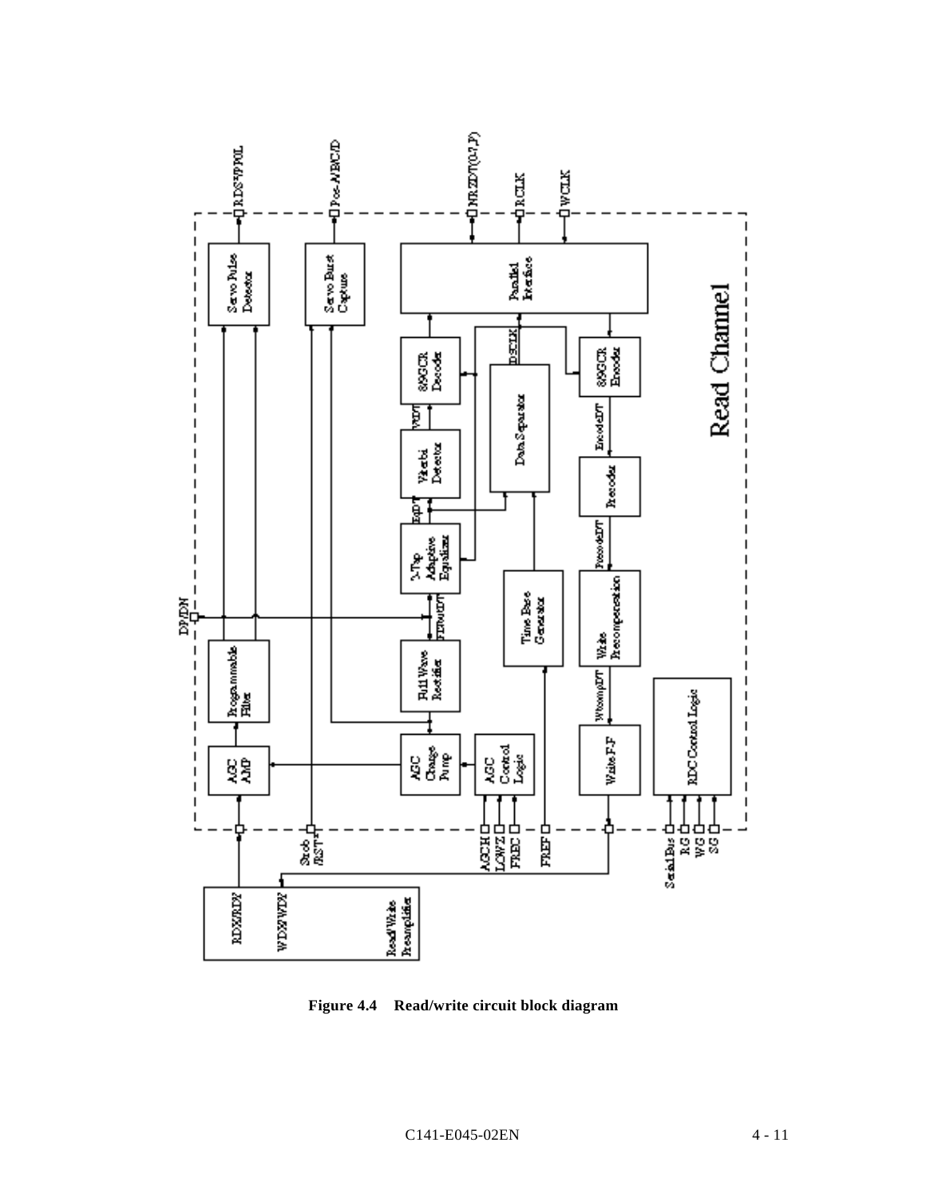Figure 4.4 Read/write circuit block diagram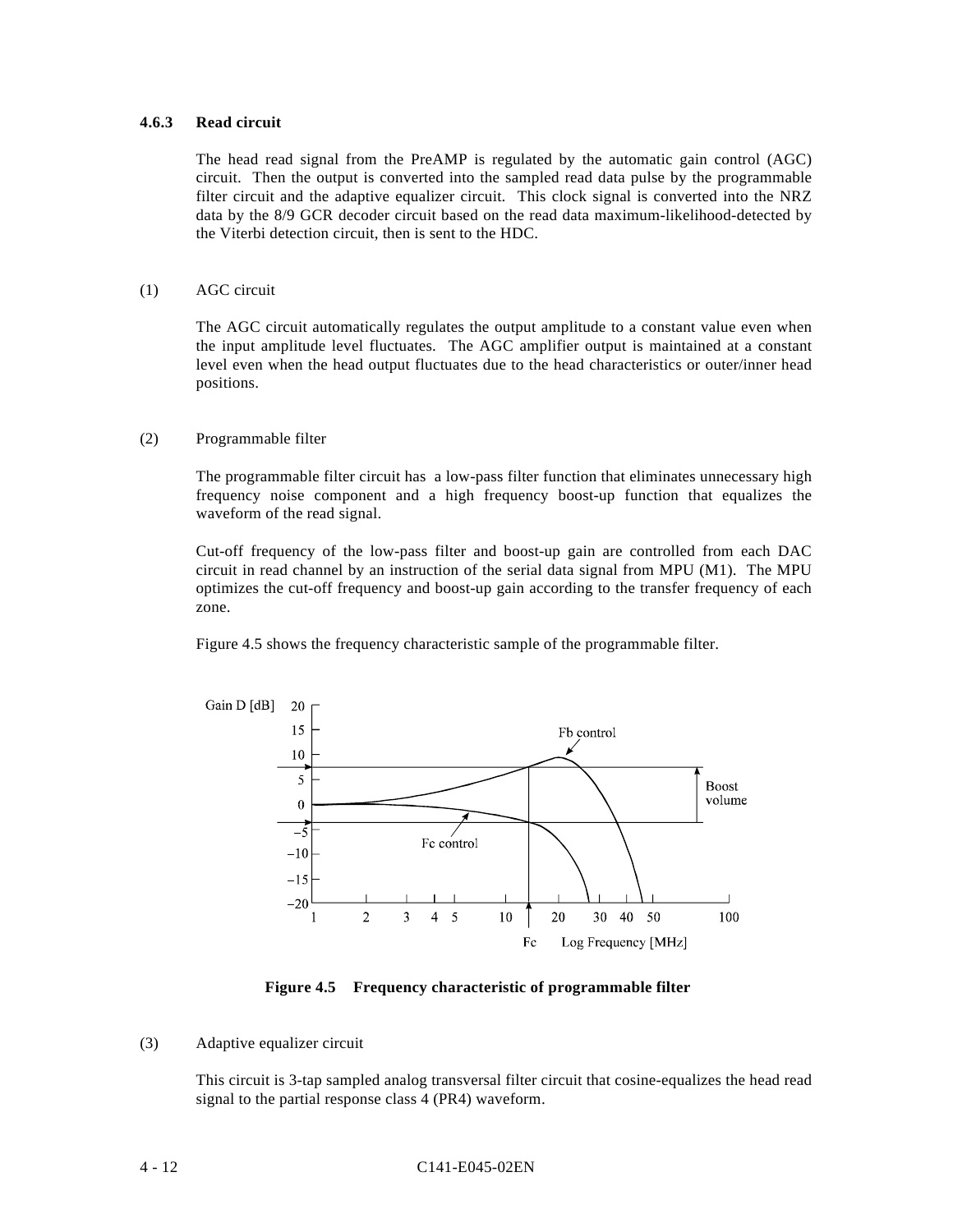### 4.6.3 Read circuit

The head read signal from the PreAMP is regulated by the automatic gain control (AGC) circuit. Then the output is converted into the sampled read data pulse by the programmable filter circuit and the adaptive equalizer circuit. This clock signal is converted into the NRZ data by the 8/9 GCR decoder circuit based on the read data maximum-likelihood-detected by the Viterbi detection circuit, then is sent to the HDC.

(1) AGC circuit

The AGC circuit automatically regulates the output amplitude to a constant value even when the input amplitude level fluctuates. The AGC amplifier output is maintained at a constant level even when the head output fluctuates due to the head characteristics or outer/inner head positions.

(2) Programmable filter

The programmable filter circuit has a low-pass filter function that eliminates unnecessary high frequency noise component and a high frequency boost-up function that equalizes the waveform of the read signal.

Cut-off frequency of the low-pass filter and boost-up gain are controlled from each DAC circuit in read channel by an instruction of the serial data signal from MPU (M1). The MPU optimizes the cut-off frequency and boost-up gain according to the transfer frequency of each zone.

Figure 4.5 shows the frequency characteristic sample of the programmable filter.

**Figure 4.5 Frequency characteristic of programmable filter**

(3) Adaptive equalizer circuit

This circuit is 3-tap sampled analog transversal filter circuit that cosine-equalizes the head read signal to the partial response class 4 (PR4) waveform.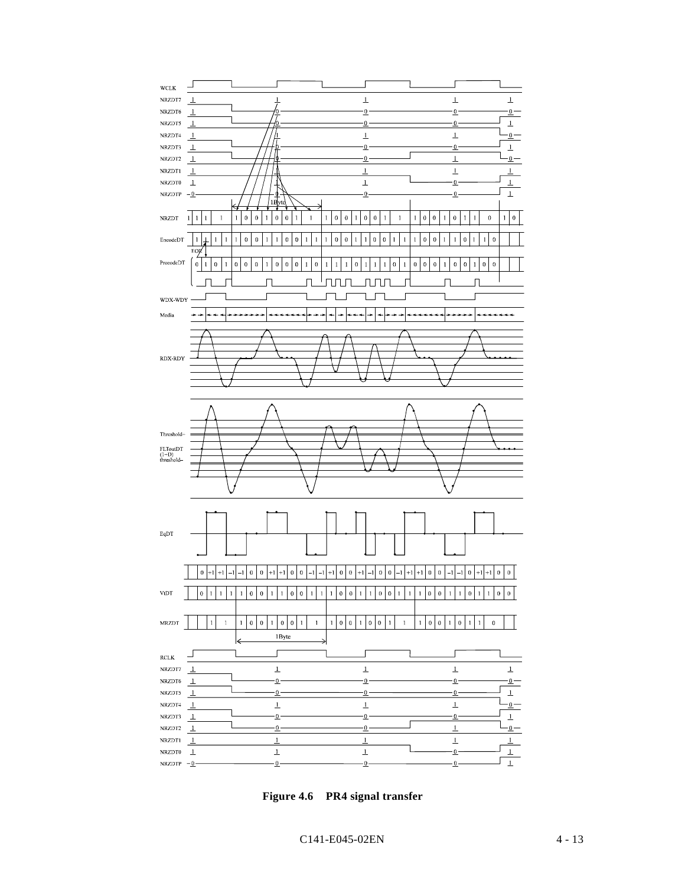Figure 4.6 PR4 signal transfer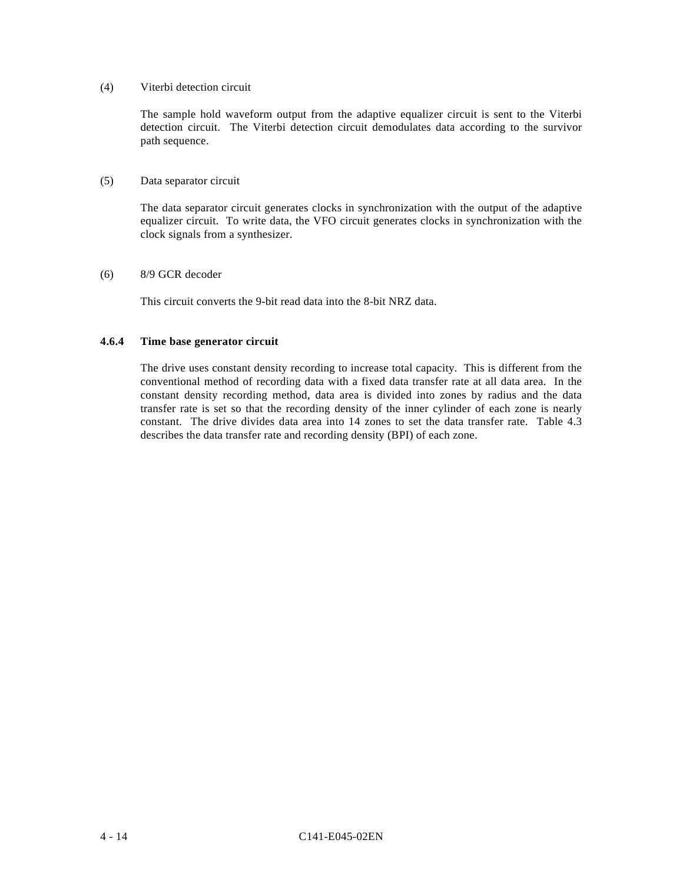(4) Viterbi detection circuit

The sample hold waveform output from the adaptive equalizer circuit is sent to the Viterbi detection circuit. The Viterbi detection circuit demodulates data according to the survivor path sequence.

(5) Data separator circuit

The data separator circuit generates clocks in synchronization with the output of the adaptive equalizer circuit. To write data, the VFO circuit generates clocks in synchronization with the clock signals from a synthesizer.

(6) 8/9 GCR decoder

This circuit converts the 9-bit read data into the 8-bit NRZ data.

### 4.6.4 Time base generator circuit

The drive uses constant density recording to increase total capacity. This is different from the conventional method of recording data with a fixed data transfer rate at all data area. In the constant density recording method, data area is divided into zones by radius and the data transfer rate is set so that the recording density of the inner cylinder of each zone is nearly constant. The drive divides data area into 14 zones to set the data transfer rate. Table 4.3 describes the data transfer rate and recording density (BPI) of each zone.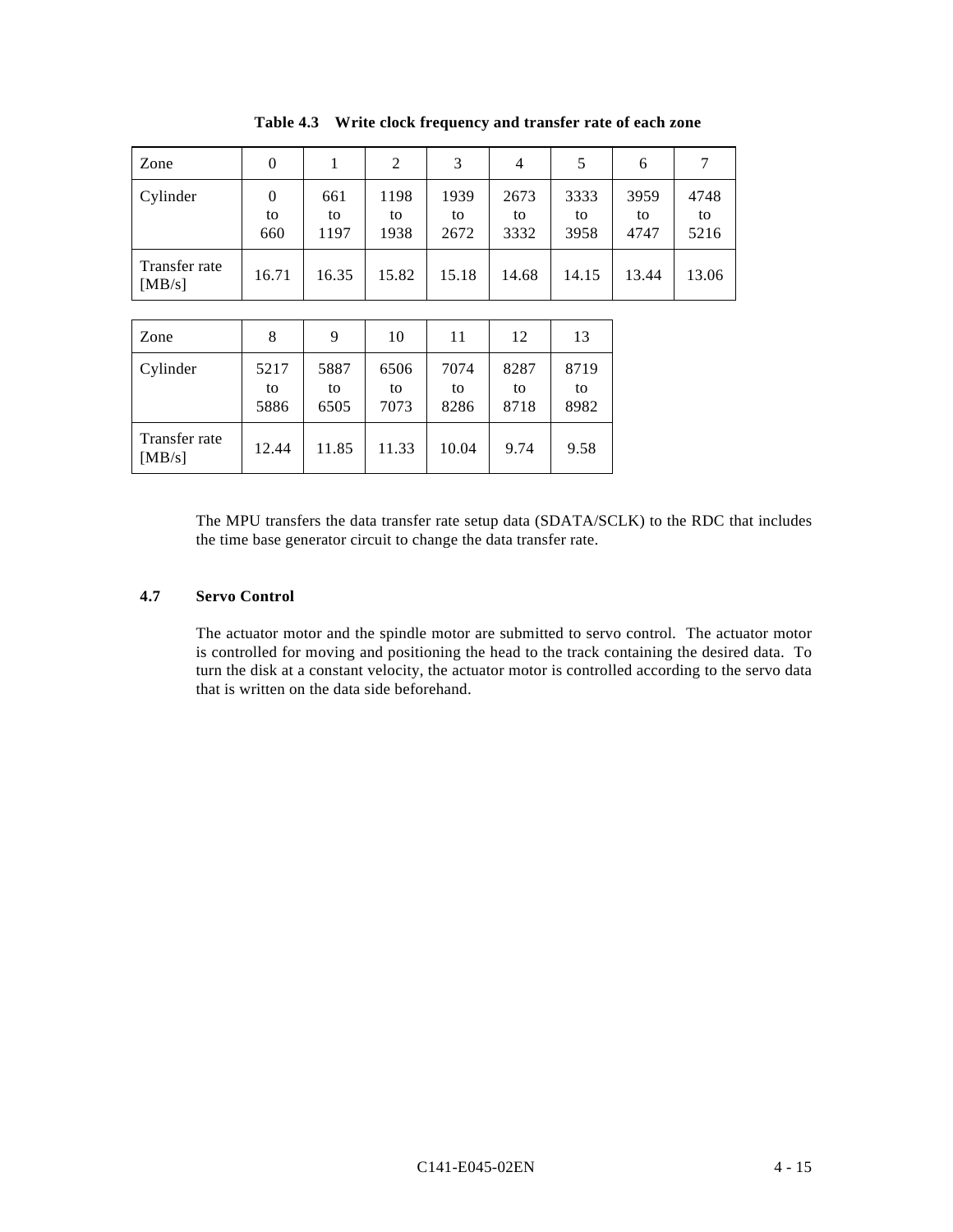**Table 4.3 Write clock frequency and transfer rate of each zone**

| Zone | 0 | 1 | 2 | 3 | 4 | 5 | 6 | 7 |
|---|---|---|---|---|---|---|---|---|
| Cylinder | 0 to 660 | 661 to 1197 | 1198 to 1938 | 1939 to 2672 | 2673 to 3332 | 3333 to 3958 | 3959 to 4747 | 4748 to 5216 |
| Transfer rate [MB/s] | 16.71 | 16.35 | 15.82 | 15.18 | 14.68 | 14.15 | 13.44 | 13.06 |

| Zone | 8 | 9 | 10 | 11 | 12 | 13 |
|---|---|---|---|---|---|---|
| Cylinder | 5217 to 5886 | 5887 to 6505 | 6506 to 7073 | 7074 to 8286 | 8287 to 8718 | 8719 to 8982 |
| Transfer rate [MB/s] | 12.44 | 11.85 | 11.33 | 10.04 | 9.74 | 9.58 |

The MPU transfers the data transfer rate setup data (SDATA/SCLK) to the RDC that includes the time base generator circuit to change the data transfer rate.

## 4.7 Servo Control

The actuator motor and the spindle motor are submitted to servo control. The actuator motor is controlled for moving and positioning the head to the track containing the desired data. To turn the disk at a constant velocity, the actuator motor is controlled according to the servo data that is written on the data side beforehand.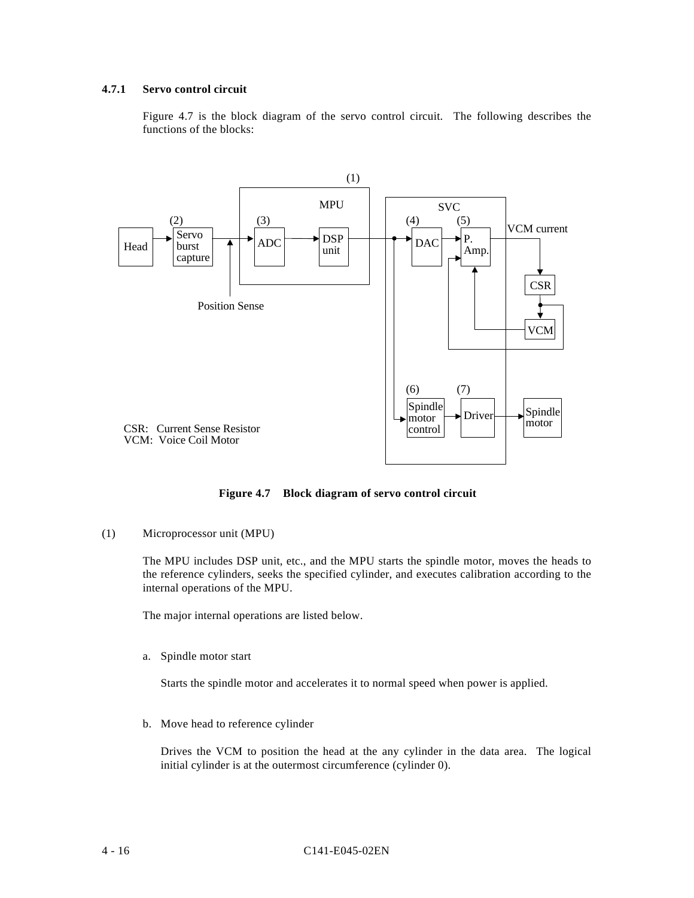### 4.7.1 Servo control circuit

Figure 4.7 is the block diagram of the servo control circuit. The following describes the functions of the blocks:

**Figure 4.7 Block diagram of servo control circuit**

(1) Microprocessor unit (MPU)

The MPU includes DSP unit, etc., and the MPU starts the spindle motor, moves the heads to the reference cylinders, seeks the specified cylinder, and executes calibration according to the internal operations of the MPU.

The major internal operations are listed below.

a. Spindle motor start

Starts the spindle motor and accelerates it to normal speed when power is applied.

b. Move head to reference cylinder

Drives the VCM to position the head at the any cylinder in the data area. The logical initial cylinder is at the outermost circumference (cylinder 0).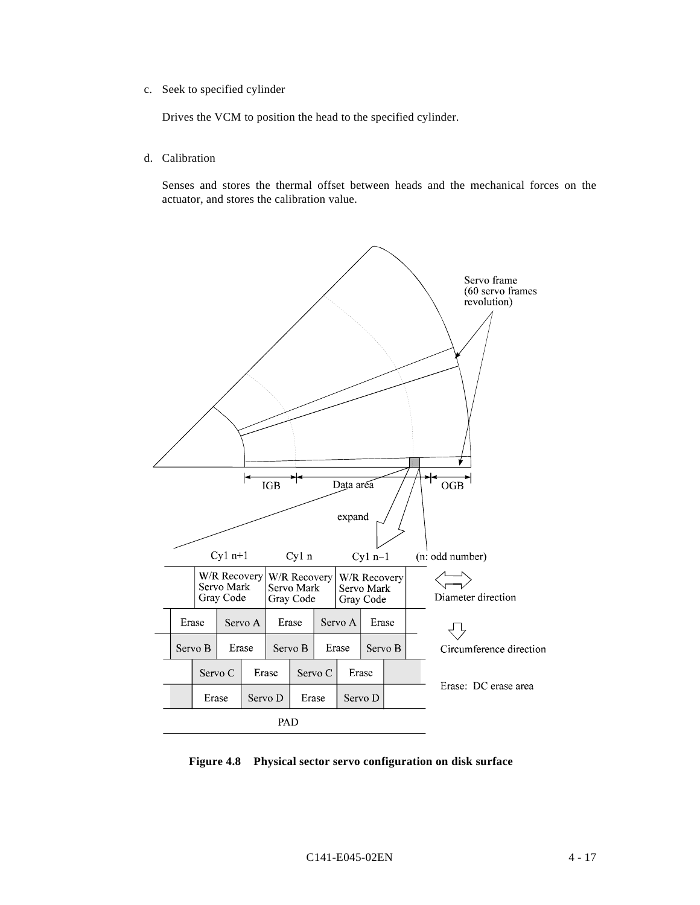c. Seek to specified cylinder

Drives the VCM to position the head to the specified cylinder.

d. Calibration

Senses and stores the thermal offset between heads and the mechanical forces on the actuator, and stores the calibration value.

**Figure 4.8 Physical sector servo configuration on disk surface**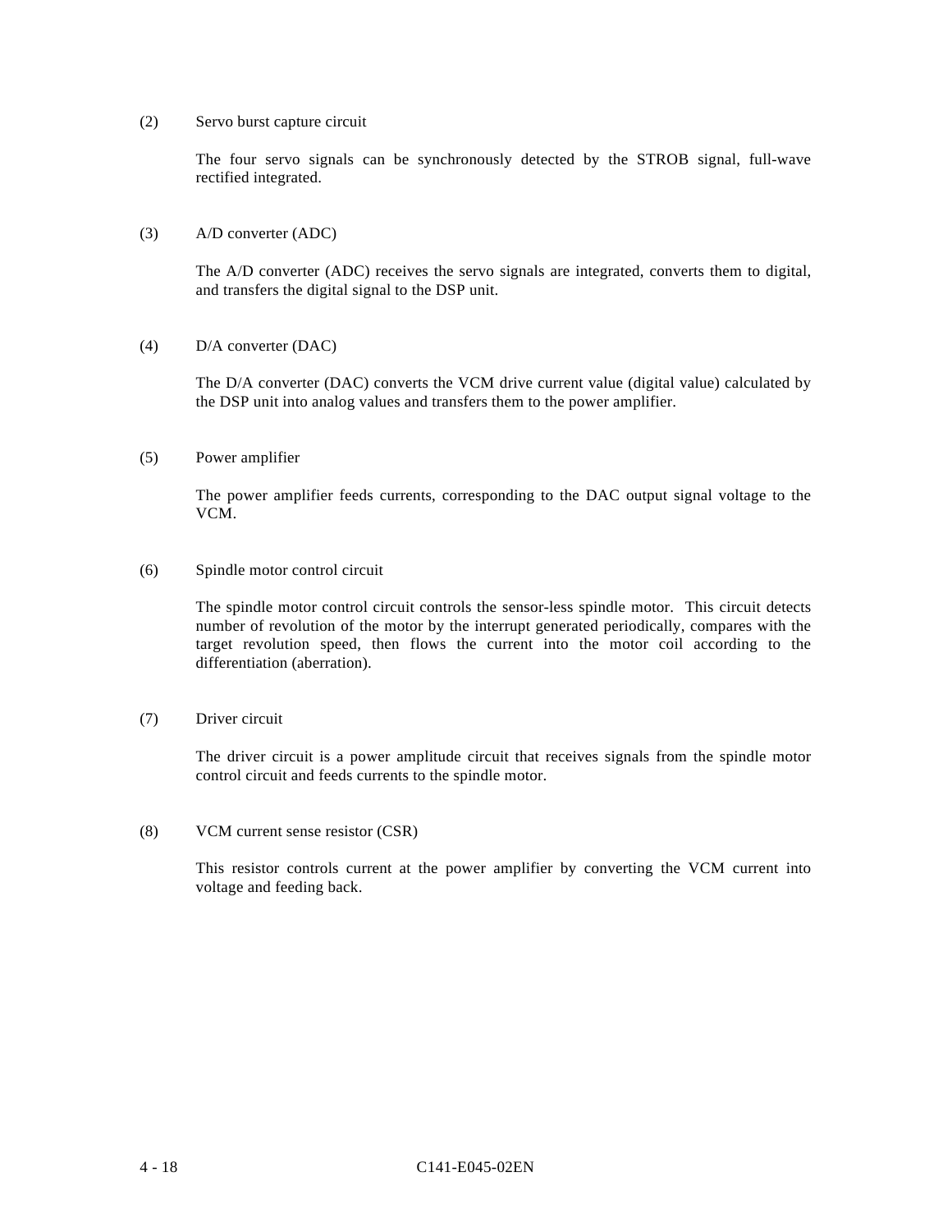(2) Servo burst capture circuit

The four servo signals can be synchronously detected by the STROB signal, full-wave rectified integrated.

(3) A/D converter (ADC)

The A/D converter (ADC) receives the servo signals are integrated, converts them to digital, and transfers the digital signal to the DSP unit.

(4) D/A converter (DAC)

The D/A converter (DAC) converts the VCM drive current value (digital value) calculated by the DSP unit into analog values and transfers them to the power amplifier.

(5) Power amplifier

The power amplifier feeds currents, corresponding to the DAC output signal voltage to the VCM.

(6) Spindle motor control circuit

The spindle motor control circuit controls the sensor-less spindle motor. This circuit detects number of revolution of the motor by the interrupt generated periodically, compares with the target revolution speed, then flows the current into the motor coil according to the differentiation (aberration).

(7) Driver circuit

The driver circuit is a power amplitude circuit that receives signals from the spindle motor control circuit and feeds currents to the spindle motor.

(8) VCM current sense resistor (CSR)

This resistor controls current at the power amplifier by converting the VCM current into voltage and feeding back.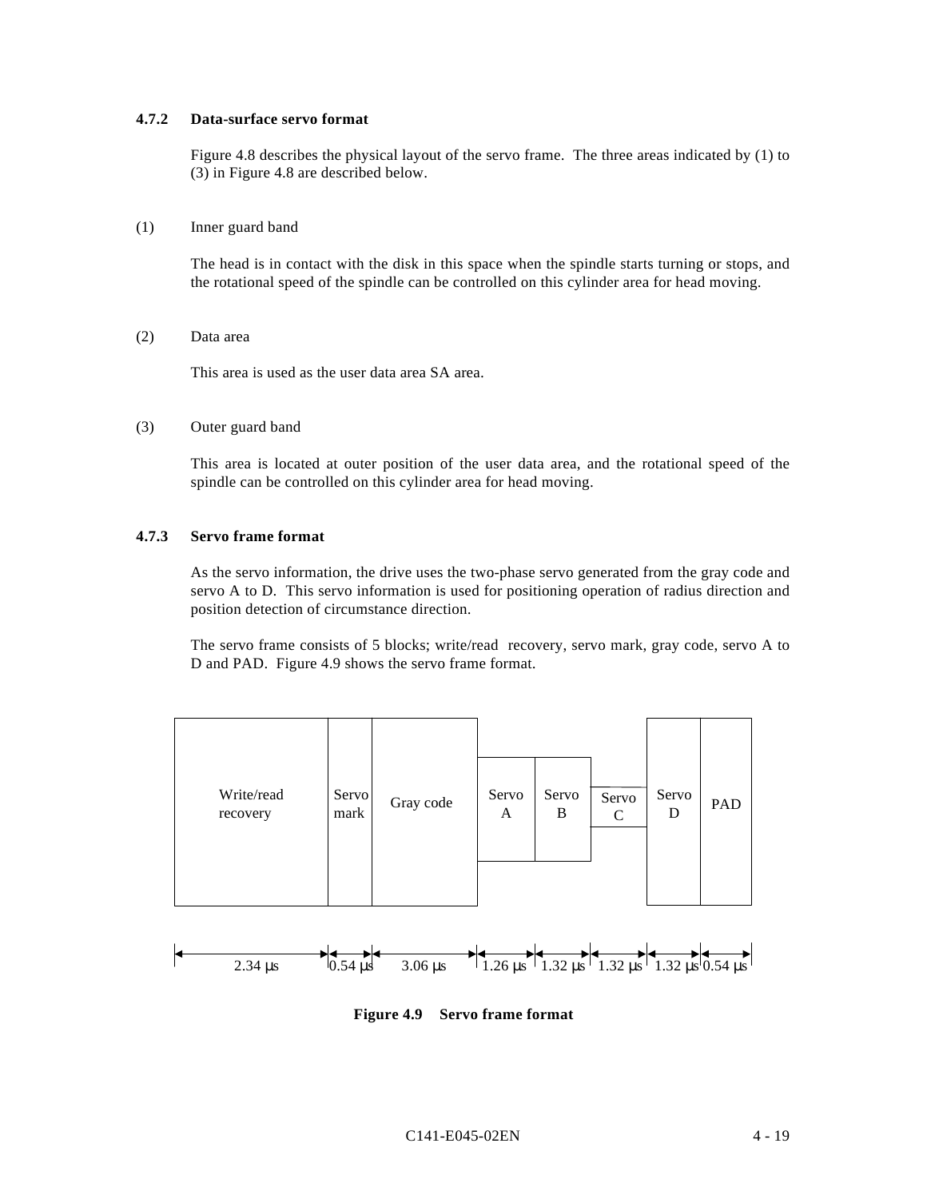### 4.7.2 Data-surface servo format

Figure 4.8 describes the physical layout of the servo frame. The three areas indicated by (1) to (3) in Figure 4.8 are described below.

(1) Inner guard band

The head is in contact with the disk in this space when the spindle starts turning or stops, and the rotational speed of the spindle can be controlled on this cylinder area for head moving.

(2) Data area

This area is used as the user data area SA area.

(3) Outer guard band

This area is located at outer position of the user data area, and the rotational speed of the spindle can be controlled on this cylinder area for head moving.

### 4.7.3 Servo frame format

As the servo information, the drive uses the two-phase servo generated from the gray code and servo A to D. This servo information is used for positioning operation of radius direction and position detection of circumstance direction.

The servo frame consists of 5 blocks; write/read recovery, servo mark, gray code, servo A to D and PAD. Figure 4.9 shows the servo frame format.

| Write/read recovery | Servo mark | Gray code | Servo A | Servo B | Servo C | Servo D | PAD |
|---|---|---|---|---|---|---|---|
| 2.34 μs | 0.54 μs | 3.06 μs | 1.26 μs | 1.32 μs | 1.32 μs | 1.32 μs | 0.54 μs |

**Figure 4.9 Servo frame format**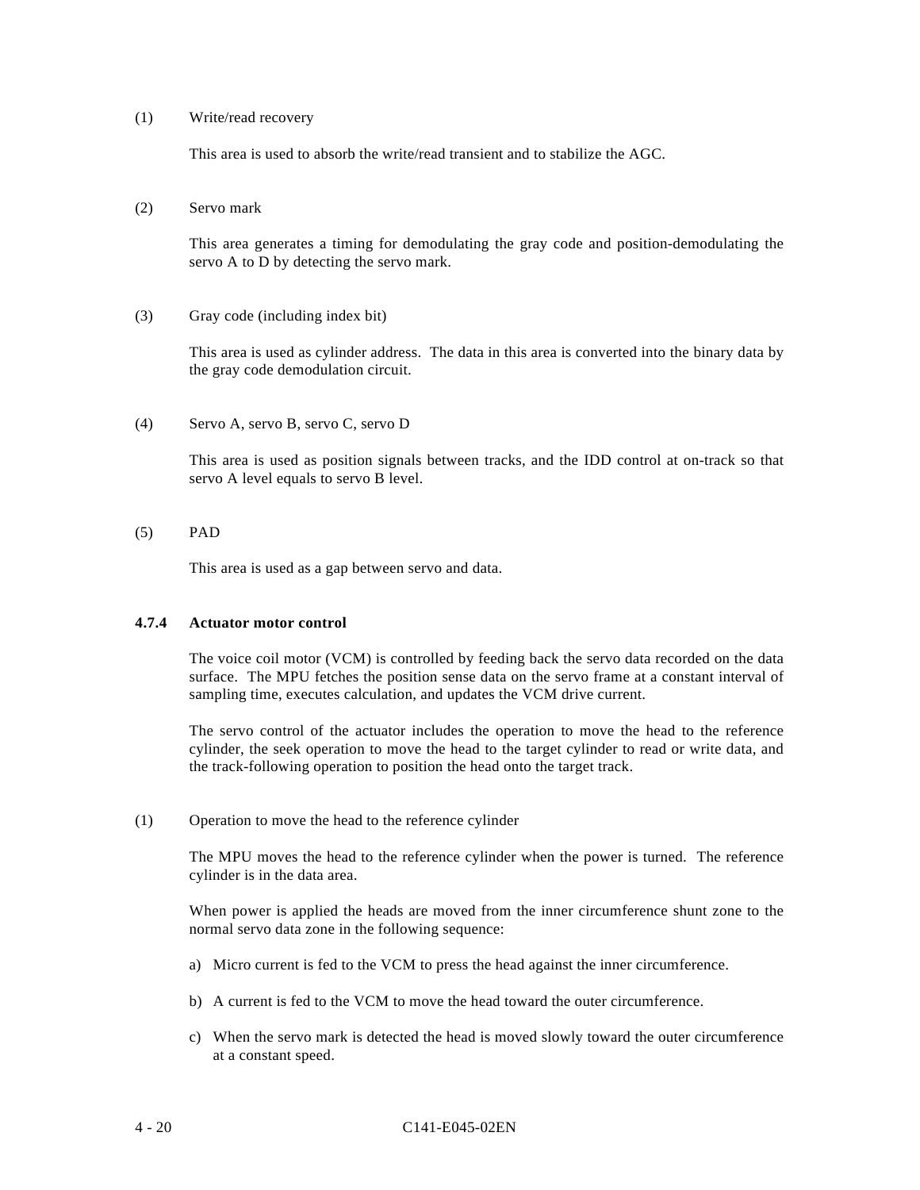(1) Write/read recovery

This area is used to absorb the write/read transient and to stabilize the AGC.

(2) Servo mark

This area generates a timing for demodulating the gray code and position-demodulating the servo A to D by detecting the servo mark.

(3) Gray code (including index bit)

This area is used as cylinder address. The data in this area is converted into the binary data by the gray code demodulation circuit.

(4) Servo A, servo B, servo C, servo D

This area is used as position signals between tracks, and the IDD control at on-track so that servo A level equals to servo B level.

(5) PAD

This area is used as a gap between servo and data.

### 4.7.4 Actuator motor control

The voice coil motor (VCM) is controlled by feeding back the servo data recorded on the data surface. The MPU fetches the position sense data on the servo frame at a constant interval of sampling time, executes calculation, and updates the VCM drive current.

The servo control of the actuator includes the operation to move the head to the reference cylinder, the seek operation to move the head to the target cylinder to read or write data, and the track-following operation to position the head onto the target track.

(1) Operation to move the head to the reference cylinder

The MPU moves the head to the reference cylinder when the power is turned. The reference cylinder is in the data area.

When power is applied the heads are moved from the inner circumference shunt zone to the normal servo data zone in the following sequence:

a) Micro current is fed to the VCM to press the head against the inner circumference.

b) A current is fed to the VCM to move the head toward the outer circumference.

c) When the servo mark is detected the head is moved slowly toward the outer circumference at a constant speed.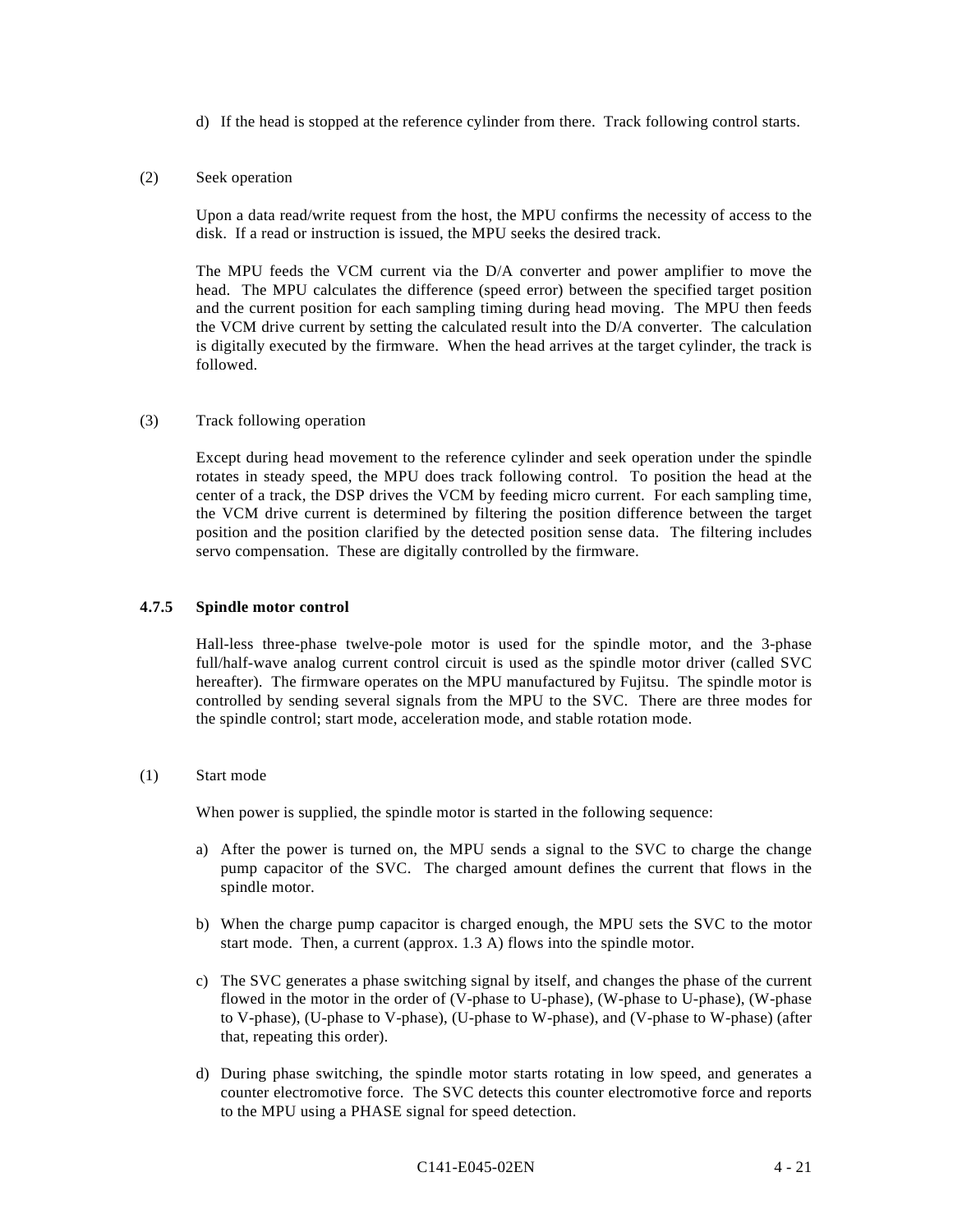d) If the head is stopped at the reference cylinder from there. Track following control starts.

(2) Seek operation

Upon a data read/write request from the host, the MPU confirms the necessity of access to the disk. If a read or instruction is issued, the MPU seeks the desired track.

The MPU feeds the VCM current via the D/A converter and power amplifier to move the head. The MPU calculates the difference (speed error) between the specified target position and the current position for each sampling timing during head moving. The MPU then feeds the VCM drive current by setting the calculated result into the D/A converter. The calculation is digitally executed by the firmware. When the head arrives at the target cylinder, the track is followed.

(3) Track following operation

Except during head movement to the reference cylinder and seek operation under the spindle rotates in steady speed, the MPU does track following control. To position the head at the center of a track, the DSP drives the VCM by feeding micro current. For each sampling time, the VCM drive current is determined by filtering the position difference between the target position and the position clarified by the detected position sense data. The filtering includes servo compensation. These are digitally controlled by the firmware.

### 4.7.5 Spindle motor control

Hall-less three-phase twelve-pole motor is used for the spindle motor, and the 3-phase full/half-wave analog current control circuit is used as the spindle motor driver (called SVC hereafter). The firmware operates on the MPU manufactured by Fujitsu. The spindle motor is controlled by sending several signals from the MPU to the SVC. There are three modes for the spindle control; start mode, acceleration mode, and stable rotation mode.

(1) Start mode

When power is supplied, the spindle motor is started in the following sequence:

a) After the power is turned on, the MPU sends a signal to the SVC to charge the change pump capacitor of the SVC. The charged amount defines the current that flows in the spindle motor.

b) When the charge pump capacitor is charged enough, the MPU sets the SVC to the motor start mode. Then, a current (approx. 1.3 A) flows into the spindle motor.

c) The SVC generates a phase switching signal by itself, and changes the phase of the current flowed in the motor in the order of (V-phase to U-phase), (W-phase to U-phase), (W-phase to V-phase), (U-phase to V-phase), (U-phase to W-phase), and (V-phase to W-phase) (after that, repeating this order).

d) During phase switching, the spindle motor starts rotating in low speed, and generates a counter electromotive force. The SVC detects this counter electromotive force and reports to the MPU using a PHASE signal for speed detection.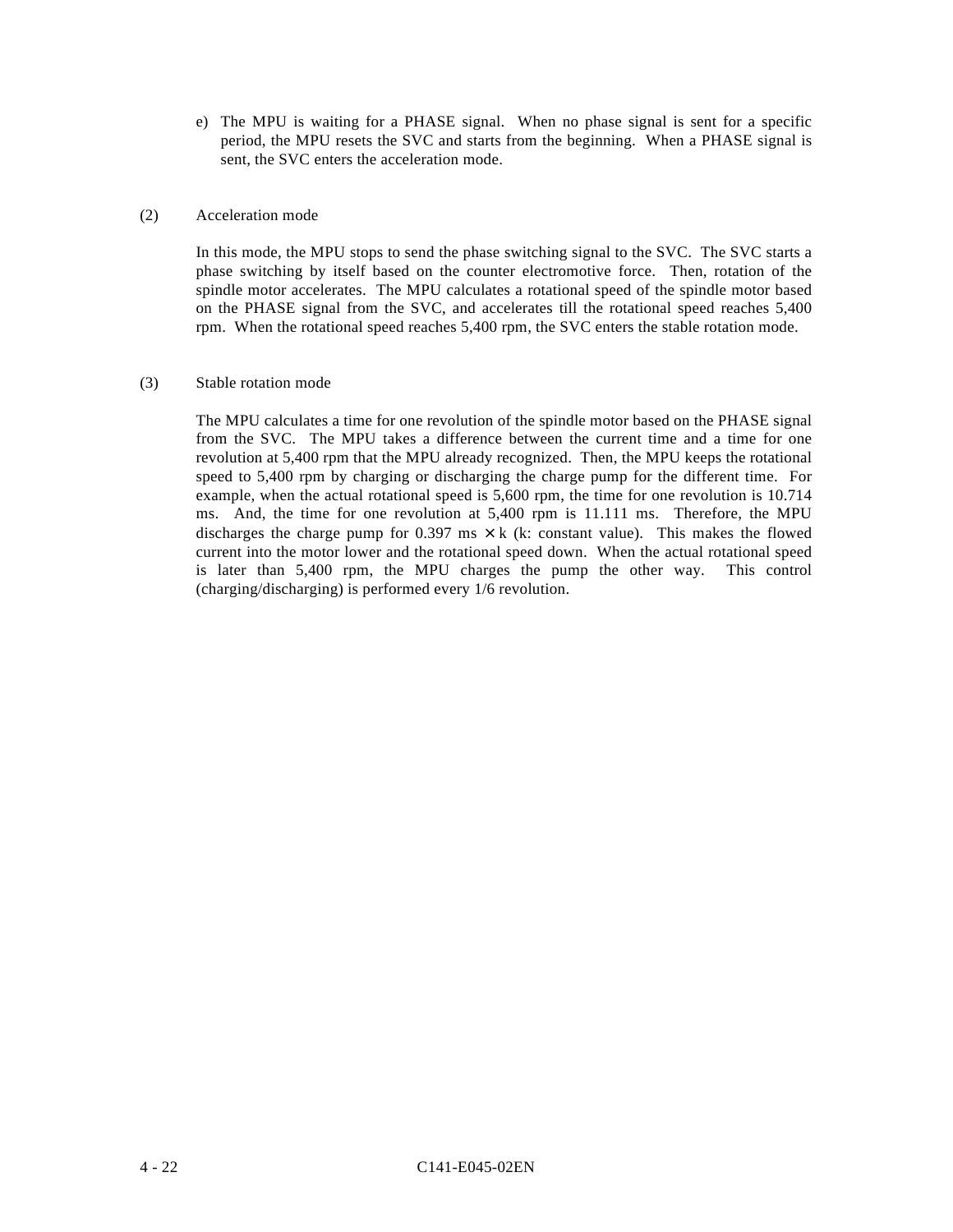e) The MPU is waiting for a PHASE signal. When no phase signal is sent for a specific period, the MPU resets the SVC and starts from the beginning. When a PHASE signal is sent, the SVC enters the acceleration mode.

(2) Acceleration mode

In this mode, the MPU stops to send the phase switching signal to the SVC. The SVC starts a phase switching by itself based on the counter electromotive force. Then, rotation of the spindle motor accelerates. The MPU calculates a rotational speed of the spindle motor based on the PHASE signal from the SVC, and accelerates till the rotational speed reaches 5,400 rpm. When the rotational speed reaches 5,400 rpm, the SVC enters the stable rotation mode.

(3) Stable rotation mode

The MPU calculates a time for one revolution of the spindle motor based on the PHASE signal from the SVC. The MPU takes a difference between the current time and a time for one revolution at 5,400 rpm that the MPU already recognized. Then, the MPU keeps the rotational speed to 5,400 rpm by charging or discharging the charge pump for the different time. For example, when the actual rotational speed is 5,600 rpm, the time for one revolution is 10.714 ms. And, the time for one revolution at 5,400 rpm is 11.111 ms. Therefore, the MPU discharges the charge pump for 0.397 ms $\times$ k (k: constant value). This makes the flowed current into the motor lower and the rotational speed down. When the actual rotational speed is later than 5,400 rpm, the MPU charges the pump the other way. This control (charging/discharging) is performed every 1/6 revolution.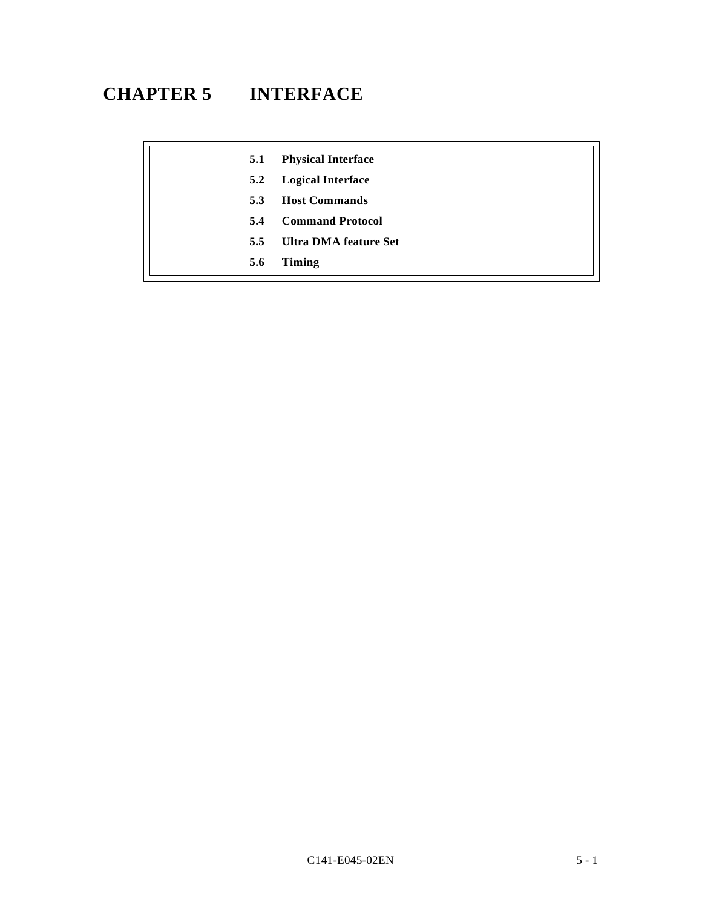# CHAPTER 5 INTERFACE

- **5.1 Physical Interface**
- **5.2 Logical Interface**
- **5.3 Host Commands**
- **5.4 Command Protocol**
- **5.5 Ultra DMA feature Set**
- **5.6 Timing**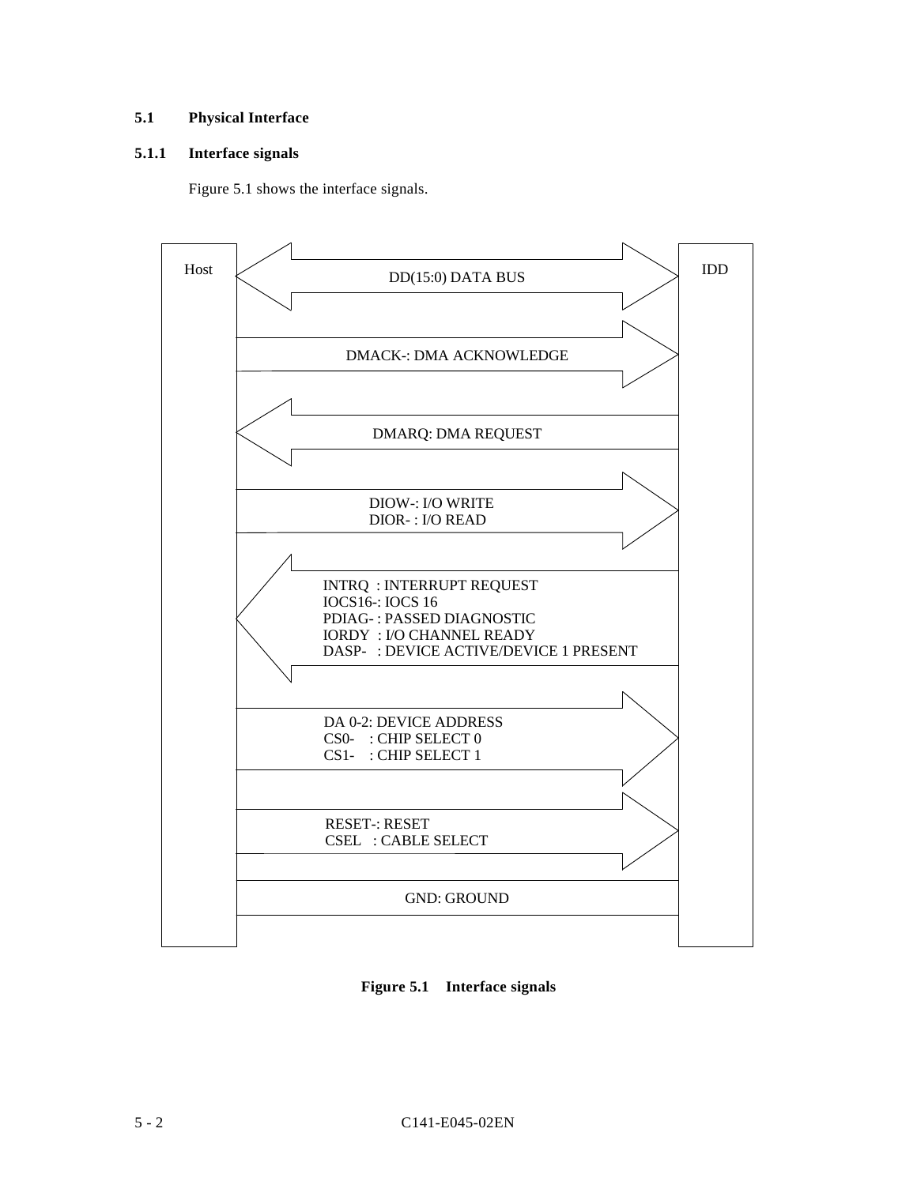## 5.1 Physical Interface

### 5.1.1 Interface signals

Figure 5.1 shows the interface signals.

| Host | Direction | Signal | IDD |
|---|---|---|---|
| | ↔ | DD(15:0) DATA BUS | |
| | → | DMACK-: DMA ACKNOWLEDGE | |
| | ← | DMARQ: DMA REQUEST | |
| | → | DIOW-: I/O WRITE<br>DIOR- : I/O READ | |
| | ← | INTRQ : INTERRUPT REQUEST<br>IOCS16-: IOCS 16<br>PDIAG- : PASSED DIAGNOSTIC<br>IORDY : I/O CHANNEL READY<br>DASP- : DEVICE ACTIVE/DEVICE 1 PRESENT | |
| | → | DA 0-2: DEVICE ADDRESS<br>CS0- : CHIP SELECT 0<br>CS1- : CHIP SELECT 1 | |
| | → | RESET-: RESET<br>CSEL : CABLE SELECT | |
| | — | GND: GROUND | |

**Figure 5.1 Interface signals**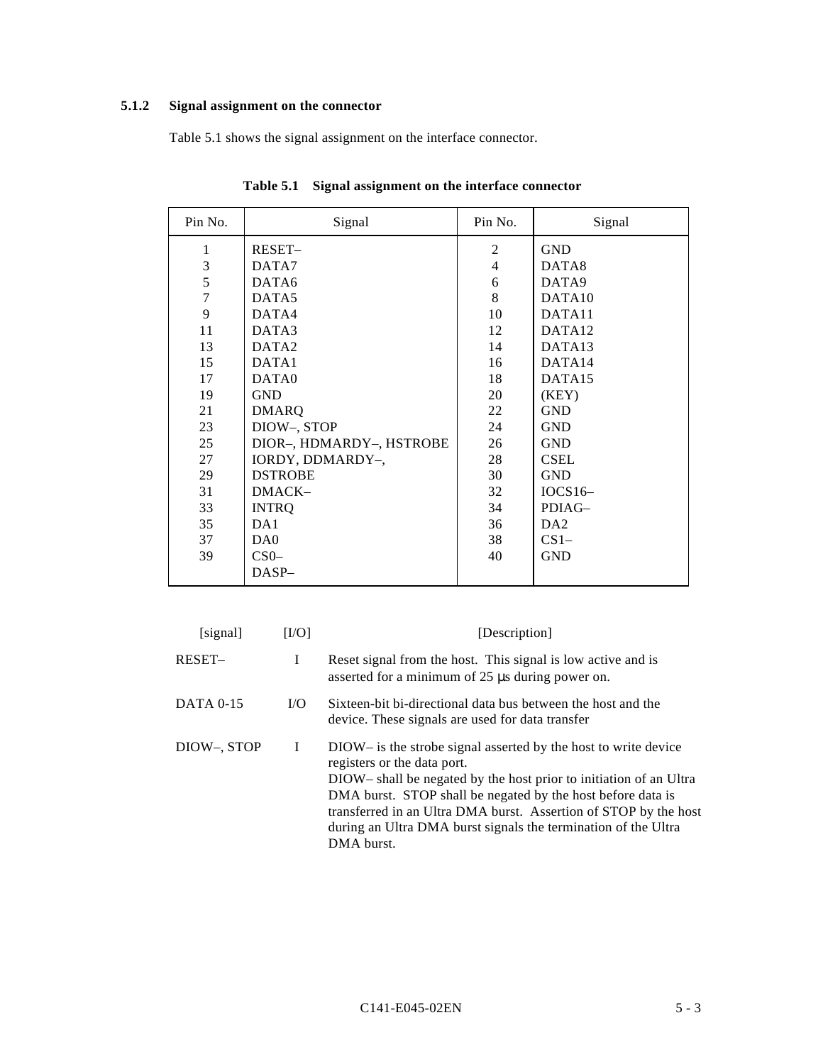### 5.1.2 Signal assignment on the connector

Table 5.1 shows the signal assignment on the interface connector.

**Table 5.1 Signal assignment on the interface connector**

| Pin No. | Signal | Pin No. | Signal |
|---|---|---|---|
| 1 | RESET– | 2 | GND |
| 3 | DATA7 | 4 | DATA8 |
| 5 | DATA6 | 6 | DATA9 |
| 7 | DATA5 | 8 | DATA10 |
| 9 | DATA4 | 10 | DATA11 |
| 11 | DATA3 | 12 | DATA12 |
| 13 | DATA2 | 14 | DATA13 |
| 15 | DATA1 | 16 | DATA14 |
| 17 | DATA0 | 18 | DATA15 |
| 19 | GND | 20 | (KEY) |
| 21 | DMARQ | 22 | GND |
| 23 | DIOW–, STOP | 24 | GND |
| 25 | DIOR–, HDMARDY–, HSTROBE | 26 | GND |
| 27 | IORDY, DDMARDY–, | 28 | CSEL |
| 29 | DSTROBE | 30 | GND |
| 31 | DMACK– | 32 | IOCS16– |
| 33 | INTRQ | 34 | PDIAG– |
| 35 | DA1 | 36 | DA2 |
| 37 | DA0 | 38 | CS1– |
| 39 | CS0– | 40 | GND |
| | DASP– | | |

| [signal] | [I/O] | [Description] |
|---|---|---|
| RESET– | I | Reset signal from the host. This signal is low active and is asserted for a minimum of 25 µs during power on. |
| DATA 0-15 | I/O | Sixteen-bit bi-directional data bus between the host and the device. These signals are used for data transfer |
| DIOW–, STOP | I | DIOW– is the strobe signal asserted by the host to write device registers or the data port. DIOW– shall be negated by the host prior to initiation of an Ultra DMA burst. STOP shall be negated by the host before data is transferred in an Ultra DMA burst. Assertion of STOP by the host during an Ultra DMA burst signals the termination of the Ultra DMA burst. |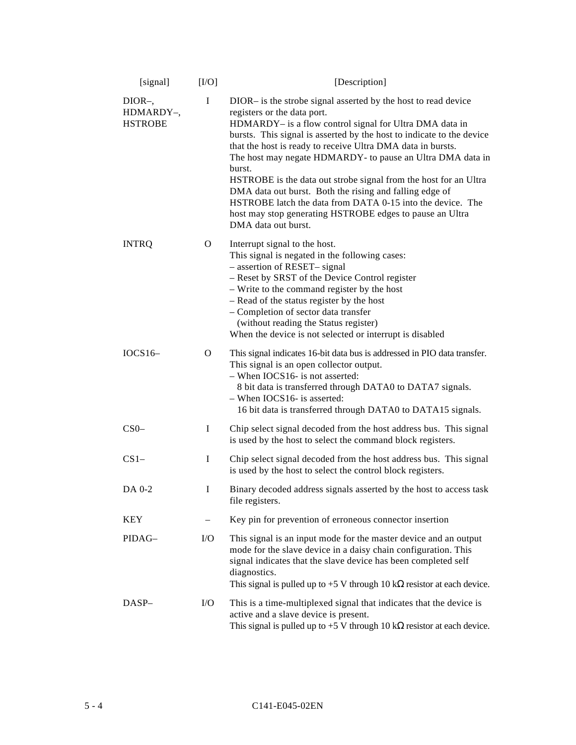| [signal] | [I/O] | [Description] |
|---|---|---|
| DIOR–, HDMARDY–, HSTROBE | I | DIOR– is the strobe signal asserted by the host to read device registers or the data port.<br>HDMARDY– is a flow control signal for Ultra DMA data in bursts. This signal is asserted by the host to indicate to the device that the host is ready to receive Ultra DMA data in bursts.<br>The host may negate HDMARDY- to pause an Ultra DMA data in burst.<br>HSTROBE is the data out strobe signal from the host for an Ultra DMA data out burst. Both the rising and falling edge of HSTROBE latch the data from DATA 0-15 into the device. The host may stop generating HSTROBE edges to pause an Ultra DMA data out burst. |
| INTRQ | O | Interrupt signal to the host.<br>This signal is negated in the following cases:<br>– assertion of RESET– signal<br>– Reset by SRST of the Device Control register<br>– Write to the command register by the host<br>– Read of the status register by the host<br>– Completion of sector data transfer<br>(without reading the Status register)<br>When the device is not selected or interrupt is disabled |
| IOCS16– | O | This signal indicates 16-bit data bus is addressed in PIO data transfer.<br>This signal is an open collector output.<br>– When IOCS16- is not asserted:<br>8 bit data is transferred through DATA0 to DATA7 signals.<br>– When IOCS16- is asserted:<br>16 bit data is transferred through DATA0 to DATA15 signals. |
| CS0– | I | Chip select signal decoded from the host address bus. This signal is used by the host to select the command block registers. |
| CS1– | I | Chip select signal decoded from the host address bus. This signal is used by the host to select the control block registers. |
| DA 0-2 | I | Binary decoded address signals asserted by the host to access task file registers. |
| KEY | – | Key pin for prevention of erroneous connector insertion |
| PIDAG– | I/O | This signal is an input mode for the master device and an output mode for the slave device in a daisy chain configuration. This signal indicates that the slave device has been completed self diagnostics.<br>This signal is pulled up to +5 V through 10 kΩ resistor at each device. |
| DASP– | I/O | This is a time-multiplexed signal that indicates that the device is active and a slave device is present.<br>This signal is pulled up to +5 V through 10 kΩ resistor at each device. |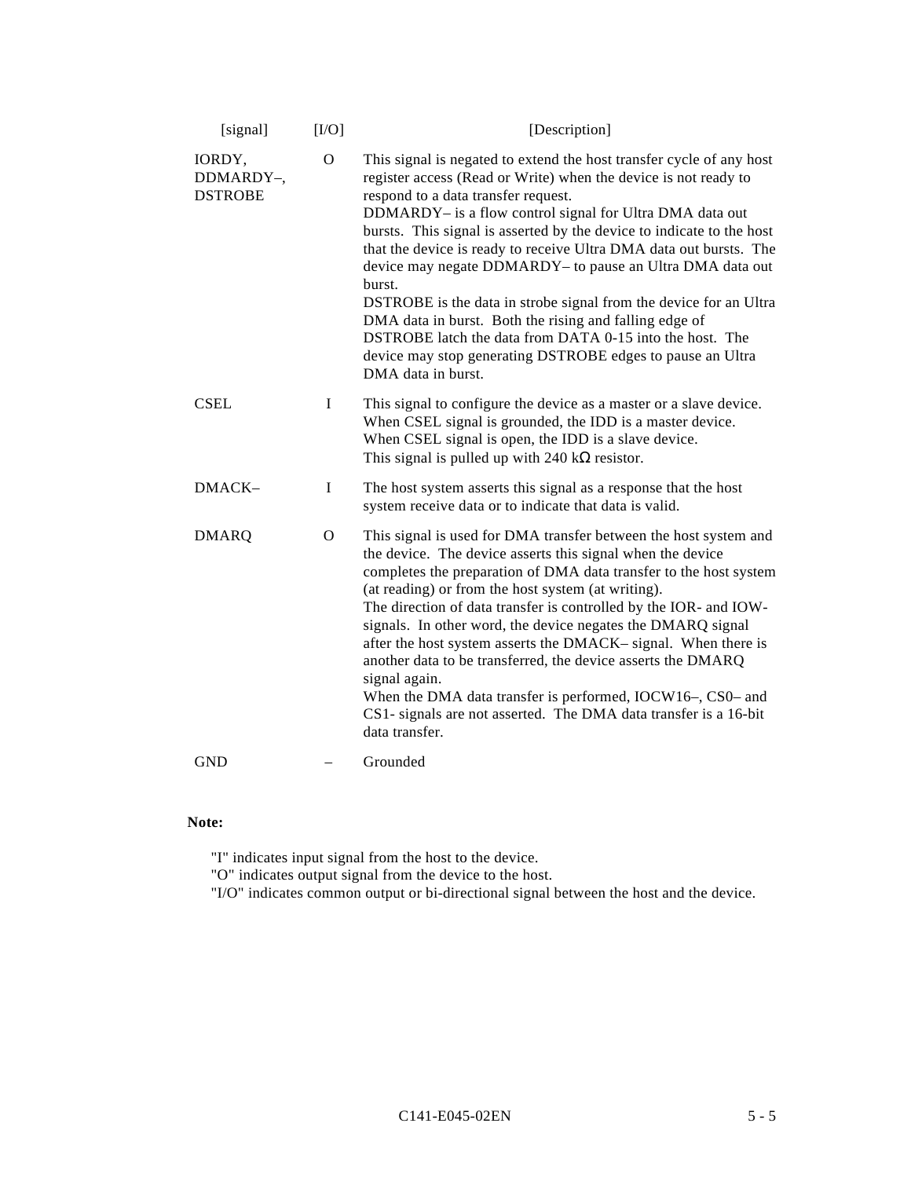| [signal] | [I/O] | [Description] |
|---|---|---|
| IORDY, DDMARDY–, DSTROBE | O | This signal is negated to extend the host transfer cycle of any host register access (Read or Write) when the device is not ready to respond to a data transfer request.<br>DDMARDY– is a flow control signal for Ultra DMA data out bursts. This signal is asserted by the device to indicate to the host that the device is ready to receive Ultra DMA data out bursts. The device may negate DDMARDY– to pause an Ultra DMA data out burst.<br>DSTROBE is the data in strobe signal from the device for an Ultra DMA data in burst. Both the rising and falling edge of DSTROBE latch the data from DATA 0-15 into the host. The device may stop generating DSTROBE edges to pause an Ultra DMA data in burst. |
| CSEL | I | This signal to configure the device as a master or a slave device.<br>When CSEL signal is grounded, the IDD is a master device.<br>When CSEL signal is open, the IDD is a slave device.<br>This signal is pulled up with 240 kΩ resistor. |
| DMACK– | I | The host system asserts this signal as a response that the host system receive data or to indicate that data is valid. |
| DMARQ | O | This signal is used for DMA transfer between the host system and the device. The device asserts this signal when the device completes the preparation of DMA data transfer to the host system (at reading) or from the host system (at writing).<br>The direction of data transfer is controlled by the IOR- and IOW- signals. In other word, the device negates the DMARQ signal after the host system asserts the DMACK– signal. When there is another data to be transferred, the device asserts the DMARQ signal again.<br>When the DMA data transfer is performed, IOCW16–, CS0– and CS1- signals are not asserted. The DMA data transfer is a 16-bit data transfer. |
| GND | – | Grounded |

**Note:**

"I" indicates input signal from the host to the device.
"O" indicates output signal from the device to the host.
"I/O" indicates common output or bi-directional signal between the host and the device.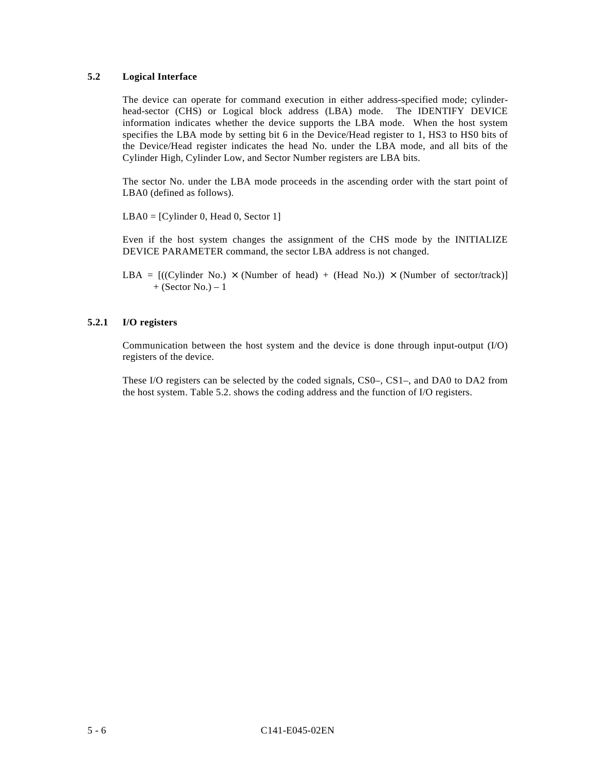## 5.2 Logical Interface

The device can operate for command execution in either address-specified mode; cylinder-head-sector (CHS) or Logical block address (LBA) mode. The IDENTIFY DEVICE information indicates whether the device supports the LBA mode. When the host system specifies the LBA mode by setting bit 6 in the Device/Head register to 1, HS3 to HS0 bits of the Device/Head register indicates the head No. under the LBA mode, and all bits of the Cylinder High, Cylinder Low, and Sector Number registers are LBA bits.

The sector No. under the LBA mode proceeds in the ascending order with the start point of LBA0 (defined as follows).

LBA0 = [Cylinder 0, Head 0, Sector 1]

Even if the host system changes the assignment of the CHS mode by the INITIALIZE DEVICE PARAMETER command, the sector LBA address is not changed.

LBA = [((Cylinder No.) × (Number of head) + (Head No.)) × (Number of sector/track)] + (Sector No.) – 1

### 5.2.1 I/O registers

Communication between the host system and the device is done through input-output (I/O) registers of the device.

These I/O registers can be selected by the coded signals, CS0–, CS1–, and DA0 to DA2 from the host system. Table 5.2. shows the coding address and the function of I/O registers.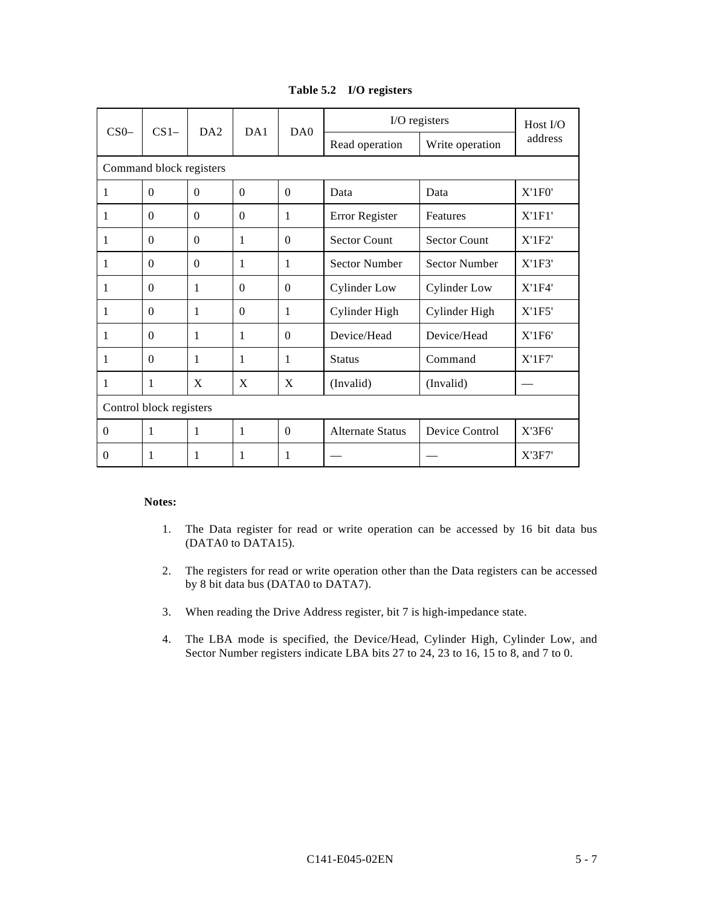**Table 5.2 I/O registers**

| CS0– | CS1– | DA2 | DA1 | DA0 | I/O registers | | Host I/O address |
|---|---|---|---|---|---|---|---|
| | | | | | Read operation | Write operation | |
| Command block registers | | | | | | | |
| 1 | 0 | 0 | 0 | 0 | Data | Data | X'1F0' |
| 1 | 0 | 0 | 0 | 1 | Error Register | Features | X'1F1' |
| 1 | 0 | 0 | 1 | 0 | Sector Count | Sector Count | X'1F2' |
| 1 | 0 | 0 | 1 | 1 | Sector Number | Sector Number | X'1F3' |
| 1 | 0 | 1 | 0 | 0 | Cylinder Low | Cylinder Low | X'1F4' |
| 1 | 0 | 1 | 0 | 1 | Cylinder High | Cylinder High | X'1F5' |
| 1 | 0 | 1 | 1 | 0 | Device/Head | Device/Head | X'1F6' |
| 1 | 0 | 1 | 1 | 1 | Status | Command | X'1F7' |
| 1 | 1 | X | X | X | (Invalid) | (Invalid) | — |
| Control block registers | | | | | | | |
| 0 | 1 | 1 | 1 | 0 | Alternate Status | Device Control | X'3F6' |
| 0 | 1 | 1 | 1 | 1 | — | — | X'3F7' |

**Notes:**

1. The Data register for read or write operation can be accessed by 16 bit data bus (DATA0 to DATA15).

2. The registers for read or write operation other than the Data registers can be accessed by 8 bit data bus (DATA0 to DATA7).

3. When reading the Drive Address register, bit 7 is high-impedance state.

4. The LBA mode is specified, the Device/Head, Cylinder High, Cylinder Low, and Sector Number registers indicate LBA bits 27 to 24, 23 to 16, 15 to 8, and 7 to 0.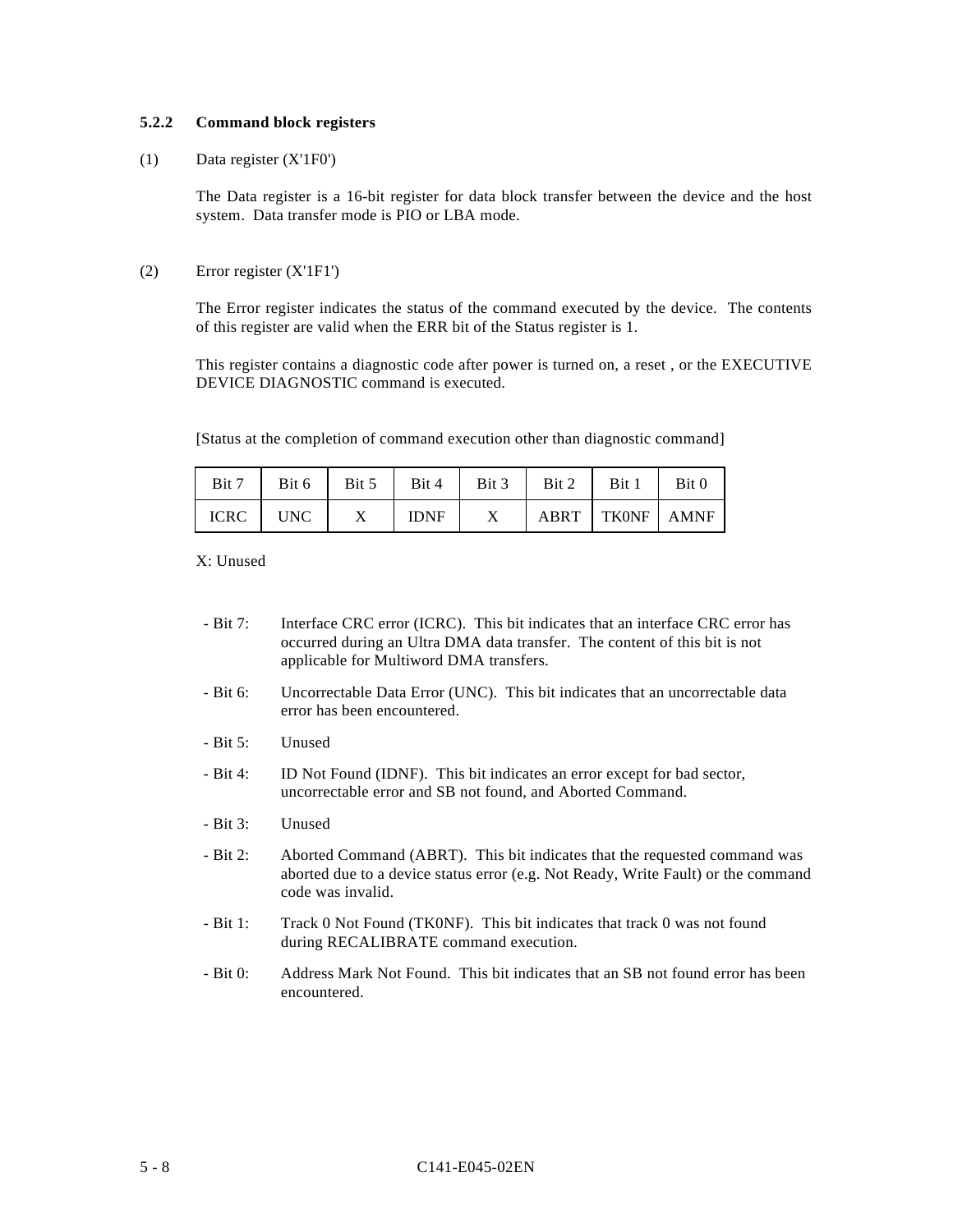### 5.2.2 Command block registers

(1) Data register (X'1F0')

The Data register is a 16-bit register for data block transfer between the device and the host system. Data transfer mode is PIO or LBA mode.

(2) Error register (X'1F1')

The Error register indicates the status of the command executed by the device. The contents of this register are valid when the ERR bit of the Status register is 1.

This register contains a diagnostic code after power is turned on, a reset , or the EXECUTIVE DEVICE DIAGNOSTIC command is executed.

[Status at the completion of command execution other than diagnostic command]

| Bit 7 | Bit 6 | Bit 5 | Bit 4 | Bit 3 | Bit 2 | Bit 1 | Bit 0 |
|---|---|---|---|---|---|---|---|
| ICRC | UNC | X | IDNF | X | ABRT | TK0NF | AMNF |

X: Unused

- Bit 7: Interface CRC error (ICRC). This bit indicates that an interface CRC error has occurred during an Ultra DMA data transfer. The content of this bit is not applicable for Multiword DMA transfers.
- Bit 6: Uncorrectable Data Error (UNC). This bit indicates that an uncorrectable data error has been encountered.
- Bit 5: Unused
- Bit 4: ID Not Found (IDNF). This bit indicates an error except for bad sector, uncorrectable error and SB not found, and Aborted Command.
- Bit 3: Unused
- Bit 2: Aborted Command (ABRT). This bit indicates that the requested command was aborted due to a device status error (e.g. Not Ready, Write Fault) or the command code was invalid.
- Bit 1: Track 0 Not Found (TK0NF). This bit indicates that track 0 was not found during RECALIBRATE command execution.
- Bit 0: Address Mark Not Found. This bit indicates that an SB not found error has been encountered.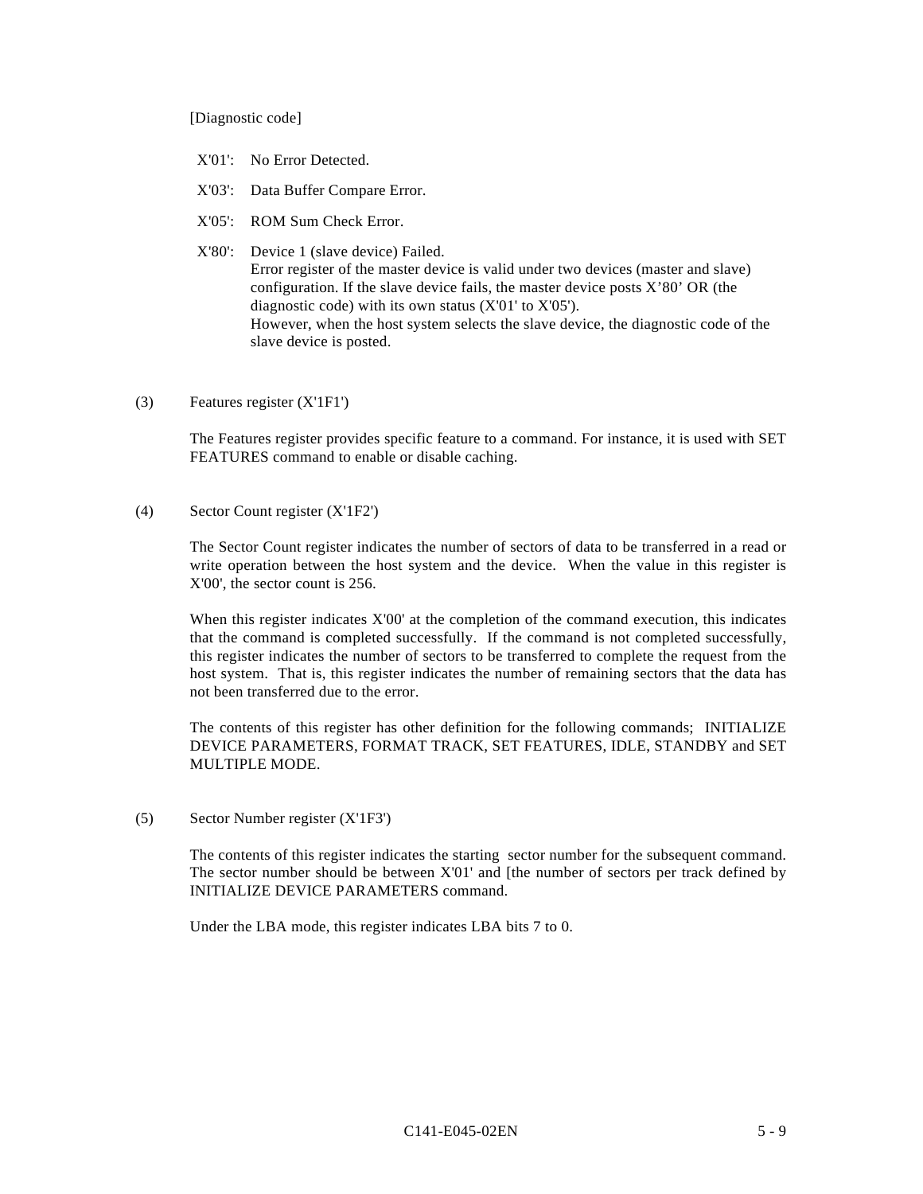[Diagnostic code]

X'01': No Error Detected.

X'03': Data Buffer Compare Error.

X'05': ROM Sum Check Error.

X'80': Device 1 (slave device) Failed.
Error register of the master device is valid under two devices (master and slave) configuration. If the slave device fails, the master device posts X’80’ OR (the diagnostic code) with its own status (X'01' to X'05').
However, when the host system selects the slave device, the diagnostic code of the slave device is posted.

(3) Features register (X'1F1')

The Features register provides specific feature to a command. For instance, it is used with SET FEATURES command to enable or disable caching.

(4) Sector Count register (X'1F2')

The Sector Count register indicates the number of sectors of data to be transferred in a read or write operation between the host system and the device. When the value in this register is X'00', the sector count is 256.

When this register indicates X'00' at the completion of the command execution, this indicates that the command is completed successfully. If the command is not completed successfully, this register indicates the number of sectors to be transferred to complete the request from the host system. That is, this register indicates the number of remaining sectors that the data has not been transferred due to the error.

The contents of this register has other definition for the following commands; INITIALIZE DEVICE PARAMETERS, FORMAT TRACK, SET FEATURES, IDLE, STANDBY and SET MULTIPLE MODE.

(5) Sector Number register (X'1F3')

The contents of this register indicates the starting sector number for the subsequent command. The sector number should be between X'01' and [the number of sectors per track defined by INITIALIZE DEVICE PARAMETERS command.

Under the LBA mode, this register indicates LBA bits 7 to 0.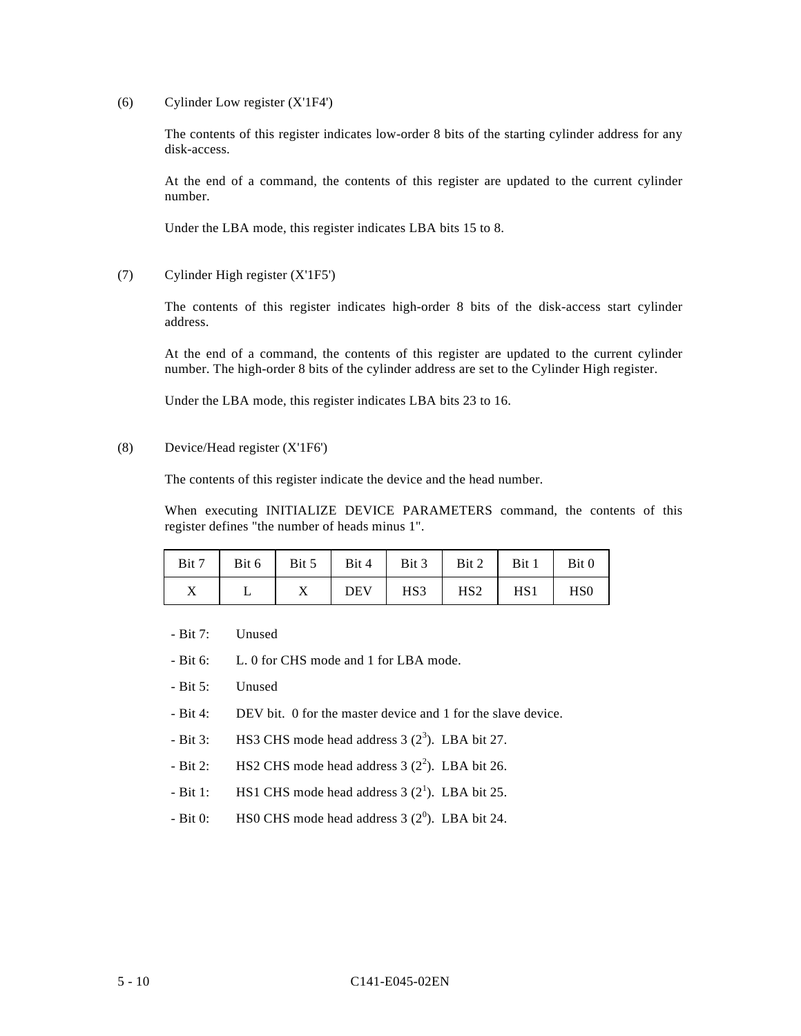(6) Cylinder Low register (X'1F4')

The contents of this register indicates low-order 8 bits of the starting cylinder address for any disk-access.

At the end of a command, the contents of this register are updated to the current cylinder number.

Under the LBA mode, this register indicates LBA bits 15 to 8.

(7) Cylinder High register (X'1F5')

The contents of this register indicates high-order 8 bits of the disk-access start cylinder address.

At the end of a command, the contents of this register are updated to the current cylinder number. The high-order 8 bits of the cylinder address are set to the Cylinder High register.

Under the LBA mode, this register indicates LBA bits 23 to 16.

(8) Device/Head register (X'1F6')

The contents of this register indicate the device and the head number.

When executing INITIALIZE DEVICE PARAMETERS command, the contents of this register defines "the number of heads minus 1".

| Bit 7 | Bit 6 | Bit 5 | Bit 4 | Bit 3 | Bit 2 | Bit 1 | Bit 0 |
|---|---|---|---|---|---|---|---|
| X | L | X | DEV | HS3 | HS2 | HS1 | HS0 |

- Bit 7: Unused
- Bit 6: L. 0 for CHS mode and 1 for LBA mode.
- Bit 5: Unused
- Bit 4: DEV bit. 0 for the master device and 1 for the slave device.
- Bit 3: HS3 CHS mode head address 3 ($2^3$). LBA bit 27.
- Bit 2: HS2 CHS mode head address 3 ($2^2$). LBA bit 26.
- Bit 1: HS1 CHS mode head address 3 ($2^1$). LBA bit 25.
- Bit 0: HS0 CHS mode head address 3 ($2^0$). LBA bit 24.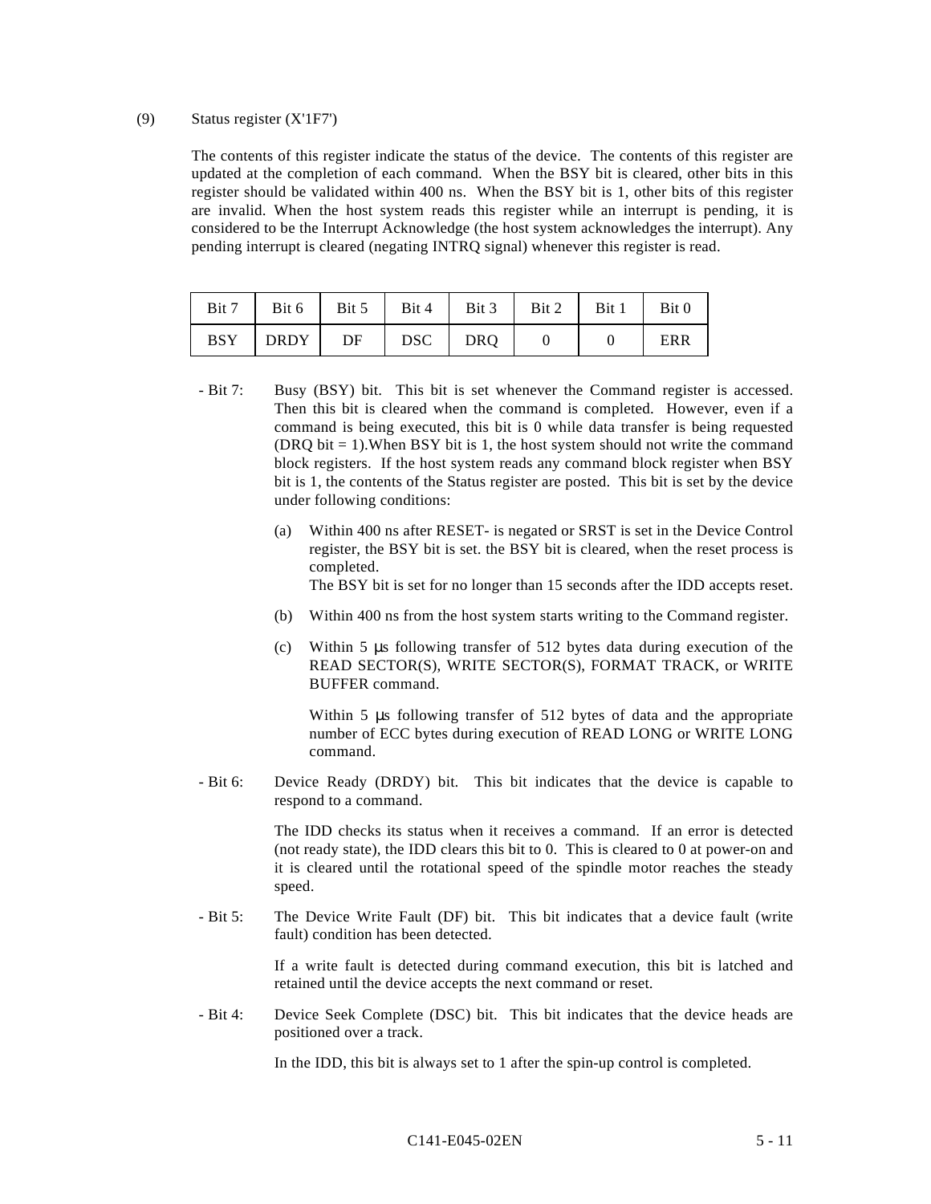(9) Status register (X'1F7')

The contents of this register indicate the status of the device. The contents of this register are updated at the completion of each command. When the BSY bit is cleared, other bits in this register should be validated within 400 ns. When the BSY bit is 1, other bits of this register are invalid. When the host system reads this register while an interrupt is pending, it is considered to be the Interrupt Acknowledge (the host system acknowledges the interrupt). Any pending interrupt is cleared (negating INTRQ signal) whenever this register is read.

| Bit 7 | Bit 6 | Bit 5 | Bit 4 | Bit 3 | Bit 2 | Bit 1 | Bit 0 |
|---|---|---|---|---|---|---|---|
| BSY | DRDY | DF | DSC | DRQ | 0 | 0 | ERR |

- Bit 7: Busy (BSY) bit. This bit is set whenever the Command register is accessed. Then this bit is cleared when the command is completed. However, even if a command is being executed, this bit is 0 while data transfer is being requested (DRQ bit = 1).When BSY bit is 1, the host system should not write the command block registers. If the host system reads any command block register when BSY bit is 1, the contents of the Status register are posted. This bit is set by the device under following conditions:

  (a) Within 400 ns after RESET- is negated or SRST is set in the Device Control register, the BSY bit is set. the BSY bit is cleared, when the reset process is completed.
  The BSY bit is set for no longer than 15 seconds after the IDD accepts reset.

  (b) Within 400 ns from the host system starts writing to the Command register.

  (c) Within 5 µs following transfer of 512 bytes data during execution of the READ SECTOR(S), WRITE SECTOR(S), FORMAT TRACK, or WRITE BUFFER command.

  Within 5 µs following transfer of 512 bytes of data and the appropriate number of ECC bytes during execution of READ LONG or WRITE LONG command.

- Bit 6: Device Ready (DRDY) bit. This bit indicates that the device is capable to respond to a command.

  The IDD checks its status when it receives a command. If an error is detected (not ready state), the IDD clears this bit to 0. This is cleared to 0 at power-on and it is cleared until the rotational speed of the spindle motor reaches the steady speed.

- Bit 5: The Device Write Fault (DF) bit. This bit indicates that a device fault (write fault) condition has been detected.

  If a write fault is detected during command execution, this bit is latched and retained until the device accepts the next command or reset.

- Bit 4: Device Seek Complete (DSC) bit. This bit indicates that the device heads are positioned over a track.

  In the IDD, this bit is always set to 1 after the spin-up control is completed.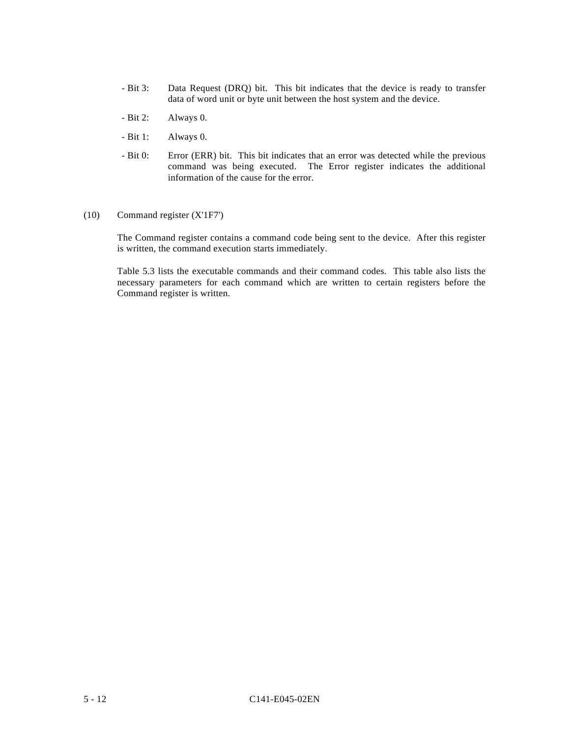- Bit 3: Data Request (DRQ) bit. This bit indicates that the device is ready to transfer data of word unit or byte unit between the host system and the device.

- Bit 2: Always 0.

- Bit 1: Always 0.

- Bit 0: Error (ERR) bit. This bit indicates that an error was detected while the previous command was being executed. The Error register indicates the additional information of the cause for the error.

(10) Command register (X'1F7')

The Command register contains a command code being sent to the device. After this register is written, the command execution starts immediately.

Table 5.3 lists the executable commands and their command codes. This table also lists the necessary parameters for each command which are written to certain registers before the Command register is written.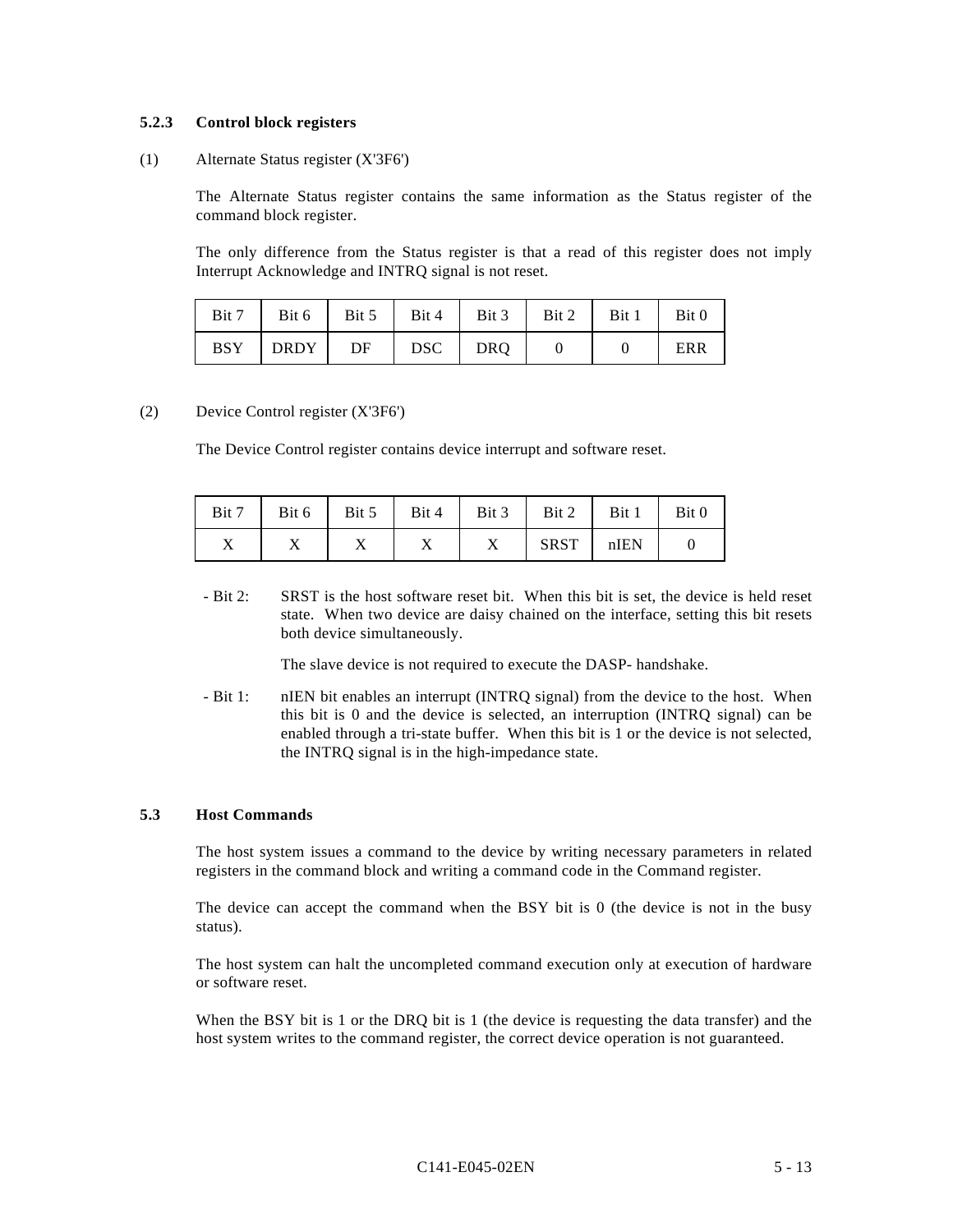### 5.2.3 Control block registers

(1) Alternate Status register (X'3F6')

The Alternate Status register contains the same information as the Status register of the command block register.

The only difference from the Status register is that a read of this register does not imply Interrupt Acknowledge and INTRQ signal is not reset.

| Bit 7 | Bit 6 | Bit 5 | Bit 4 | Bit 3 | Bit 2 | Bit 1 | Bit 0 |
|---|---|---|---|---|---|---|---|
| BSY | DRDY | DF | DSC | DRQ | 0 | 0 | ERR |

(2) Device Control register (X'3F6')

The Device Control register contains device interrupt and software reset.

| Bit 7 | Bit 6 | Bit 5 | Bit 4 | Bit 3 | Bit 2 | Bit 1 | Bit 0 |
|---|---|---|---|---|---|---|---|
| X | X | X | X | X | SRST | nIEN | 0 |

- Bit 2: SRST is the host software reset bit. When this bit is set, the device is held reset state. When two device are daisy chained on the interface, setting this bit resets both device simultaneously.

  The slave device is not required to execute the DASP- handshake.

- Bit 1: nIEN bit enables an interrupt (INTRQ signal) from the device to the host. When this bit is 0 and the device is selected, an interruption (INTRQ signal) can be enabled through a tri-state buffer. When this bit is 1 or the device is not selected, the INTRQ signal is in the high-impedance state.

## 5.3 Host Commands

The host system issues a command to the device by writing necessary parameters in related registers in the command block and writing a command code in the Command register.

The device can accept the command when the BSY bit is 0 (the device is not in the busy status).

The host system can halt the uncompleted command execution only at execution of hardware or software reset.

When the BSY bit is 1 or the DRQ bit is 1 (the device is requesting the data transfer) and the host system writes to the command register, the correct device operation is not guaranteed.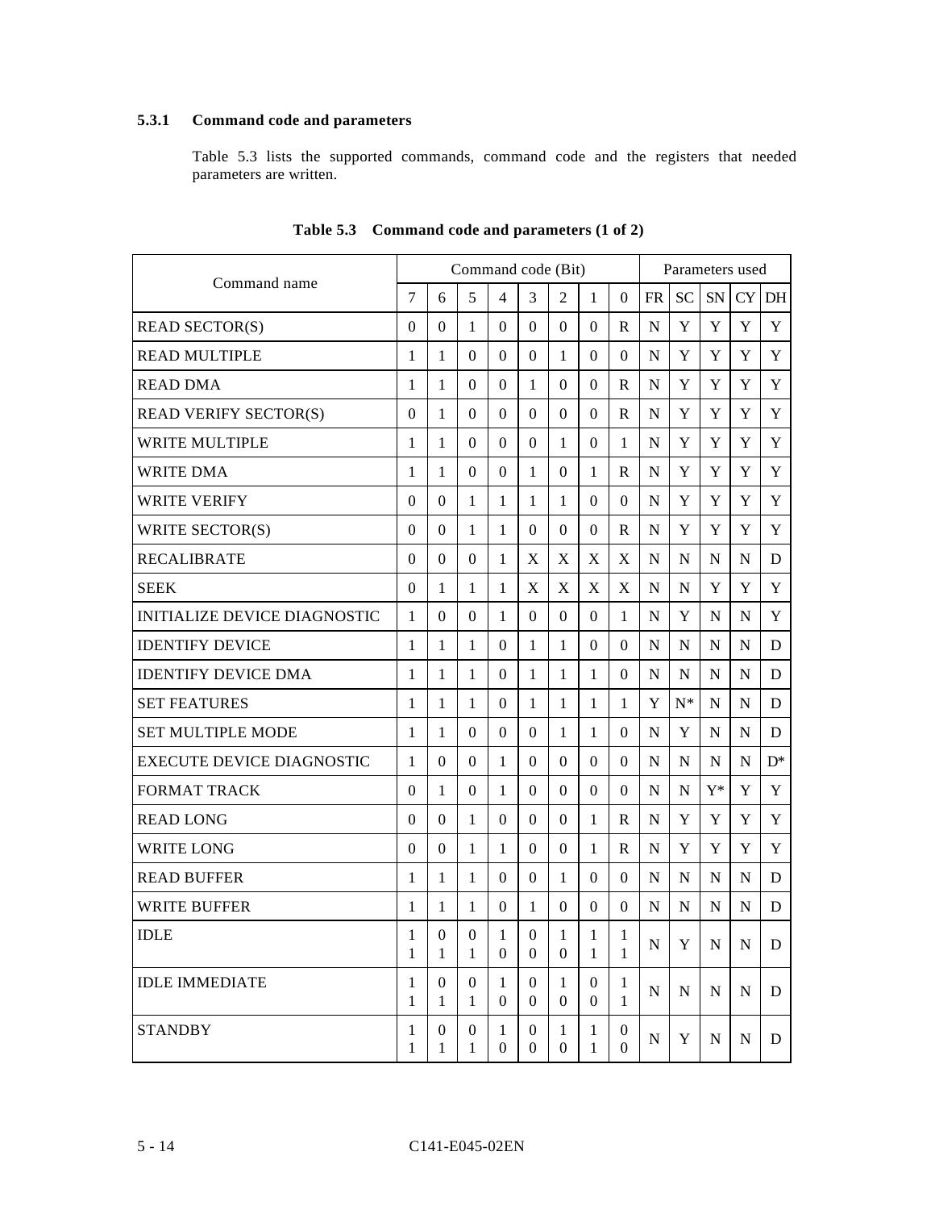### 5.3.1 Command code and parameters

Table 5.3 lists the supported commands, command code and the registers that needed parameters are written.

**Table 5.3 Command code and parameters (1 of 2)**

| Command name | Command code (Bit) | | | | | | | | Parameters used | | | | |
|---|---|---|---|---|---|---|---|---|---|---|---|---|---|
| | 7 | 6 | 5 | 4 | 3 | 2 | 1 | 0 | FR | SC | SN | CY | DH |
| READ SECTOR(S) | 0 | 0 | 1 | 0 | 0 | 0 | 0 | R | N | Y | Y | Y | Y |
| READ MULTIPLE | 1 | 1 | 0 | 0 | 0 | 1 | 0 | 0 | N | Y | Y | Y | Y |
| READ DMA | 1 | 1 | 0 | 0 | 1 | 0 | 0 | R | N | Y | Y | Y | Y |
| READ VERIFY SECTOR(S) | 0 | 1 | 0 | 0 | 0 | 0 | 0 | R | N | Y | Y | Y | Y |
| WRITE MULTIPLE | 1 | 1 | 0 | 0 | 0 | 1 | 0 | 1 | N | Y | Y | Y | Y |
| WRITE DMA | 1 | 1 | 0 | 0 | 1 | 0 | 1 | R | N | Y | Y | Y | Y |
| WRITE VERIFY | 0 | 0 | 1 | 1 | 1 | 1 | 0 | 0 | N | Y | Y | Y | Y |
| WRITE SECTOR(S) | 0 | 0 | 1 | 1 | 0 | 0 | 0 | R | N | Y | Y | Y | Y |
| RECALIBRATE | 0 | 0 | 0 | 1 | X | X | X | X | N | N | N | N | D |
| SEEK | 0 | 1 | 1 | 1 | X | X | X | X | N | N | Y | Y | Y |
| INITIALIZE DEVICE DIAGNOSTIC | 1 | 0 | 0 | 1 | 0 | 0 | 0 | 1 | N | Y | N | N | Y |
| IDENTIFY DEVICE | 1 | 1 | 1 | 0 | 1 | 1 | 0 | 0 | N | N | N | N | D |
| IDENTIFY DEVICE DMA | 1 | 1 | 1 | 0 | 1 | 1 | 1 | 0 | N | N | N | N | D |
| SET FEATURES | 1 | 1 | 1 | 0 | 1 | 1 | 1 | 1 | Y | N* | N | N | D |
| SET MULTIPLE MODE | 1 | 1 | 0 | 0 | 0 | 1 | 1 | 0 | N | Y | N | N | D |
| EXECUTE DEVICE DIAGNOSTIC | 1 | 0 | 0 | 1 | 0 | 0 | 0 | 0 | N | N | N | N | D* |
| FORMAT TRACK | 0 | 1 | 0 | 1 | 0 | 0 | 0 | 0 | N | N | Y* | Y | Y |
| READ LONG | 0 | 0 | 1 | 0 | 0 | 0 | 1 | R | N | Y | Y | Y | Y |
| WRITE LONG | 0 | 0 | 1 | 1 | 0 | 0 | 1 | R | N | Y | Y | Y | Y |
| READ BUFFER | 1 | 1 | 1 | 0 | 0 | 1 | 0 | 0 | N | N | N | N | D |
| WRITE BUFFER | 1 | 1 | 1 | 0 | 1 | 0 | 0 | 0 | N | N | N | N | D |
| IDLE | 1<br>1 | 0<br>1 | 0<br>1 | 1<br>0 | 0<br>0 | 1<br>0 | 1<br>1 | 1<br>1 | N | Y | N | N | D |
| IDLE IMMEDIATE | 1<br>1 | 0<br>1 | 0<br>1 | 1<br>0 | 0<br>0 | 1<br>0 | 0<br>0 | 1<br>1 | N | N | N | N | D |
| STANDBY | 1<br>1 | 0<br>1 | 0<br>1 | 1<br>0 | 0<br>0 | 1<br>0 | 1<br>1 | 0<br>0 | N | Y | N | N | D |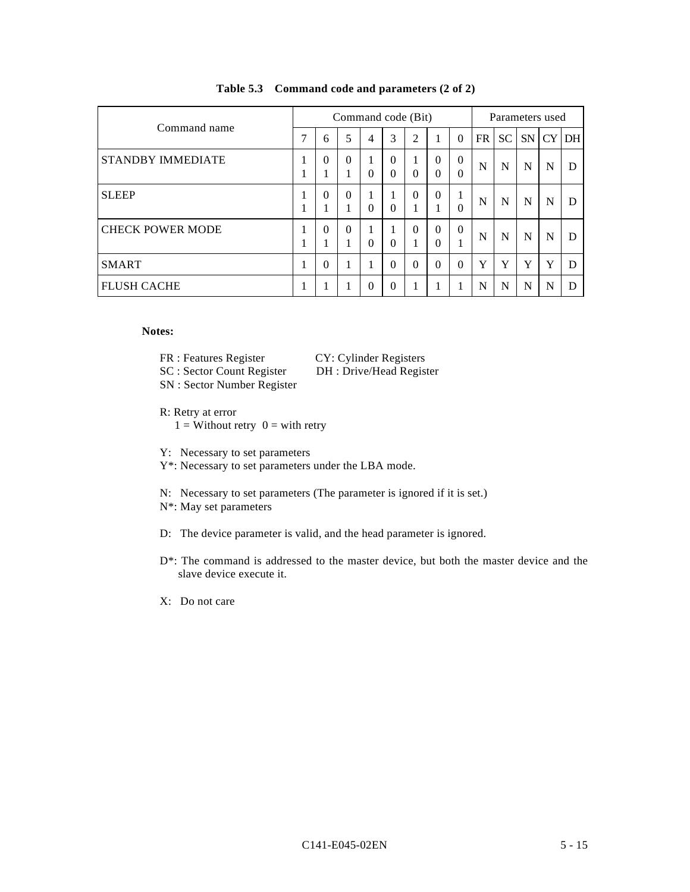**Table 5.3 Command code and parameters (2 of 2)**

| Command name | Command code (Bit) | | | | | | | | Parameters used | | | | |
|---|---|---|---|---|---|---|---|---|---|---|---|---|---|
| | 7 | 6 | 5 | 4 | 3 | 2 | 1 | 0 | FR | SC | SN | CY | DH |
| STANDBY IMMEDIATE | 1<br>1 | 0<br>1 | 0<br>1 | 1<br>0 | 0<br>0 | 1<br>0 | 0<br>0 | 0<br>0 | N | N | N | N | D |
| SLEEP | 1<br>1 | 0<br>1 | 0<br>1 | 1<br>0 | 1<br>0 | 0<br>1 | 0<br>1 | 1<br>0 | N | N | N | N | D |
| CHECK POWER MODE | 1<br>1 | 0<br>1 | 0<br>1 | 1<br>0 | 1<br>0 | 0<br>1 | 0<br>0 | 0<br>1 | N | N | N | N | D |
| SMART | 1 | 0 | 1 | 1 | 0 | 0 | 0 | 0 | Y | Y | Y | Y | D |
| FLUSH CACHE | 1 | 1 | 1 | 0 | 0 | 1 | 1 | 1 | N | N | N | N | D |

**Notes:**

FR : Features Register
CY: Cylinder Registers
SC : Sector Count Register
DH : Drive/Head Register
SN : Sector Number Register

R: Retry at error
1 = Without retry 0 = with retry

Y: Necessary to set parameters
Y*: Necessary to set parameters under the LBA mode.

N: Necessary to set parameters (The parameter is ignored if it is set.)
N*: May set parameters

D: The device parameter is valid, and the head parameter is ignored.

D*: The command is addressed to the master device, but both the master device and the slave device execute it.

X: Do not care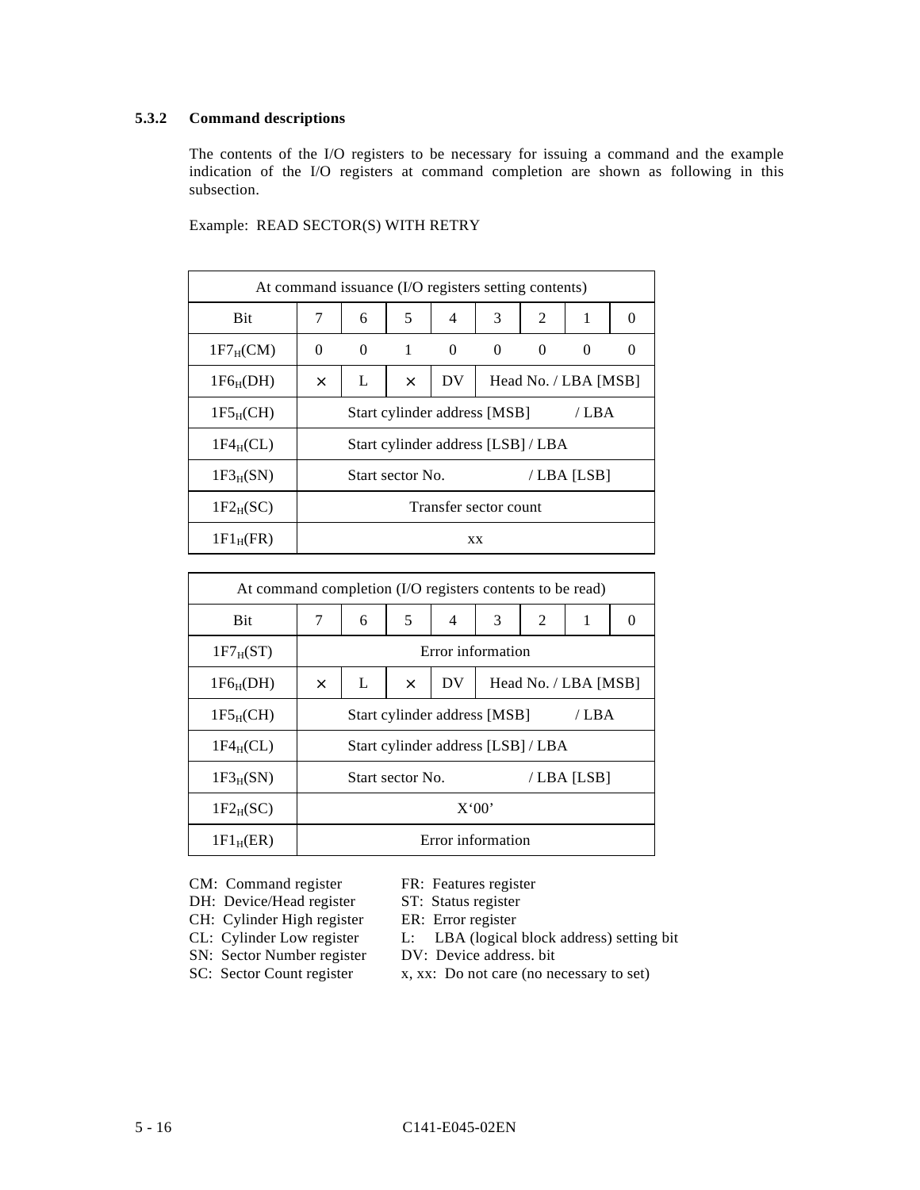### 5.3.2 Command descriptions

The contents of the I/O registers to be necessary for issuing a command and the example indication of the I/O registers at command completion are shown as following in this subsection.

Example: READ SECTOR(S) WITH RETRY

| At command issuance (I/O registers setting contents) | | | | | | | | |
|---|---|---|---|---|---|---|---|---|
| Bit | 7 | 6 | 5 | 4 | 3 | 2 | 1 | 0 |
| $1F7_H$(CM) | 0 | 0 | 1 | 0 | 0 | 0 | 0 | 0 |
| $1F6_H$(DH) | × | L | × | DV | Head No. / LBA [MSB] | | | |
| $1F5_H$(CH) | Start cylinder address [MSB] / LBA | | | | | | | |
| $1F4_H$(CL) | Start cylinder address [LSB] / LBA | | | | | | | |
| $1F3_H$(SN) | Start sector No. / LBA [LSB] | | | | | | | |
| $1F2_H$(SC) | Transfer sector count | | | | | | | |
| $1F1_H$(FR) | xx | | | | | | | |

| At command completion (I/O registers contents to be read) | | | | | | | | |
|---|---|---|---|---|---|---|---|---|
| Bit | 7 | 6 | 5 | 4 | 3 | 2 | 1 | 0 |
| $1F7_H$(ST) | Error information | | | | | | | |
| $1F6_H$(DH) | × | L | × | DV | Head No. / LBA [MSB] | | | |
| $1F5_H$(CH) | Start cylinder address [MSB] / LBA | | | | | | | |
| $1F4_H$(CL) | Start cylinder address [LSB] / LBA | | | | | | | |
| $1F3_H$(SN) | Start sector No. / LBA [LSB] | | | | | | | |
| $1F2_H$(SC) | X'00' | | | | | | | |
| $1F1_H$(ER) | Error information | | | | | | | |

CM: Command register
DH: Device/Head register
CH: Cylinder High register
CL: Cylinder Low register
SN: Sector Number register
SC: Sector Count register
FR: Features register
ST: Status register
ER: Error register
L: LBA (logical block address) setting bit
DV: Device address. bit
x, xx: Do not care (no necessary to set)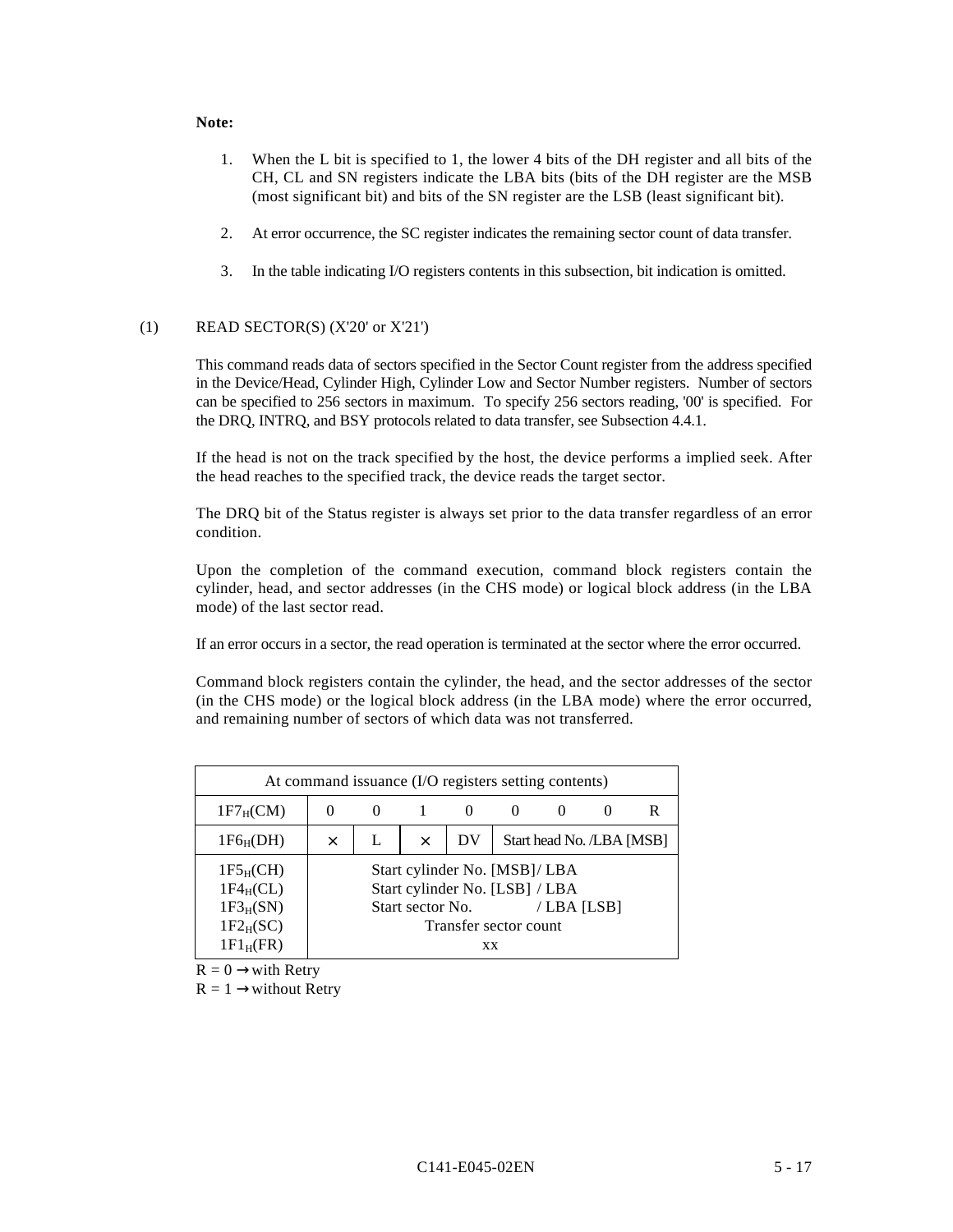**Note:**

1. When the L bit is specified to 1, the lower 4 bits of the DH register and all bits of the CH, CL and SN registers indicate the LBA bits (bits of the DH register are the MSB (most significant bit) and bits of the SN register are the LSB (least significant bit).

2. At error occurrence, the SC register indicates the remaining sector count of data transfer.

3. In the table indicating I/O registers contents in this subsection, bit indication is omitted.

(1) READ SECTOR(S) (X'20' or X'21')

This command reads data of sectors specified in the Sector Count register from the address specified in the Device/Head, Cylinder High, Cylinder Low and Sector Number registers. Number of sectors can be specified to 256 sectors in maximum. To specify 256 sectors reading, '00' is specified. For the DRQ, INTRQ, and BSY protocols related to data transfer, see Subsection 4.4.1.

If the head is not on the track specified by the host, the device performs a implied seek. After the head reaches to the specified track, the device reads the target sector.

The DRQ bit of the Status register is always set prior to the data transfer regardless of an error condition.

Upon the completion of the command execution, command block registers contain the cylinder, head, and sector addresses (in the CHS mode) or logical block address (in the LBA mode) of the last sector read.

If an error occurs in a sector, the read operation is terminated at the sector where the error occurred.

Command block registers contain the cylinder, the head, and the sector addresses of the sector (in the CHS mode) or the logical block address (in the LBA mode) where the error occurred, and remaining number of sectors of which data was not transferred.

| At command issuance (I/O registers setting contents) | | | | | | | | |
|---|---|---|---|---|---|---|---|---|
| $1F7_H$(CM) | 0 | 0 | 1 | 0 | 0 | 0 | 0 | R |
| $1F6_H$(DH) | × | L | × | DV | Start head No. /LBA [MSB] | | | |
| $1F5_H$(CH) | Start cylinder No. [MSB]/ LBA | | | | | | | |
| $1F4_H$(CL) | Start cylinder No. [LSB] / LBA | | | | | | | |
| $1F3_H$(SN) | Start sector No. / LBA [LSB] | | | | | | | |
| $1F2_H$(SC) | Transfer sector count | | | | | | | |
| $1F1_H$(FR) | xx | | | | | | | |

R = 0 → with Retry
R = 1 → without Retry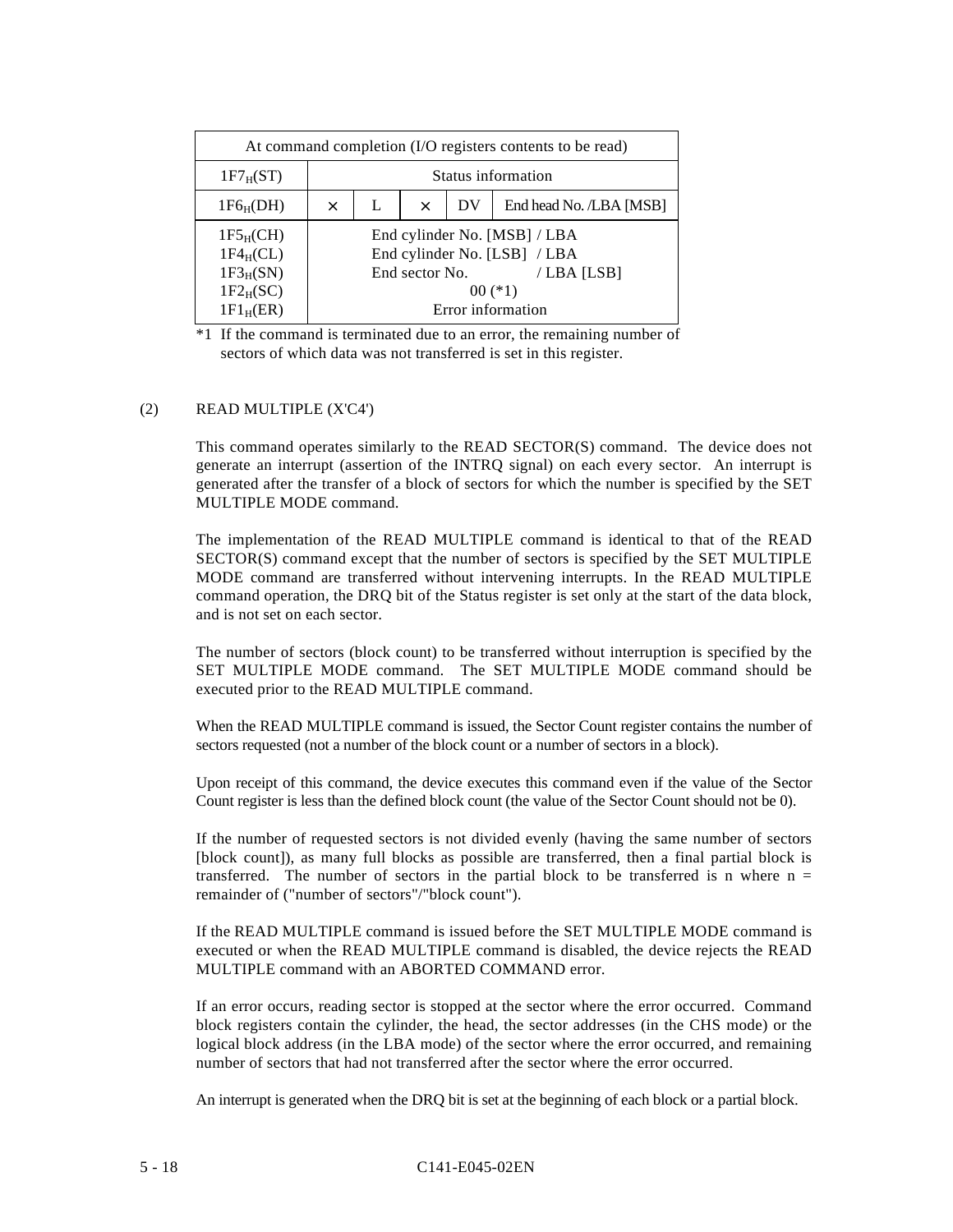| At command completion (I/O registers contents to be read) | | | | | |
|---|---|---|---|---|---|
| $1F7_H$(ST) | Status information | | | | |
| $1F6_H$(DH) | × | L | × | DV | End head No. /LBA [MSB] |
| $1F5_H$(CH) | End cylinder No. [MSB] / LBA | | | | |
| $1F4_H$(CL) | End cylinder No. [LSB] / LBA | | | | |
| $1F3_H$(SN) | End sector No. / LBA [LSB] | | | | |
| $1F2_H$(SC) | 00 (*1) | | | | |
| $1F1_H$(ER) | Error information | | | | |

*1 If the command is terminated due to an error, the remaining number of sectors of which data was not transferred is set in this register.

(2) READ MULTIPLE (X'C4')

This command operates similarly to the READ SECTOR(S) command. The device does not generate an interrupt (assertion of the INTRQ signal) on each every sector. An interrupt is generated after the transfer of a block of sectors for which the number is specified by the SET MULTIPLE MODE command.

The implementation of the READ MULTIPLE command is identical to that of the READ SECTOR(S) command except that the number of sectors is specified by the SET MULTIPLE MODE command are transferred without intervening interrupts. In the READ MULTIPLE command operation, the DRQ bit of the Status register is set only at the start of the data block, and is not set on each sector.

The number of sectors (block count) to be transferred without interruption is specified by the SET MULTIPLE MODE command. The SET MULTIPLE MODE command should be executed prior to the READ MULTIPLE command.

When the READ MULTIPLE command is issued, the Sector Count register contains the number of sectors requested (not a number of the block count or a number of sectors in a block).

Upon receipt of this command, the device executes this command even if the value of the Sector Count register is less than the defined block count (the value of the Sector Count should not be 0).

If the number of requested sectors is not divided evenly (having the same number of sectors [block count]), as many full blocks as possible are transferred, then a final partial block is transferred. The number of sectors in the partial block to be transferred is n where n = remainder of ("number of sectors"/"block count").

If the READ MULTIPLE command is issued before the SET MULTIPLE MODE command is executed or when the READ MULTIPLE command is disabled, the device rejects the READ MULTIPLE command with an ABORTED COMMAND error.

If an error occurs, reading sector is stopped at the sector where the error occurred. Command block registers contain the cylinder, the head, the sector addresses (in the CHS mode) or the logical block address (in the LBA mode) of the sector where the error occurred, and remaining number of sectors that had not transferred after the sector where the error occurred.

An interrupt is generated when the DRQ bit is set at the beginning of each block or a partial block.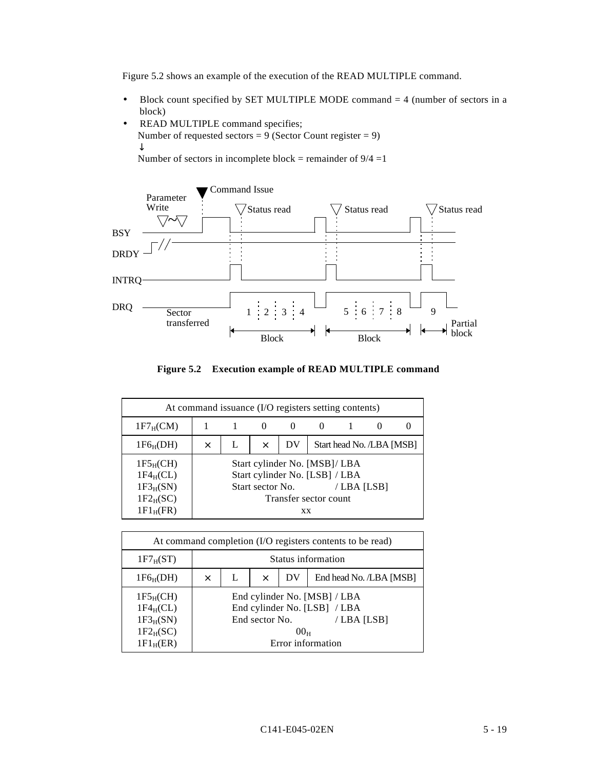Figure 5.2 shows an example of the execution of the READ MULTIPLE command.

- Block count specified by SET MULTIPLE MODE command = 4 (number of sectors in a block)
- READ MULTIPLE command specifies;
  Number of requested sectors = 9 (Sector Count register = 9)
  ↓
  Number of sectors in incomplete block = remainder of 9/4 =1

**Figure 5.2 Execution example of READ MULTIPLE command**

| At command issuance (I/O registers setting contents) | | | | | | | | |
|---|---|---|---|---|---|---|---|---|
| $1F7_H$(CM) | 1 | 1 | 0 | 0 | 0 | 1 | 0 | 0 |
| $1F6_H$(DH) | × | L | × | DV | Start head No. /LBA [MSB] | | | |
| $1F5_H$(CH)<br>$1F4_H$(CL)<br>$1F3_H$(SN)<br>$1F2_H$(SC)<br>$1F1_H$(FR) | Start cylinder No. [MSB]/ LBA<br>Start cylinder No. [LSB] / LBA<br>Start sector No. / LBA [LSB]<br>Transfer sector count<br>xx | | | | | | | |

| At command completion (I/O registers contents to be read) | | | | | |
|---|---|---|---|---|---|
| $1F7_H$(ST) | Status information | | | | |
| $1F6_H$(DH) | × | L | × | DV | End head No. /LBA [MSB] |
| $1F5_H$(CH)<br>$1F4_H$(CL)<br>$1F3_H$(SN)<br>$1F2_H$(SC)<br>$1F1_H$(ER) | End cylinder No. [MSB] / LBA<br>End cylinder No. [LSB] / LBA<br>End sector No. / LBA [LSB]<br>$00_H$<br>Error information | | | | |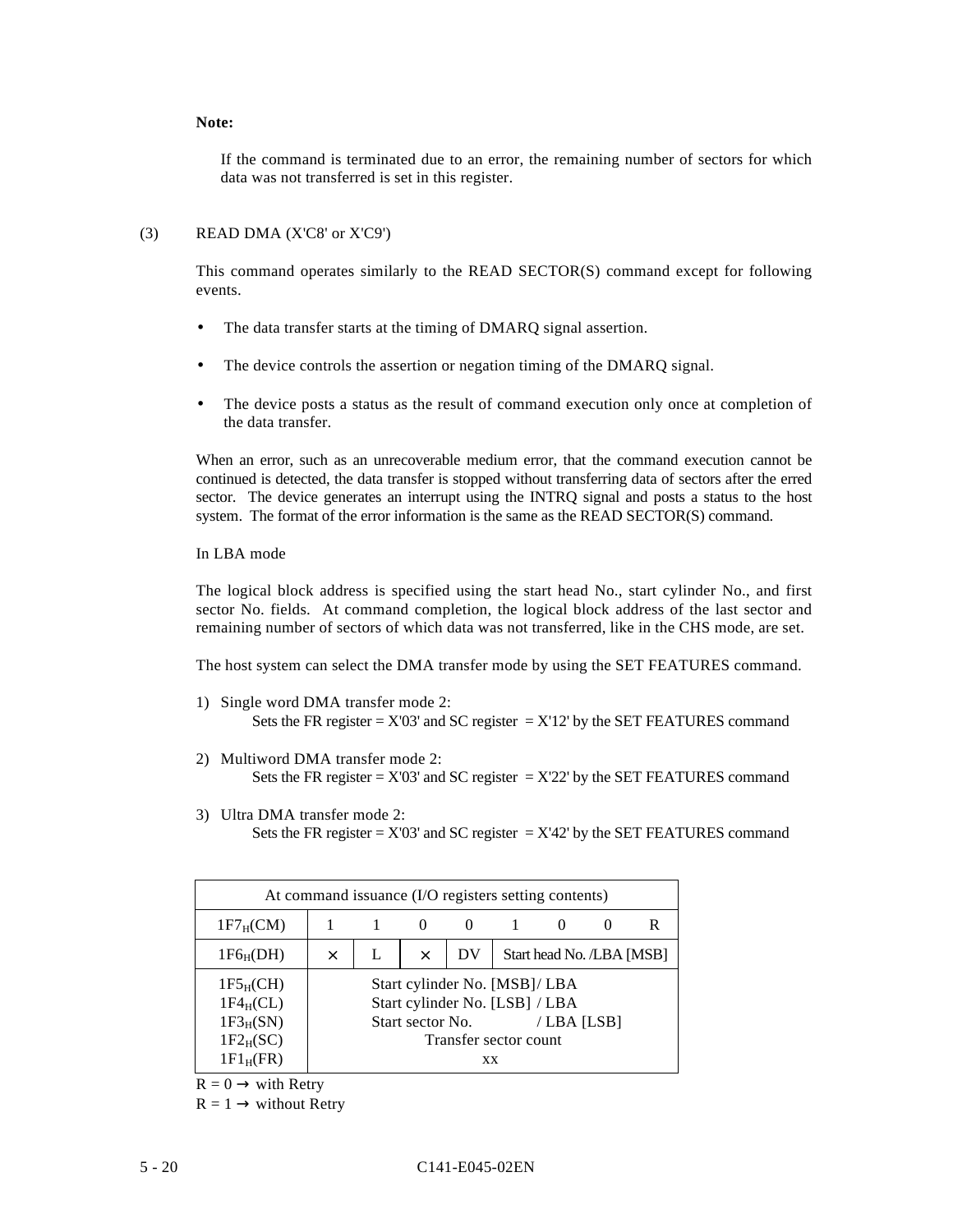**Note:**

If the command is terminated due to an error, the remaining number of sectors for which data was not transferred is set in this register.

(3) READ DMA (X'C8' or X'C9')

This command operates similarly to the READ SECTOR(S) command except for following events.

- The data transfer starts at the timing of DMARQ signal assertion.
- The device controls the assertion or negation timing of the DMARQ signal.
- The device posts a status as the result of command execution only once at completion of the data transfer.

When an error, such as an unrecoverable medium error, that the command execution cannot be continued is detected, the data transfer is stopped without transferring data of sectors after the erred sector. The device generates an interrupt using the INTRQ signal and posts a status to the host system. The format of the error information is the same as the READ SECTOR(S) command.

In LBA mode

The logical block address is specified using the start head No., start cylinder No., and first sector No. fields. At command completion, the logical block address of the last sector and remaining number of sectors of which data was not transferred, like in the CHS mode, are set.

The host system can select the DMA transfer mode by using the SET FEATURES command.

1) Single word DMA transfer mode 2:
   Sets the FR register = X'03' and SC register = X'12' by the SET FEATURES command

2) Multiword DMA transfer mode 2:
   Sets the FR register = X'03' and SC register = X'22' by the SET FEATURES command

3) Ultra DMA transfer mode 2:
   Sets the FR register = X'03' and SC register = X'42' by the SET FEATURES command

| At command issuance (I/O registers setting contents) | | | | | | | | |
|---|---|---|---|---|---|---|---|---|
| $1F7_H$(CM) | 1 | 1 | 0 | 0 | 1 | 0 | 0 | R |
| $1F6_H$(DH) | × | L | × | DV | Start head No. /LBA [MSB] | | | |
| $1F5_H$(CH) | Start cylinder No. [MSB]/ LBA | | | | | | | |
| $1F4_H$(CL) | Start cylinder No. [LSB] / LBA | | | | | | | |
| $1F3_H$(SN) | Start sector No. / LBA [LSB] | | | | | | | |
| $1F2_H$(SC) | Transfer sector count | | | | | | | |
| $1F1_H$(FR) | xx | | | | | | | |

R = 0 → with Retry

R = 1 → without Retry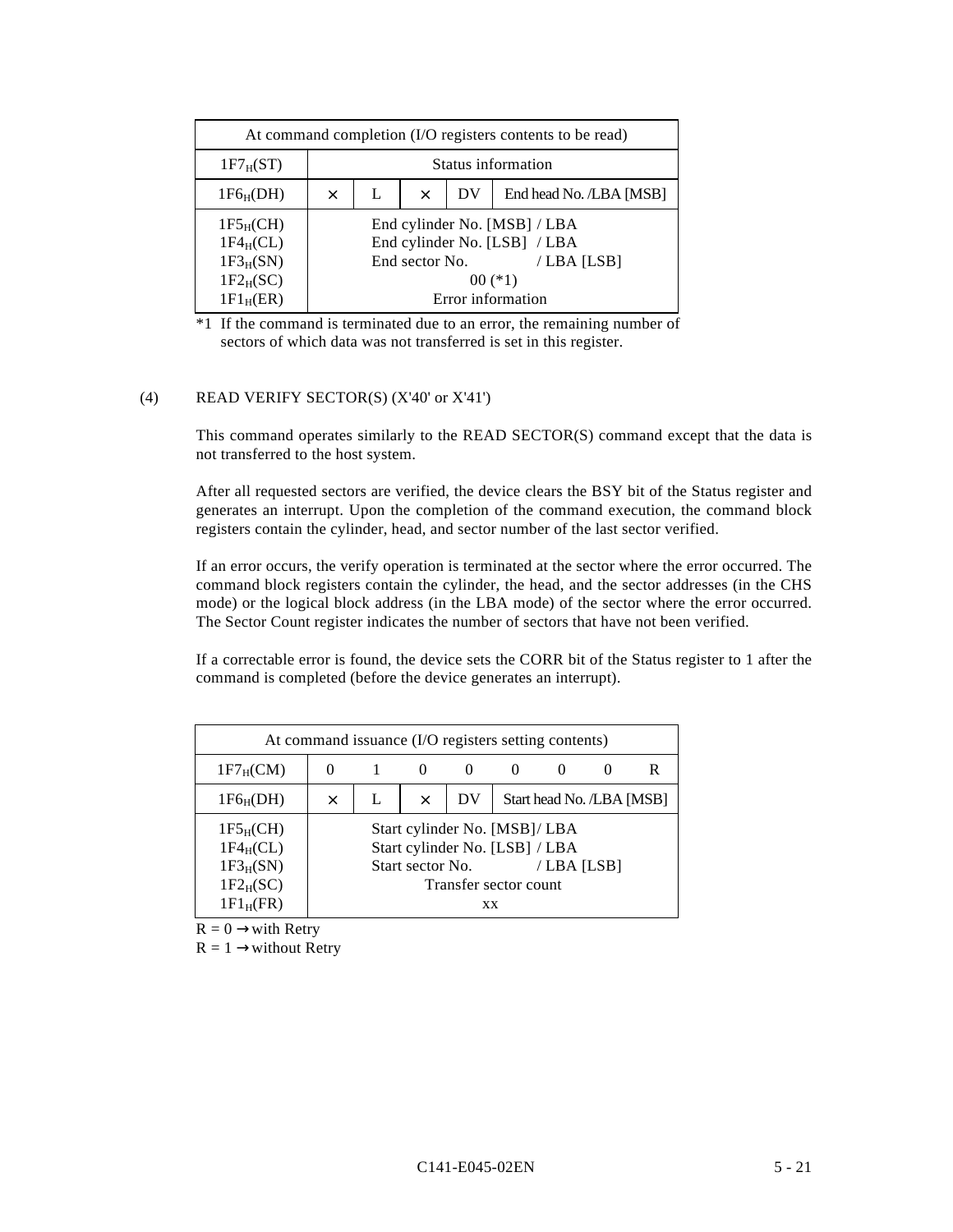| At command completion (I/O registers contents to be read) | | | | | |
|---|---|---|---|---|---|
| $1F7_H$(ST) | Status information | | | | |
| $1F6_H$(DH) | × | L | × | DV | End head No. /LBA [MSB] |
| $1F5_H$(CH) | End cylinder No. [MSB] / LBA | | | | |
| $1F4_H$(CL) | End cylinder No. [LSB] / LBA | | | | |
| $1F3_H$(SN) | End sector No. / LBA [LSB] | | | | |
| $1F2_H$(SC) | 00 (*1) | | | | |
| $1F1_H$(ER) | Error information | | | | |

*1 If the command is terminated due to an error, the remaining number of sectors of which data was not transferred is set in this register.

(4) READ VERIFY SECTOR(S) (X'40' or X'41')

This command operates similarly to the READ SECTOR(S) command except that the data is not transferred to the host system.

After all requested sectors are verified, the device clears the BSY bit of the Status register and generates an interrupt. Upon the completion of the command execution, the command block registers contain the cylinder, head, and sector number of the last sector verified.

If an error occurs, the verify operation is terminated at the sector where the error occurred. The command block registers contain the cylinder, the head, and the sector addresses (in the CHS mode) or the logical block address (in the LBA mode) of the sector where the error occurred. The Sector Count register indicates the number of sectors that have not been verified.

If a correctable error is found, the device sets the CORR bit of the Status register to 1 after the command is completed (before the device generates an interrupt).

| At command issuance (I/O registers setting contents) | | | | | | | | |
|---|---|---|---|---|---|---|---|---|
| $1F7_H$(CM) | 0 | 1 | 0 | 0 | 0 | 0 | 0 | R |
| $1F6_H$(DH) | × | L | × | DV | Start head No. /LBA [MSB] | | | |
| $1F5_H$(CH) | Start cylinder No. [MSB]/ LBA | | | | | | | |
| $1F4_H$(CL) | Start cylinder No. [LSB] / LBA | | | | | | | |
| $1F3_H$(SN) | Start sector No. / LBA [LSB] | | | | | | | |
| $1F2_H$(SC) | Transfer sector count | | | | | | | |
| $1F1_H$(FR) | xx | | | | | | | |

R = 0 → with Retry
R = 1 → without Retry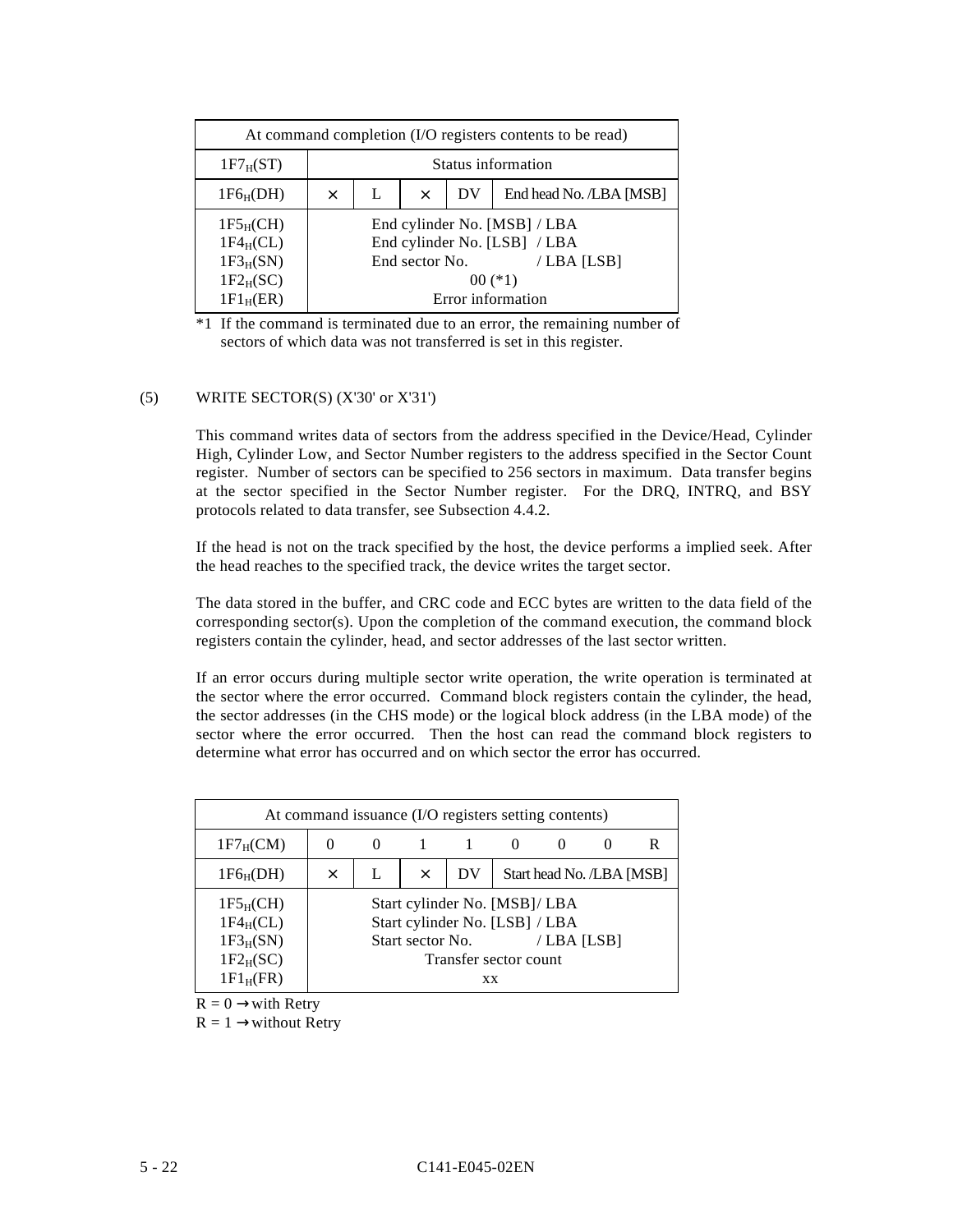| At command completion (I/O registers contents to be read) | | | | | |
|---|---|---|---|---|---|
| $1F7_H$(ST) | Status information | | | | |
| $1F6_H$(DH) | × | L | × | DV | End head No. /LBA [MSB] |
| $1F5_H$(CH)<br>$1F4_H$(CL)<br>$1F3_H$(SN)<br>$1F2_H$(SC)<br>$1F1_H$(ER) | End cylinder No. [MSB] / LBA<br>End cylinder No. [LSB] / LBA<br>End sector No. / LBA [LSB]<br>00 (*1)<br>Error information | | | | |

*1 If the command is terminated due to an error, the remaining number of sectors of which data was not transferred is set in this register.

(5) WRITE SECTOR(S) (X'30' or X'31')

This command writes data of sectors from the address specified in the Device/Head, Cylinder High, Cylinder Low, and Sector Number registers to the address specified in the Sector Count register. Number of sectors can be specified to 256 sectors in maximum. Data transfer begins at the sector specified in the Sector Number register. For the DRQ, INTRQ, and BSY protocols related to data transfer, see Subsection 4.4.2.

If the head is not on the track specified by the host, the device performs a implied seek. After the head reaches to the specified track, the device writes the target sector.

The data stored in the buffer, and CRC code and ECC bytes are written to the data field of the corresponding sector(s). Upon the completion of the command execution, the command block registers contain the cylinder, head, and sector addresses of the last sector written.

If an error occurs during multiple sector write operation, the write operation is terminated at the sector where the error occurred. Command block registers contain the cylinder, the head, the sector addresses (in the CHS mode) or the logical block address (in the LBA mode) of the sector where the error occurred. Then the host can read the command block registers to determine what error has occurred and on which sector the error has occurred.

| At command issuance (I/O registers setting contents) | | | | | | | | |
|---|---|---|---|---|---|---|---|---|
| $1F7_H$(CM) | 0 | 0 | 1 | 1 | 0 | 0 | 0 | R |
| $1F6_H$(DH) | × | L | × | DV | Start head No. /LBA [MSB] | | | |
| $1F5_H$(CH)<br>$1F4_H$(CL)<br>$1F3_H$(SN)<br>$1F2_H$(SC)<br>$1F1_H$(FR) | Start cylinder No. [MSB]/ LBA<br>Start cylinder No. [LSB] / LBA<br>Start sector No. / LBA [LSB]<br>Transfer sector count<br>xx | | | | | | | |

R = 0 → with Retry
R = 1 → without Retry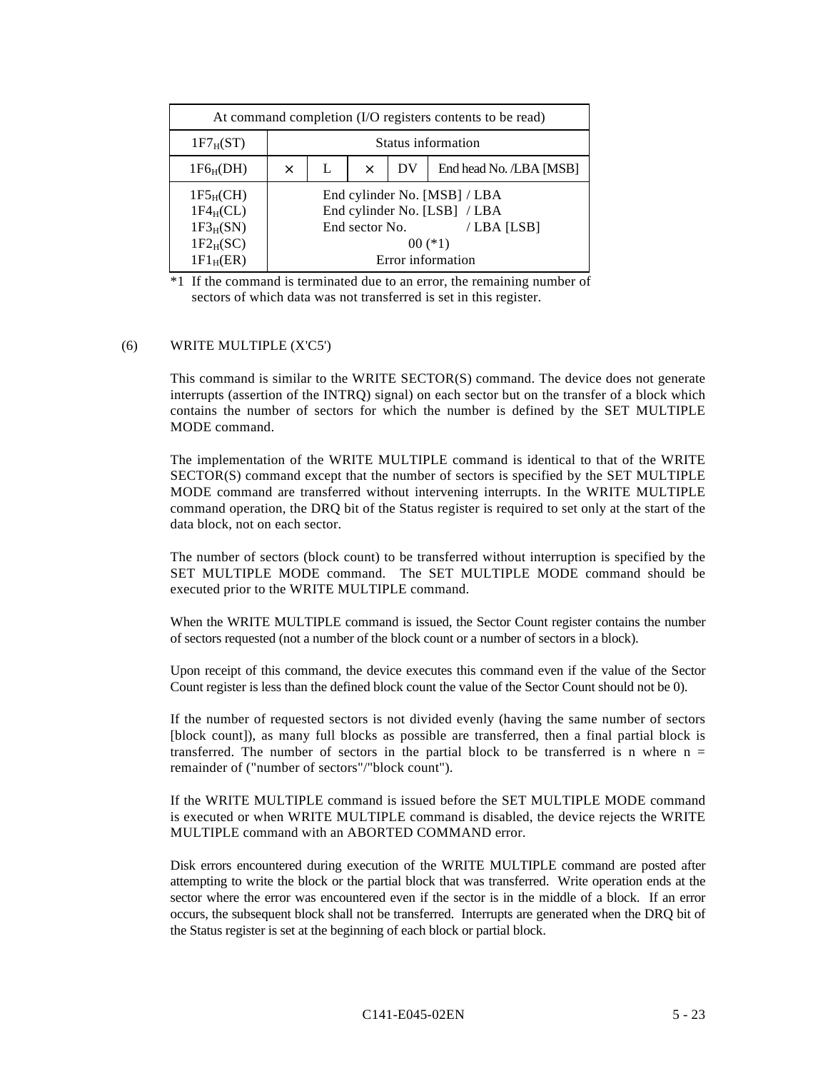| At command completion (I/O registers contents to be read) | | | | | |
|---|---|---|---|---|---|
| $1F7_H$(ST) | Status information | | | | |
| $1F6_H$(DH) | × | L | × | DV | End head No. /LBA [MSB] |
| $1F5_H$(CH) | End cylinder No. [MSB] / LBA | | | | |
| $1F4_H$(CL) | End cylinder No. [LSB] / LBA | | | | |
| $1F3_H$(SN) | End sector No. / LBA [LSB] | | | | |
| $1F2_H$(SC) | 00 (*1) | | | | |
| $1F1_H$(ER) | Error information | | | | |

*1 If the command is terminated due to an error, the remaining number of sectors of which data was not transferred is set in this register.

(6) WRITE MULTIPLE (X'C5')

This command is similar to the WRITE SECTOR(S) command. The device does not generate interrupts (assertion of the INTRQ) signal) on each sector but on the transfer of a block which contains the number of sectors for which the number is defined by the SET MULTIPLE MODE command.

The implementation of the WRITE MULTIPLE command is identical to that of the WRITE SECTOR(S) command except that the number of sectors is specified by the SET MULTIPLE MODE command are transferred without intervening interrupts. In the WRITE MULTIPLE command operation, the DRQ bit of the Status register is required to set only at the start of the data block, not on each sector.

The number of sectors (block count) to be transferred without interruption is specified by the SET MULTIPLE MODE command. The SET MULTIPLE MODE command should be executed prior to the WRITE MULTIPLE command.

When the WRITE MULTIPLE command is issued, the Sector Count register contains the number of sectors requested (not a number of the block count or a number of sectors in a block).

Upon receipt of this command, the device executes this command even if the value of the Sector Count register is less than the defined block count the value of the Sector Count should not be 0).

If the number of requested sectors is not divided evenly (having the same number of sectors [block count]), as many full blocks as possible are transferred, then a final partial block is transferred. The number of sectors in the partial block to be transferred is n where n = remainder of ("number of sectors"/"block count").

If the WRITE MULTIPLE command is issued before the SET MULTIPLE MODE command is executed or when WRITE MULTIPLE command is disabled, the device rejects the WRITE MULTIPLE command with an ABORTED COMMAND error.

Disk errors encountered during execution of the WRITE MULTIPLE command are posted after attempting to write the block or the partial block that was transferred. Write operation ends at the sector where the error was encountered even if the sector is in the middle of a block. If an error occurs, the subsequent block shall not be transferred. Interrupts are generated when the DRQ bit of the Status register is set at the beginning of each block or partial block.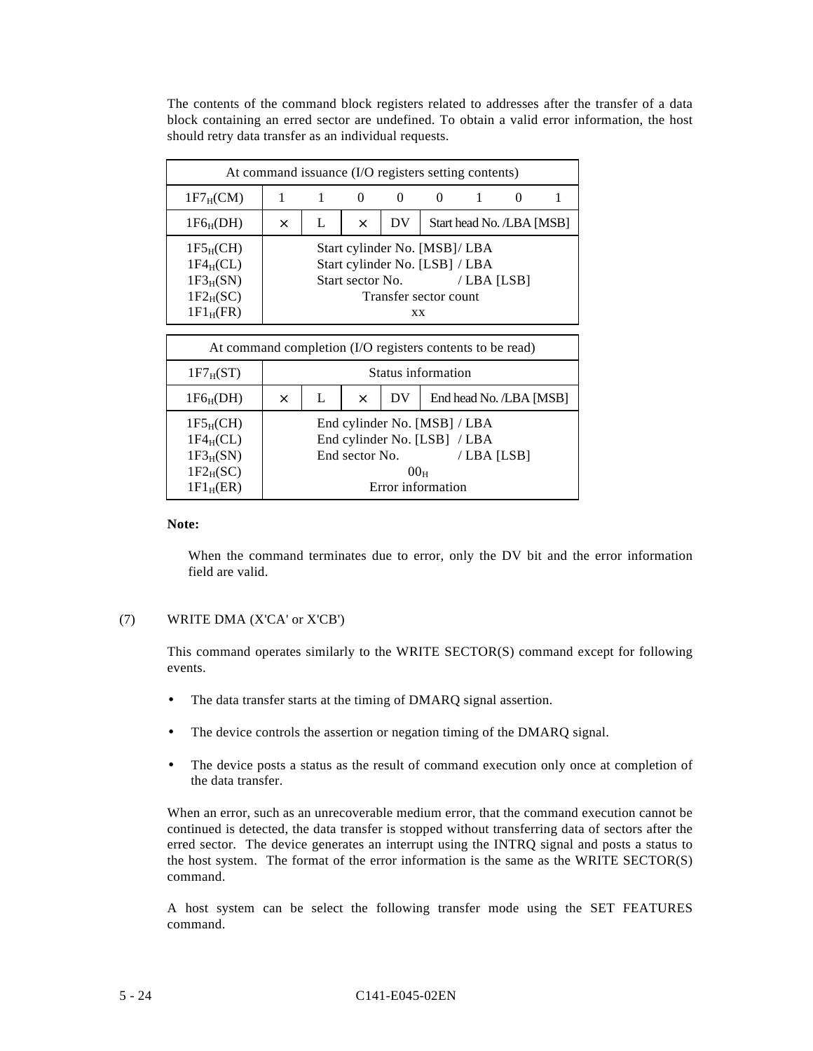The contents of the command block registers related to addresses after the transfer of a data block containing an erred sector are undefined. To obtain a valid error information, the host should retry data transfer as an individual requests.

| At command issuance (I/O registers setting contents) | | | | | | | | |
|---|---|---|---|---|---|---|---|---|
| $1F7_H$(CM) | 1 | 1 | 0 | 0 | 0 | 1 | 0 | 1 |
| $1F6_H$(DH) | × | L | × | DV | Start head No. /LBA [MSB] | | | |
| $1F5_H$(CH)<br>$1F4_H$(CL)<br>$1F3_H$(SN)<br>$1F2_H$(SC)<br>$1F1_H$(FR) | Start cylinder No. [MSB]/ LBA<br>Start cylinder No. [LSB] / LBA<br>Start sector No. / LBA [LSB]<br>Transfer sector count<br>xx | | | | | | | |

| At command completion (I/O registers contents to be read) | | | | | |
|---|---|---|---|---|---|
| $1F7_H$(ST) | Status information | | | | |
| $1F6_H$(DH) | × | L | × | DV | End head No. /LBA [MSB] |
| $1F5_H$(CH)<br>$1F4_H$(CL)<br>$1F3_H$(SN)<br>$1F2_H$(SC)<br>$1F1_H$(ER) | End cylinder No. [MSB] / LBA<br>End cylinder No. [LSB] / LBA<br>End sector No. / LBA [LSB]<br>$00_H$<br>Error information | | | | |

**Note:**

When the command terminates due to error, only the DV bit and the error information field are valid.

(7) WRITE DMA (X'CA' or X'CB')

This command operates similarly to the WRITE SECTOR(S) command except for following events.

- The data transfer starts at the timing of DMARQ signal assertion.
- The device controls the assertion or negation timing of the DMARQ signal.
- The device posts a status as the result of command execution only once at completion of the data transfer.

When an error, such as an unrecoverable medium error, that the command execution cannot be continued is detected, the data transfer is stopped without transferring data of sectors after the erred sector. The device generates an interrupt using the INTRQ signal and posts a status to the host system. The format of the error information is the same as the WRITE SECTOR(S) command.

A host system can be select the following transfer mode using the SET FEATURES command.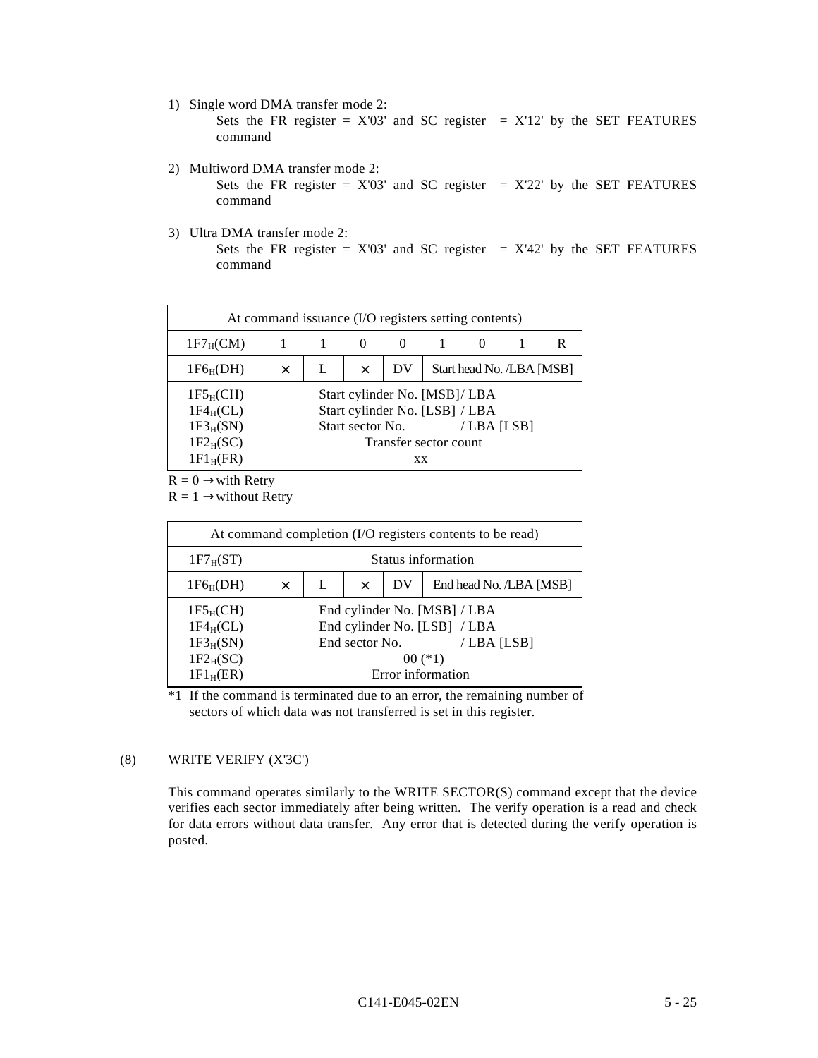1) Single word DMA transfer mode 2:
   Sets the FR register = X'03' and SC register = X'12' by the SET FEATURES command

2) Multiword DMA transfer mode 2:
   Sets the FR register = X'03' and SC register = X'22' by the SET FEATURES command

3) Ultra DMA transfer mode 2:
   Sets the FR register = X'03' and SC register = X'42' by the SET FEATURES command

| At command issuance (I/O registers setting contents) | | | | | | | | |
|---|---|---|---|---|---|---|---|---|
| $1F7_H$(CM) | 1 | 1 | 0 | 0 | 1 | 0 | 1 | R |
| $1F6_H$(DH) | × | L | × | DV | Start head No. /LBA [MSB] | | | |
| $1F5_H$(CH) | Start cylinder No. [MSB]/ LBA | | | | | | | |
| $1F4_H$(CL) | Start cylinder No. [LSB] / LBA | | | | | | | |
| $1F3_H$(SN) | Start sector No. / LBA [LSB] | | | | | | | |
| $1F2_H$(SC) | Transfer sector count | | | | | | | |
| $1F1_H$(FR) | xx | | | | | | | |

R = 0 → with Retry
R = 1 → without Retry

| At command completion (I/O registers contents to be read) | | | | | |
|---|---|---|---|---|---|
| $1F7_H$(ST) | Status information | | | | |
| $1F6_H$(DH) | × | L | × | DV | End head No. /LBA [MSB] |
| $1F5_H$(CH) | End cylinder No. [MSB] / LBA | | | | |
| $1F4_H$(CL) | End cylinder No. [LSB] / LBA | | | | |
| $1F3_H$(SN) | End sector No. / LBA [LSB] | | | | |
| $1F2_H$(SC) | 00 (*1) | | | | |
| $1F1_H$(ER) | Error information | | | | |

*1 If the command is terminated due to an error, the remaining number of sectors of which data was not transferred is set in this register.

(8) WRITE VERIFY (X'3C')

This command operates similarly to the WRITE SECTOR(S) command except that the device verifies each sector immediately after being written. The verify operation is a read and check for data errors without data transfer. Any error that is detected during the verify operation is posted.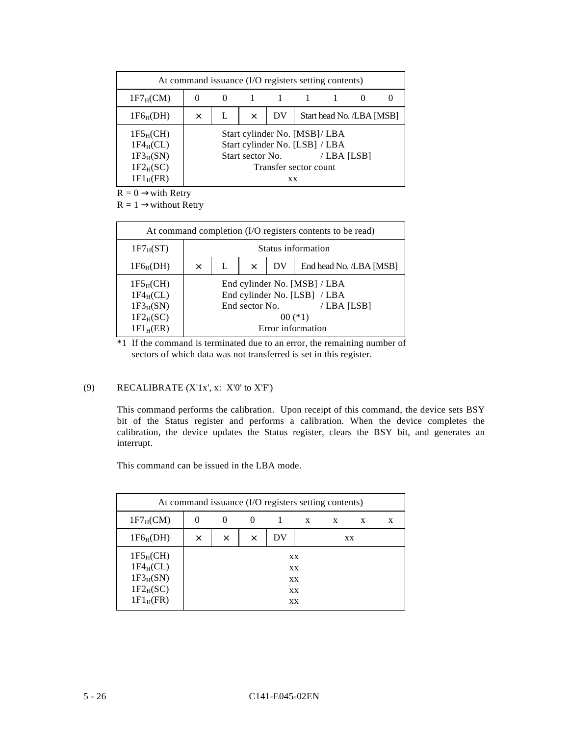| At command issuance (I/O registers setting contents) | | | | | | | | |
|---|---|---|---|---|---|---|---|---|
| $1F7_H$(CM) | 0 | 0 | 1 | 1 | 1 | 1 | 0 | 0 |
| $1F6_H$(DH) | × | L | × | DV | Start head No. /LBA [MSB] | | | |
| $1F5_H$(CH) | Start cylinder No. [MSB]/ LBA | | | | | | | |
| $1F4_H$(CL) | Start cylinder No. [LSB] / LBA | | | | | | | |
| $1F3_H$(SN) | Start sector No. / LBA [LSB] | | | | | | | |
| $1F2_H$(SC) | Transfer sector count | | | | | | | |
| $1F1_H$(FR) | xx | | | | | | | |

R = 0 → with Retry

R = 1 → without Retry

| At command completion (I/O registers contents to be read) | | | | |
|---|---|---|---|---|
| $1F7_H$(ST) | Status information | | | |
| $1F6_H$(DH) | × | L | × | DV | End head No. /LBA [MSB] |
| $1F5_H$(CH) | End cylinder No. [MSB] / LBA | | | |
| $1F4_H$(CL) | End cylinder No. [LSB] / LBA | | | |
| $1F3_H$(SN) | End sector No. / LBA [LSB] | | | |
| $1F2_H$(SC) | 00 (*1) | | | |
| $1F1_H$(ER) | Error information | | | |

*1 If the command is terminated due to an error, the remaining number of sectors of which data was not transferred is set in this register.

(9) RECALIBRATE (X'1x', x: X'0' to X'F')

This command performs the calibration. Upon receipt of this command, the device sets BSY bit of the Status register and performs a calibration. When the device completes the calibration, the device updates the Status register, clears the BSY bit, and generates an interrupt.

This command can be issued in the LBA mode.

| At command issuance (I/O registers setting contents) | | | | | | | | |
|---|---|---|---|---|---|---|---|---|
| $1F7_H$(CM) | 0 | 0 | 0 | 1 | x | x | x | x |
| $1F6_H$(DH) | × | × | × | DV | xx | | | |
| $1F5_H$(CH) | xx | | | | | | | |
| $1F4_H$(CL) | xx | | | | | | | |
| $1F3_H$(SN) | xx | | | | | | | |
| $1F2_H$(SC) | xx | | | | | | | |
| $1F1_H$(FR) | xx | | | | | | | |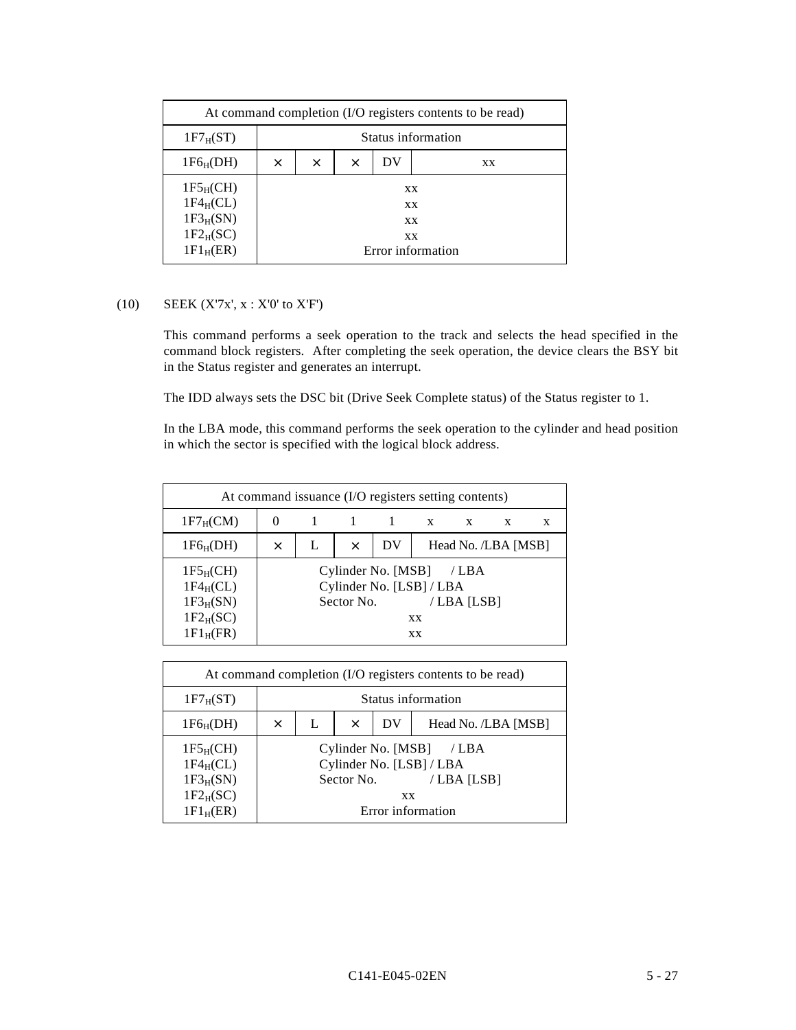| At command completion (I/O registers contents to be read) | | | | | |
|---|---|---|---|---|---|
| $1F7_H$(ST) | Status information | | | | |
| $1F6_H$(DH) | × | × | × | DV | xx |
| $1F5_H$(CH)<br>$1F4_H$(CL)<br>$1F3_H$(SN)<br>$1F2_H$(SC)<br>$1F1_H$(ER) | xx<br>xx<br>xx<br>xx<br>Error information | | | | |

(10) SEEK (X'7x', x : X'0' to X'F')

This command performs a seek operation to the track and selects the head specified in the command block registers. After completing the seek operation, the device clears the BSY bit in the Status register and generates an interrupt.

The IDD always sets the DSC bit (Drive Seek Complete status) of the Status register to 1.

In the LBA mode, this command performs the seek operation to the cylinder and head position in which the sector is specified with the logical block address.

| At command issuance (I/O registers setting contents) | | | | | | | | |
|---|---|---|---|---|---|---|---|---|
| $1F7_H$(CM) | 0 | 1 | 1 | 1 | x | x | x | x |
| $1F6_H$(DH) | × | L | × | DV | Head No. /LBA [MSB] | | | |
| $1F5_H$(CH)<br>$1F4_H$(CL)<br>$1F3_H$(SN)<br>$1F2_H$(SC)<br>$1F1_H$(FR) | Cylinder No. [MSB] / LBA<br>Cylinder No. [LSB] / LBA<br>Sector No. / LBA [LSB]<br>xx<br>xx | | | | | | | |

| At command completion (I/O registers contents to be read) | | | | | |
|---|---|---|---|---|---|
| $1F7_H$(ST) | Status information | | | | |
| $1F6_H$(DH) | × | L | × | DV | Head No. /LBA [MSB] |
| $1F5_H$(CH)<br>$1F4_H$(CL)<br>$1F3_H$(SN)<br>$1F2_H$(SC)<br>$1F1_H$(ER) | Cylinder No. [MSB] / LBA<br>Cylinder No. [LSB] / LBA<br>Sector No. / LBA [LSB]<br>xx<br>Error information | | | | |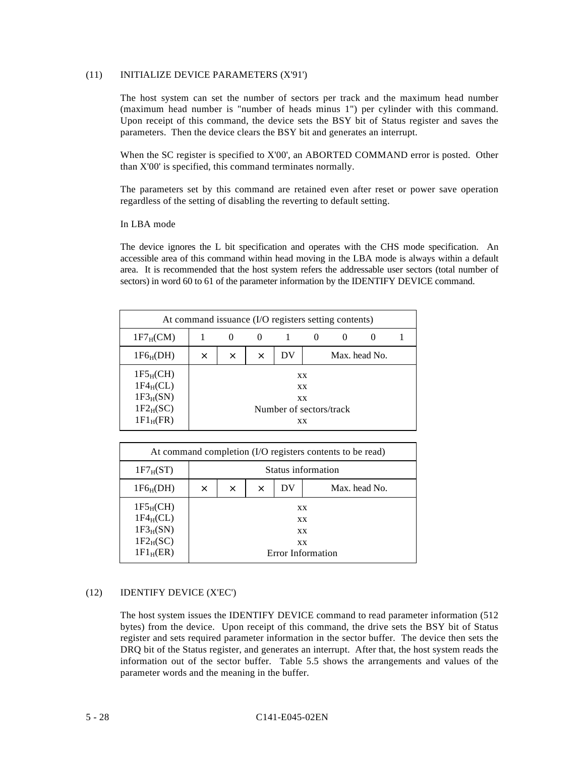(11) INITIALIZE DEVICE PARAMETERS (X'91')

The host system can set the number of sectors per track and the maximum head number (maximum head number is "number of heads minus 1") per cylinder with this command. Upon receipt of this command, the device sets the BSY bit of Status register and saves the parameters. Then the device clears the BSY bit and generates an interrupt.

When the SC register is specified to X'00', an ABORTED COMMAND error is posted. Other than X'00' is specified, this command terminates normally.

The parameters set by this command are retained even after reset or power save operation regardless of the setting of disabling the reverting to default setting.

In LBA mode

The device ignores the L bit specification and operates with the CHS mode specification. An accessible area of this command within head moving in the LBA mode is always within a default area. It is recommended that the host system refers the addressable user sectors (total number of sectors) in word 60 to 61 of the parameter information by the IDENTIFY DEVICE command.

| At command issuance (I/O registers setting contents) | | | | | | | | |
|---|---|---|---|---|---|---|---|---|
| $1F7_H$(CM) | 1 | 0 | 0 | 1 | 0 | 0 | 0 | 1 |
| $1F6_H$(DH) | × | × | × | DV | Max. head No. | | | |
| $1F5_H$(CH) | xx | | | | | | | |
| $1F4_H$(CL) | xx | | | | | | | |
| $1F3_H$(SN) | xx | | | | | | | |
| $1F2_H$(SC) | Number of sectors/track | | | | | | | |
| $1F1_H$(FR) | xx | | | | | | | |

| At command completion (I/O registers contents to be read) | | | | | |
|---|---|---|---|---|---|
| $1F7_H$(ST) | Status information | | | | |
| $1F6_H$(DH) | × | × | × | DV | Max. head No. |
| $1F5_H$(CH) | xx | | | | |
| $1F4_H$(CL) | xx | | | | |
| $1F3_H$(SN) | xx | | | | |
| $1F2_H$(SC) | xx | | | | |
| $1F1_H$(ER) | Error Information | | | | |

(12) IDENTIFY DEVICE (X'EC')

The host system issues the IDENTIFY DEVICE command to read parameter information (512 bytes) from the device. Upon receipt of this command, the drive sets the BSY bit of Status register and sets required parameter information in the sector buffer. The device then sets the DRQ bit of the Status register, and generates an interrupt. After that, the host system reads the information out of the sector buffer. Table 5.5 shows the arrangements and values of the parameter words and the meaning in the buffer.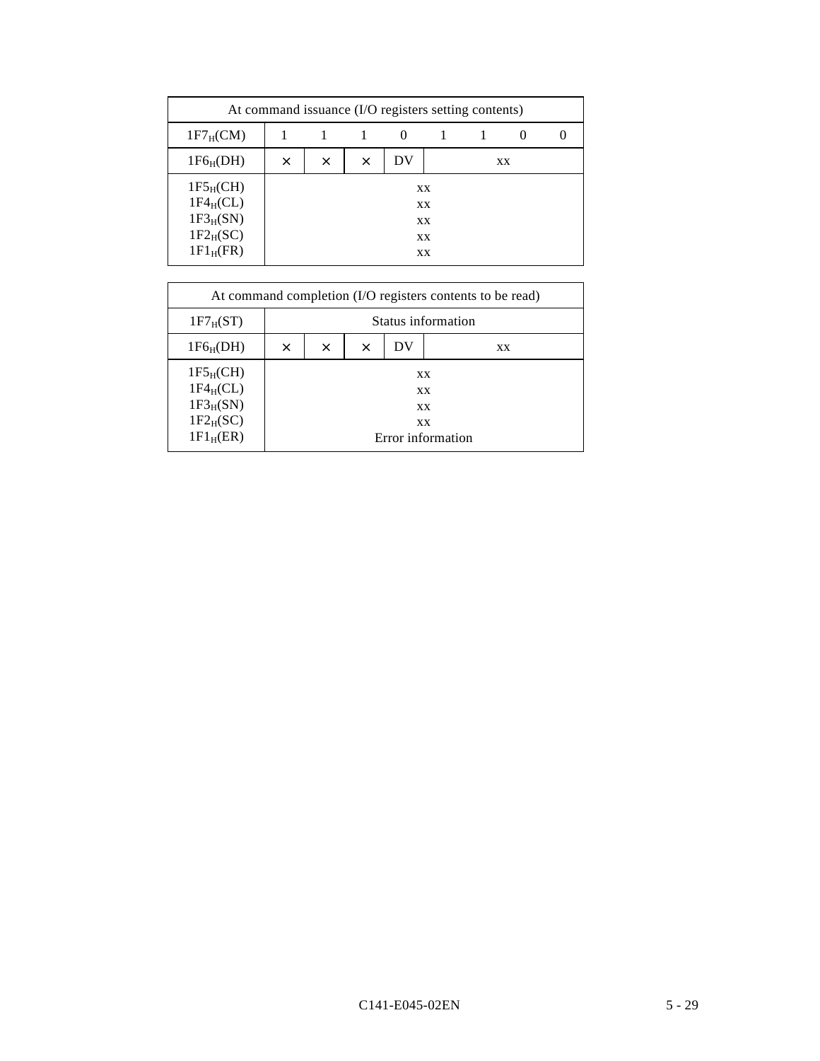| At command issuance (I/O registers setting contents) | | | | | | | | |
|---|---|---|---|---|---|---|---|---|
| $1F7_H$(CM) | 1 | 1 | 1 | 0 | 1 | 1 | 0 | 0 |
| $1F6_H$(DH) | × | × | × | DV | xx | | | |
| $1F5_H$(CH)<br>$1F4_H$(CL)<br>$1F3_H$(SN)<br>$1F2_H$(SC)<br>$1F1_H$(FR) | xx<br>xx<br>xx<br>xx<br>xx | | | | | | | |

| At command completion (I/O registers contents to be read) | | | | | |
|---|---|---|---|---|---|
| $1F7_H$(ST) | Status information | | | | |
| $1F6_H$(DH) | × | × | × | DV | xx |
| $1F5_H$(CH)<br>$1F4_H$(CL)<br>$1F3_H$(SN)<br>$1F2_H$(SC)<br>$1F1_H$(ER) | xx<br>xx<br>xx<br>xx<br>Error information | | | | |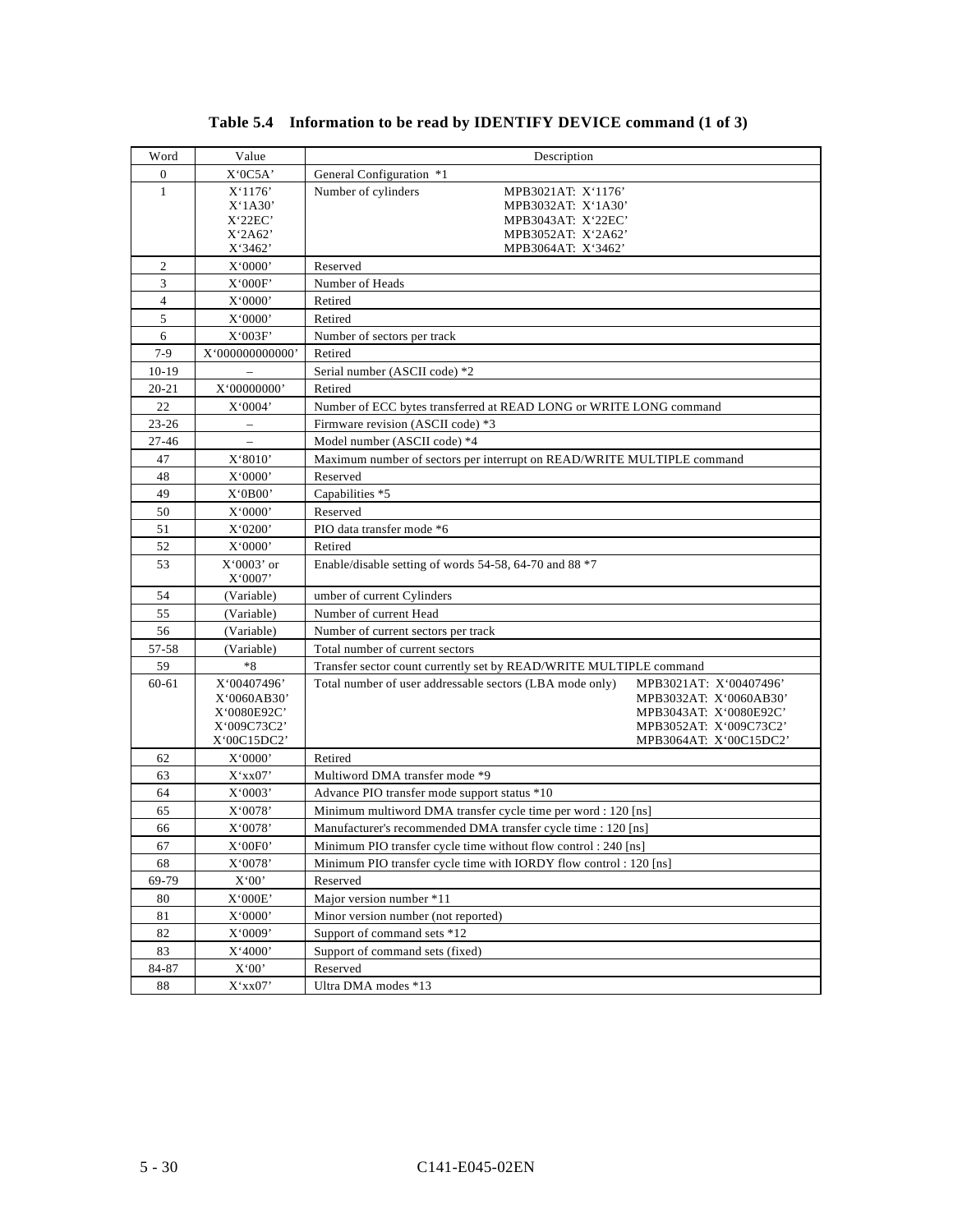**Table 5.4 Information to be read by IDENTIFY DEVICE command (1 of 3)**

| Word | Value | Description |
|---|---|---|
| 0 | X'0C5A' | General Configuration *1 |
| 1 | X'1176'<br>X'1A30'<br>X'22EC'<br>X'2A62'<br>X'3462' | Number of cylinders MPB3021AT: X'1176'<br>MPB3032AT: X'1A30'<br>MPB3043AT: X'22EC'<br>MPB3052AT: X'2A62'<br>MPB3064AT: X'3462' |
| 2 | X'0000' | Reserved |
| 3 | X'000F' | Number of Heads |
| 4 | X'0000' | Retired |
| 5 | X'0000' | Retired |
| 6 | X'003F' | Number of sectors per track |
| 7-9 | X'000000000000' | Retired |
| 10-19 | – | Serial number (ASCII code) *2 |
| 20-21 | X'00000000' | Retired |
| 22 | X'0004' | Number of ECC bytes transferred at READ LONG or WRITE LONG command |
| 23-26 | – | Firmware revision (ASCII code) *3 |
| 27-46 | – | Model number (ASCII code) *4 |
| 47 | X'8010' | Maximum number of sectors per interrupt on READ/WRITE MULTIPLE command |
| 48 | X'0000' | Reserved |
| 49 | X'0B00' | Capabilities *5 |
| 50 | X'0000' | Reserved |
| 51 | X'0200' | PIO data transfer mode *6 |
| 52 | X'0000' | Retired |
| 53 | X'0003' or<br>X'0007' | Enable/disable setting of words 54-58, 64-70 and 88 *7 |
| 54 | (Variable) | umber of current Cylinders |
| 55 | (Variable) | Number of current Head |
| 56 | (Variable) | Number of current sectors per track |
| 57-58 | (Variable) | Total number of current sectors |
| 59 | *8 | Transfer sector count currently set by READ/WRITE MULTIPLE command |
| 60-61 | X'00407496'<br>X'0060AB30'<br>X'0080E92C'<br>X'009C73C2'<br>X'00C15DC2' | Total number of user addressable sectors (LBA mode only) MPB3021AT: X'00407496'<br>MPB3032AT: X'0060AB30'<br>MPB3043AT: X'0080E92C'<br>MPB3052AT: X'009C73C2'<br>MPB3064AT: X'00C15DC2' |
| 62 | X'0000' | Retired |
| 63 | X'xx07' | Multiword DMA transfer mode *9 |
| 64 | X'0003' | Advance PIO transfer mode support status *10 |
| 65 | X'0078' | Minimum multiword DMA transfer cycle time per word : 120 [ns] |
| 66 | X'0078' | Manufacturer's recommended DMA transfer cycle time : 120 [ns] |
| 67 | X'00F0' | Minimum PIO transfer cycle time without flow control : 240 [ns] |
| 68 | X'0078' | Minimum PIO transfer cycle time with IORDY flow control : 120 [ns] |
| 69-79 | X'00' | Reserved |
| 80 | X'000E' | Major version number *11 |
| 81 | X'0000' | Minor version number (not reported) |
| 82 | X'0009' | Support of command sets *12 |
| 83 | X'4000' | Support of command sets (fixed) |
| 84-87 | X'00' | Reserved |
| 88 | X'xx07' | Ultra DMA modes *13 |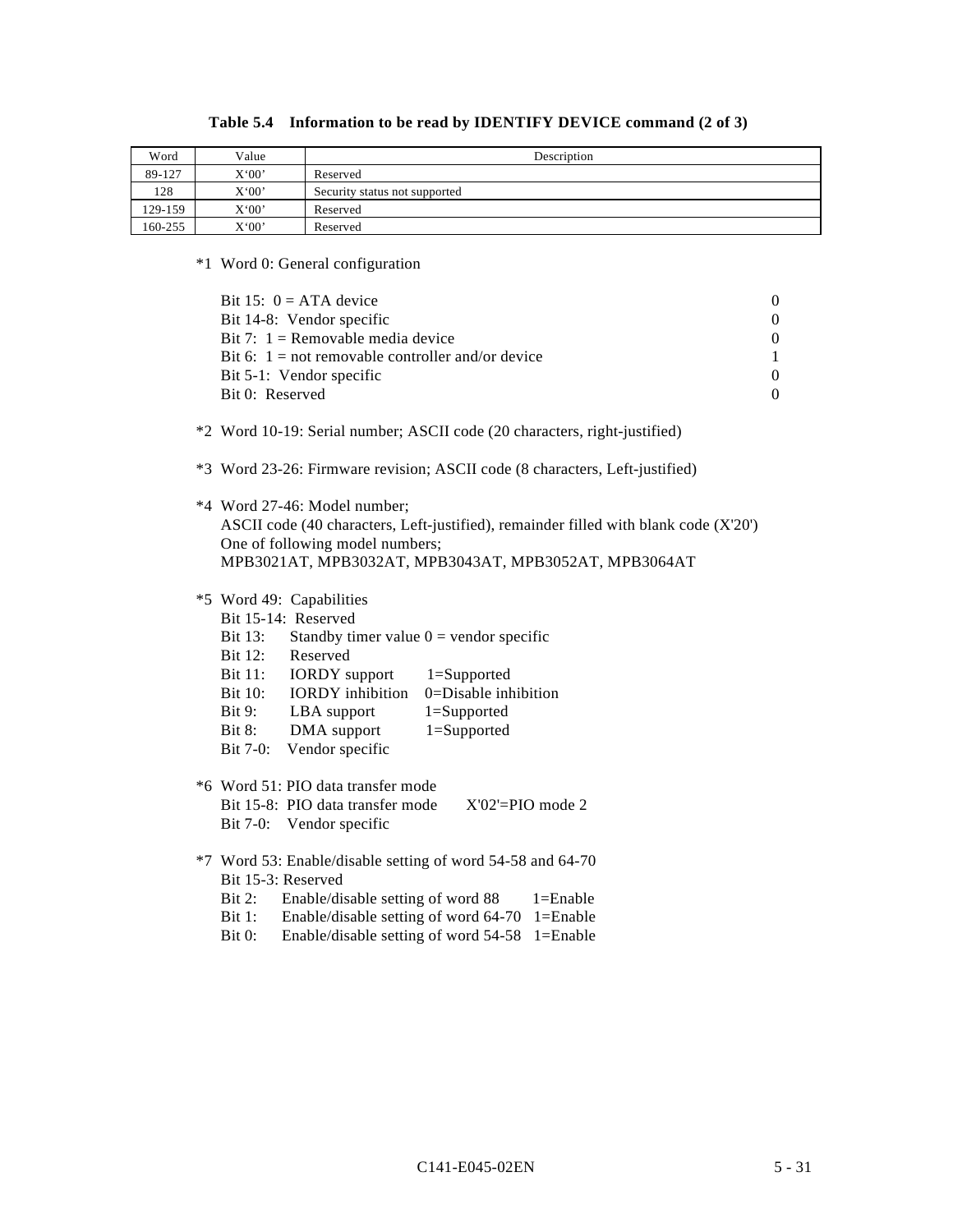**Table 5.4 Information to be read by IDENTIFY DEVICE command (2 of 3)**

| Word | Value | Description |
|---|---|---|
| 89-127 | X'00' | Reserved |
| 128 | X'00' | Security status not supported |
| 129-159 | X'00' | Reserved |
| 160-255 | X'00' | Reserved |

*1 Word 0: General configuration

| | |
|---|---|
| Bit 15: 0 = ATA device | 0 |
| Bit 14-8: Vendor specific | 0 |
| Bit 7: 1 = Removable media device | 0 |
| Bit 6: 1 = not removable controller and/or device | 1 |
| Bit 5-1: Vendor specific | 0 |
| Bit 0: Reserved | 0 |

*2 Word 10-19: Serial number; ASCII code (20 characters, right-justified)

*3 Word 23-26: Firmware revision; ASCII code (8 characters, Left-justified)

*4 Word 27-46: Model number;
ASCII code (40 characters, Left-justified), remainder filled with blank code (X'20')
One of following model numbers;
MPB3021AT, MPB3032AT, MPB3043AT, MPB3052AT, MPB3064AT

*5 Word 49: Capabilities
- Bit 15-14: Reserved
- Bit 13: Standby timer value 0 = vendor specific
- Bit 12: Reserved
- Bit 11: IORDY support 1=Supported
- Bit 10: IORDY inhibition 0=Disable inhibition
- Bit 9: LBA support 1=Supported
- Bit 8: DMA support 1=Supported
- Bit 7-0: Vendor specific

*6 Word 51: PIO data transfer mode
- Bit 15-8: PIO data transfer mode X'02'=PIO mode 2
- Bit 7-0: Vendor specific

*7 Word 53: Enable/disable setting of word 54-58 and 64-70
- Bit 15-3: Reserved
- Bit 2: Enable/disable setting of word 88 1=Enable
- Bit 1: Enable/disable setting of word 64-70 1=Enable
- Bit 0: Enable/disable setting of word 54-58 1=Enable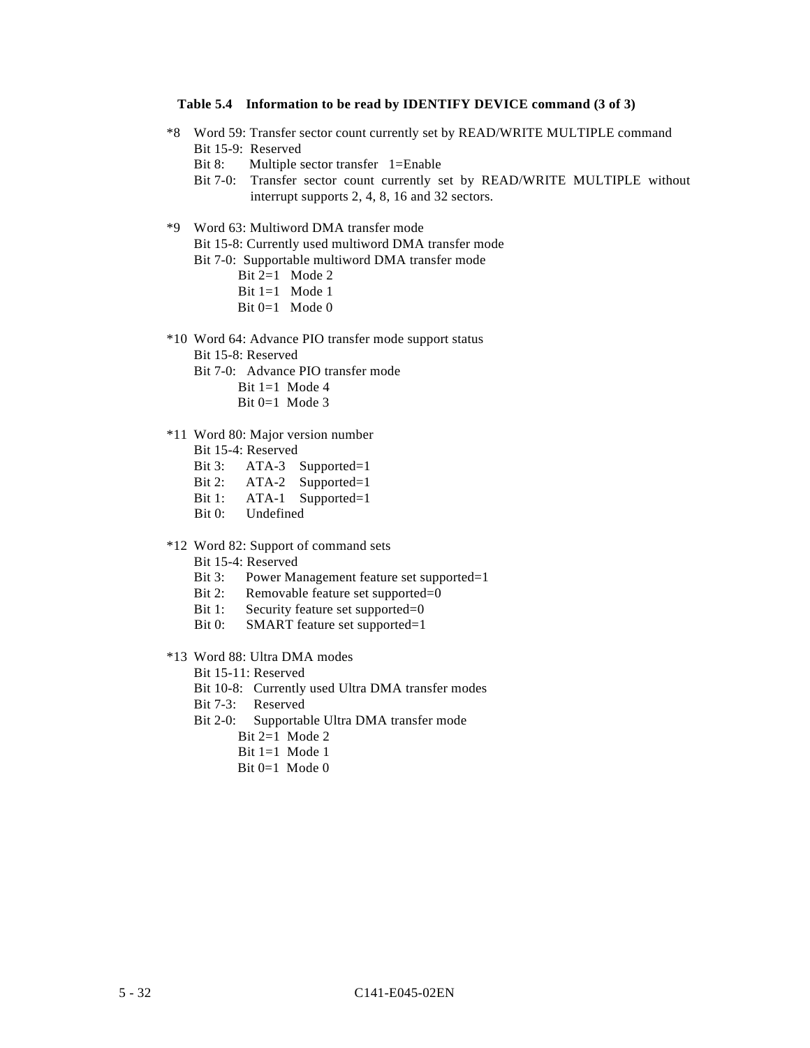**Table 5.4 Information to be read by IDENTIFY DEVICE command (3 of 3)**

*8 Word 59: Transfer sector count currently set by READ/WRITE MULTIPLE command

Bit 15-9: Reserved

Bit 8: Multiple sector transfer 1=Enable

Bit 7-0: Transfer sector count currently set by READ/WRITE MULTIPLE without interrupt supports 2, 4, 8, 16 and 32 sectors.

*9 Word 63: Multiword DMA transfer mode

Bit 15-8: Currently used multiword DMA transfer mode

Bit 7-0: Supportable multiword DMA transfer mode

- Bit 2=1 Mode 2
- Bit 1=1 Mode 1
- Bit 0=1 Mode 0

*10 Word 64: Advance PIO transfer mode support status

Bit 15-8: Reserved

Bit 7-0: Advance PIO transfer mode

- Bit 1=1 Mode 4
- Bit 0=1 Mode 3

*11 Word 80: Major version number

Bit 15-4: Reserved

Bit 3: ATA-3 Supported=1

Bit 2: ATA-2 Supported=1

Bit 1: ATA-1 Supported=1

Bit 0: Undefined

*12 Word 82: Support of command sets

Bit 15-4: Reserved

Bit 3: Power Management feature set supported=1

Bit 2: Removable feature set supported=0

Bit 1: Security feature set supported=0

Bit 0: SMART feature set supported=1

*13 Word 88: Ultra DMA modes

Bit 15-11: Reserved

Bit 10-8: Currently used Ultra DMA transfer modes

Bit 7-3: Reserved

Bit 2-0: Supportable Ultra DMA transfer mode

- Bit 2=1 Mode 2
- Bit 1=1 Mode 1
- Bit 0=1 Mode 0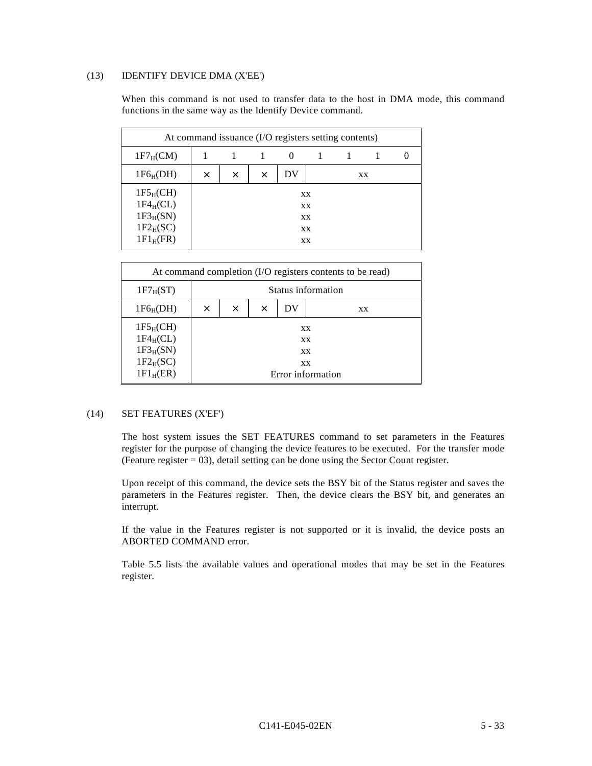(13) IDENTIFY DEVICE DMA (X'EE')

When this command is not used to transfer data to the host in DMA mode, this command functions in the same way as the Identify Device command.

| At command issuance (I/O registers setting contents) | | | | | | | | |
|---|---|---|---|---|---|---|---|---|
| $1F7_H$(CM) | 1 | 1 | 1 | 0 | 1 | 1 | 1 | 0 |
| $1F6_H$(DH) | × | × | × | DV | xx | | | |
| $1F5_H$(CH) | xx | | | | | | | |
| $1F4_H$(CL) | xx | | | | | | | |
| $1F3_H$(SN) | xx | | | | | | | |
| $1F2_H$(SC) | xx | | | | | | | |
| $1F1_H$(FR) | xx | | | | | | | |

| At command completion (I/O registers contents to be read) | | | | | |
|---|---|---|---|---|---|
| $1F7_H$(ST) | Status information | | | | |
| $1F6_H$(DH) | × | × | × | DV | xx |
| $1F5_H$(CH) | xx | | | | |
| $1F4_H$(CL) | xx | | | | |
| $1F3_H$(SN) | xx | | | | |
| $1F2_H$(SC) | xx | | | | |
| $1F1_H$(ER) | Error information | | | | |

(14) SET FEATURES (X'EF')

The host system issues the SET FEATURES command to set parameters in the Features register for the purpose of changing the device features to be executed. For the transfer mode (Feature register = 03), detail setting can be done using the Sector Count register.

Upon receipt of this command, the device sets the BSY bit of the Status register and saves the parameters in the Features register. Then, the device clears the BSY bit, and generates an interrupt.

If the value in the Features register is not supported or it is invalid, the device posts an ABORTED COMMAND error.

Table 5.5 lists the available values and operational modes that may be set in the Features register.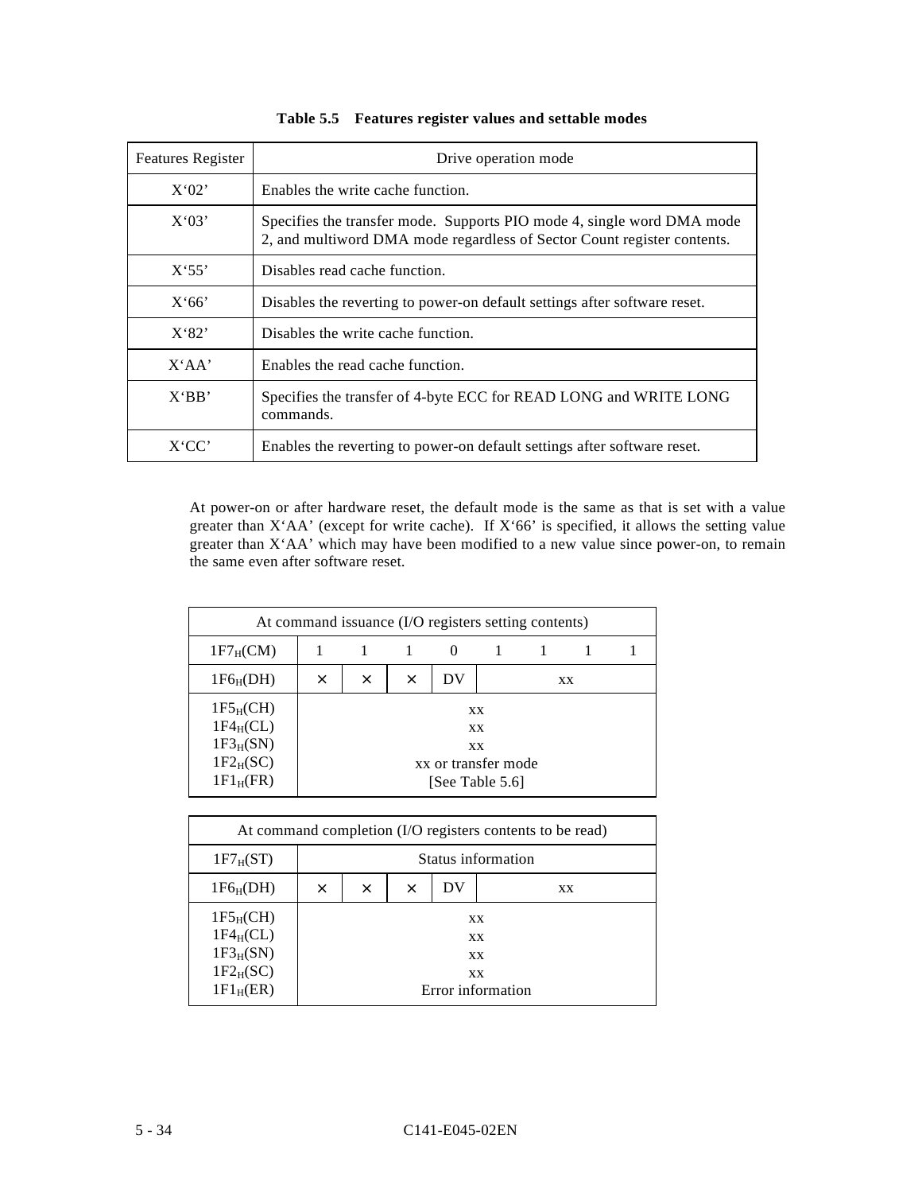**Table 5.5 Features register values and settable modes**

| Features Register | Drive operation mode |
|---|---|
| X'02' | Enables the write cache function. |
| X'03' | Specifies the transfer mode. Supports PIO mode 4, single word DMA mode 2, and multiword DMA mode regardless of Sector Count register contents. |
| X'55' | Disables read cache function. |
| X'66' | Disables the reverting to power-on default settings after software reset. |
| X'82' | Disables the write cache function. |
| X'AA' | Enables the read cache function. |
| X'BB' | Specifies the transfer of 4-byte ECC for READ LONG and WRITE LONG commands. |
| X'CC' | Enables the reverting to power-on default settings after software reset. |

At power-on or after hardware reset, the default mode is the same as that is set with a value greater than X'AA' (except for write cache). If X'66' is specified, it allows the setting value greater than X'AA' which may have been modified to a new value since power-on, to remain the same even after software reset.

| At command issuance (I/O registers setting contents) | | | | | | | | |
|---|---|---|---|---|---|---|---|---|
| $1F7_H$(CM) | 1 | 1 | 1 | 0 | 1 | 1 | 1 | 1 |
| $1F6_H$(DH) | × | × | × | DV | xx | | | |
| $1F5_H$(CH) | xx | | | | | | | |
| $1F4_H$(CL) | xx | | | | | | | |
| $1F3_H$(SN) | xx | | | | | | | |
| $1F2_H$(SC) | xx or transfer mode | | | | | | | |
| $1F1_H$(FR) | [See Table 5.6] | | | | | | | |

| At command completion (I/O registers contents to be read) | | | | |
|---|---|---|---|---|
| $1F7_H$(ST) | Status information | | | |
| $1F6_H$(DH) | × | × | × | DV | xx |
| $1F5_H$(CH) | xx | | | | |
| $1F4_H$(CL) | xx | | | | |
| $1F3_H$(SN) | xx | | | | |
| $1F2_H$(SC) | xx | | | | |
| $1F1_H$(ER) | Error information | | | | |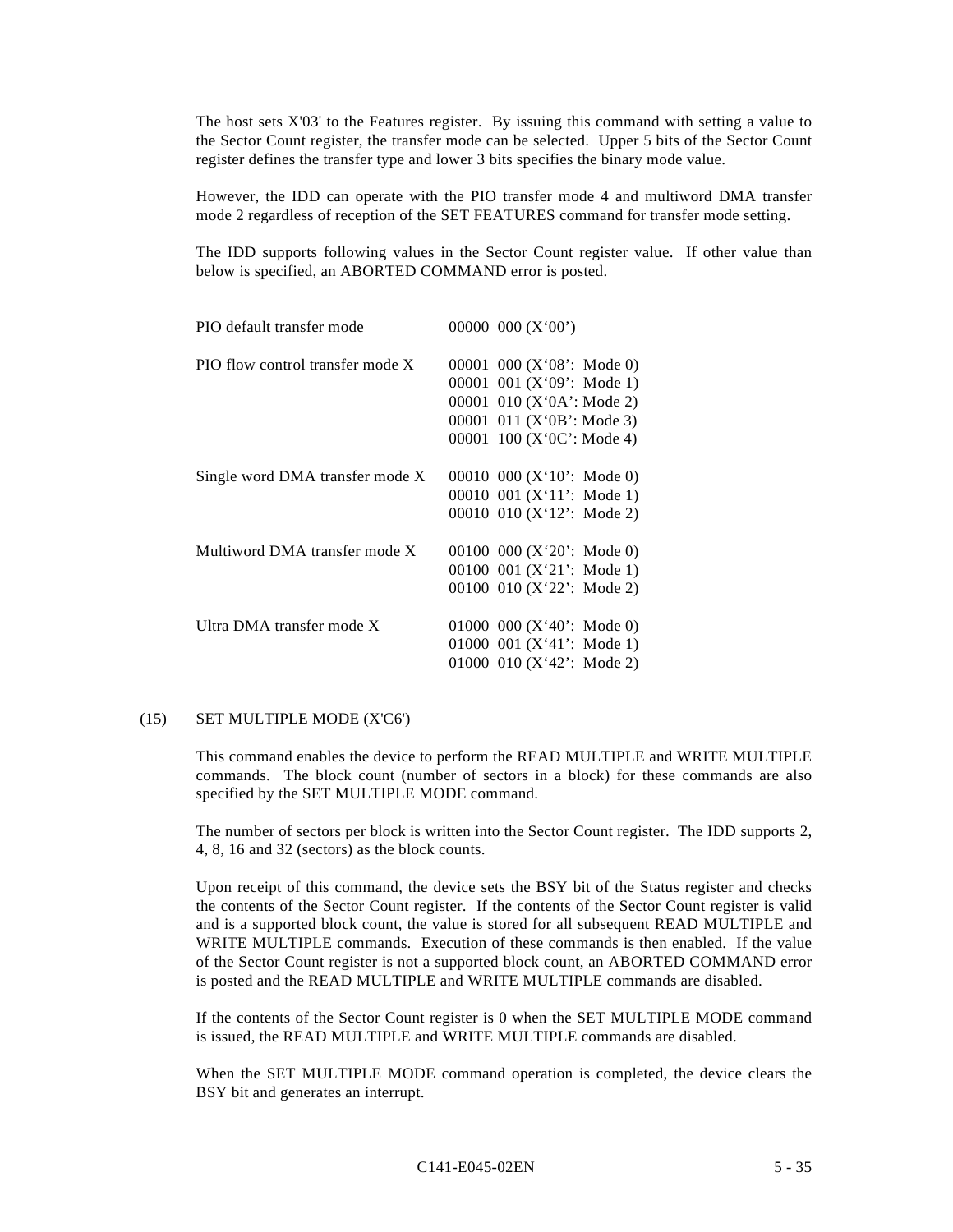The host sets X'03' to the Features register. By issuing this command with setting a value to the Sector Count register, the transfer mode can be selected. Upper 5 bits of the Sector Count register defines the transfer type and lower 3 bits specifies the binary mode value.

However, the IDD can operate with the PIO transfer mode 4 and multiword DMA transfer mode 2 regardless of reception of the SET FEATURES command for transfer mode setting.

The IDD supports following values in the Sector Count register value. If other value than below is specified, an ABORTED COMMAND error is posted.

| | |
|---|---|
| PIO default transfer mode | 00000 000 (X‘00’) |
| PIO flow control transfer mode X | 00001 000 (X‘08’: Mode 0) |
| | 00001 001 (X‘09’: Mode 1) |
| | 00001 010 (X‘0A’: Mode 2) |
| | 00001 011 (X‘0B’: Mode 3) |
| | 00001 100 (X‘0C’: Mode 4) |
| Single word DMA transfer mode X | 00010 000 (X‘10’: Mode 0) |
| | 00010 001 (X‘11’: Mode 1) |
| | 00010 010 (X‘12’: Mode 2) |
| Multiword DMA transfer mode X | 00100 000 (X‘20’: Mode 0) |
| | 00100 001 (X‘21’: Mode 1) |
| | 00100 010 (X‘22’: Mode 2) |
| Ultra DMA transfer mode X | 01000 000 (X‘40’: Mode 0) |
| | 01000 001 (X‘41’: Mode 1) |
| | 01000 010 (X‘42’: Mode 2) |

### (15) SET MULTIPLE MODE (X'C6')

This command enables the device to perform the READ MULTIPLE and WRITE MULTIPLE commands. The block count (number of sectors in a block) for these commands are also specified by the SET MULTIPLE MODE command.

The number of sectors per block is written into the Sector Count register. The IDD supports 2, 4, 8, 16 and 32 (sectors) as the block counts.

Upon receipt of this command, the device sets the BSY bit of the Status register and checks the contents of the Sector Count register. If the contents of the Sector Count register is valid and is a supported block count, the value is stored for all subsequent READ MULTIPLE and WRITE MULTIPLE commands. Execution of these commands is then enabled. If the value of the Sector Count register is not a supported block count, an ABORTED COMMAND error is posted and the READ MULTIPLE and WRITE MULTIPLE commands are disabled.

If the contents of the Sector Count register is 0 when the SET MULTIPLE MODE command is issued, the READ MULTIPLE and WRITE MULTIPLE commands are disabled.

When the SET MULTIPLE MODE command operation is completed, the device clears the BSY bit and generates an interrupt.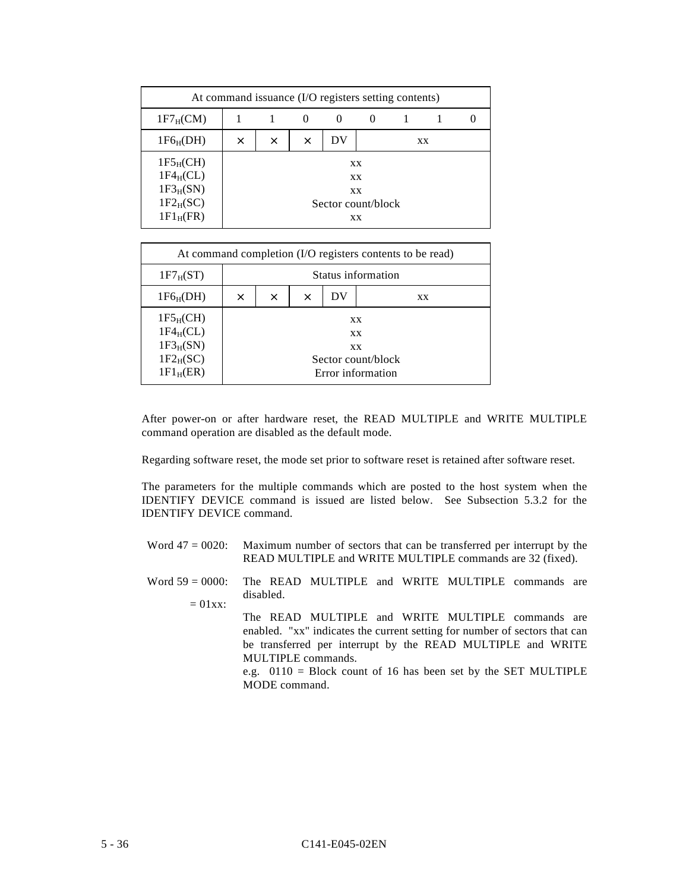| At command issuance (I/O registers setting contents) | | | | | | | | |
|---|---|---|---|---|---|---|---|---|
| $1F7_H$(CM) | 1 | 1 | 0 | 0 | 0 | 1 | 1 | 0 |
| $1F6_H$(DH) | × | × | × | DV | xx | | | |
| $1F5_H$(CH)<br>$1F4_H$(CL)<br>$1F3_H$(SN)<br>$1F2_H$(SC)<br>$1F1_H$(FR) | xx<br>xx<br>xx<br>Sector count/block<br>xx | | | | | | | |

| At command completion (I/O registers contents to be read) | | | | |
|---|---|---|---|---|
| $1F7_H$(ST) | Status information | | | |
| $1F6_H$(DH) | × | × | × | DV | xx |
| $1F5_H$(CH)<br>$1F4_H$(CL)<br>$1F3_H$(SN)<br>$1F2_H$(SC)<br>$1F1_H$(ER) | xx<br>xx<br>xx<br>Sector count/block<br>Error information | | | |

After power-on or after hardware reset, the READ MULTIPLE and WRITE MULTIPLE command operation are disabled as the default mode.

Regarding software reset, the mode set prior to software reset is retained after software reset.

The parameters for the multiple commands which are posted to the host system when the IDENTIFY DEVICE command is issued are listed below. See Subsection 5.3.2 for the IDENTIFY DEVICE command.

Word 47 = 0020: Maximum number of sectors that can be transferred per interrupt by the READ MULTIPLE and WRITE MULTIPLE commands are 32 (fixed).

Word 59 = 0000: The READ MULTIPLE and WRITE MULTIPLE commands are disabled.

= 01xx: The READ MULTIPLE and WRITE MULTIPLE commands are enabled. "xx" indicates the current setting for number of sectors that can be transferred per interrupt by the READ MULTIPLE and WRITE MULTIPLE commands.
e.g. 0110 = Block count of 16 has been set by the SET MULTIPLE MODE command.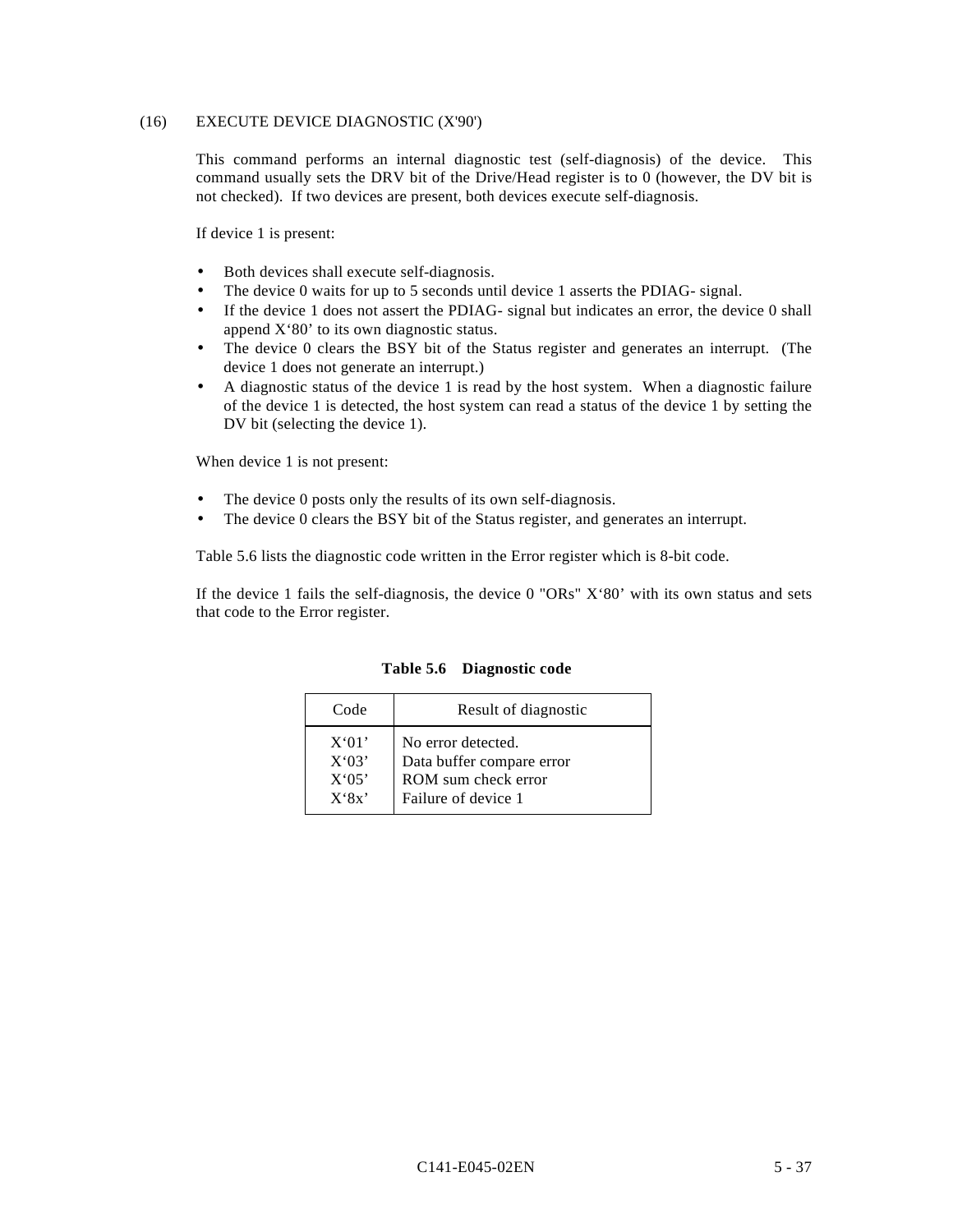### (16) EXECUTE DEVICE DIAGNOSTIC (X'90')

This command performs an internal diagnostic test (self-diagnosis) of the device. This command usually sets the DRV bit of the Drive/Head register is to 0 (however, the DV bit is not checked). If two devices are present, both devices execute self-diagnosis.

If device 1 is present:

- Both devices shall execute self-diagnosis.
- The device 0 waits for up to 5 seconds until device 1 asserts the PDIAG- signal.
- If the device 1 does not assert the PDIAG- signal but indicates an error, the device 0 shall append X‘80’ to its own diagnostic status.
- The device 0 clears the BSY bit of the Status register and generates an interrupt. (The device 1 does not generate an interrupt.)
- A diagnostic status of the device 1 is read by the host system. When a diagnostic failure of the device 1 is detected, the host system can read a status of the device 1 by setting the DV bit (selecting the device 1).

When device 1 is not present:

- The device 0 posts only the results of its own self-diagnosis.
- The device 0 clears the BSY bit of the Status register, and generates an interrupt.

Table 5.6 lists the diagnostic code written in the Error register which is 8-bit code.

If the device 1 fails the self-diagnosis, the device 0 "ORs" X‘80’ with its own status and sets that code to the Error register.

**Table 5.6 Diagnostic code**

| Code | Result of diagnostic |
|---|---|
| X‘01’ | No error detected. |
| X‘03’ | Data buffer compare error |
| X‘05’ | ROM sum check error |
| X‘8x’ | Failure of device 1 |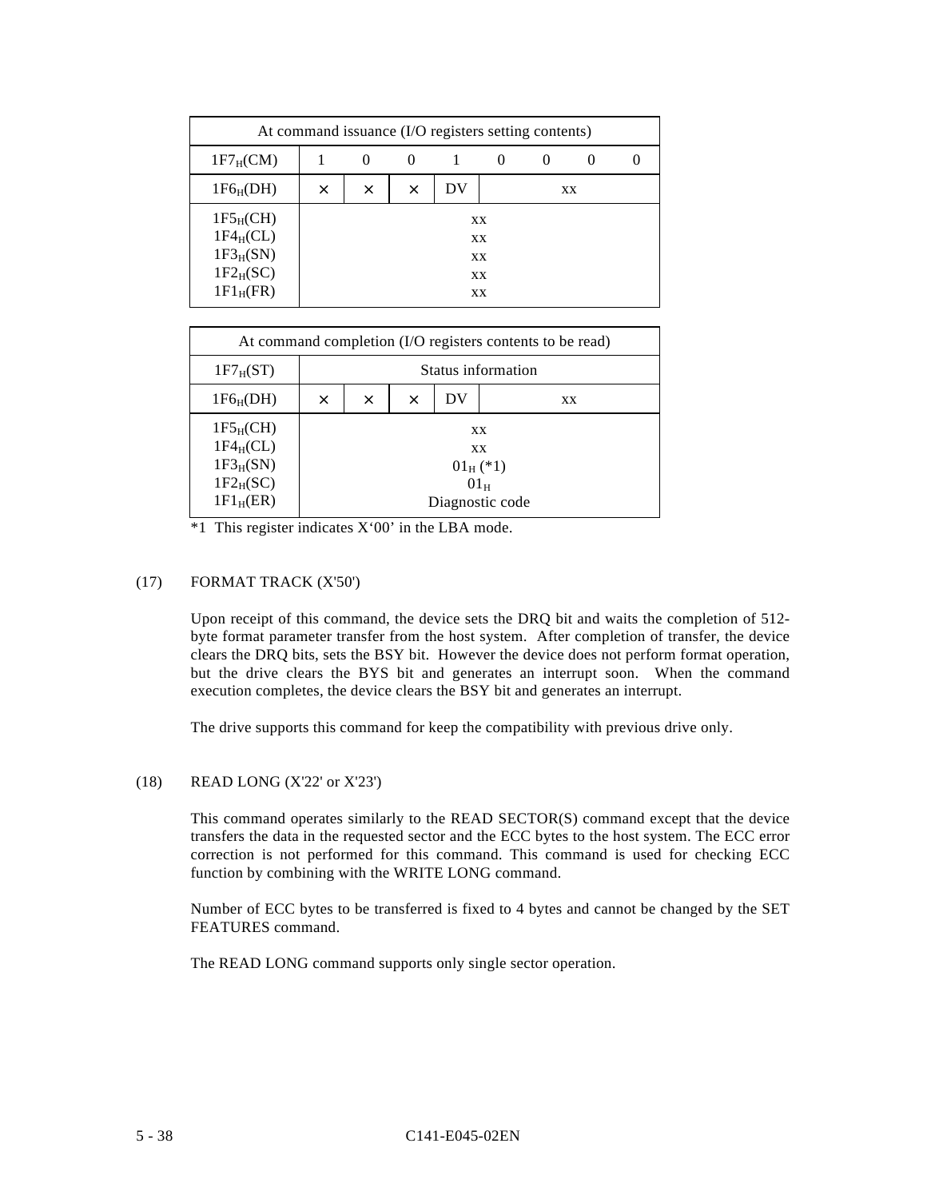| At command issuance (I/O registers setting contents) | | | | | | | | |
|---|---|---|---|---|---|---|---|---|
| $1F7_H$(CM) | 1 | 0 | 0 | 1 | 0 | 0 | 0 | 0 |
| $1F6_H$(DH) | × | × | × | DV | xx | | | |
| $1F5_H$(CH)<br>$1F4_H$(CL)<br>$1F3_H$(SN)<br>$1F2_H$(SC)<br>$1F1_H$(FR) | xx<br>xx<br>xx<br>xx<br>xx | | | | | | | |

| At command completion (I/O registers contents to be read) | | | | | |
|---|---|---|---|---|---|
| $1F7_H$(ST) | Status information | | | | |
| $1F6_H$(DH) | × | × | × | DV | xx |
| $1F5_H$(CH)<br>$1F4_H$(CL)<br>$1F3_H$(SN)<br>$1F2_H$(SC)<br>$1F1_H$(ER) | xx<br>xx<br>$01_H$ (*1)<br>$01_H$<br>Diagnostic code | | | | |

*1 This register indicates X'00' in the LBA mode.

(17) FORMAT TRACK (X'50')

Upon receipt of this command, the device sets the DRQ bit and waits the completion of 512-byte format parameter transfer from the host system. After completion of transfer, the device clears the DRQ bits, sets the BSY bit. However the device does not perform format operation, but the drive clears the BYS bit and generates an interrupt soon. When the command execution completes, the device clears the BSY bit and generates an interrupt.

The drive supports this command for keep the compatibility with previous drive only.

(18) READ LONG (X'22' or X'23')

This command operates similarly to the READ SECTOR(S) command except that the device transfers the data in the requested sector and the ECC bytes to the host system. The ECC error correction is not performed for this command. This command is used for checking ECC function by combining with the WRITE LONG command.

Number of ECC bytes to be transferred is fixed to 4 bytes and cannot be changed by the SET FEATURES command.

The READ LONG command supports only single sector operation.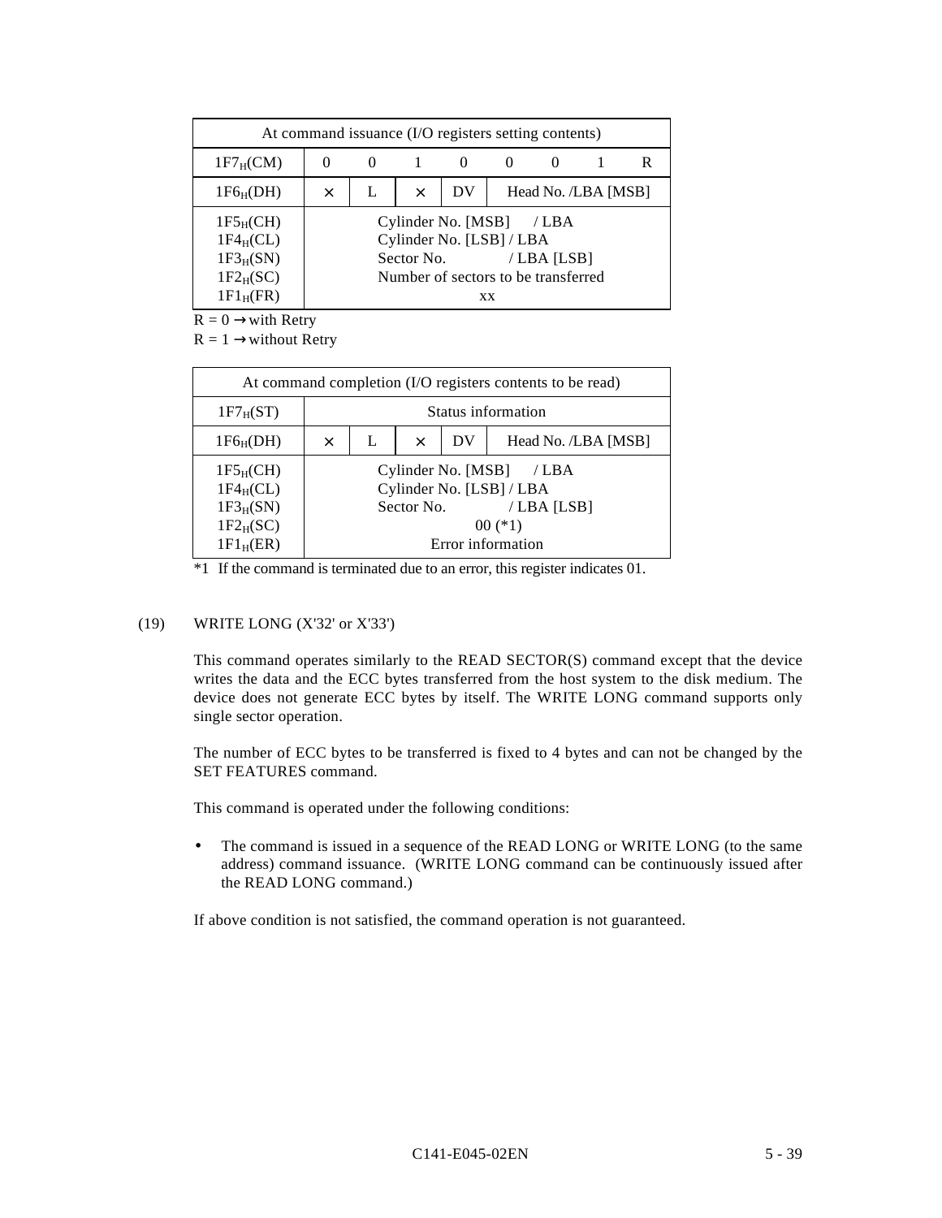| At command issuance (I/O registers setting contents) | | | | | | | | |
|---|---|---|---|---|---|---|---|---|
| $1F7_H$(CM) | 0 | 0 | 1 | 0 | 0 | 0 | 1 | R |
| $1F6_H$(DH) | × | L | × | DV | Head No. /LBA [MSB] | | | |
| $1F5_H$(CH)<br>$1F4_H$(CL)<br>$1F3_H$(SN)<br>$1F2_H$(SC)<br>$1F1_H$(FR) | Cylinder No. [MSB] / LBA<br>Cylinder No. [LSB] / LBA<br>Sector No. / LBA [LSB]<br>Number of sectors to be transferred<br>xx | | | | | | | |

R = 0 → with Retry

R = 1 → without Retry

| At command completion (I/O registers contents to be read) | | | | | |
|---|---|---|---|---|---|
| $1F7_H$(ST) | Status information | | | | |
| $1F6_H$(DH) | × | L | × | DV | Head No. /LBA [MSB] |
| $1F5_H$(CH)<br>$1F4_H$(CL)<br>$1F3_H$(SN)<br>$1F2_H$(SC)<br>$1F1_H$(ER) | Cylinder No. [MSB] / LBA<br>Cylinder No. [LSB] / LBA<br>Sector No. / LBA [LSB]<br>00 (*1)<br>Error information | | | | |

*1 If the command is terminated due to an error, this register indicates 01.

(19) WRITE LONG (X'32' or X'33')

This command operates similarly to the READ SECTOR(S) command except that the device writes the data and the ECC bytes transferred from the host system to the disk medium. The device does not generate ECC bytes by itself. The WRITE LONG command supports only single sector operation.

The number of ECC bytes to be transferred is fixed to 4 bytes and can not be changed by the SET FEATURES command.

This command is operated under the following conditions:

- The command is issued in a sequence of the READ LONG or WRITE LONG (to the same address) command issuance. (WRITE LONG command can be continuously issued after the READ LONG command.)

If above condition is not satisfied, the command operation is not guaranteed.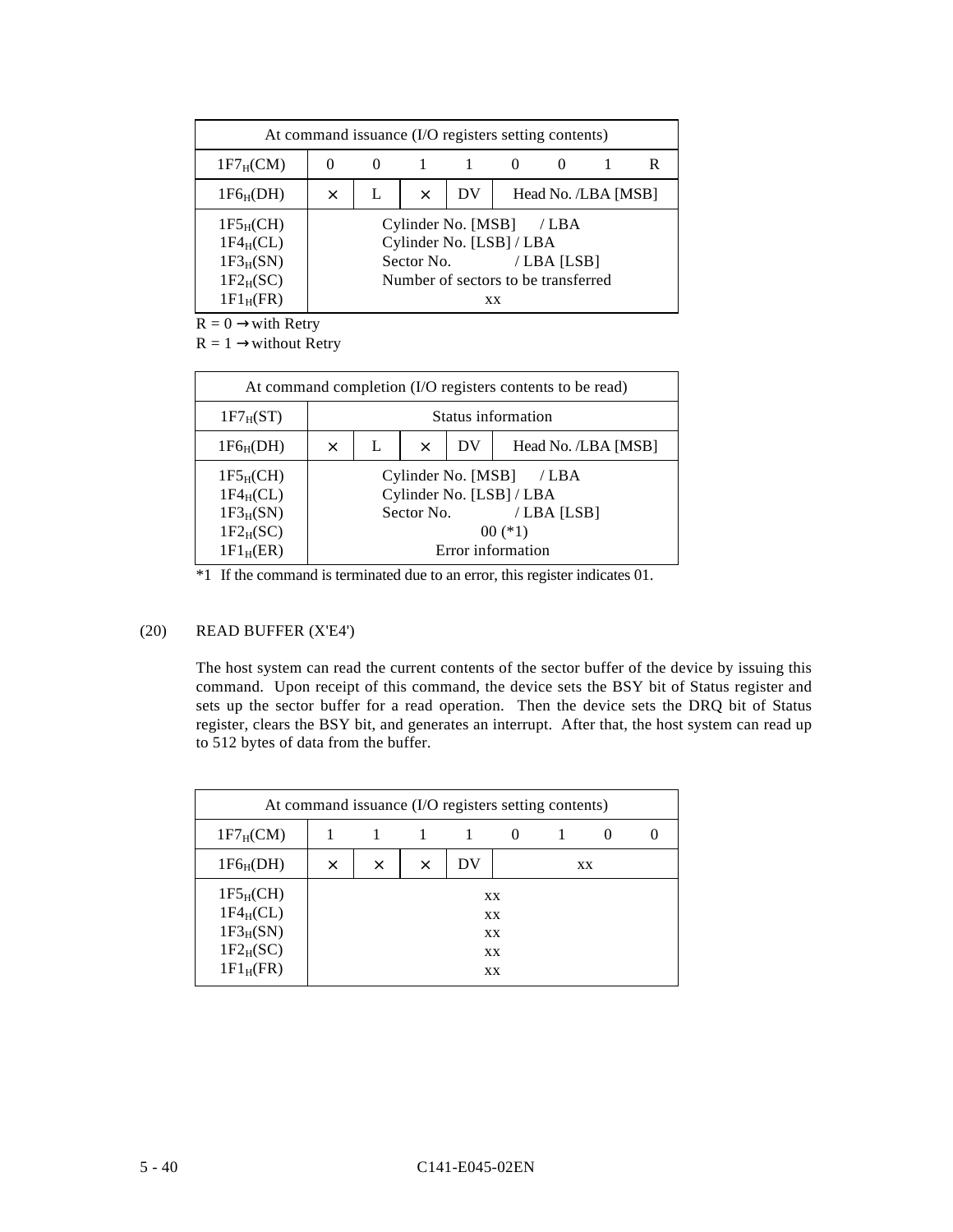| At command issuance (I/O registers setting contents) | | | | | | | | |
|---|---|---|---|---|---|---|---|---|
| $1F7_H$(CM) | 0 | 0 | 1 | 1 | 0 | 0 | 1 | R |
| $1F6_H$(DH) | × | L | × | DV | Head No. /LBA [MSB] | | | |
| $1F5_H$(CH)<br>$1F4_H$(CL)<br>$1F3_H$(SN)<br>$1F2_H$(SC)<br>$1F1_H$(FR) | Cylinder No. [MSB] / LBA<br>Cylinder No. [LSB] / LBA<br>Sector No. / LBA [LSB]<br>Number of sectors to be transferred<br>xx | | | | | | | |

R = 0 → with Retry
R = 1 → without Retry

| At command completion (I/O registers contents to be read) | | | | | |
|---|---|---|---|---|---|
| $1F7_H$(ST) | Status information | | | | |
| $1F6_H$(DH) | × | L | × | DV | Head No. /LBA [MSB] |
| $1F5_H$(CH)<br>$1F4_H$(CL)<br>$1F3_H$(SN)<br>$1F2_H$(SC)<br>$1F1_H$(ER) | Cylinder No. [MSB] / LBA<br>Cylinder No. [LSB] / LBA<br>Sector No. / LBA [LSB]<br>00 (*1)<br>Error information | | | | |

*1 If the command is terminated due to an error, this register indicates 01.

(20) READ BUFFER (X'E4')

The host system can read the current contents of the sector buffer of the device by issuing this command. Upon receipt of this command, the device sets the BSY bit of Status register and sets up the sector buffer for a read operation. Then the device sets the DRQ bit of Status register, clears the BSY bit, and generates an interrupt. After that, the host system can read up to 512 bytes of data from the buffer.

| At command issuance (I/O registers setting contents) | | | | | | | | |
|---|---|---|---|---|---|---|---|---|
| $1F7_H$(CM) | 1 | 1 | 1 | 1 | 0 | 1 | 0 | 0 |
| $1F6_H$(DH) | × | × | × | DV | xx | | | |
| $1F5_H$(CH)<br>$1F4_H$(CL)<br>$1F3_H$(SN)<br>$1F2_H$(SC)<br>$1F1_H$(FR) | xx<br>xx<br>xx<br>xx<br>xx | | | | | | | |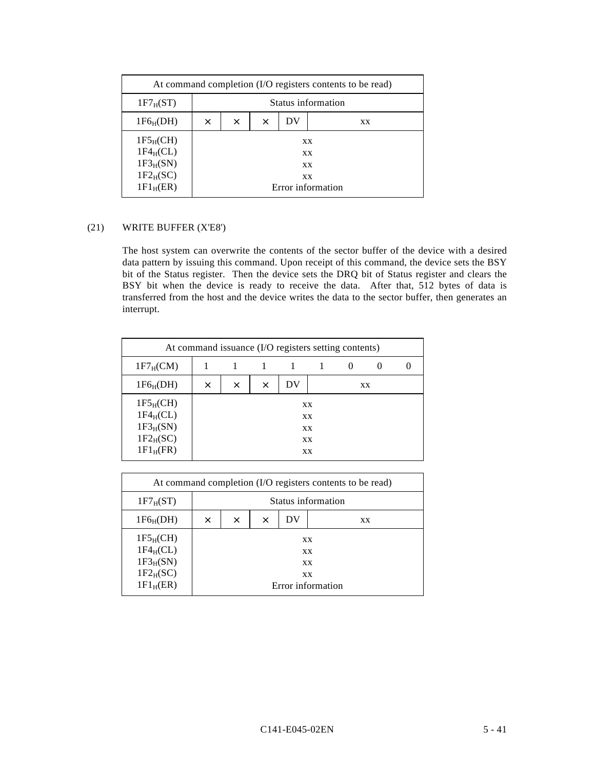| At command completion (I/O registers contents to be read) | | | | | | | | |
|---|---|---|---|---|---|---|---|---|
| $1F7_H$(ST) | Status information | | | | | | | |
| $1F6_H$(DH) | × | × | × | DV | xx | | | |
| $1F5_H$(CH)<br>$1F4_H$(CL)<br>$1F3_H$(SN)<br>$1F2_H$(SC)<br>$1F1_H$(ER) | xx<br>xx<br>xx<br>xx<br>Error information | | | | | | | |

(21) WRITE BUFFER (X'E8')

The host system can overwrite the contents of the sector buffer of the device with a desired data pattern by issuing this command. Upon receipt of this command, the device sets the BSY bit of the Status register. Then the device sets the DRQ bit of Status register and clears the BSY bit when the device is ready to receive the data. After that, 512 bytes of data is transferred from the host and the device writes the data to the sector buffer, then generates an interrupt.

| At command issuance (I/O registers setting contents) | | | | | | | | |
|---|---|---|---|---|---|---|---|---|
| $1F7_H$(CM) | 1 | 1 | 1 | 1 | 1 | 0 | 0 | 0 |
| $1F6_H$(DH) | × | × | × | DV | xx | | | |
| $1F5_H$(CH)<br>$1F4_H$(CL)<br>$1F3_H$(SN)<br>$1F2_H$(SC)<br>$1F1_H$(FR) | xx<br>xx<br>xx<br>xx<br>xx | | | | | | | |

| At command completion (I/O registers contents to be read) | | | | | | | | |
|---|---|---|---|---|---|---|---|---|
| $1F7_H$(ST) | Status information | | | | | | | |
| $1F6_H$(DH) | × | × | × | DV | xx | | | |
| $1F5_H$(CH)<br>$1F4_H$(CL)<br>$1F3_H$(SN)<br>$1F2_H$(SC)<br>$1F1_H$(ER) | xx<br>xx<br>xx<br>xx<br>Error information | | | | | | | |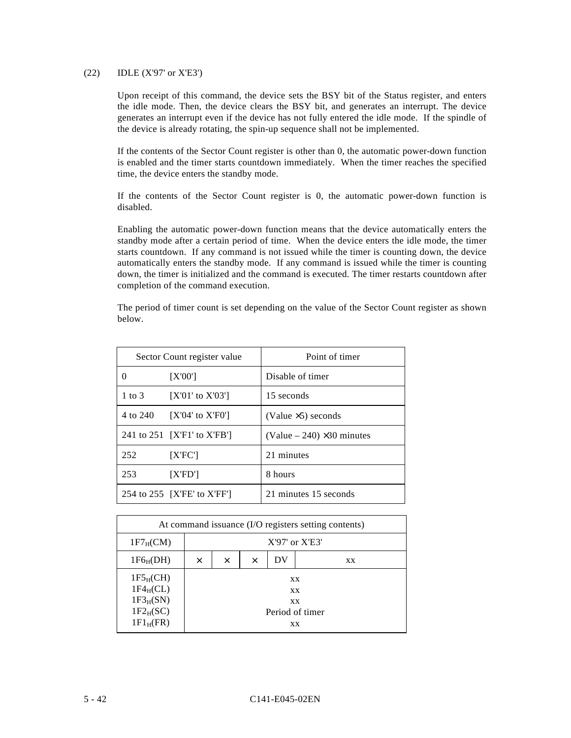(22) IDLE (X'97' or X'E3')

Upon receipt of this command, the device sets the BSY bit of the Status register, and enters the idle mode. Then, the device clears the BSY bit, and generates an interrupt. The device generates an interrupt even if the device has not fully entered the idle mode. If the spindle of the device is already rotating, the spin-up sequence shall not be implemented.

If the contents of the Sector Count register is other than 0, the automatic power-down function is enabled and the timer starts countdown immediately. When the timer reaches the specified time, the device enters the standby mode.

If the contents of the Sector Count register is 0, the automatic power-down function is disabled.

Enabling the automatic power-down function means that the device automatically enters the standby mode after a certain period of time. When the device enters the idle mode, the timer starts countdown. If any command is not issued while the timer is counting down, the device automatically enters the standby mode. If any command is issued while the timer is counting down, the timer is initialized and the command is executed. The timer restarts countdown after completion of the command execution.

The period of timer count is set depending on the value of the Sector Count register as shown below.

| Sector Count register value | | Point of timer |
|---|---|---|
| 0 | [X'00'] | Disable of timer |
| 1 to 3 | [X'01' to X'03'] | 15 seconds |
| 4 to 240 | [X'04' to X'F0'] | (Value ×5) seconds |
| 241 to 251 | [X'F1' to X'FB'] | (Value – 240) ×30 minutes |
| 252 | [X'FC'] | 21 minutes |
| 253 | [X'FD'] | 8 hours |
| 254 to 255 | [X'FE' to X'FF'] | 21 minutes 15 seconds |

| At command issuance (I/O registers setting contents) | | | | | |
|---|---|---|---|---|---|
| $1F7_H$(CM) | X'97' or X'E3' | | | | |
| $1F6_H$(DH) | × | × | × | DV | xx |
| $1F5_H$(CH) | xx | | | | |
| $1F4_H$(CL) | xx | | | | |
| $1F3_H$(SN) | xx | | | | |
| $1F2_H$(SC) | Period of timer | | | | |
| $1F1_H$(FR) | xx | | | | |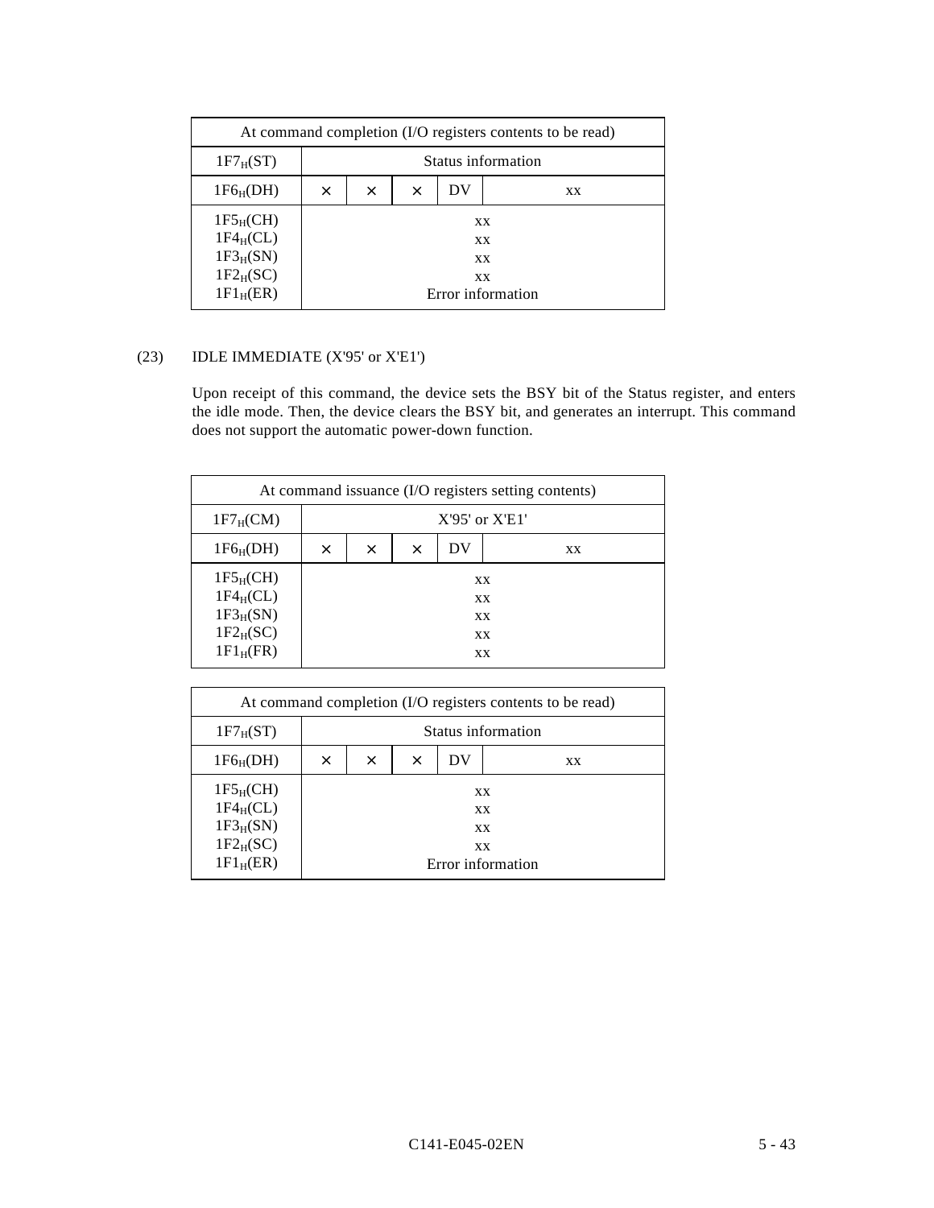| At command completion (I/O registers contents to be read) | | | | | |
|---|---|---|---|---|---|
| $1F7_H$(ST) | Status information | | | | |
| $1F6_H$(DH) | × | × | × | DV | xx |
| $1F5_H$(CH)<br>$1F4_H$(CL)<br>$1F3_H$(SN)<br>$1F2_H$(SC)<br>$1F1_H$(ER) | xx<br>xx<br>xx<br>xx<br>Error information | | | | |

(23) IDLE IMMEDIATE (X'95' or X'E1')

Upon receipt of this command, the device sets the BSY bit of the Status register, and enters the idle mode. Then, the device clears the BSY bit, and generates an interrupt. This command does not support the automatic power-down function.

| At command issuance (I/O registers setting contents) | | | | | |
|---|---|---|---|---|---|
| $1F7_H$(CM) | X'95' or X'E1' | | | | |
| $1F6_H$(DH) | × | × | × | DV | xx |
| $1F5_H$(CH)<br>$1F4_H$(CL)<br>$1F3_H$(SN)<br>$1F2_H$(SC)<br>$1F1_H$(FR) | xx<br>xx<br>xx<br>xx<br>xx | | | | |

| At command completion (I/O registers contents to be read) | | | | | |
|---|---|---|---|---|---|
| $1F7_H$(ST) | Status information | | | | |
| $1F6_H$(DH) | × | × | × | DV | xx |
| $1F5_H$(CH)<br>$1F4_H$(CL)<br>$1F3_H$(SN)<br>$1F2_H$(SC)<br>$1F1_H$(ER) | xx<br>xx<br>xx<br>xx<br>Error information | | | | |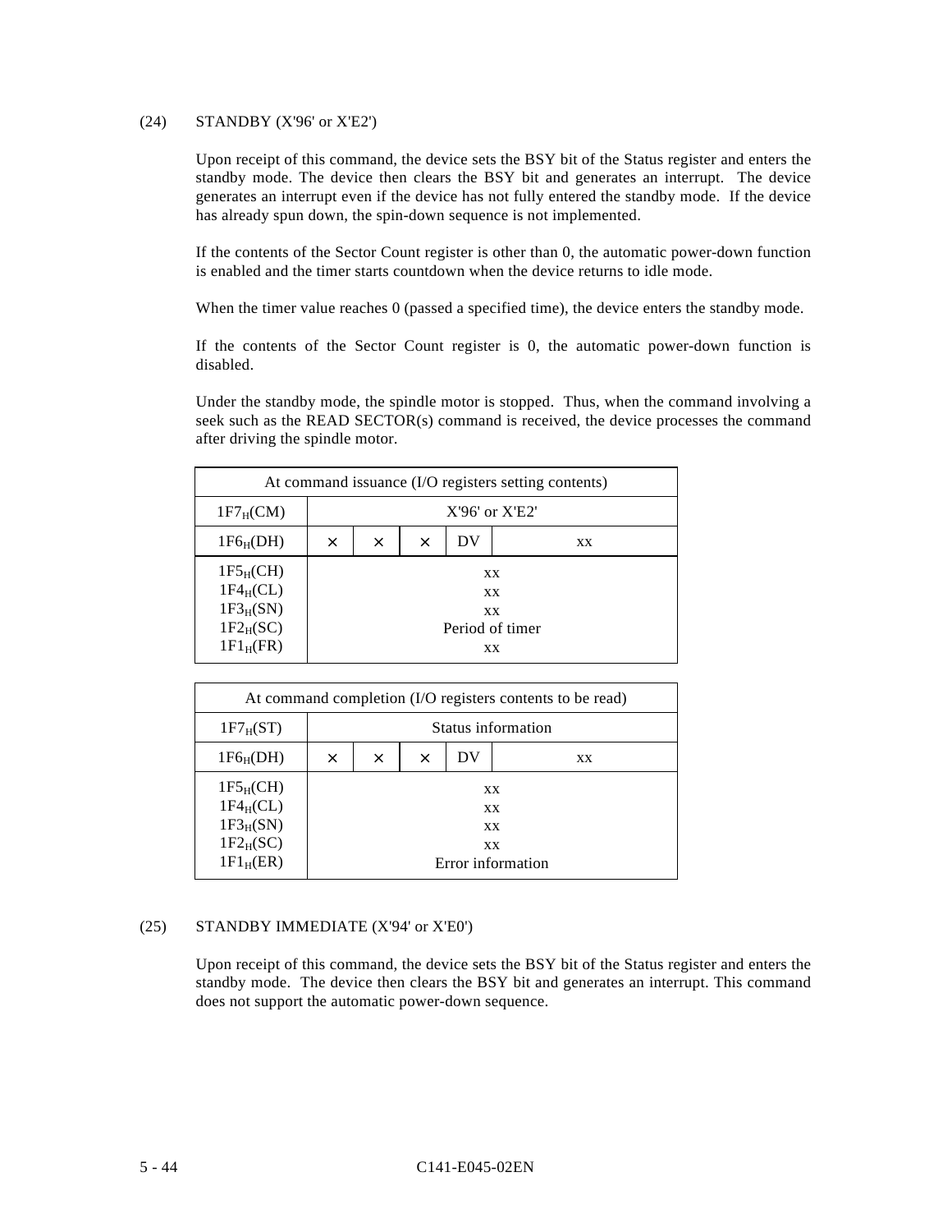(24) STANDBY (X'96' or X'E2')

Upon receipt of this command, the device sets the BSY bit of the Status register and enters the standby mode. The device then clears the BSY bit and generates an interrupt. The device generates an interrupt even if the device has not fully entered the standby mode. If the device has already spun down, the spin-down sequence is not implemented.

If the contents of the Sector Count register is other than 0, the automatic power-down function is enabled and the timer starts countdown when the device returns to idle mode.

When the timer value reaches 0 (passed a specified time), the device enters the standby mode.

If the contents of the Sector Count register is 0, the automatic power-down function is disabled.

Under the standby mode, the spindle motor is stopped. Thus, when the command involving a seek such as the READ SECTOR(s) command is received, the device processes the command after driving the spindle motor.

| At command issuance (I/O registers setting contents) | | | | | |
|---|---|---|---|---|---|
| $1F7_H$(CM) | X'96' or X'E2' | | | | |
| $1F6_H$(DH) | × | × | × | DV | xx |
| $1F5_H$(CH)<br>$1F4_H$(CL)<br>$1F3_H$(SN)<br>$1F2_H$(SC)<br>$1F1_H$(FR) | xx<br>xx<br>xx<br>Period of timer<br>xx | | | | |

| At command completion (I/O registers contents to be read) | | | | | |
|---|---|---|---|---|---|
| $1F7_H$(ST) | Status information | | | | |
| $1F6_H$(DH) | × | × | × | DV | xx |
| $1F5_H$(CH)<br>$1F4_H$(CL)<br>$1F3_H$(SN)<br>$1F2_H$(SC)<br>$1F1_H$(ER) | xx<br>xx<br>xx<br>xx<br>Error information | | | | |

(25) STANDBY IMMEDIATE (X'94' or X'E0')

Upon receipt of this command, the device sets the BSY bit of the Status register and enters the standby mode. The device then clears the BSY bit and generates an interrupt. This command does not support the automatic power-down sequence.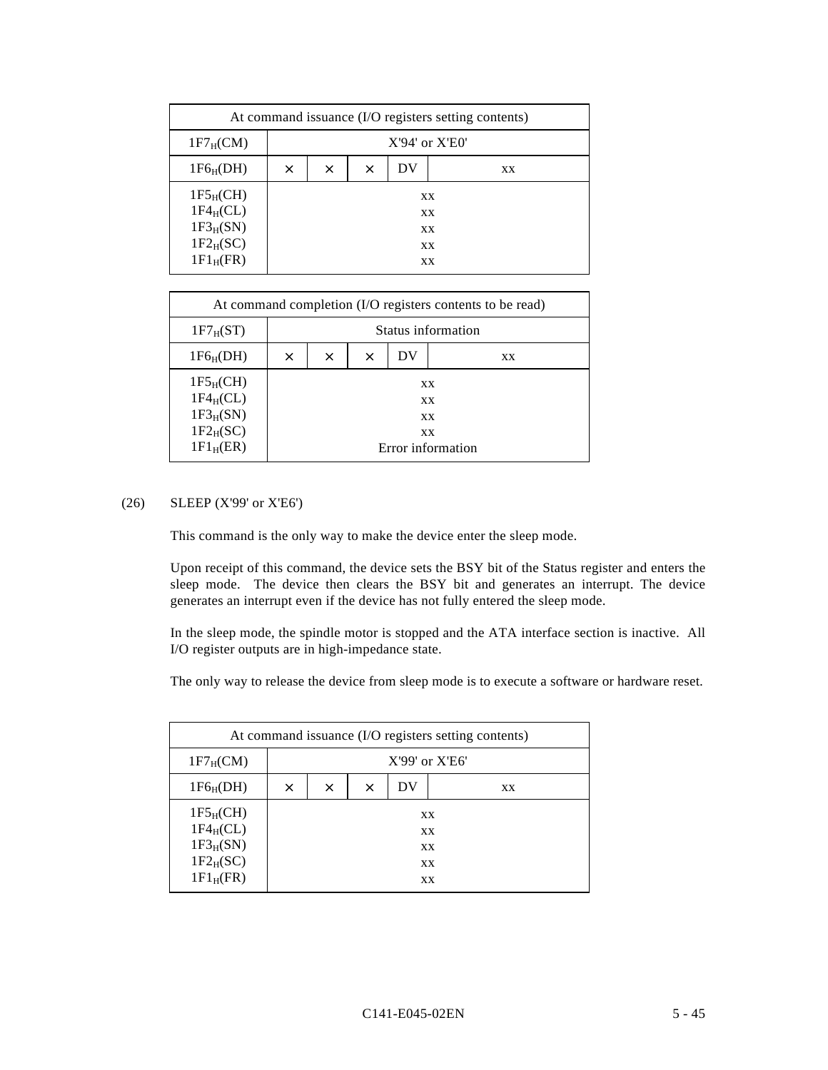| At command issuance (I/O registers setting contents) | | | | | |
|---|---|---|---|---|---|
| $1F7_H$(CM) | X'94' or X'E0' | | | | |
| $1F6_H$(DH) | × | × | × | DV | xx |
| $1F5_H$(CH)<br>$1F4_H$(CL)<br>$1F3_H$(SN)<br>$1F2_H$(SC)<br>$1F1_H$(FR) | xx<br>xx<br>xx<br>xx<br>xx | | | | |

| At command completion (I/O registers contents to be read) | | | | | |
|---|---|---|---|---|---|
| $1F7_H$(ST) | Status information | | | | |
| $1F6_H$(DH) | × | × | × | DV | xx |
| $1F5_H$(CH)<br>$1F4_H$(CL)<br>$1F3_H$(SN)<br>$1F2_H$(SC)<br>$1F1_H$(ER) | xx<br>xx<br>xx<br>xx<br>Error information | | | | |

(26) SLEEP (X'99' or X'E6')

This command is the only way to make the device enter the sleep mode.

Upon receipt of this command, the device sets the BSY bit of the Status register and enters the sleep mode. The device then clears the BSY bit and generates an interrupt. The device generates an interrupt even if the device has not fully entered the sleep mode.

In the sleep mode, the spindle motor is stopped and the ATA interface section is inactive. All I/O register outputs are in high-impedance state.

The only way to release the device from sleep mode is to execute a software or hardware reset.

| At command issuance (I/O registers setting contents) | | | | | |
|---|---|---|---|---|---|
| $1F7_H$(CM) | X'99' or X'E6' | | | | |
| $1F6_H$(DH) | × | × | × | DV | xx |
| $1F5_H$(CH)<br>$1F4_H$(CL)<br>$1F3_H$(SN)<br>$1F2_H$(SC)<br>$1F1_H$(FR) | xx<br>xx<br>xx<br>xx<br>xx | | | | |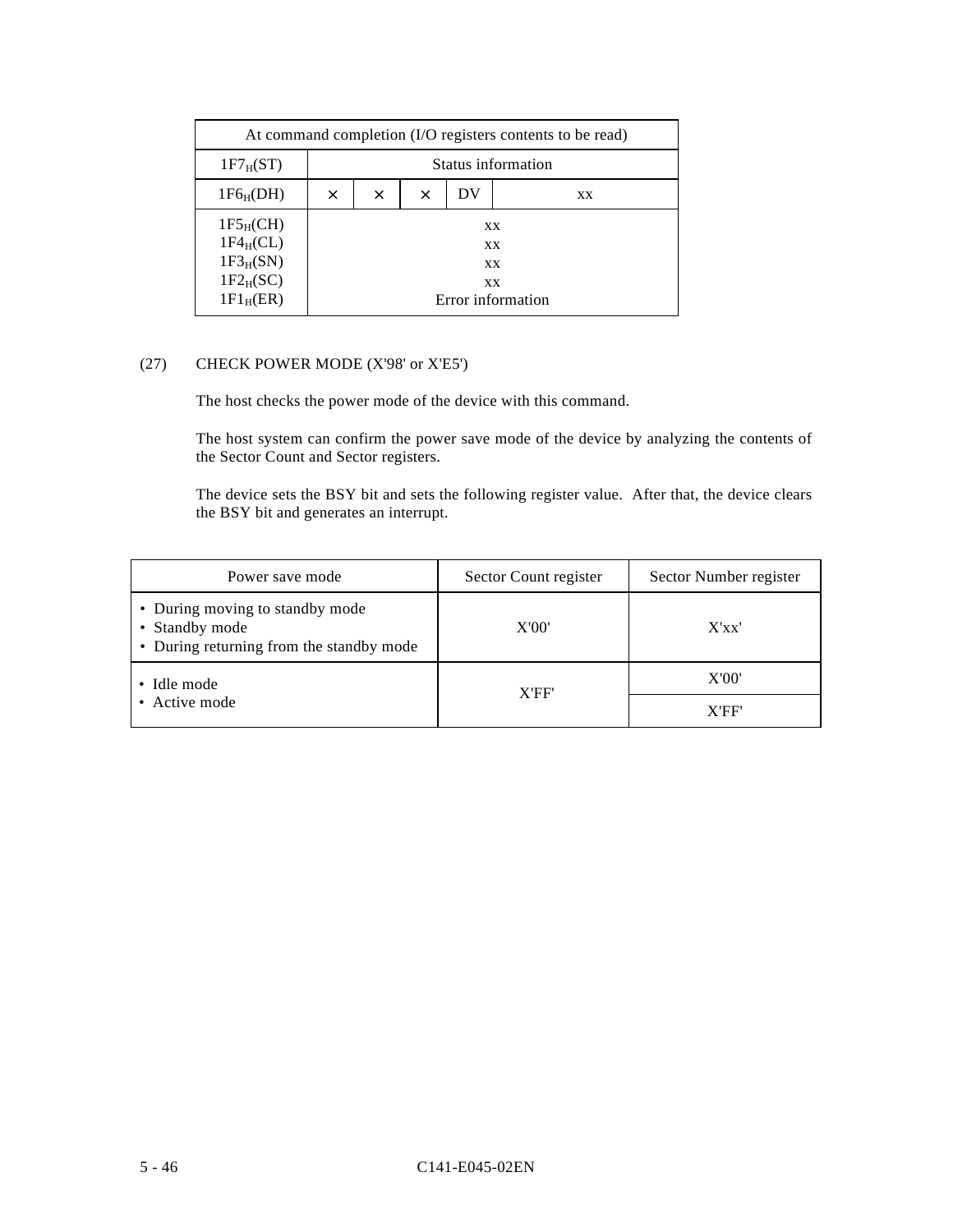| At command completion (I/O registers contents to be read) | | | | | |
|---|---|---|---|---|---|
| $1F7_H$(ST) | Status information | | | | |
| $1F6_H$(DH) | × | × | × | DV | xx |
| $1F5_H$(CH)<br>$1F4_H$(CL)<br>$1F3_H$(SN)<br>$1F2_H$(SC)<br>$1F1_H$(ER) | xx<br>xx<br>xx<br>xx<br>Error information | | | | |

(27) CHECK POWER MODE (X'98' or X'E5')

The host checks the power mode of the device with this command.

The host system can confirm the power save mode of the device by analyzing the contents of the Sector Count and Sector registers.

The device sets the BSY bit and sets the following register value. After that, the device clears the BSY bit and generates an interrupt.

| Power save mode | Sector Count register | Sector Number register |
|---|---|---|
| • During moving to standby mode<br>• Standby mode<br>• During returning from the standby mode | X'00' | X'xx' |
| • Idle mode<br>• Active mode | X'FF' | X'00' |
| | | X'FF' |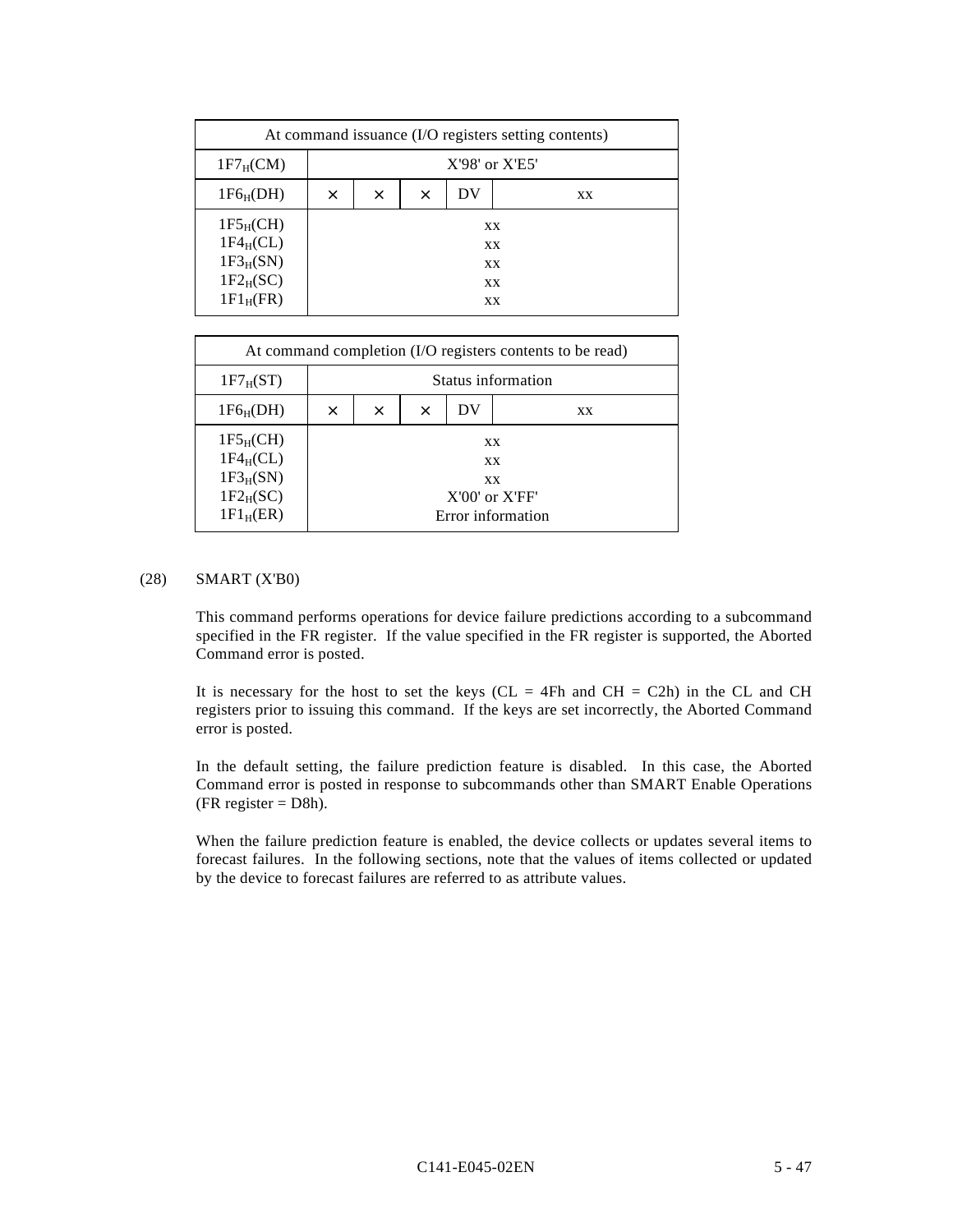| At command issuance (I/O registers setting contents) | | | | | |
|---|---|---|---|---|---|
| $1F7_H$(CM) | X'98' or X'E5' | | | | |
| $1F6_H$(DH) | × | × | × | DV | xx |
| $1F5_H$(CH)<br>$1F4_H$(CL)<br>$1F3_H$(SN)<br>$1F2_H$(SC)<br>$1F1_H$(FR) | xx<br>xx<br>xx<br>xx<br>xx | | | | |

| At command completion (I/O registers contents to be read) | | | | | |
|---|---|---|---|---|---|
| $1F7_H$(ST) | Status information | | | | |
| $1F6_H$(DH) | × | × | × | DV | xx |
| $1F5_H$(CH)<br>$1F4_H$(CL)<br>$1F3_H$(SN)<br>$1F2_H$(SC)<br>$1F1_H$(ER) | xx<br>xx<br>xx<br>X'00' or X'FF'<br>Error information | | | | |

(28) SMART (X'B0)

This command performs operations for device failure predictions according to a subcommand specified in the FR register. If the value specified in the FR register is supported, the Aborted Command error is posted.

It is necessary for the host to set the keys (CL = 4Fh and CH = C2h) in the CL and CH registers prior to issuing this command. If the keys are set incorrectly, the Aborted Command error is posted.

In the default setting, the failure prediction feature is disabled. In this case, the Aborted Command error is posted in response to subcommands other than SMART Enable Operations (FR register = D8h).

When the failure prediction feature is enabled, the device collects or updates several items to forecast failures. In the following sections, note that the values of items collected or updated by the device to forecast failures are referred to as attribute values.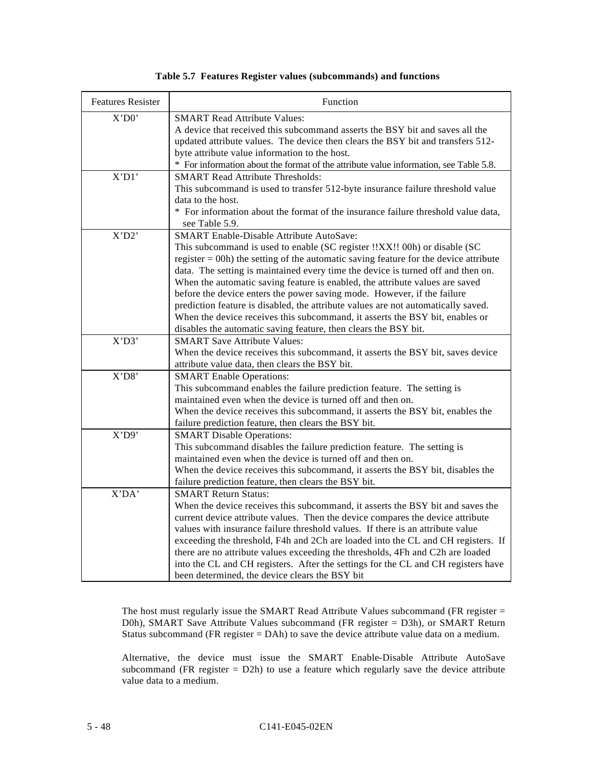**Table 5.7 Features Register values (subcommands) and functions**

| Features Resister | Function |
|---|---|
| X'D0' | SMART Read Attribute Values:<br>A device that received this subcommand asserts the BSY bit and saves all the updated attribute values. The device then clears the BSY bit and transfers 512-byte attribute value information to the host.<br>* For information about the format of the attribute value information, see Table 5.8. |
| X'D1' | SMART Read Attribute Thresholds:<br>This subcommand is used to transfer 512-byte insurance failure threshold value data to the host.<br>* For information about the format of the insurance failure threshold value data, see Table 5.9. |
| X'D2' | SMART Enable-Disable Attribute AutoSave:<br>This subcommand is used to enable (SC register !!XX!! 00h) or disable (SC register = 00h) the setting of the automatic saving feature for the device attribute data. The setting is maintained every time the device is turned off and then on. When the automatic saving feature is enabled, the attribute values are saved before the device enters the power saving mode. However, if the failure prediction feature is disabled, the attribute values are not automatically saved. When the device receives this subcommand, it asserts the BSY bit, enables or disables the automatic saving feature, then clears the BSY bit. |
| X'D3' | SMART Save Attribute Values:<br>When the device receives this subcommand, it asserts the BSY bit, saves device attribute value data, then clears the BSY bit. |
| X'D8' | SMART Enable Operations:<br>This subcommand enables the failure prediction feature. The setting is maintained even when the device is turned off and then on.<br>When the device receives this subcommand, it asserts the BSY bit, enables the failure prediction feature, then clears the BSY bit. |
| X'D9' | SMART Disable Operations:<br>This subcommand disables the failure prediction feature. The setting is maintained even when the device is turned off and then on.<br>When the device receives this subcommand, it asserts the BSY bit, disables the failure prediction feature, then clears the BSY bit. |
| X'DA' | SMART Return Status:<br>When the device receives this subcommand, it asserts the BSY bit and saves the current device attribute values. Then the device compares the device attribute values with insurance failure threshold values. If there is an attribute value exceeding the threshold, F4h and 2Ch are loaded into the CL and CH registers. If there are no attribute values exceeding the thresholds, 4Fh and C2h are loaded into the CL and CH registers. After the settings for the CL and CH registers have been determined, the device clears the BSY bit |

The host must regularly issue the SMART Read Attribute Values subcommand (FR register = D0h), SMART Save Attribute Values subcommand (FR register = D3h), or SMART Return Status subcommand (FR register = DAh) to save the device attribute value data on a medium.

Alternative, the device must issue the SMART Enable-Disable Attribute AutoSave subcommand (FR register = D2h) to use a feature which regularly save the device attribute value data to a medium.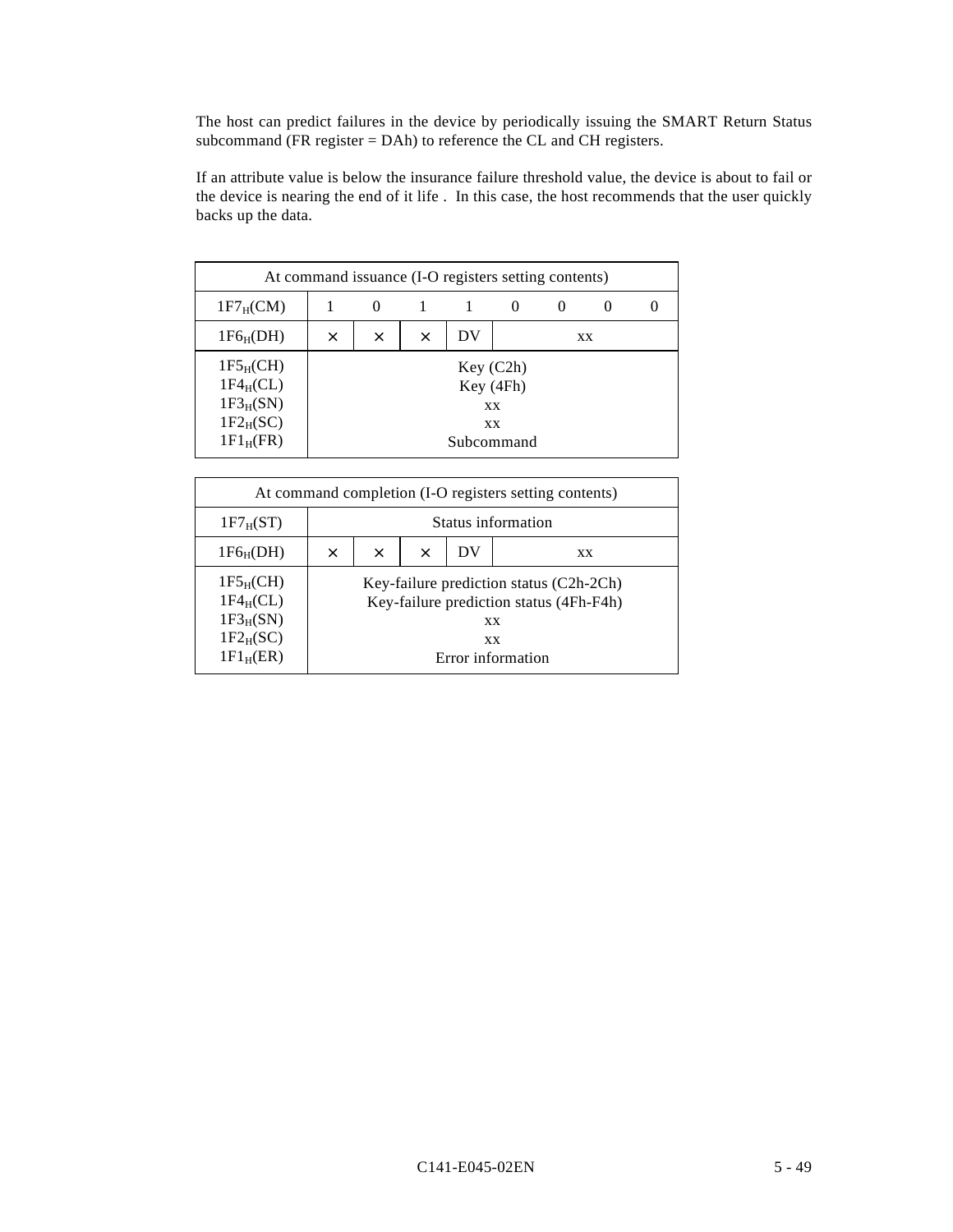The host can predict failures in the device by periodically issuing the SMART Return Status subcommand (FR register = DAh) to reference the CL and CH registers.

If an attribute value is below the insurance failure threshold value, the device is about to fail or the device is nearing the end of it life . In this case, the host recommends that the user quickly backs up the data.

| At command issuance (I-O registers setting contents) | | | | | | | | |
|---|---|---|---|---|---|---|---|---|
| $1F7_H$(CM) | 1 | 0 | 1 | 1 | 0 | 0 | 0 | 0 |
| $1F6_H$(DH) | × | × | × | DV | xx | | | |
| $1F5_H$(CH)<br>$1F4_H$(CL)<br>$1F3_H$(SN)<br>$1F2_H$(SC)<br>$1F1_H$(FR) | Key (C2h)<br>Key (4Fh)<br>xx<br>xx<br>Subcommand | | | | | | | |

| At command completion (I-O registers setting contents) | | | | | |
|---|---|---|---|---|---|
| $1F7_H$(ST) | Status information | | | | |
| $1F6_H$(DH) | × | × | × | DV | xx |
| $1F5_H$(CH)<br>$1F4_H$(CL)<br>$1F3_H$(SN)<br>$1F2_H$(SC)<br>$1F1_H$(ER) | Key-failure prediction status (C2h-2Ch)<br>Key-failure prediction status (4Fh-F4h)<br>xx<br>xx<br>Error information | | | | |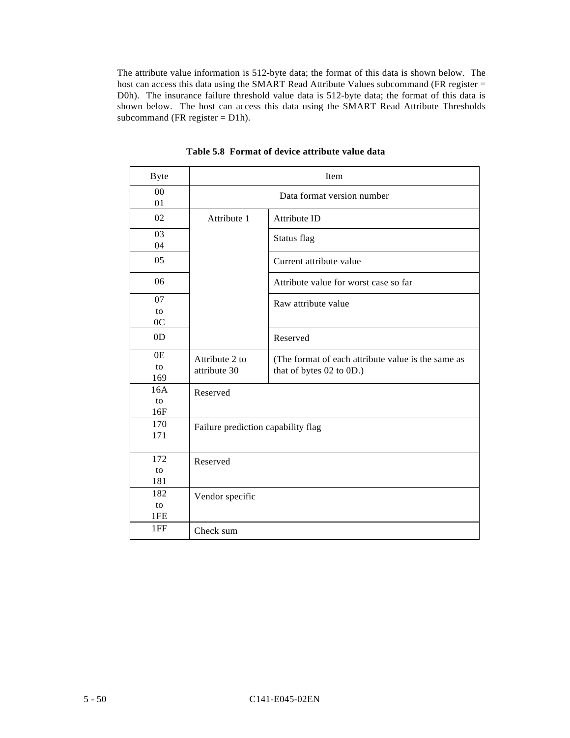The attribute value information is 512-byte data; the format of this data is shown below. The host can access this data using the SMART Read Attribute Values subcommand (FR register = D0h). The insurance failure threshold value data is 512-byte data; the format of this data is shown below. The host can access this data using the SMART Read Attribute Thresholds subcommand (FR register = D1h).

**Table 5.8 Format of device attribute value data**

| Byte | Item | |
|---|---|---|
| 00<br>01 | Data format version number | |
| 02 | Attribute 1 | Attribute ID |
| 03<br>04 | | Status flag |
| 05 | | Current attribute value |
| 06 | | Attribute value for worst case so far |
| 07<br>to<br>0C | | Raw attribute value |
| 0D | | Reserved |
| 0E<br>to<br>169 | Attribute 2 to attribute 30 | (The format of each attribute value is the same as that of bytes 02 to 0D.) |
| 16A<br>to<br>16F | Reserved | |
| 170<br>171 | Failure prediction capability flag | |
| 172<br>to<br>181 | Reserved | |
| 182<br>to<br>1FE | Vendor specific | |
| 1FF | Check sum | |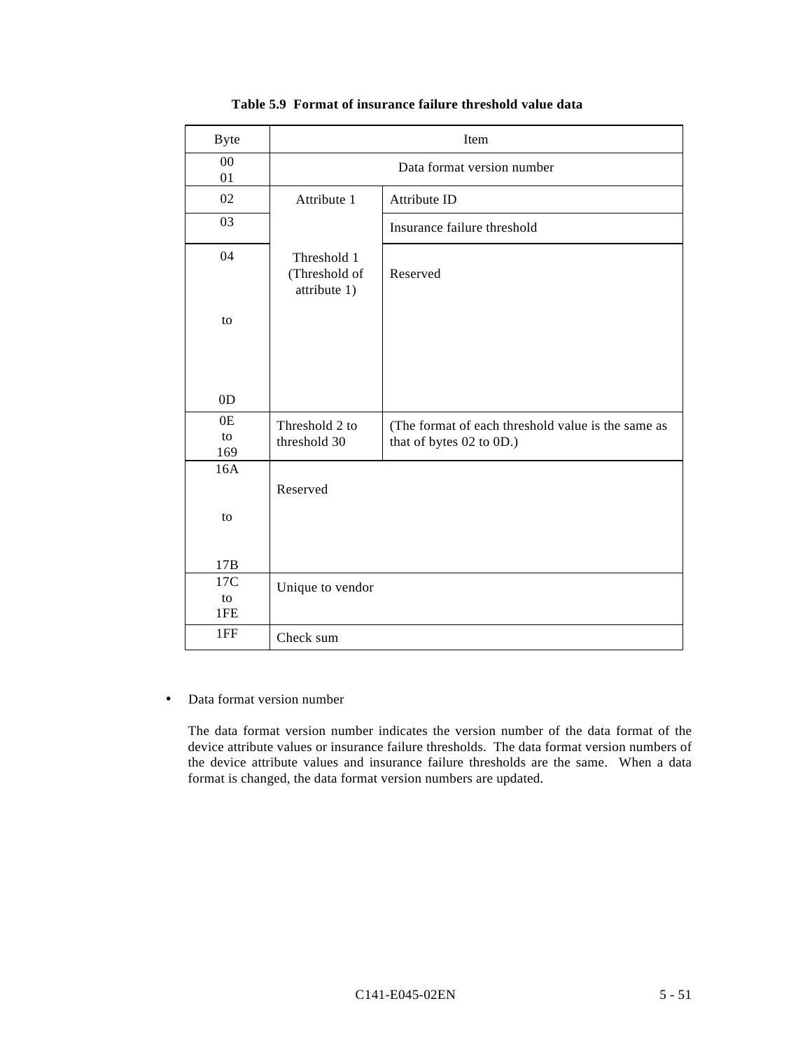**Table 5.9 Format of insurance failure threshold value data**

| Byte | Item | |
|---|---|---|
| 00<br>01 | Data format version number | |
| 02 | Attribute 1 | Attribute ID |
| 03 | | Insurance failure threshold |
| 04<br>to<br>0D | Threshold 1 (Threshold of attribute 1) | Reserved |
| 0E<br>to<br>169 | Threshold 2 to threshold 30 | (The format of each threshold value is the same as that of bytes 02 to 0D.) |
| 16A<br>to<br>17B | Reserved | |
| 17C<br>to<br>1FE | Unique to vendor | |
| 1FF | Check sum | |

- Data format version number

  The data format version number indicates the version number of the data format of the device attribute values or insurance failure thresholds. The data format version numbers of the device attribute values and insurance failure thresholds are the same. When a data format is changed, the data format version numbers are updated.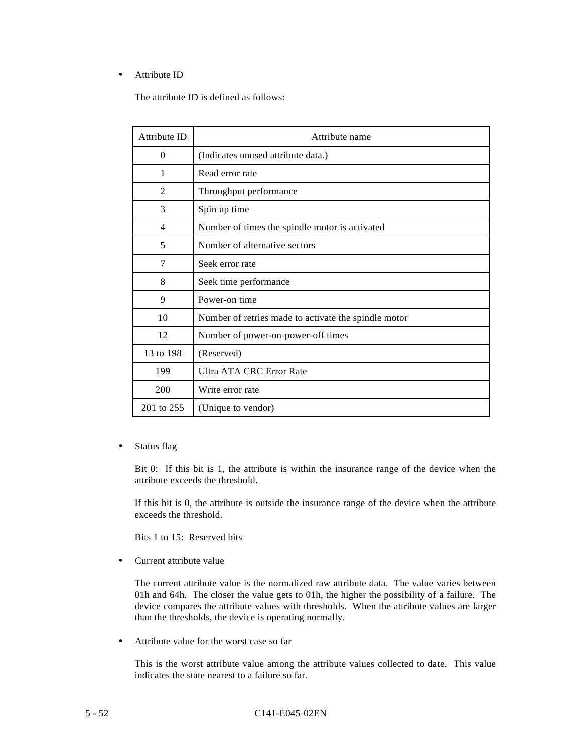- Attribute ID

  The attribute ID is defined as follows:

| Attribute ID | Attribute name |
|---|---|
| 0 | (Indicates unused attribute data.) |
| 1 | Read error rate |
| 2 | Throughput performance |
| 3 | Spin up time |
| 4 | Number of times the spindle motor is activated |
| 5 | Number of alternative sectors |
| 7 | Seek error rate |
| 8 | Seek time performance |
| 9 | Power-on time |
| 10 | Number of retries made to activate the spindle motor |
| 12 | Number of power-on-power-off times |
| 13 to 198 | (Reserved) |
| 199 | Ultra ATA CRC Error Rate |
| 200 | Write error rate |
| 201 to 255 | (Unique to vendor) |

- Status flag

  Bit 0: If this bit is 1, the attribute is within the insurance range of the device when the attribute exceeds the threshold.

  If this bit is 0, the attribute is outside the insurance range of the device when the attribute exceeds the threshold.

  Bits 1 to 15: Reserved bits

- Current attribute value

  The current attribute value is the normalized raw attribute data. The value varies between 01h and 64h. The closer the value gets to 01h, the higher the possibility of a failure. The device compares the attribute values with thresholds. When the attribute values are larger than the thresholds, the device is operating normally.

- Attribute value for the worst case so far

  This is the worst attribute value among the attribute values collected to date. This value indicates the state nearest to a failure so far.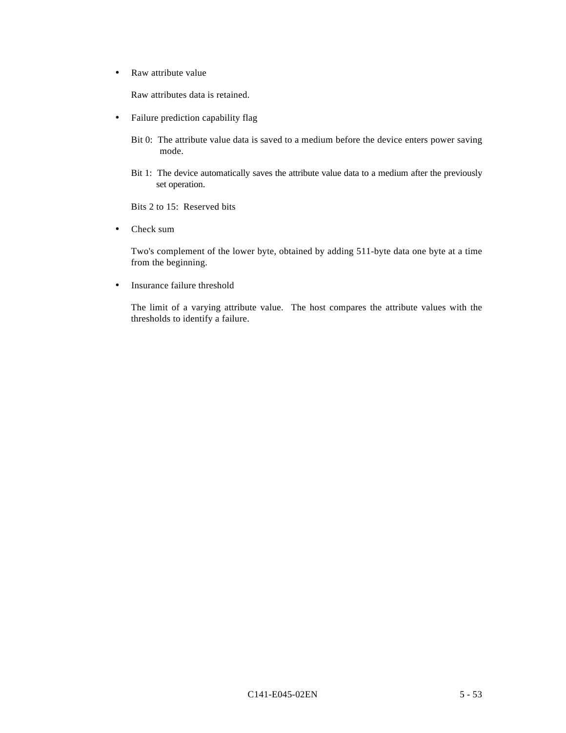- Raw attribute value

  Raw attributes data is retained.

- Failure prediction capability flag

  Bit 0: The attribute value data is saved to a medium before the device enters power saving mode.

  Bit 1: The device automatically saves the attribute value data to a medium after the previously set operation.

  Bits 2 to 15: Reserved bits

- Check sum

  Two's complement of the lower byte, obtained by adding 511-byte data one byte at a time from the beginning.

- Insurance failure threshold

  The limit of a varying attribute value. The host compares the attribute values with the thresholds to identify a failure.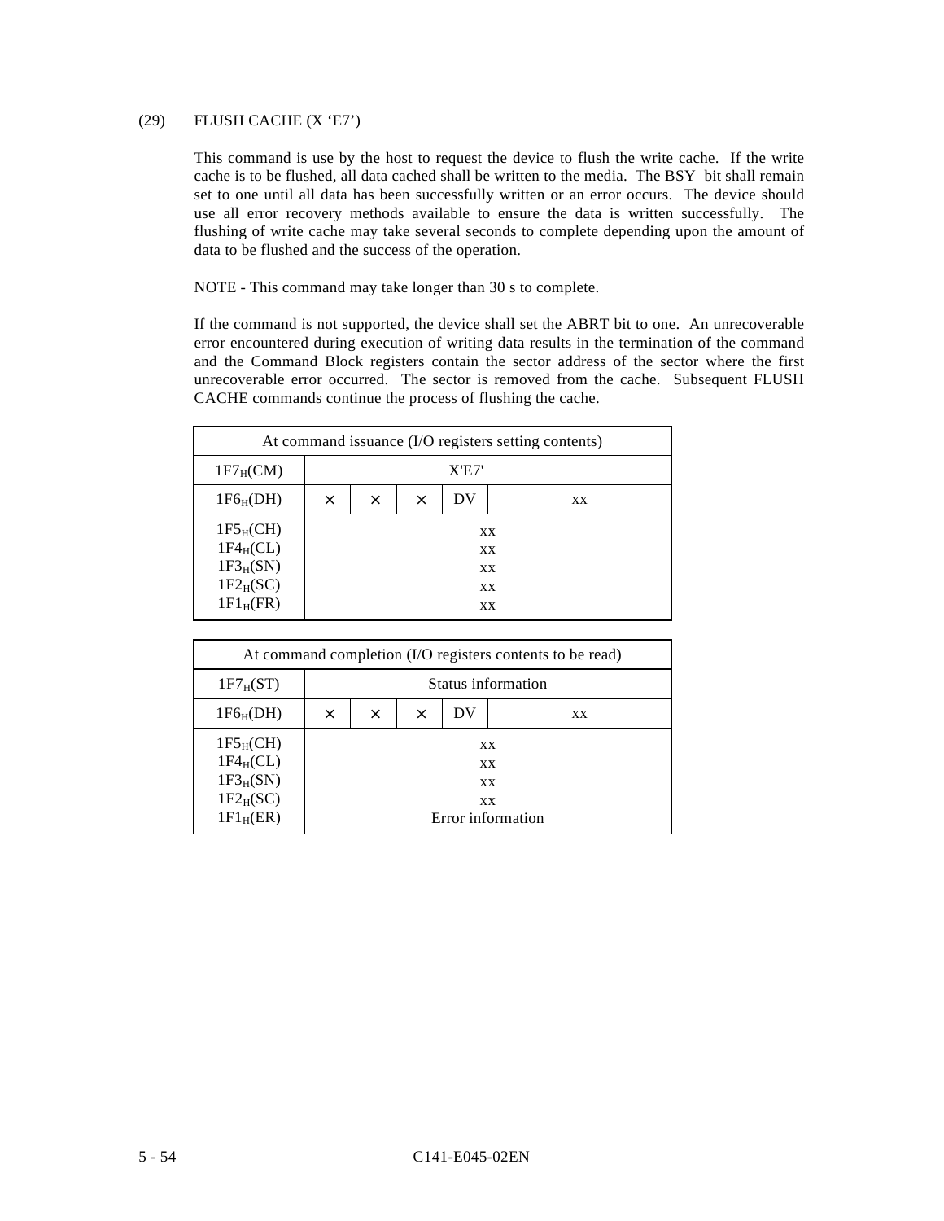### (29) FLUSH CACHE (X 'E7')

This command is use by the host to request the device to flush the write cache. If the write cache is to be flushed, all data cached shall be written to the media. The BSY bit shall remain set to one until all data has been successfully written or an error occurs. The device should use all error recovery methods available to ensure the data is written successfully. The flushing of write cache may take several seconds to complete depending upon the amount of data to be flushed and the success of the operation.

NOTE - This command may take longer than 30 s to complete.

If the command is not supported, the device shall set the ABRT bit to one. An unrecoverable error encountered during execution of writing data results in the termination of the command and the Command Block registers contain the sector address of the sector where the first unrecoverable error occurred. The sector is removed from the cache. Subsequent FLUSH CACHE commands continue the process of flushing the cache.

| At command issuance (I/O registers setting contents) | | | | | |
|---|---|---|---|---|---|
| $1F7_H$(CM) | X'E7' | | | | |
| $1F6_H$(DH) | × | × | × | DV | xx |
| $1F5_H$(CH)<br>$1F4_H$(CL)<br>$1F3_H$(SN)<br>$1F2_H$(SC)<br>$1F1_H$(FR) | xx<br>xx<br>xx<br>xx<br>xx | | | | |

| At command completion (I/O registers contents to be read) | | | | | |
|---|---|---|---|---|---|
| $1F7_H$(ST) | Status information | | | | |
| $1F6_H$(DH) | × | × | × | DV | xx |
| $1F5_H$(CH)<br>$1F4_H$(CL)<br>$1F3_H$(SN)<br>$1F2_H$(SC)<br>$1F1_H$(ER) | xx<br>xx<br>xx<br>xx<br>Error information | | | | |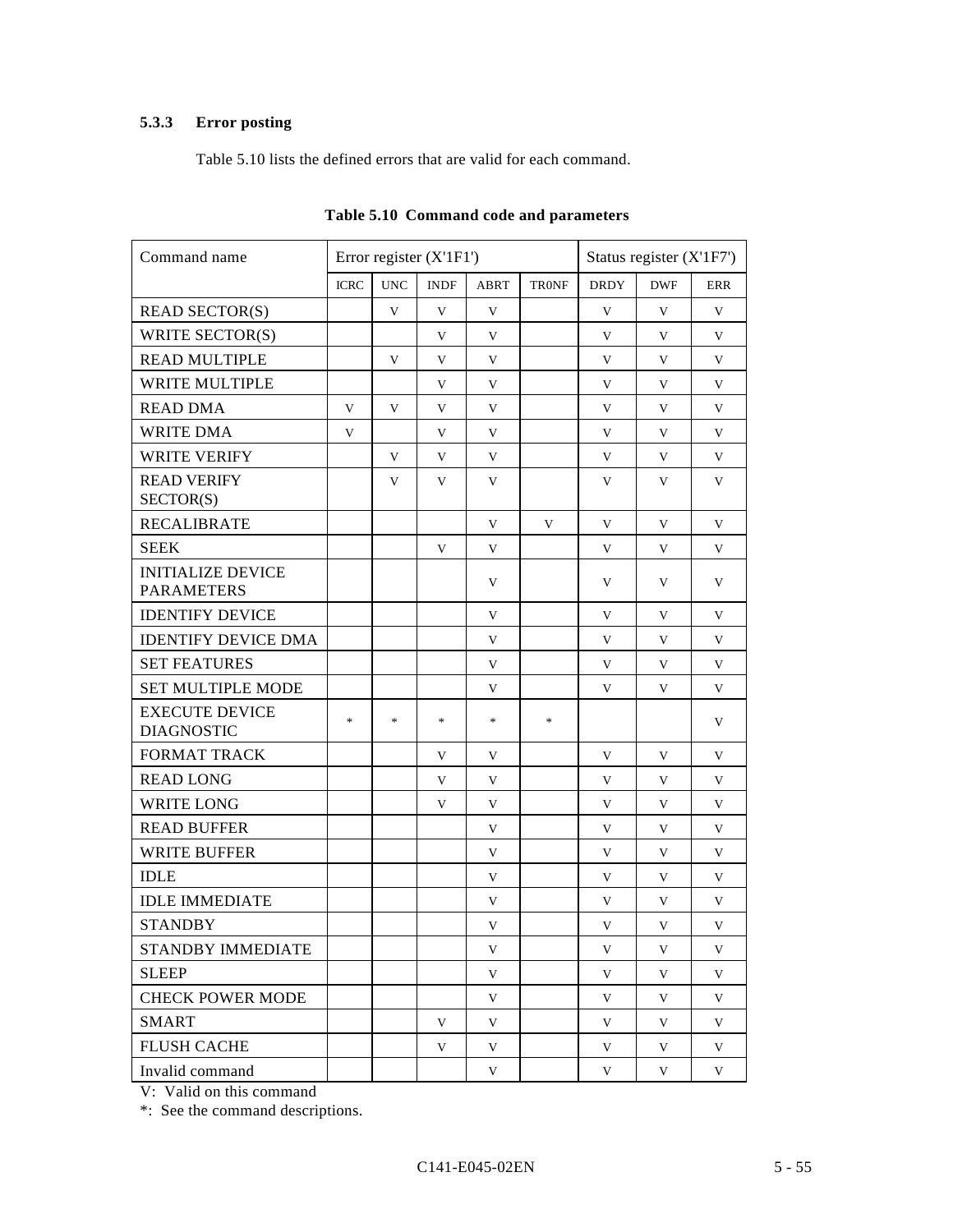### 5.3.3 Error posting

Table 5.10 lists the defined errors that are valid for each command.

**Table 5.10 Command code and parameters**

| Command name | Error register (X'1F1') | | | | | Status register (X'1F7') | | |
|---|---|---|---|---|---|---|---|---|
| | ICRC | UNC | INDF | ABRT | TR0NF | DRDY | DWF | ERR |
| READ SECTOR(S) | | V | V | V | | V | V | V |
| WRITE SECTOR(S) | | | V | V | | V | V | V |
| READ MULTIPLE | | V | V | V | | V | V | V |
| WRITE MULTIPLE | | | V | V | | V | V | V |
| READ DMA | V | V | V | V | | V | V | V |
| WRITE DMA | V | | V | V | | V | V | V |
| WRITE VERIFY | | V | V | V | | V | V | V |
| READ VERIFY SECTOR(S) | | V | V | V | | V | V | V |
| RECALIBRATE | | | | V | V | V | V | V |
| SEEK | | | V | V | | V | V | V |
| INITIALIZE DEVICE PARAMETERS | | | | V | | V | V | V |
| IDENTIFY DEVICE | | | | V | | V | V | V |
| IDENTIFY DEVICE DMA | | | | V | | V | V | V |
| SET FEATURES | | | | V | | V | V | V |
| SET MULTIPLE MODE | | | | V | | V | V | V |
| EXECUTE DEVICE DIAGNOSTIC | * | * | * | * | * | | | V |
| FORMAT TRACK | | | V | V | | V | V | V |
| READ LONG | | | V | V | | V | V | V |
| WRITE LONG | | | V | V | | V | V | V |
| READ BUFFER | | | | V | | V | V | V |
| WRITE BUFFER | | | | V | | V | V | V |
| IDLE | | | | V | | V | V | V |
| IDLE IMMEDIATE | | | | V | | V | V | V |
| STANDBY | | | | V | | V | V | V |
| STANDBY IMMEDIATE | | | | V | | V | V | V |
| SLEEP | | | | V | | V | V | V |
| CHECK POWER MODE | | | | V | | V | V | V |
| SMART | | | V | V | | V | V | V |
| FLUSH CACHE | | | V | V | | V | V | V |
| Invalid command | | | | V | | V | V | V |

V: Valid on this command

*: See the command descriptions.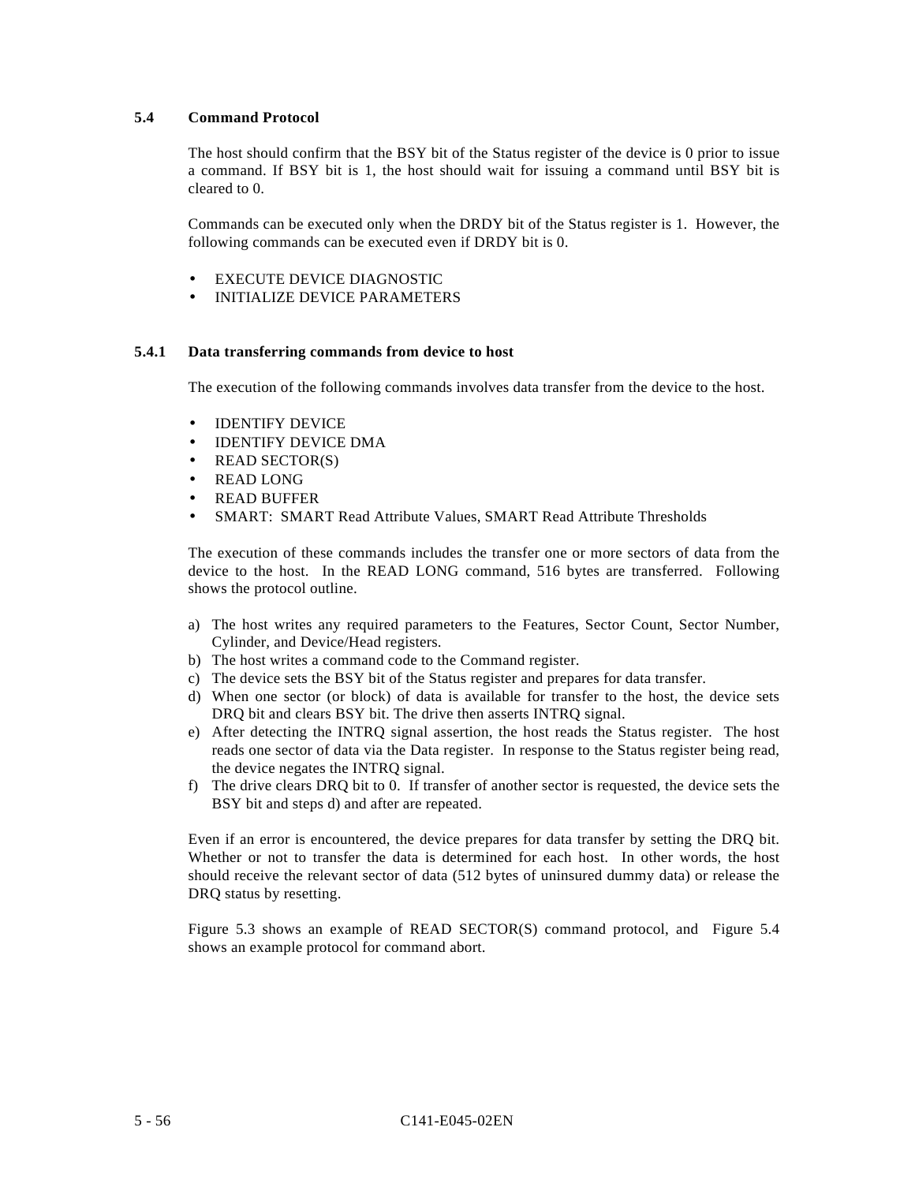## 5.4 Command Protocol

The host should confirm that the BSY bit of the Status register of the device is 0 prior to issue a command. If BSY bit is 1, the host should wait for issuing a command until BSY bit is cleared to 0.

Commands can be executed only when the DRDY bit of the Status register is 1. However, the following commands can be executed even if DRDY bit is 0.

- EXECUTE DEVICE DIAGNOSTIC
- INITIALIZE DEVICE PARAMETERS

### 5.4.1 Data transferring commands from device to host

The execution of the following commands involves data transfer from the device to the host.

- IDENTIFY DEVICE
- IDENTIFY DEVICE DMA
- READ SECTOR(S)
- READ LONG
- READ BUFFER
- SMART: SMART Read Attribute Values, SMART Read Attribute Thresholds

The execution of these commands includes the transfer one or more sectors of data from the device to the host. In the READ LONG command, 516 bytes are transferred. Following shows the protocol outline.

a) The host writes any required parameters to the Features, Sector Count, Sector Number, Cylinder, and Device/Head registers.
b) The host writes a command code to the Command register.
c) The device sets the BSY bit of the Status register and prepares for data transfer.
d) When one sector (or block) of data is available for transfer to the host, the device sets DRQ bit and clears BSY bit. The drive then asserts INTRQ signal.
e) After detecting the INTRQ signal assertion, the host reads the Status register. The host reads one sector of data via the Data register. In response to the Status register being read, the device negates the INTRQ signal.
f) The drive clears DRQ bit to 0. If transfer of another sector is requested, the device sets the BSY bit and steps d) and after are repeated.

Even if an error is encountered, the device prepares for data transfer by setting the DRQ bit. Whether or not to transfer the data is determined for each host. In other words, the host should receive the relevant sector of data (512 bytes of uninsured dummy data) or release the DRQ status by resetting.

Figure 5.3 shows an example of READ SECTOR(S) command protocol, and Figure 5.4 shows an example protocol for command abort.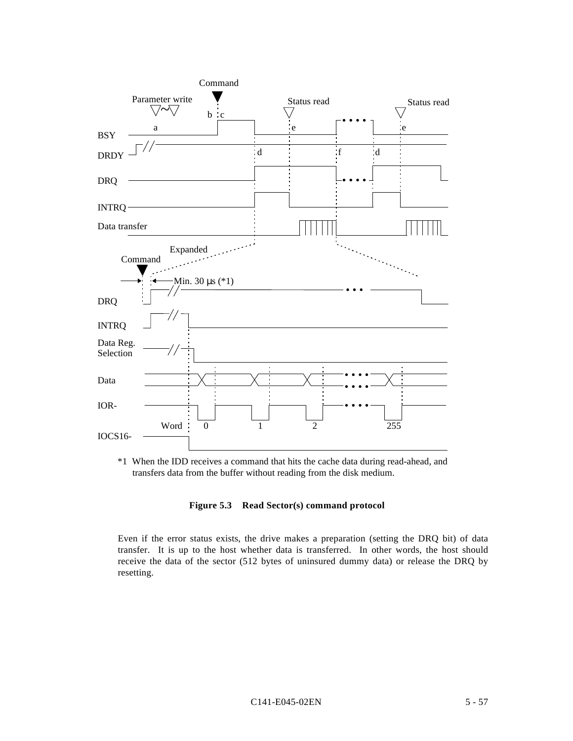*1 When the IDD receives a command that hits the cache data during read-ahead, and transfers data from the buffer without reading from the disk medium.

**Figure 5.3 Read Sector(s) command protocol**

Even if the error status exists, the drive makes a preparation (setting the DRQ bit) of data transfer. It is up to the host whether data is transferred. In other words, the host should receive the data of the sector (512 bytes of uninsured dummy data) or release the DRQ by resetting.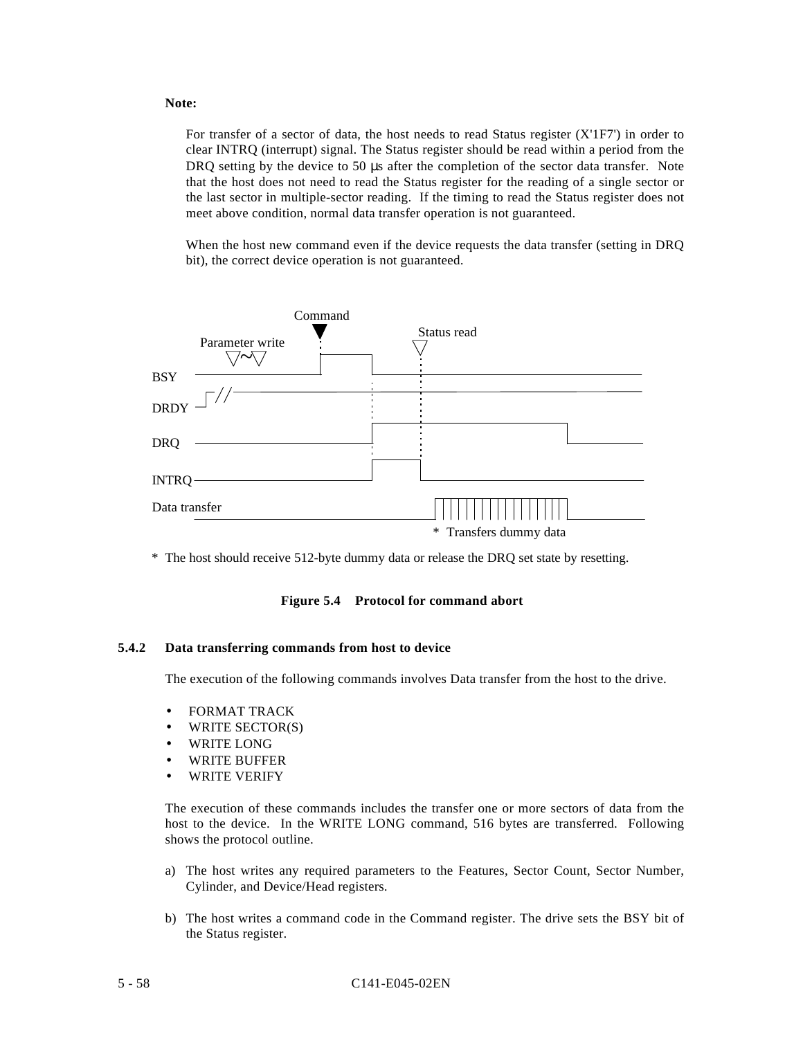**Note:**

For transfer of a sector of data, the host needs to read Status register (X'1F7') in order to clear INTRQ (interrupt) signal. The Status register should be read within a period from the DRQ setting by the device to 50 µs after the completion of the sector data transfer. Note that the host does not need to read the Status register for the reading of a single sector or the last sector in multiple-sector reading. If the timing to read the Status register does not meet above condition, normal data transfer operation is not guaranteed.

When the host new command even if the device requests the data transfer (setting in DRQ bit), the correct device operation is not guaranteed.

Command

Status read

Parameter write

BSY

DRDY

DRQ

INTRQ

Data transfer

* Transfers dummy data

* The host should receive 512-byte dummy data or release the DRQ set state by resetting.

**Figure 5.4 Protocol for command abort**

### 5.4.2 Data transferring commands from host to device

The execution of the following commands involves Data transfer from the host to the drive.

- FORMAT TRACK
- WRITE SECTOR(S)
- WRITE LONG
- WRITE BUFFER
- WRITE VERIFY

The execution of these commands includes the transfer one or more sectors of data from the host to the device. In the WRITE LONG command, 516 bytes are transferred. Following shows the protocol outline.

a) The host writes any required parameters to the Features, Sector Count, Sector Number, Cylinder, and Device/Head registers.

b) The host writes a command code in the Command register. The drive sets the BSY bit of the Status register.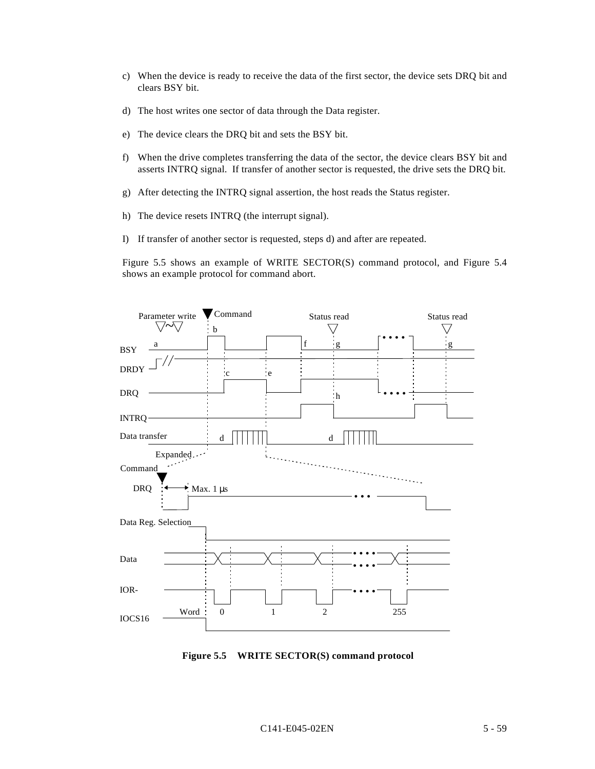c) When the device is ready to receive the data of the first sector, the device sets DRQ bit and clears BSY bit.

d) The host writes one sector of data through the Data register.

e) The device clears the DRQ bit and sets the BSY bit.

f) When the drive completes transferring the data of the sector, the device clears BSY bit and asserts INTRQ signal. If transfer of another sector is requested, the drive sets the DRQ bit.

g) After detecting the INTRQ signal assertion, the host reads the Status register.

h) The device resets INTRQ (the interrupt signal).

I) If transfer of another sector is requested, steps d) and after are repeated.

Figure 5.5 shows an example of WRITE SECTOR(S) command protocol, and Figure 5.4 shows an example protocol for command abort.

**Figure 5.5 WRITE SECTOR(S) command protocol**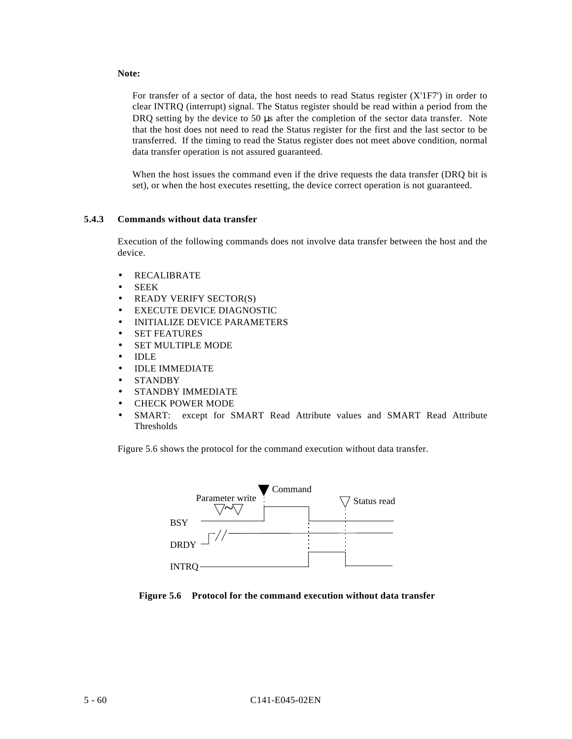**Note:**

For transfer of a sector of data, the host needs to read Status register (X'1F7') in order to clear INTRQ (interrupt) signal. The Status register should be read within a period from the DRQ setting by the device to 50 µs after the completion of the sector data transfer. Note that the host does not need to read the Status register for the first and the last sector to be transferred. If the timing to read the Status register does not meet above condition, normal data transfer operation is not assured guaranteed.

When the host issues the command even if the drive requests the data transfer (DRQ bit is set), or when the host executes resetting, the device correct operation is not guaranteed.

### 5.4.3 Commands without data transfer

Execution of the following commands does not involve data transfer between the host and the device.

- RECALIBRATE
- SEEK
- READY VERIFY SECTOR(S)
- EXECUTE DEVICE DIAGNOSTIC
- INITIALIZE DEVICE PARAMETERS
- SET FEATURES
- SET MULTIPLE MODE
- IDLE
- IDLE IMMEDIATE
- STANDBY
- STANDBY IMMEDIATE
- CHECK POWER MODE
- SMART: except for SMART Read Attribute values and SMART Read Attribute Thresholds

Figure 5.6 shows the protocol for the command execution without data transfer.

Parameter write · Command · Status read · BSY · DRDY · INTRQ

**Figure 5.6 Protocol for the command execution without data transfer**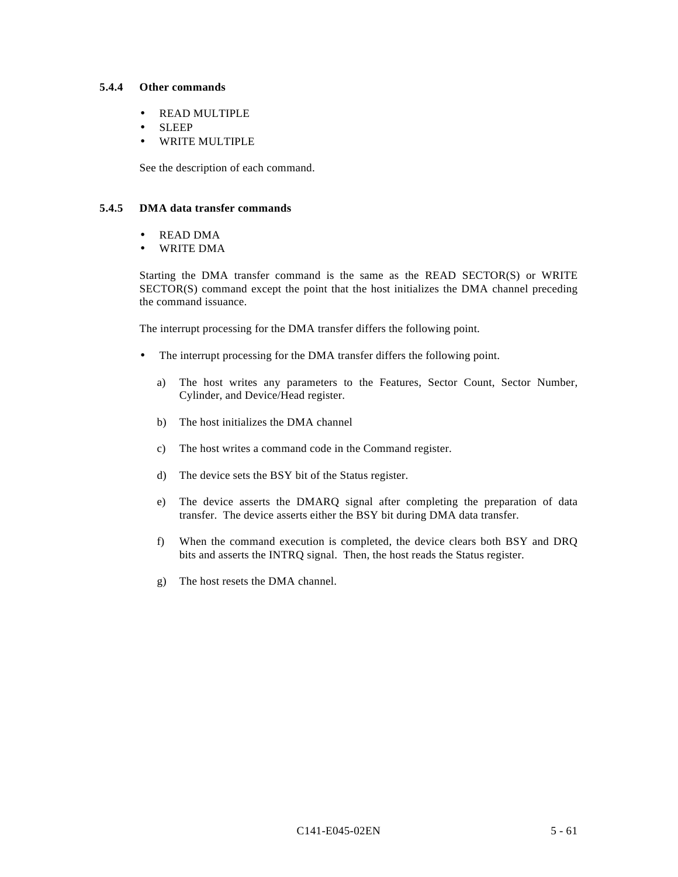### 5.4.4 Other commands

- READ MULTIPLE
- SLEEP
- WRITE MULTIPLE

See the description of each command.

### 5.4.5 DMA data transfer commands

- READ DMA
- WRITE DMA

Starting the DMA transfer command is the same as the READ SECTOR(S) or WRITE SECTOR(S) command except the point that the host initializes the DMA channel preceding the command issuance.

The interrupt processing for the DMA transfer differs the following point.

- The interrupt processing for the DMA transfer differs the following point.

  a) The host writes any parameters to the Features, Sector Count, Sector Number, Cylinder, and Device/Head register.

  b) The host initializes the DMA channel

  c) The host writes a command code in the Command register.

  d) The device sets the BSY bit of the Status register.

  e) The device asserts the DMARQ signal after completing the preparation of data transfer. The device asserts either the BSY bit during DMA data transfer.

  f) When the command execution is completed, the device clears both BSY and DRQ bits and asserts the INTRQ signal. Then, the host reads the Status register.

  g) The host resets the DMA channel.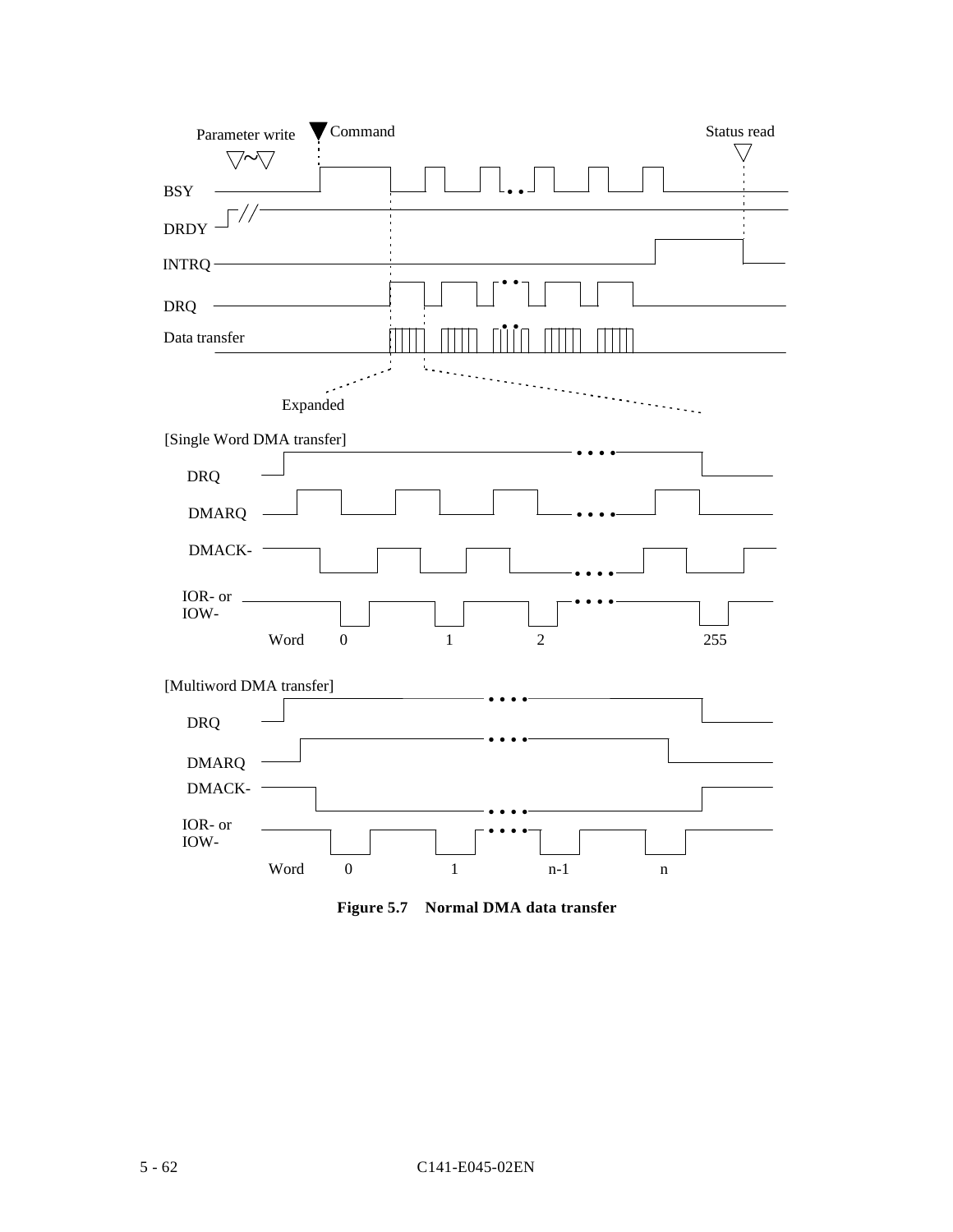Parameter write

Command

Status read

BSY

DRDY

INTRQ

DRQ

Data transfer

Expanded

[Single Word DMA transfer]

DRQ

DMARQ

DMACK-

IOR- or IOW-

Word 0 1 2 255

[Multiword DMA transfer]

DRQ

DMARQ

DMACK-

IOR- or IOW-

Word 0 1 n-1 n

**Figure 5.7 Normal DMA data transfer**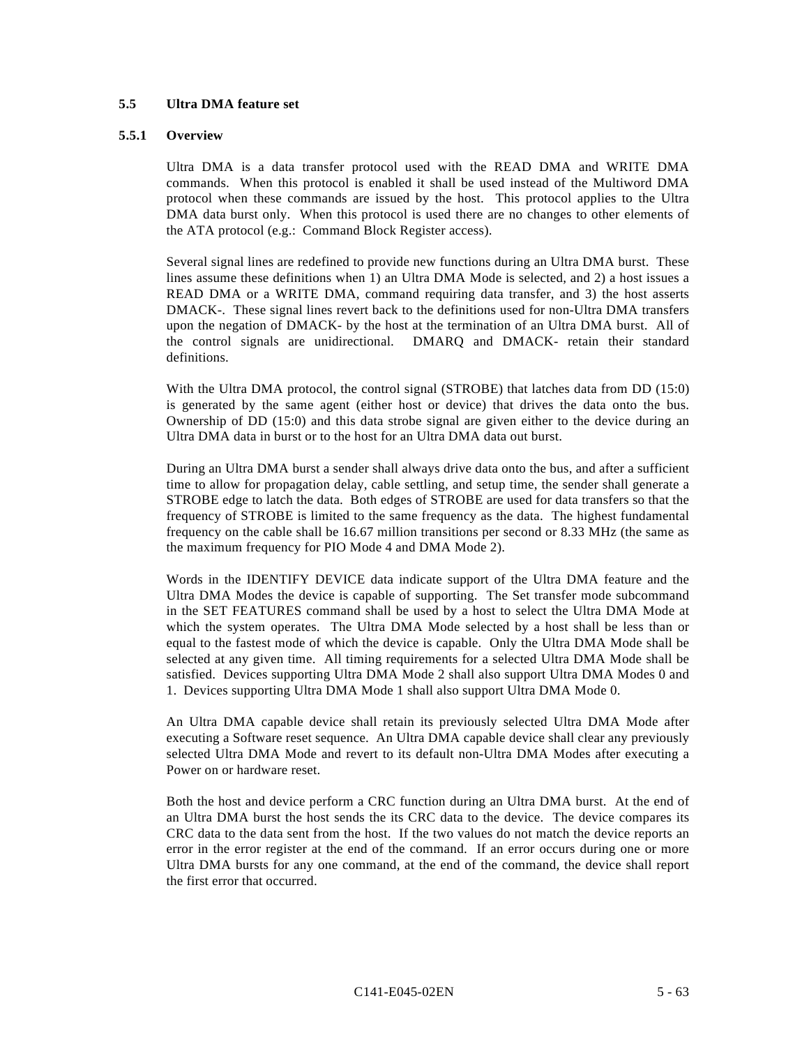## 5.5 Ultra DMA feature set

### 5.5.1 Overview

Ultra DMA is a data transfer protocol used with the READ DMA and WRITE DMA commands. When this protocol is enabled it shall be used instead of the Multiword DMA protocol when these commands are issued by the host. This protocol applies to the Ultra DMA data burst only. When this protocol is used there are no changes to other elements of the ATA protocol (e.g.: Command Block Register access).

Several signal lines are redefined to provide new functions during an Ultra DMA burst. These lines assume these definitions when 1) an Ultra DMA Mode is selected, and 2) a host issues a READ DMA or a WRITE DMA, command requiring data transfer, and 3) the host asserts DMACK-. These signal lines revert back to the definitions used for non-Ultra DMA transfers upon the negation of DMACK- by the host at the termination of an Ultra DMA burst. All of the control signals are unidirectional. DMARQ and DMACK- retain their standard definitions.

With the Ultra DMA protocol, the control signal (STROBE) that latches data from DD (15:0) is generated by the same agent (either host or device) that drives the data onto the bus. Ownership of DD (15:0) and this data strobe signal are given either to the device during an Ultra DMA data in burst or to the host for an Ultra DMA data out burst.

During an Ultra DMA burst a sender shall always drive data onto the bus, and after a sufficient time to allow for propagation delay, cable settling, and setup time, the sender shall generate a STROBE edge to latch the data. Both edges of STROBE are used for data transfers so that the frequency of STROBE is limited to the same frequency as the data. The highest fundamental frequency on the cable shall be 16.67 million transitions per second or 8.33 MHz (the same as the maximum frequency for PIO Mode 4 and DMA Mode 2).

Words in the IDENTIFY DEVICE data indicate support of the Ultra DMA feature and the Ultra DMA Modes the device is capable of supporting. The Set transfer mode subcommand in the SET FEATURES command shall be used by a host to select the Ultra DMA Mode at which the system operates. The Ultra DMA Mode selected by a host shall be less than or equal to the fastest mode of which the device is capable. Only the Ultra DMA Mode shall be selected at any given time. All timing requirements for a selected Ultra DMA Mode shall be satisfied. Devices supporting Ultra DMA Mode 2 shall also support Ultra DMA Modes 0 and 1. Devices supporting Ultra DMA Mode 1 shall also support Ultra DMA Mode 0.

An Ultra DMA capable device shall retain its previously selected Ultra DMA Mode after executing a Software reset sequence. An Ultra DMA capable device shall clear any previously selected Ultra DMA Mode and revert to its default non-Ultra DMA Modes after executing a Power on or hardware reset.

Both the host and device perform a CRC function during an Ultra DMA burst. At the end of an Ultra DMA burst the host sends the its CRC data to the device. The device compares its CRC data to the data sent from the host. If the two values do not match the device reports an error in the error register at the end of the command. If an error occurs during one or more Ultra DMA bursts for any one command, at the end of the command, the device shall report the first error that occurred.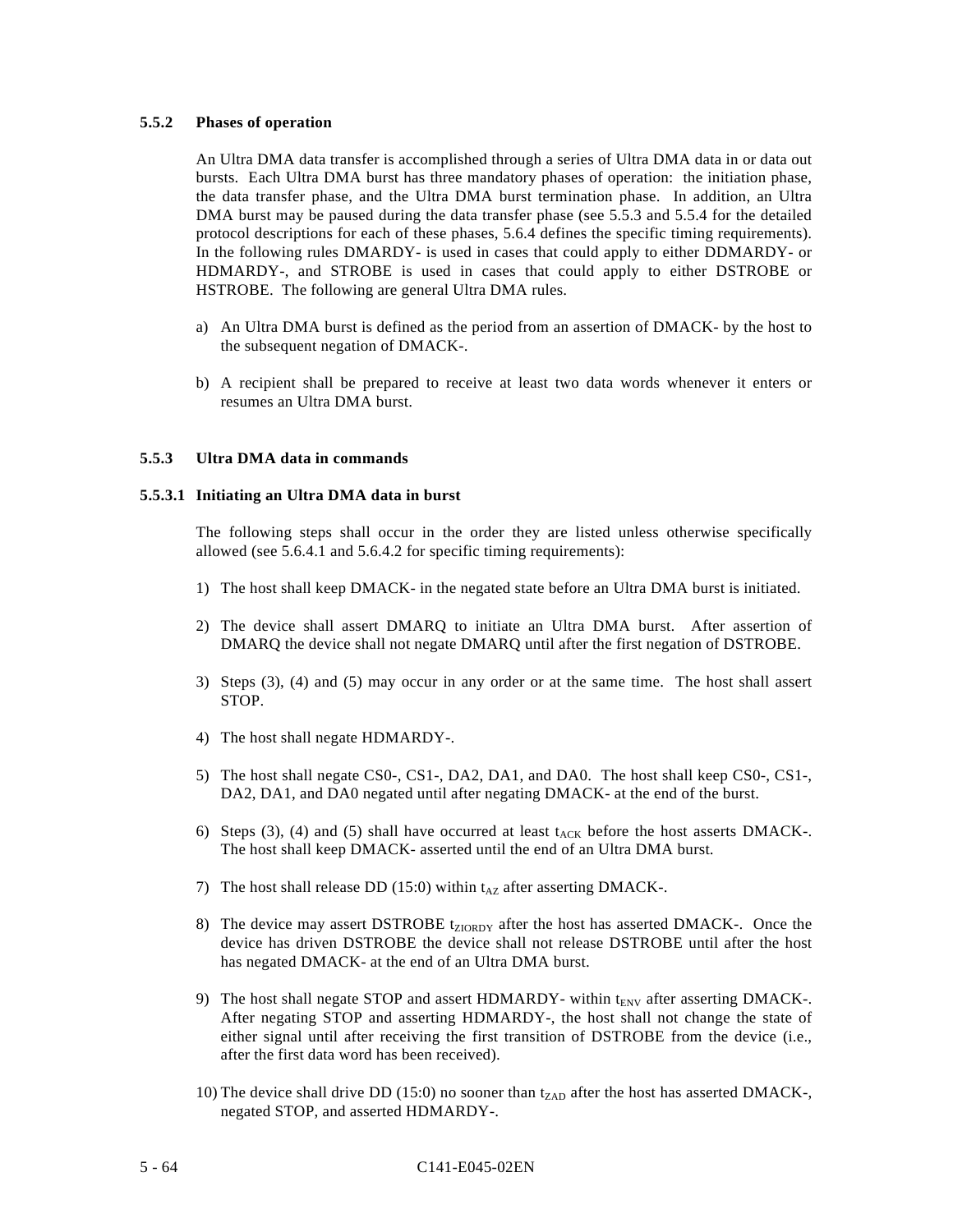### 5.5.2 Phases of operation

An Ultra DMA data transfer is accomplished through a series of Ultra DMA data in or data out bursts. Each Ultra DMA burst has three mandatory phases of operation: the initiation phase, the data transfer phase, and the Ultra DMA burst termination phase. In addition, an Ultra DMA burst may be paused during the data transfer phase (see 5.5.3 and 5.5.4 for the detailed protocol descriptions for each of these phases, 5.6.4 defines the specific timing requirements). In the following rules DMARDY- is used in cases that could apply to either DDMARDY- or HDMARDY-, and STROBE is used in cases that could apply to either DSTROBE or HSTROBE. The following are general Ultra DMA rules.

a) An Ultra DMA burst is defined as the period from an assertion of DMACK- by the host to the subsequent negation of DMACK-.

b) A recipient shall be prepared to receive at least two data words whenever it enters or resumes an Ultra DMA burst.

### 5.5.3 Ultra DMA data in commands

#### 5.5.3.1 Initiating an Ultra DMA data in burst

The following steps shall occur in the order they are listed unless otherwise specifically allowed (see 5.6.4.1 and 5.6.4.2 for specific timing requirements):

1) The host shall keep DMACK- in the negated state before an Ultra DMA burst is initiated.

2) The device shall assert DMARQ to initiate an Ultra DMA burst. After assertion of DMARQ the device shall not negate DMARQ until after the first negation of DSTROBE.

3) Steps (3), (4) and (5) may occur in any order or at the same time. The host shall assert STOP.

4) The host shall negate HDMARDY-.

5) The host shall negate CS0-, CS1-, DA2, DA1, and DA0. The host shall keep CS0-, CS1-, DA2, DA1, and DA0 negated until after negating DMACK- at the end of the burst.

6) Steps (3), (4) and (5) shall have occurred at least $t_{ACK}$ before the host asserts DMACK-. The host shall keep DMACK- asserted until the end of an Ultra DMA burst.

7) The host shall release DD (15:0) within $t_{AZ}$ after asserting DMACK-.

8) The device may assert DSTROBE $t_{ZIORDY}$ after the host has asserted DMACK-. Once the device has driven DSTROBE the device shall not release DSTROBE until after the host has negated DMACK- at the end of an Ultra DMA burst.

9) The host shall negate STOP and assert HDMARDY- within $t_{ENV}$ after asserting DMACK-. After negating STOP and asserting HDMARDY-, the host shall not change the state of either signal until after receiving the first transition of DSTROBE from the device (i.e., after the first data word has been received).

10) The device shall drive DD (15:0) no sooner than $t_{ZAD}$ after the host has asserted DMACK-, negated STOP, and asserted HDMARDY-.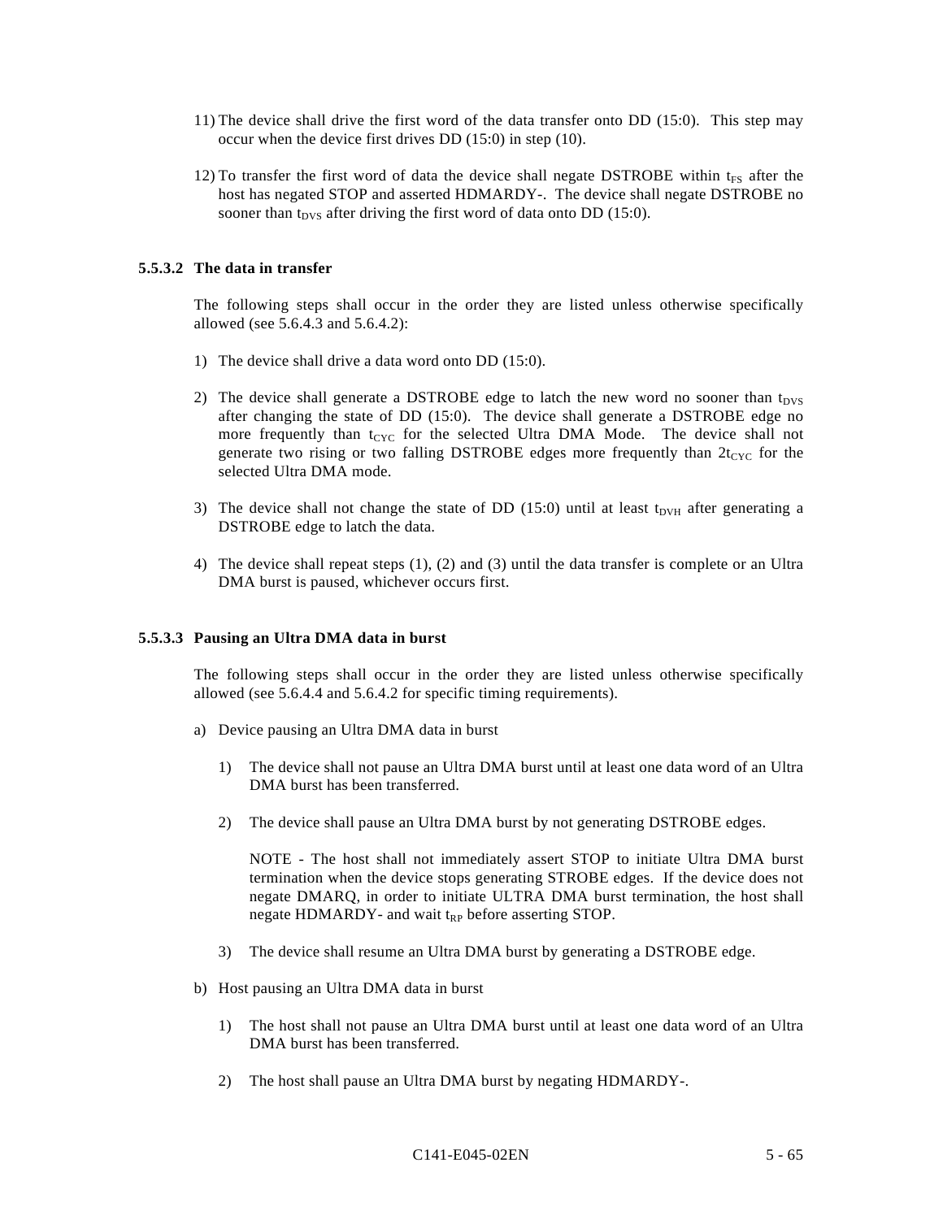11) The device shall drive the first word of the data transfer onto DD (15:0). This step may occur when the device first drives DD (15:0) in step (10).

12) To transfer the first word of data the device shall negate DSTROBE within $t_{FS}$ after the host has negated STOP and asserted HDMARDY-. The device shall negate DSTROBE no sooner than $t_{DVS}$ after driving the first word of data onto DD (15:0).

### 5.5.3.2 The data in transfer

The following steps shall occur in the order they are listed unless otherwise specifically allowed (see 5.6.4.3 and 5.6.4.2):

1) The device shall drive a data word onto DD (15:0).

2) The device shall generate a DSTROBE edge to latch the new word no sooner than $t_{DVS}$ after changing the state of DD (15:0). The device shall generate a DSTROBE edge no more frequently than $t_{CYC}$ for the selected Ultra DMA Mode. The device shall not generate two rising or two falling DSTROBE edges more frequently than $2t_{CYC}$ for the selected Ultra DMA mode.

3) The device shall not change the state of DD (15:0) until at least $t_{DVH}$ after generating a DSTROBE edge to latch the data.

4) The device shall repeat steps (1), (2) and (3) until the data transfer is complete or an Ultra DMA burst is paused, whichever occurs first.

### 5.5.3.3 Pausing an Ultra DMA data in burst

The following steps shall occur in the order they are listed unless otherwise specifically allowed (see 5.6.4.4 and 5.6.4.2 for specific timing requirements).

a) Device pausing an Ultra DMA data in burst

   1) The device shall not pause an Ultra DMA burst until at least one data word of an Ultra DMA burst has been transferred.

   2) The device shall pause an Ultra DMA burst by not generating DSTROBE edges.

      NOTE - The host shall not immediately assert STOP to initiate Ultra DMA burst termination when the device stops generating STROBE edges. If the device does not negate DMARQ, in order to initiate ULTRA DMA burst termination, the host shall negate HDMARDY- and wait $t_{RP}$ before asserting STOP.

   3) The device shall resume an Ultra DMA burst by generating a DSTROBE edge.

b) Host pausing an Ultra DMA data in burst

   1) The host shall not pause an Ultra DMA burst until at least one data word of an Ultra DMA burst has been transferred.

   2) The host shall pause an Ultra DMA burst by negating HDMARDY-.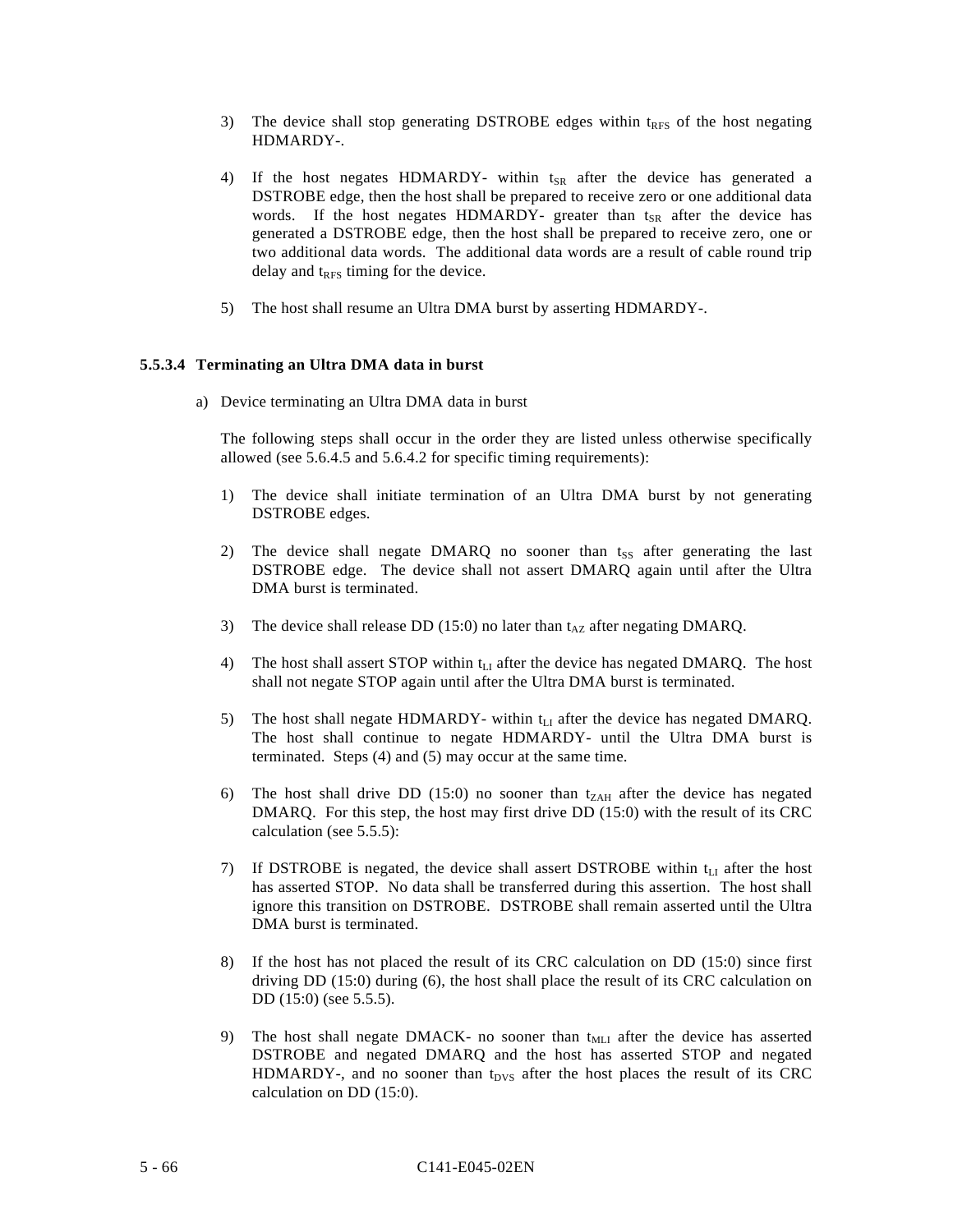3) The device shall stop generating DSTROBE edges within $t_{RFS}$ of the host negating HDMARDY-.

4) If the host negates HDMARDY- within $t_{SR}$ after the device has generated a DSTROBE edge, then the host shall be prepared to receive zero or one additional data words. If the host negates HDMARDY- greater than $t_{SR}$ after the device has generated a DSTROBE edge, then the host shall be prepared to receive zero, one or two additional data words. The additional data words are a result of cable round trip delay and $t_{RFS}$ timing for the device.

5) The host shall resume an Ultra DMA burst by asserting HDMARDY-.

#### 5.5.3.4 Terminating an Ultra DMA data in burst

a) Device terminating an Ultra DMA data in burst

The following steps shall occur in the order they are listed unless otherwise specifically allowed (see 5.6.4.5 and 5.6.4.2 for specific timing requirements):

1) The device shall initiate termination of an Ultra DMA burst by not generating DSTROBE edges.

2) The device shall negate DMARQ no sooner than $t_{SS}$ after generating the last DSTROBE edge. The device shall not assert DMARQ again until after the Ultra DMA burst is terminated.

3) The device shall release DD (15:0) no later than $t_{AZ}$ after negating DMARQ.

4) The host shall assert STOP within $t_{LI}$ after the device has negated DMARQ. The host shall not negate STOP again until after the Ultra DMA burst is terminated.

5) The host shall negate HDMARDY- within $t_{LI}$ after the device has negated DMARQ. The host shall continue to negate HDMARDY- until the Ultra DMA burst is terminated. Steps (4) and (5) may occur at the same time.

6) The host shall drive DD (15:0) no sooner than $t_{ZAH}$ after the device has negated DMARQ. For this step, the host may first drive DD (15:0) with the result of its CRC calculation (see 5.5.5):

7) If DSTROBE is negated, the device shall assert DSTROBE within $t_{LI}$ after the host has asserted STOP. No data shall be transferred during this assertion. The host shall ignore this transition on DSTROBE. DSTROBE shall remain asserted until the Ultra DMA burst is terminated.

8) If the host has not placed the result of its CRC calculation on DD (15:0) since first driving DD (15:0) during (6), the host shall place the result of its CRC calculation on DD (15:0) (see 5.5.5).

9) The host shall negate DMACK- no sooner than $t_{MLI}$ after the device has asserted DSTROBE and negated DMARQ and the host has asserted STOP and negated HDMARDY-, and no sooner than $t_{DVS}$ after the host places the result of its CRC calculation on DD (15:0).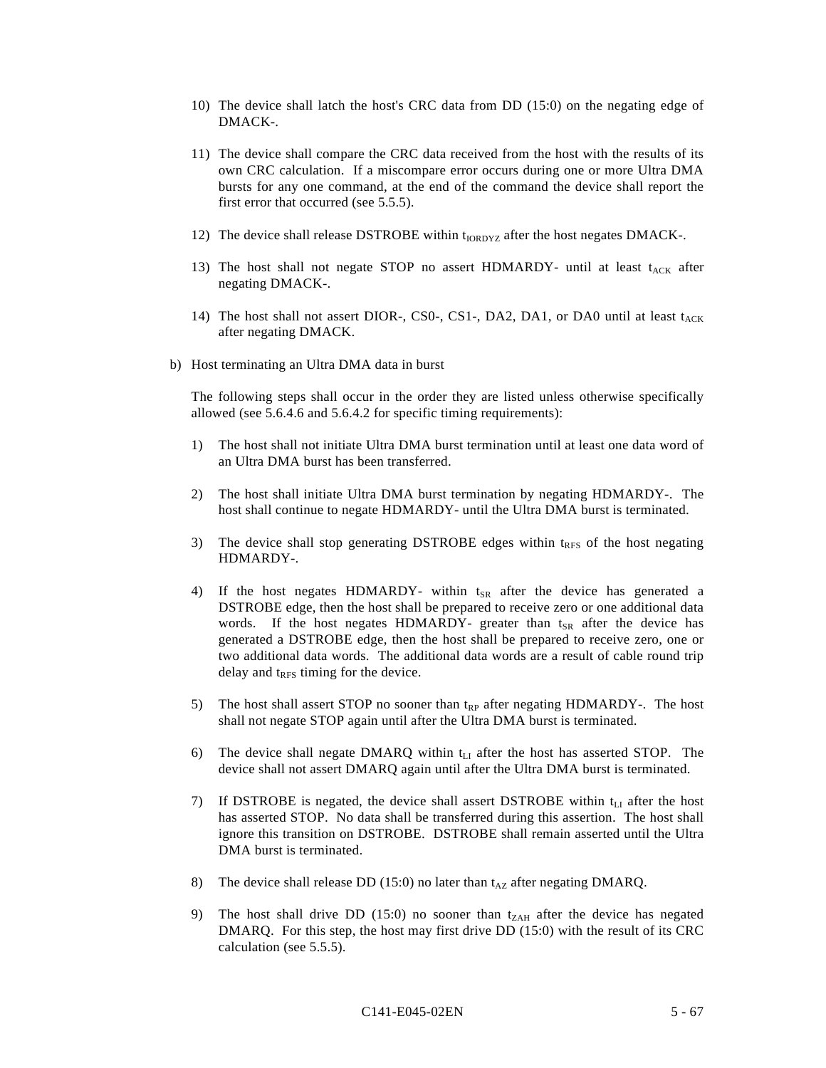10) The device shall latch the host's CRC data from DD (15:0) on the negating edge of DMACK-.

11) The device shall compare the CRC data received from the host with the results of its own CRC calculation. If a miscompare error occurs during one or more Ultra DMA bursts for any one command, at the end of the command the device shall report the first error that occurred (see 5.5.5).

12) The device shall release DSTROBE within $t_{IORDYZ}$ after the host negates DMACK-.

13) The host shall not negate STOP no assert HDMARDY- until at least $t_{ACK}$ after negating DMACK-.

14) The host shall not assert DIOR-, CS0-, CS1-, DA2, DA1, or DA0 until at least $t_{ACK}$ after negating DMACK.

b) Host terminating an Ultra DMA data in burst

The following steps shall occur in the order they are listed unless otherwise specifically allowed (see 5.6.4.6 and 5.6.4.2 for specific timing requirements):

1) The host shall not initiate Ultra DMA burst termination until at least one data word of an Ultra DMA burst has been transferred.

2) The host shall initiate Ultra DMA burst termination by negating HDMARDY-. The host shall continue to negate HDMARDY- until the Ultra DMA burst is terminated.

3) The device shall stop generating DSTROBE edges within $t_{RFS}$ of the host negating HDMARDY-.

4) If the host negates HDMARDY- within $t_{SR}$ after the device has generated a DSTROBE edge, then the host shall be prepared to receive zero or one additional data words. If the host negates HDMARDY- greater than $t_{SR}$ after the device has generated a DSTROBE edge, then the host shall be prepared to receive zero, one or two additional data words. The additional data words are a result of cable round trip delay and $t_{RFS}$ timing for the device.

5) The host shall assert STOP no sooner than $t_{RP}$ after negating HDMARDY-. The host shall not negate STOP again until after the Ultra DMA burst is terminated.

6) The device shall negate DMARQ within $t_{LI}$ after the host has asserted STOP. The device shall not assert DMARQ again until after the Ultra DMA burst is terminated.

7) If DSTROBE is negated, the device shall assert DSTROBE within $t_{LI}$ after the host has asserted STOP. No data shall be transferred during this assertion. The host shall ignore this transition on DSTROBE. DSTROBE shall remain asserted until the Ultra DMA burst is terminated.

8) The device shall release DD (15:0) no later than $t_{AZ}$ after negating DMARQ.

9) The host shall drive DD (15:0) no sooner than $t_{ZAH}$ after the device has negated DMARQ. For this step, the host may first drive DD (15:0) with the result of its CRC calculation (see 5.5.5).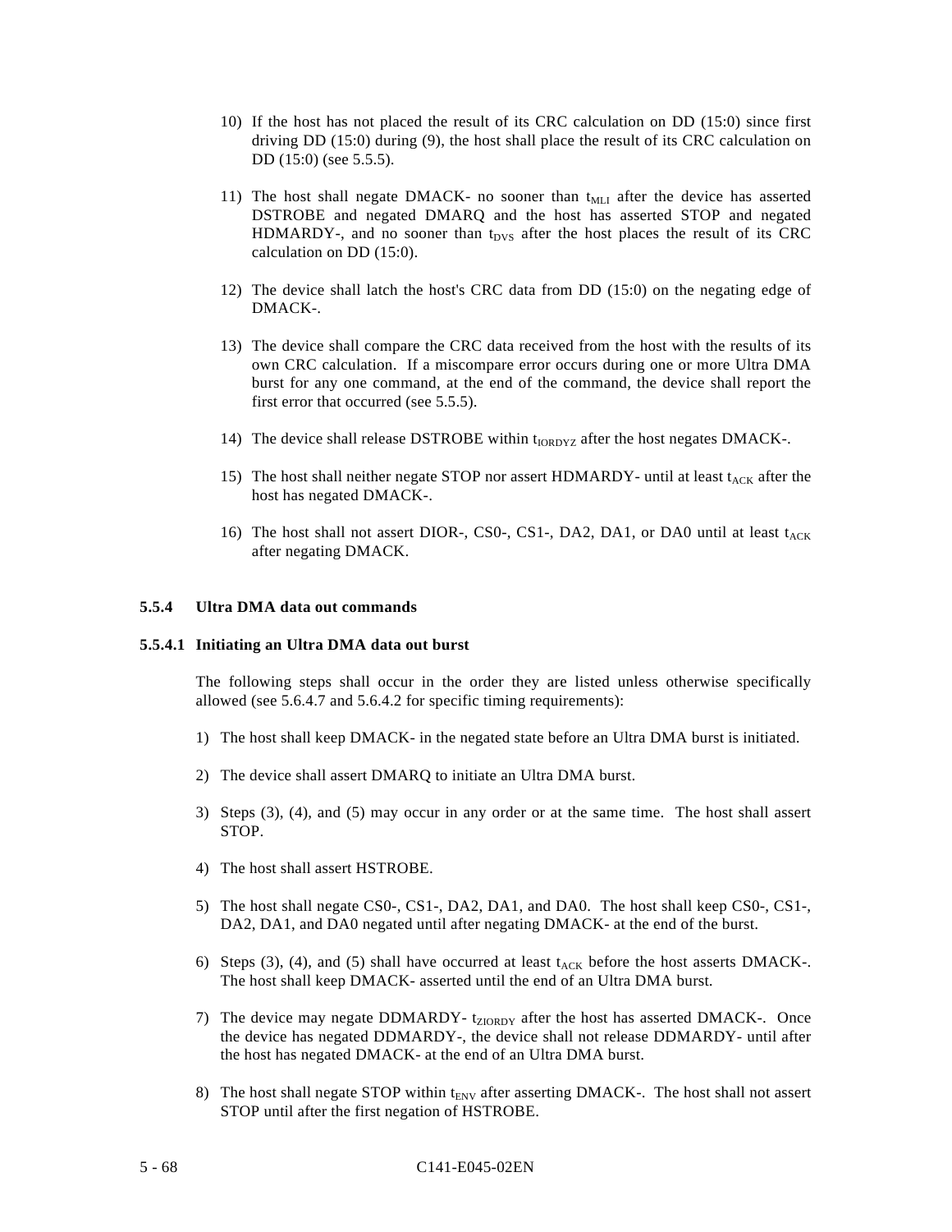10) If the host has not placed the result of its CRC calculation on DD (15:0) since first driving DD (15:0) during (9), the host shall place the result of its CRC calculation on DD (15:0) (see 5.5.5).

11) The host shall negate DMACK- no sooner than $t_{MLI}$ after the device has asserted DSTROBE and negated DMARQ and the host has asserted STOP and negated HDMARDY-, and no sooner than $t_{DVS}$ after the host places the result of its CRC calculation on DD (15:0).

12) The device shall latch the host's CRC data from DD (15:0) on the negating edge of DMACK-.

13) The device shall compare the CRC data received from the host with the results of its own CRC calculation. If a miscompare error occurs during one or more Ultra DMA burst for any one command, at the end of the command, the device shall report the first error that occurred (see 5.5.5).

14) The device shall release DSTROBE within $t_{IORDYZ}$ after the host negates DMACK-.

15) The host shall neither negate STOP nor assert HDMARDY- until at least $t_{ACK}$ after the host has negated DMACK-.

16) The host shall not assert DIOR-, CS0-, CS1-, DA2, DA1, or DA0 until at least $t_{ACK}$ after negating DMACK.

### 5.5.4 Ultra DMA data out commands

#### 5.5.4.1 Initiating an Ultra DMA data out burst

The following steps shall occur in the order they are listed unless otherwise specifically allowed (see 5.6.4.7 and 5.6.4.2 for specific timing requirements):

1) The host shall keep DMACK- in the negated state before an Ultra DMA burst is initiated.

2) The device shall assert DMARQ to initiate an Ultra DMA burst.

3) Steps (3), (4), and (5) may occur in any order or at the same time. The host shall assert STOP.

4) The host shall assert HSTROBE.

5) The host shall negate CS0-, CS1-, DA2, DA1, and DA0. The host shall keep CS0-, CS1-, DA2, DA1, and DA0 negated until after negating DMACK- at the end of the burst.

6) Steps (3), (4), and (5) shall have occurred at least $t_{ACK}$ before the host asserts DMACK-. The host shall keep DMACK- asserted until the end of an Ultra DMA burst.

7) The device may negate DDMARDY- $t_{ZIORDY}$ after the host has asserted DMACK-. Once the device has negated DDMARDY-, the device shall not release DDMARDY- until after the host has negated DMACK- at the end of an Ultra DMA burst.

8) The host shall negate STOP within $t_{ENV}$ after asserting DMACK-. The host shall not assert STOP until after the first negation of HSTROBE.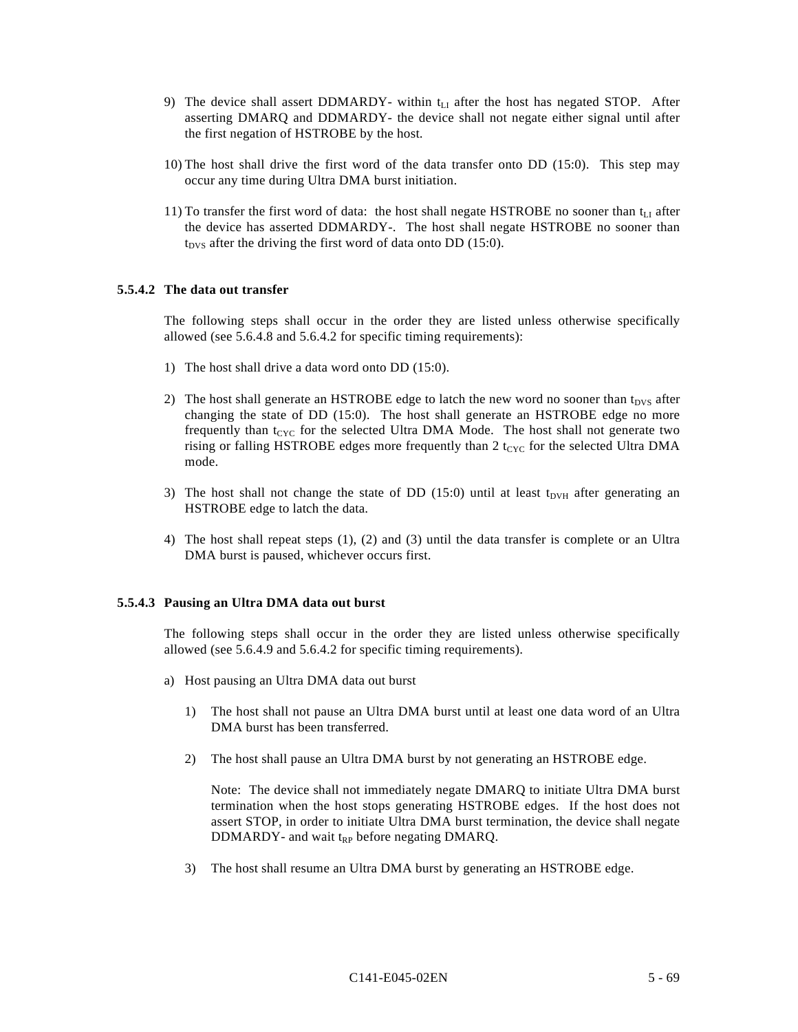9) The device shall assert DDMARDY- within $t_{LI}$ after the host has negated STOP. After asserting DMARQ and DDMARDY- the device shall not negate either signal until after the first negation of HSTROBE by the host.

10) The host shall drive the first word of the data transfer onto DD (15:0). This step may occur any time during Ultra DMA burst initiation.

11) To transfer the first word of data: the host shall negate HSTROBE no sooner than $t_{LI}$ after the device has asserted DDMARDY-. The host shall negate HSTROBE no sooner than $t_{DVS}$ after the driving the first word of data onto DD (15:0).

### 5.5.4.2 The data out transfer

The following steps shall occur in the order they are listed unless otherwise specifically allowed (see 5.6.4.8 and 5.6.4.2 for specific timing requirements):

1) The host shall drive a data word onto DD (15:0).

2) The host shall generate an HSTROBE edge to latch the new word no sooner than $t_{DVS}$ after changing the state of DD (15:0). The host shall generate an HSTROBE edge no more frequently than $t_{CYC}$ for the selected Ultra DMA Mode. The host shall not generate two rising or falling HSTROBE edges more frequently than 2 $t_{CYC}$ for the selected Ultra DMA mode.

3) The host shall not change the state of DD (15:0) until at least $t_{DVH}$ after generating an HSTROBE edge to latch the data.

4) The host shall repeat steps (1), (2) and (3) until the data transfer is complete or an Ultra DMA burst is paused, whichever occurs first.

### 5.5.4.3 Pausing an Ultra DMA data out burst

The following steps shall occur in the order they are listed unless otherwise specifically allowed (see 5.6.4.9 and 5.6.4.2 for specific timing requirements).

a) Host pausing an Ultra DMA data out burst

   1) The host shall not pause an Ultra DMA burst until at least one data word of an Ultra DMA burst has been transferred.

   2) The host shall pause an Ultra DMA burst by not generating an HSTROBE edge.

      Note: The device shall not immediately negate DMARQ to initiate Ultra DMA burst termination when the host stops generating HSTROBE edges. If the host does not assert STOP, in order to initiate Ultra DMA burst termination, the device shall negate DDMARDY- and wait $t_{RP}$ before negating DMARQ.

   3) The host shall resume an Ultra DMA burst by generating an HSTROBE edge.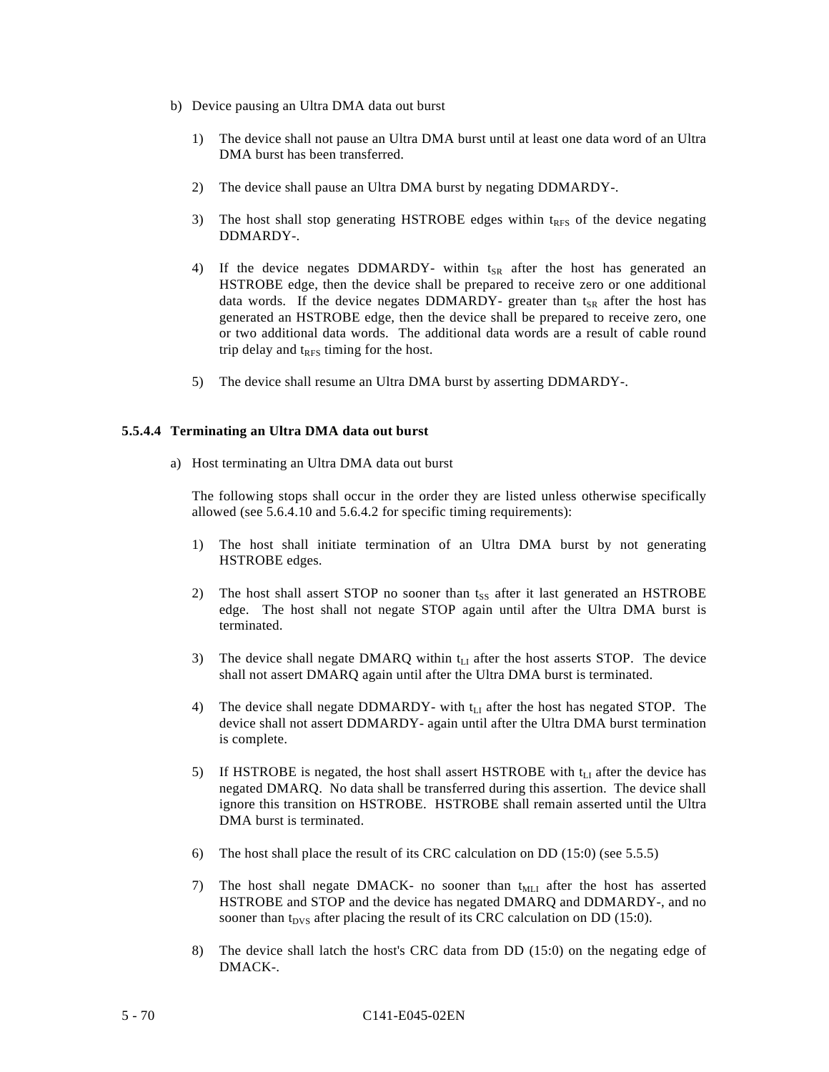b) Device pausing an Ultra DMA data out burst

1) The device shall not pause an Ultra DMA burst until at least one data word of an Ultra DMA burst has been transferred.

2) The device shall pause an Ultra DMA burst by negating DDMARDY-.

3) The host shall stop generating HSTROBE edges within $t_{RFS}$ of the device negating DDMARDY-.

4) If the device negates DDMARDY- within $t_{SR}$ after the host has generated an HSTROBE edge, then the device shall be prepared to receive zero or one additional data words. If the device negates DDMARDY- greater than $t_{SR}$ after the host has generated an HSTROBE edge, then the device shall be prepared to receive zero, one or two additional data words. The additional data words are a result of cable round trip delay and $t_{RFS}$ timing for the host.

5) The device shall resume an Ultra DMA burst by asserting DDMARDY-.

### 5.5.4.4 Terminating an Ultra DMA data out burst

a) Host terminating an Ultra DMA data out burst

The following stops shall occur in the order they are listed unless otherwise specifically allowed (see 5.6.4.10 and 5.6.4.2 for specific timing requirements):

1) The host shall initiate termination of an Ultra DMA burst by not generating HSTROBE edges.

2) The host shall assert STOP no sooner than $t_{SS}$ after it last generated an HSTROBE edge. The host shall not negate STOP again until after the Ultra DMA burst is terminated.

3) The device shall negate DMARQ within $t_{LI}$ after the host asserts STOP. The device shall not assert DMARQ again until after the Ultra DMA burst is terminated.

4) The device shall negate DDMARDY- with $t_{LI}$ after the host has negated STOP. The device shall not assert DDMARDY- again until after the Ultra DMA burst termination is complete.

5) If HSTROBE is negated, the host shall assert HSTROBE with $t_{LI}$ after the device has negated DMARQ. No data shall be transferred during this assertion. The device shall ignore this transition on HSTROBE. HSTROBE shall remain asserted until the Ultra DMA burst is terminated.

6) The host shall place the result of its CRC calculation on DD (15:0) (see 5.5.5)

7) The host shall negate DMACK- no sooner than $t_{MLI}$ after the host has asserted HSTROBE and STOP and the device has negated DMARQ and DDMARDY-, and no sooner than $t_{DVS}$ after placing the result of its CRC calculation on DD (15:0).

8) The device shall latch the host's CRC data from DD (15:0) on the negating edge of DMACK-.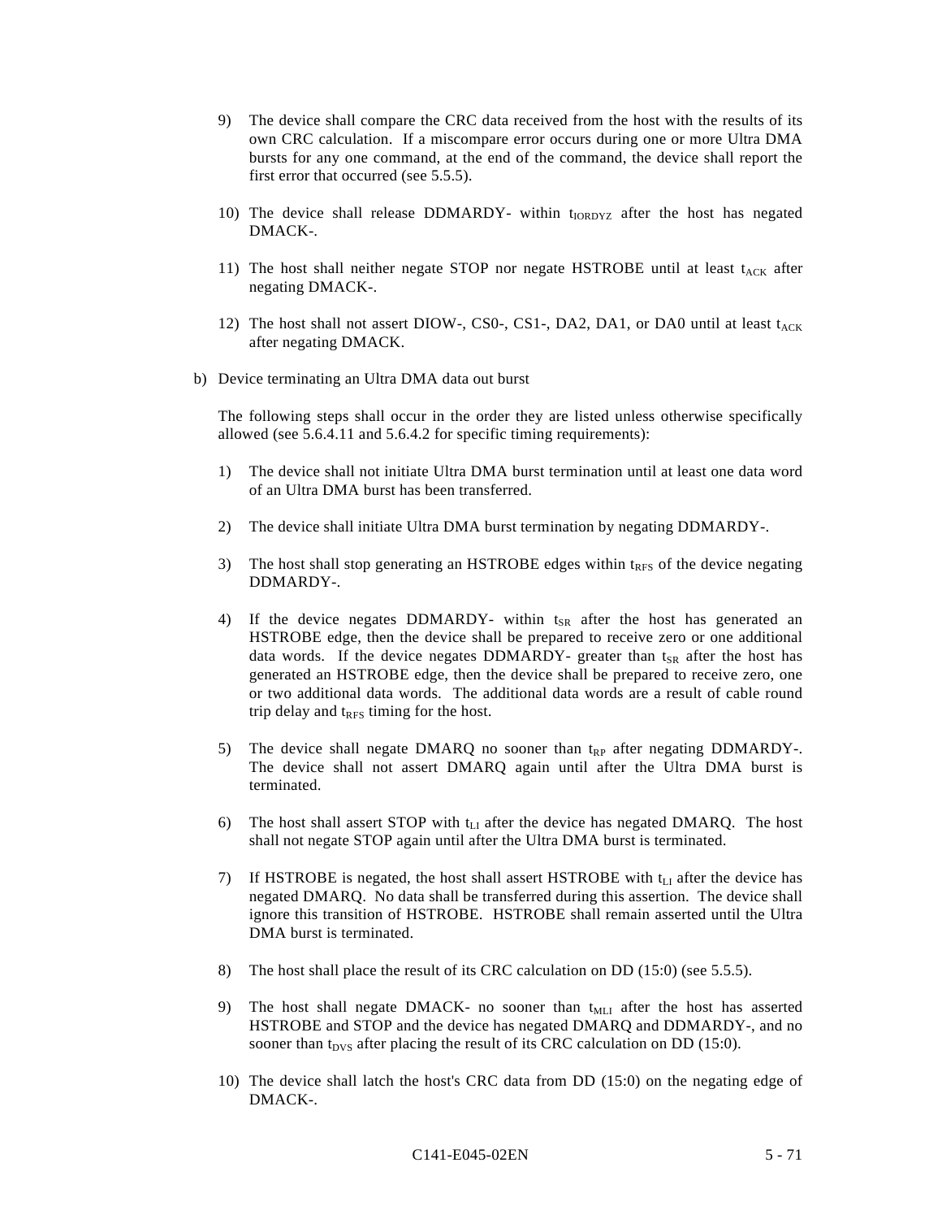9) The device shall compare the CRC data received from the host with the results of its own CRC calculation. If a miscompare error occurs during one or more Ultra DMA bursts for any one command, at the end of the command, the device shall report the first error that occurred (see 5.5.5).

10) The device shall release DDMARDY- within $t_{IORDYZ}$ after the host has negated DMACK-.

11) The host shall neither negate STOP nor negate HSTROBE until at least $t_{ACK}$ after negating DMACK-.

12) The host shall not assert DIOW-, CS0-, CS1-, DA2, DA1, or DA0 until at least $t_{ACK}$ after negating DMACK.

b) Device terminating an Ultra DMA data out burst

The following steps shall occur in the order they are listed unless otherwise specifically allowed (see 5.6.4.11 and 5.6.4.2 for specific timing requirements):

1) The device shall not initiate Ultra DMA burst termination until at least one data word of an Ultra DMA burst has been transferred.

2) The device shall initiate Ultra DMA burst termination by negating DDMARDY-.

3) The host shall stop generating an HSTROBE edges within $t_{RFS}$ of the device negating DDMARDY-.

4) If the device negates DDMARDY- within $t_{SR}$ after the host has generated an HSTROBE edge, then the device shall be prepared to receive zero or one additional data words. If the device negates DDMARDY- greater than $t_{SR}$ after the host has generated an HSTROBE edge, then the device shall be prepared to receive zero, one or two additional data words. The additional data words are a result of cable round trip delay and $t_{RFS}$ timing for the host.

5) The device shall negate DMARQ no sooner than $t_{RP}$ after negating DDMARDY-. The device shall not assert DMARQ again until after the Ultra DMA burst is terminated.

6) The host shall assert STOP with $t_{LI}$ after the device has negated DMARQ. The host shall not negate STOP again until after the Ultra DMA burst is terminated.

7) If HSTROBE is negated, the host shall assert HSTROBE with $t_{LI}$ after the device has negated DMARQ. No data shall be transferred during this assertion. The device shall ignore this transition of HSTROBE. HSTROBE shall remain asserted until the Ultra DMA burst is terminated.

8) The host shall place the result of its CRC calculation on DD (15:0) (see 5.5.5).

9) The host shall negate DMACK- no sooner than $t_{MLI}$ after the host has asserted HSTROBE and STOP and the device has negated DMARQ and DDMARDY-, and no sooner than $t_{DVS}$ after placing the result of its CRC calculation on DD (15:0).

10) The device shall latch the host's CRC data from DD (15:0) on the negating edge of DMACK-.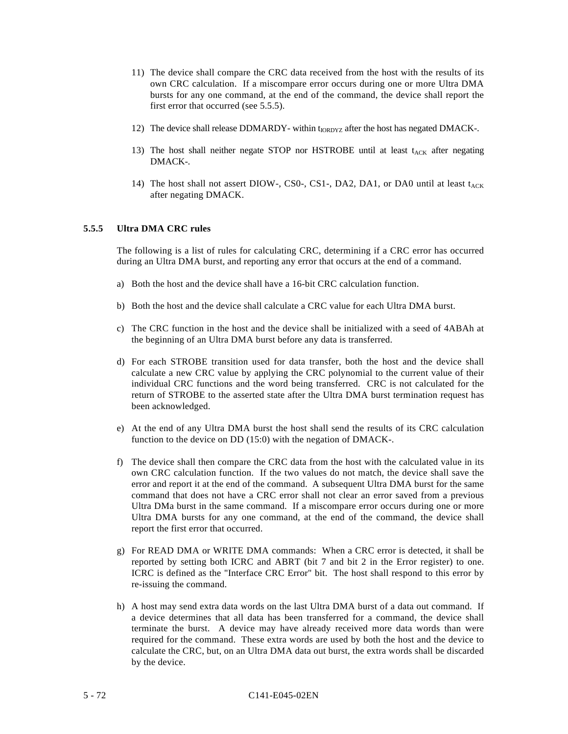11) The device shall compare the CRC data received from the host with the results of its own CRC calculation. If a miscompare error occurs during one or more Ultra DMA bursts for any one command, at the end of the command, the device shall report the first error that occurred (see 5.5.5).

12) The device shall release DDMARDY- within $t_{IORDYZ}$ after the host has negated DMACK-.

13) The host shall neither negate STOP nor HSTROBE until at least $t_{ACK}$ after negating DMACK-.

14) The host shall not assert DIOW-, CS0-, CS1-, DA2, DA1, or DA0 until at least $t_{ACK}$ after negating DMACK.

### 5.5.5 Ultra DMA CRC rules

The following is a list of rules for calculating CRC, determining if a CRC error has occurred during an Ultra DMA burst, and reporting any error that occurs at the end of a command.

a) Both the host and the device shall have a 16-bit CRC calculation function.

b) Both the host and the device shall calculate a CRC value for each Ultra DMA burst.

c) The CRC function in the host and the device shall be initialized with a seed of 4ABAh at the beginning of an Ultra DMA burst before any data is transferred.

d) For each STROBE transition used for data transfer, both the host and the device shall calculate a new CRC value by applying the CRC polynomial to the current value of their individual CRC functions and the word being transferred. CRC is not calculated for the return of STROBE to the asserted state after the Ultra DMA burst termination request has been acknowledged.

e) At the end of any Ultra DMA burst the host shall send the results of its CRC calculation function to the device on DD (15:0) with the negation of DMACK-.

f) The device shall then compare the CRC data from the host with the calculated value in its own CRC calculation function. If the two values do not match, the device shall save the error and report it at the end of the command. A subsequent Ultra DMA burst for the same command that does not have a CRC error shall not clear an error saved from a previous Ultra DMa burst in the same command. If a miscompare error occurs during one or more Ultra DMA bursts for any one command, at the end of the command, the device shall report the first error that occurred.

g) For READ DMA or WRITE DMA commands: When a CRC error is detected, it shall be reported by setting both ICRC and ABRT (bit 7 and bit 2 in the Error register) to one. ICRC is defined as the "Interface CRC Error" bit. The host shall respond to this error by re-issuing the command.

h) A host may send extra data words on the last Ultra DMA burst of a data out command. If a device determines that all data has been transferred for a command, the device shall terminate the burst. A device may have already received more data words than were required for the command. These extra words are used by both the host and the device to calculate the CRC, but, on an Ultra DMA data out burst, the extra words shall be discarded by the device.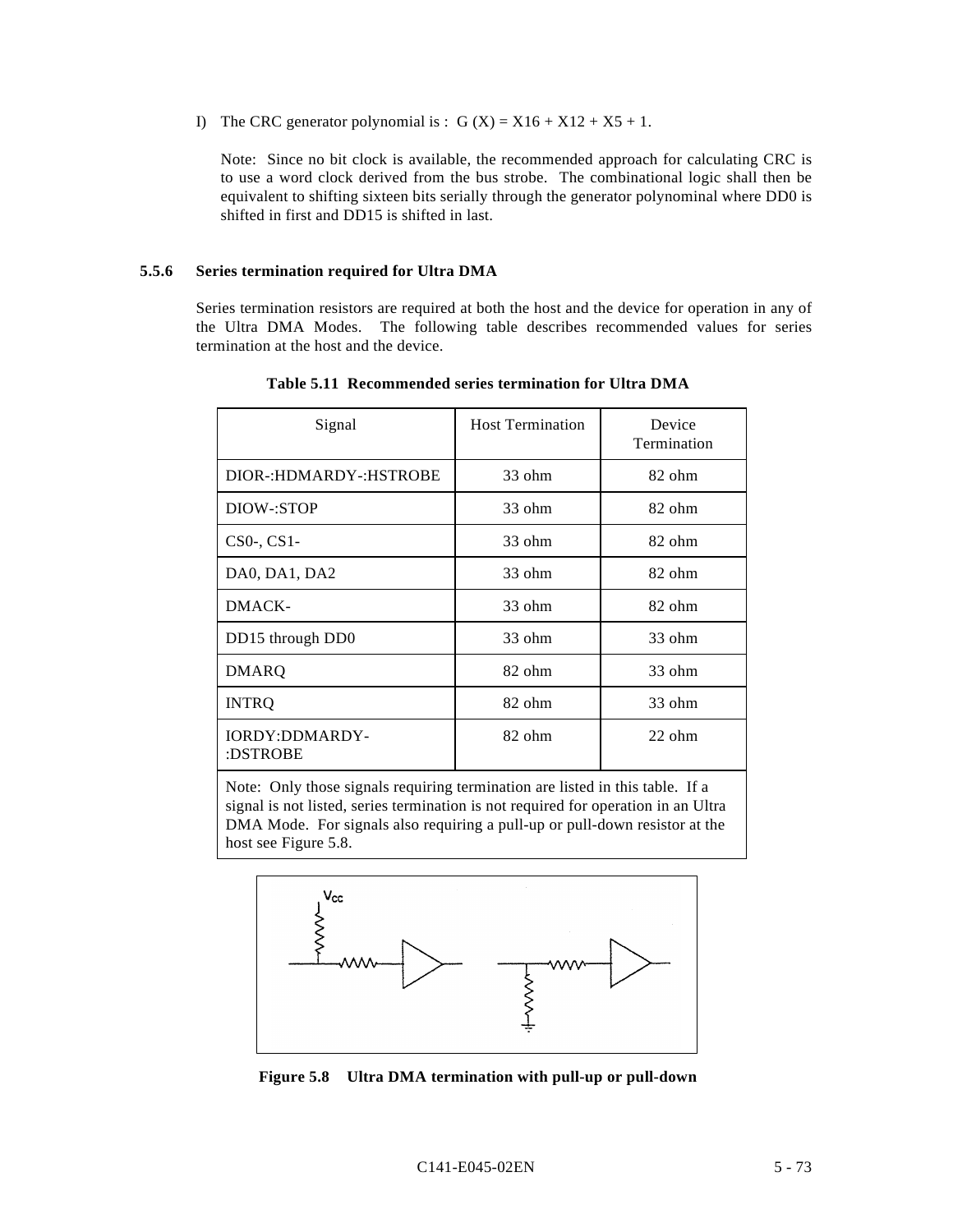I) The CRC generator polynomial is : G (X) = X16 + X12 + X5 + 1.

Note: Since no bit clock is available, the recommended approach for calculating CRC is to use a word clock derived from the bus strobe. The combinational logic shall then be equivalent to shifting sixteen bits serially through the generator polynominal where DD0 is shifted in first and DD15 is shifted in last.

### 5.5.6 Series termination required for Ultra DMA

Series termination resistors are required at both the host and the device for operation in any of the Ultra DMA Modes. The following table describes recommended values for series termination at the host and the device.

**Table 5.11 Recommended series termination for Ultra DMA**

| Signal | Host Termination | Device Termination |
|---|---|---|
| DIOR-:HDMARDY-:HSTROBE | 33 ohm | 82 ohm |
| DIOW-:STOP | 33 ohm | 82 ohm |
| CS0-, CS1- | 33 ohm | 82 ohm |
| DA0, DA1, DA2 | 33 ohm | 82 ohm |
| DMACK- | 33 ohm | 82 ohm |
| DD15 through DD0 | 33 ohm | 33 ohm |
| DMARQ | 82 ohm | 33 ohm |
| INTRQ | 82 ohm | 33 ohm |
| IORDY:DDMARDY-:DSTROBE | 82 ohm | 22 ohm |

Note: Only those signals requiring termination are listed in this table. If a signal is not listed, series termination is not required for operation in an Ultra DMA Mode. For signals also requiring a pull-up or pull-down resistor at the host see Figure 5.8.

**Figure 5.8 Ultra DMA termination with pull-up or pull-down**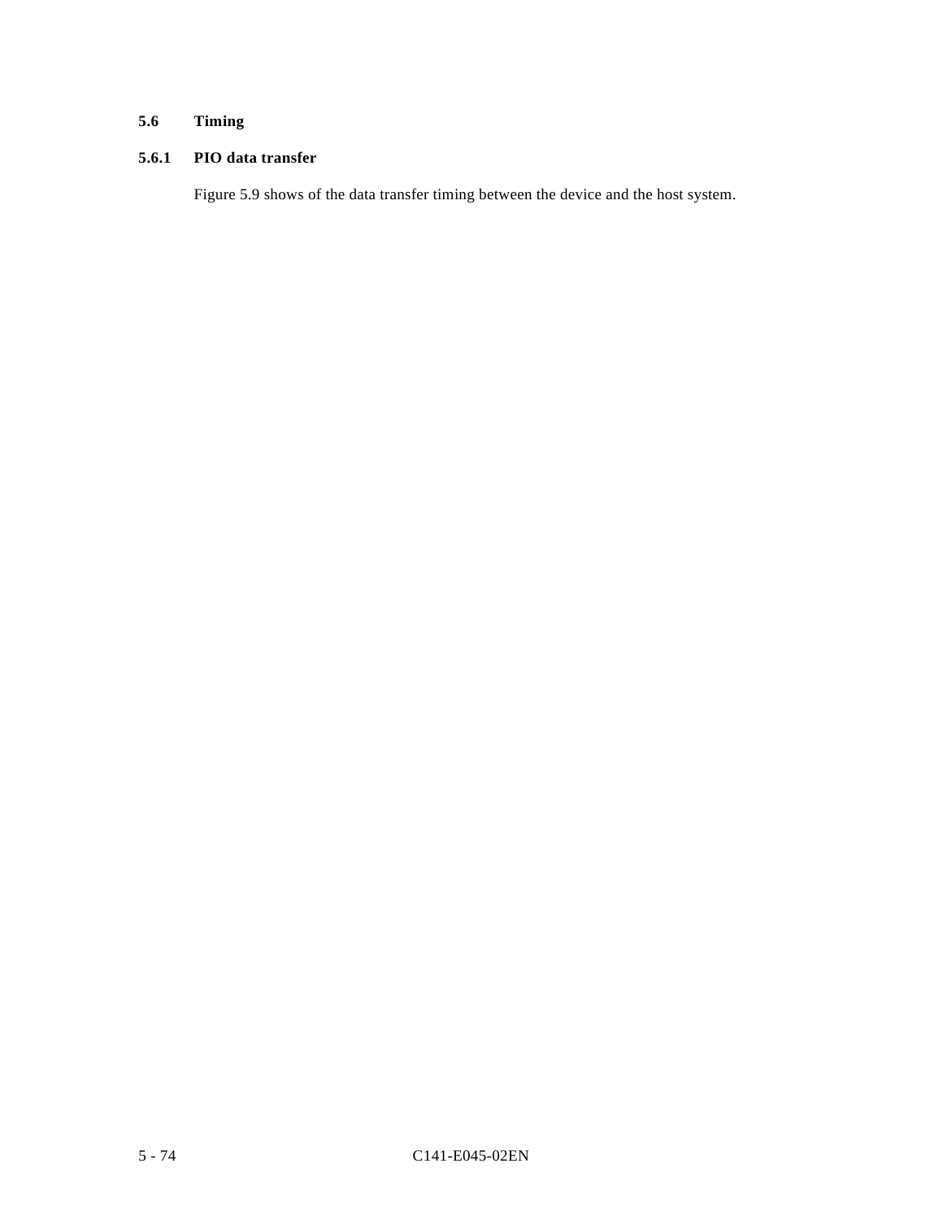## 5.6 Timing

### 5.6.1 PIO data transfer

Figure 5.9 shows of the data transfer timing between the device and the host system.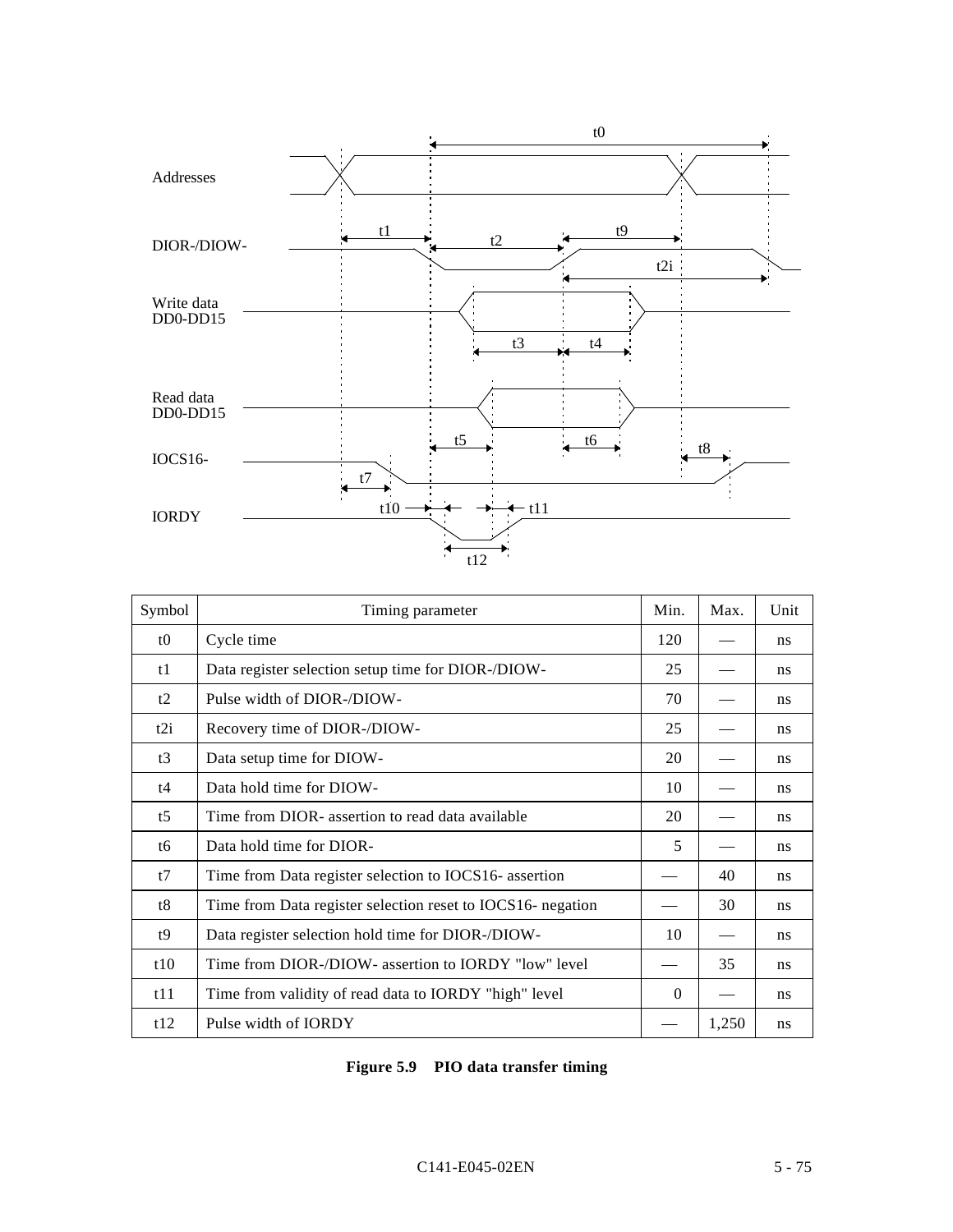| Symbol | Timing parameter | Min. | Max. | Unit |
|---|---|---|---|---|
| t0 | Cycle time | 120 | — | ns |
| t1 | Data register selection setup time for DIOR-/DIOW- | 25 | — | ns |
| t2 | Pulse width of DIOR-/DIOW- | 70 | — | ns |
| t2i | Recovery time of DIOR-/DIOW- | 25 | — | ns |
| t3 | Data setup time for DIOW- | 20 | — | ns |
| t4 | Data hold time for DIOW- | 10 | — | ns |
| t5 | Time from DIOR- assertion to read data available | 20 | — | ns |
| t6 | Data hold time for DIOR- | 5 | — | ns |
| t7 | Time from Data register selection to IOCS16- assertion | — | 40 | ns |
| t8 | Time from Data register selection reset to IOCS16- negation | — | 30 | ns |
| t9 | Data register selection hold time for DIOR-/DIOW- | 10 | — | ns |
| t10 | Time from DIOR-/DIOW- assertion to IORDY "low" level | — | 35 | ns |
| t11 | Time from validity of read data to IORDY "high" level | 0 | — | ns |
| t12 | Pulse width of IORDY | — | 1,250 | ns |

**Figure 5.9 PIO data transfer timing**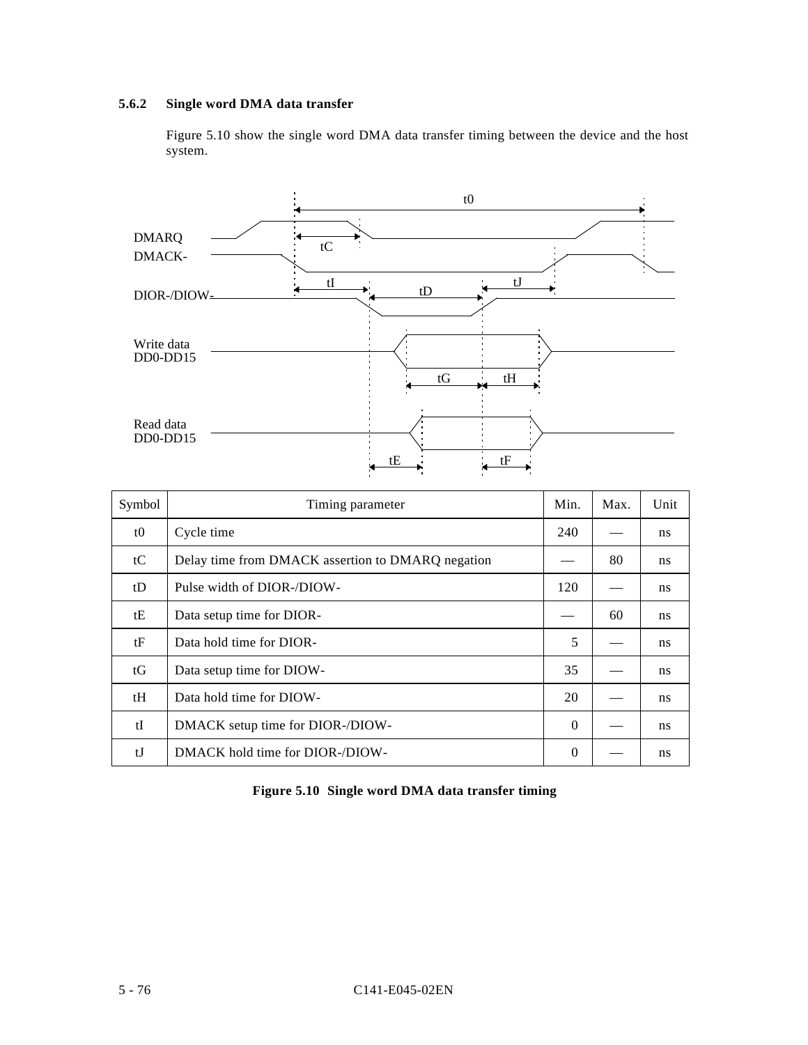### 5.6.2 Single word DMA data transfer

Figure 5.10 show the single word DMA data transfer timing between the device and the host system.

| Symbol | Timing parameter | Min. | Max. | Unit |
|---|---|---|---|---|
| t0 | Cycle time | 240 | — | ns |
| tC | Delay time from DMACK assertion to DMARQ negation | — | 80 | ns |
| tD | Pulse width of DIOR-/DIOW- | 120 | — | ns |
| tE | Data setup time for DIOR- | — | 60 | ns |
| tF | Data hold time for DIOR- | 5 | — | ns |
| tG | Data setup time for DIOW- | 35 | — | ns |
| tH | Data hold time for DIOW- | 20 | — | ns |
| tI | DMACK setup time for DIOR-/DIOW- | 0 | — | ns |
| tJ | DMACK hold time for DIOR-/DIOW- | 0 | — | ns |

**Figure 5.10 Single word DMA data transfer timing**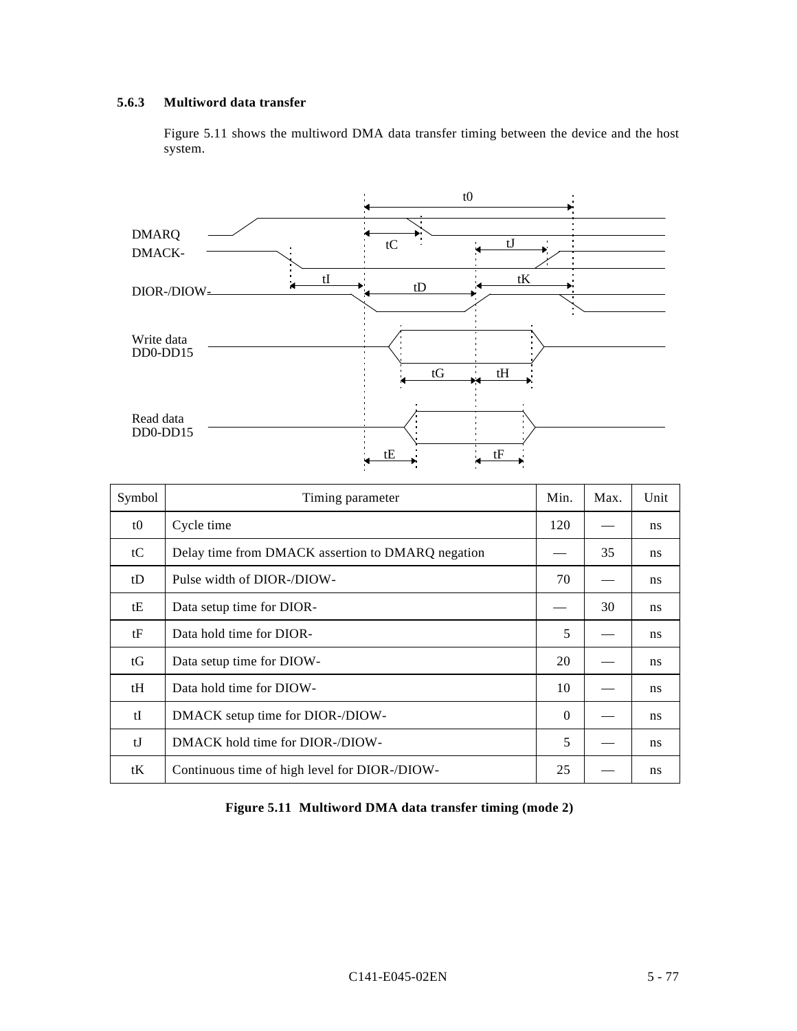### 5.6.3 Multiword data transfer

Figure 5.11 shows the multiword DMA data transfer timing between the device and the host system.

| Symbol | Timing parameter | Min. | Max. | Unit |
|---|---|---|---|---|
| t0 | Cycle time | 120 | — | ns |
| tC | Delay time from DMACK assertion to DMARQ negation | — | 35 | ns |
| tD | Pulse width of DIOR-/DIOW- | 70 | — | ns |
| tE | Data setup time for DIOR- | — | 30 | ns |
| tF | Data hold time for DIOR- | 5 | — | ns |
| tG | Data setup time for DIOW- | 20 | — | ns |
| tH | Data hold time for DIOW- | 10 | — | ns |
| tI | DMACK setup time for DIOR-/DIOW- | 0 | — | ns |
| tJ | DMACK hold time for DIOR-/DIOW- | 5 | — | ns |
| tK | Continuous time of high level for DIOR-/DIOW- | 25 | — | ns |

**Figure 5.11 Multiword DMA data transfer timing (mode 2)**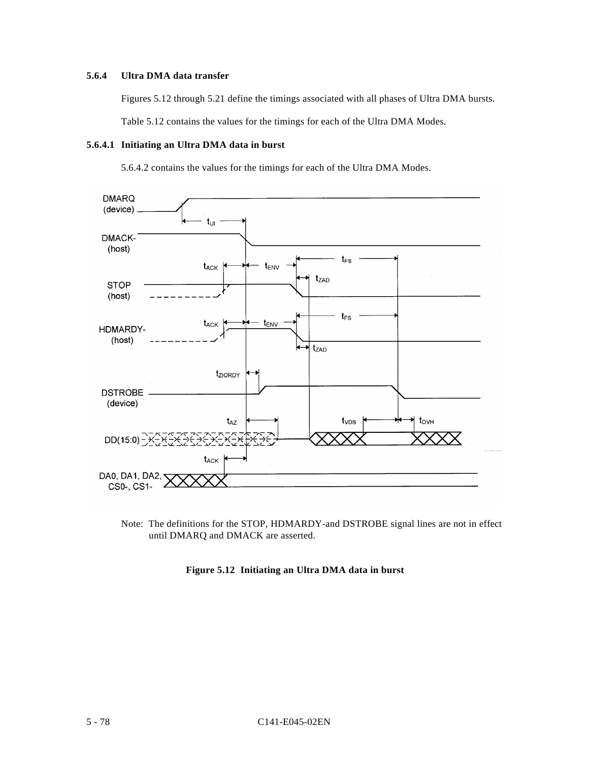### 5.6.4 Ultra DMA data transfer

Figures 5.12 through 5.21 define the timings associated with all phases of Ultra DMA bursts.

Table 5.12 contains the values for the timings for each of the Ultra DMA Modes.

#### 5.6.4.1 Initiating an Ultra DMA data in burst

5.6.4.2 contains the values for the timings for each of the Ultra DMA Modes.

Note: The definitions for the STOP, HDMARDY-and DSTROBE signal lines are not in effect until DMARQ and DMACK are asserted.

**Figure 5.12 Initiating an Ultra DMA data in burst**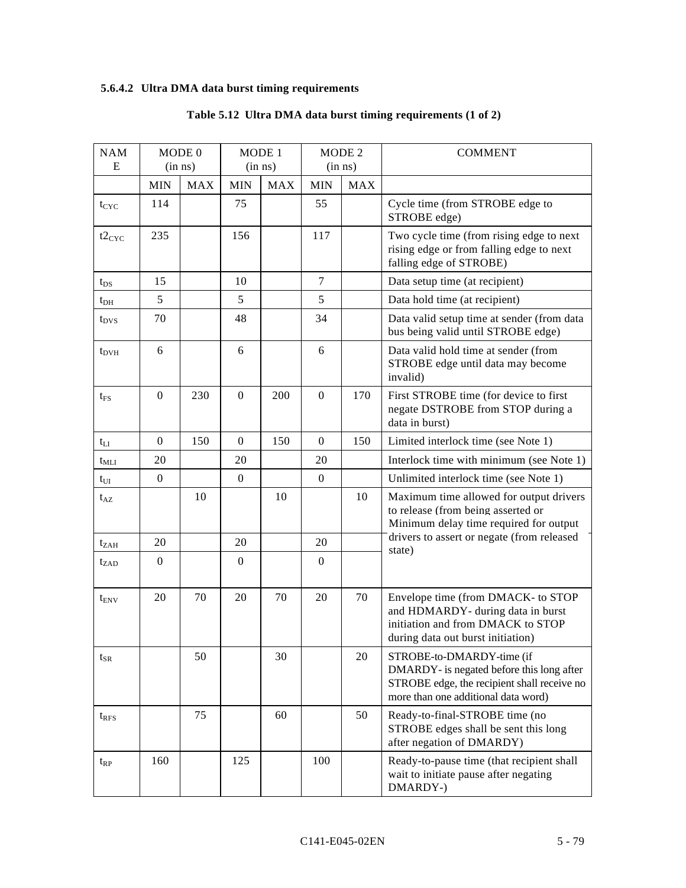#### 5.6.4.2 Ultra DMA data burst timing requirements

**Table 5.12 Ultra DMA data burst timing requirements (1 of 2)**

| NAME | MODE 0 (in ns) | | MODE 1 (in ns) | | MODE 2 (in ns) | | COMMENT |
|---|---|---|---|---|---|---|---|
| | MIN | MAX | MIN | MAX | MIN | MAX | |
| $t_{CYC}$ | 114 | | 75 | | 55 | | Cycle time (from STROBE edge to STROBE edge) |
| $t2_{CYC}$ | 235 | | 156 | | 117 | | Two cycle time (from rising edge to next rising edge or from falling edge to next falling edge of STROBE) |
| $t_{DS}$ | 15 | | 10 | | 7 | | Data setup time (at recipient) |
| $t_{DH}$ | 5 | | 5 | | 5 | | Data hold time (at recipient) |
| $t_{DVS}$ | 70 | | 48 | | 34 | | Data valid setup time at sender (from data bus being valid until STROBE edge) |
| $t_{DVH}$ | 6 | | 6 | | 6 | | Data valid hold time at sender (from STROBE edge until data may become invalid) |
| $t_{FS}$ | 0 | 230 | 0 | 200 | 0 | 170 | First STROBE time (for device to first negate DSTROBE from STOP during a data in burst) |
| $t_{LI}$ | 0 | 150 | 0 | 150 | 0 | 150 | Limited interlock time (see Note 1) |
| $t_{MLI}$ | 20 | | 20 | | 20 | | Interlock time with minimum (see Note 1) |
| $t_{UI}$ | 0 | | 0 | | 0 | | Unlimited interlock time (see Note 1) |
| $t_{AZ}$ | | 10 | | 10 | | 10 | Maximum time allowed for output drivers to release (from being asserted or |
| $t_{ZAH}$ | 20 | | 20 | | 20 | | Minimum delay time required for output drivers to assert or negate (from released state) |
| $t_{ZAD}$ | 0 | | 0 | | 0 | | |
| $t_{ENV}$ | 20 | 70 | 20 | 70 | 20 | 70 | Envelope time (from DMACK- to STOP and HDMARDY- during data in burst initiation and from DMACK to STOP during data out burst initiation) |
| $t_{SR}$ | | 50 | | 30 | | 20 | STROBE-to-DMARDY-time (if DMARDY- is negated before this long after STROBE edge, the recipient shall receive no more than one additional data word) |
| $t_{RFS}$ | | 75 | | 60 | | 50 | Ready-to-final-STROBE time (no STROBE edges shall be sent this long after negation of DMARDY) |
| $t_{RP}$ | 160 | | 125 | | 100 | | Ready-to-pause time (that recipient shall wait to initiate pause after negating DMARDY-) |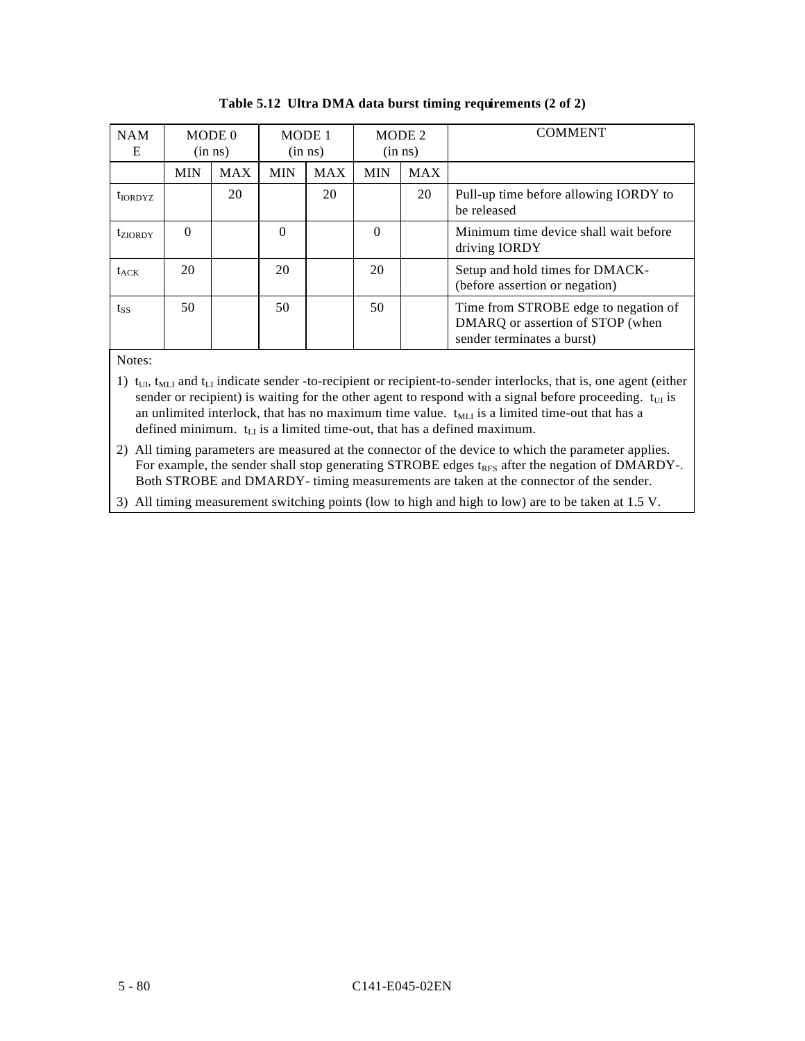**Table 5.12 Ultra DMA data burst timing requirements (2 of 2)**

| NAME | MODE 0 (in ns) | | MODE 1 (in ns) | | MODE 2 (in ns) | | COMMENT |
|---|---|---|---|---|---|---|---|
| | MIN | MAX | MIN | MAX | MIN | MAX | |
| $t_{IORDYZ}$ | | 20 | | 20 | | 20 | Pull-up time before allowing IORDY to be released |
| $t_{ZIORDY}$ | 0 | | 0 | | 0 | | Minimum time device shall wait before driving IORDY |
| $t_{ACK}$ | 20 | | 20 | | 20 | | Setup and hold times for DMACK- (before assertion or negation) |
| $t_{SS}$ | 50 | | 50 | | 50 | | Time from STROBE edge to negation of DMARQ or assertion of STOP (when sender terminates a burst) |

Notes:

1) $t_{UI}$, $t_{MLI}$ and $t_{LI}$ indicate sender -to-recipient or recipient-to-sender interlocks, that is, one agent (either sender or recipient) is waiting for the other agent to respond with a signal before proceeding. $t_{UI}$ is an unlimited interlock, that has no maximum time value. $t_{MLI}$ is a limited time-out that has a defined minimum. $t_{LI}$ is a limited time-out, that has a defined maximum.

2) All timing parameters are measured at the connector of the device to which the parameter applies. For example, the sender shall stop generating STROBE edges $t_{RFS}$ after the negation of DMARDY-. Both STROBE and DMARDY- timing measurements are taken at the connector of the sender.

3) All timing measurement switching points (low to high and high to low) are to be taken at 1.5 V.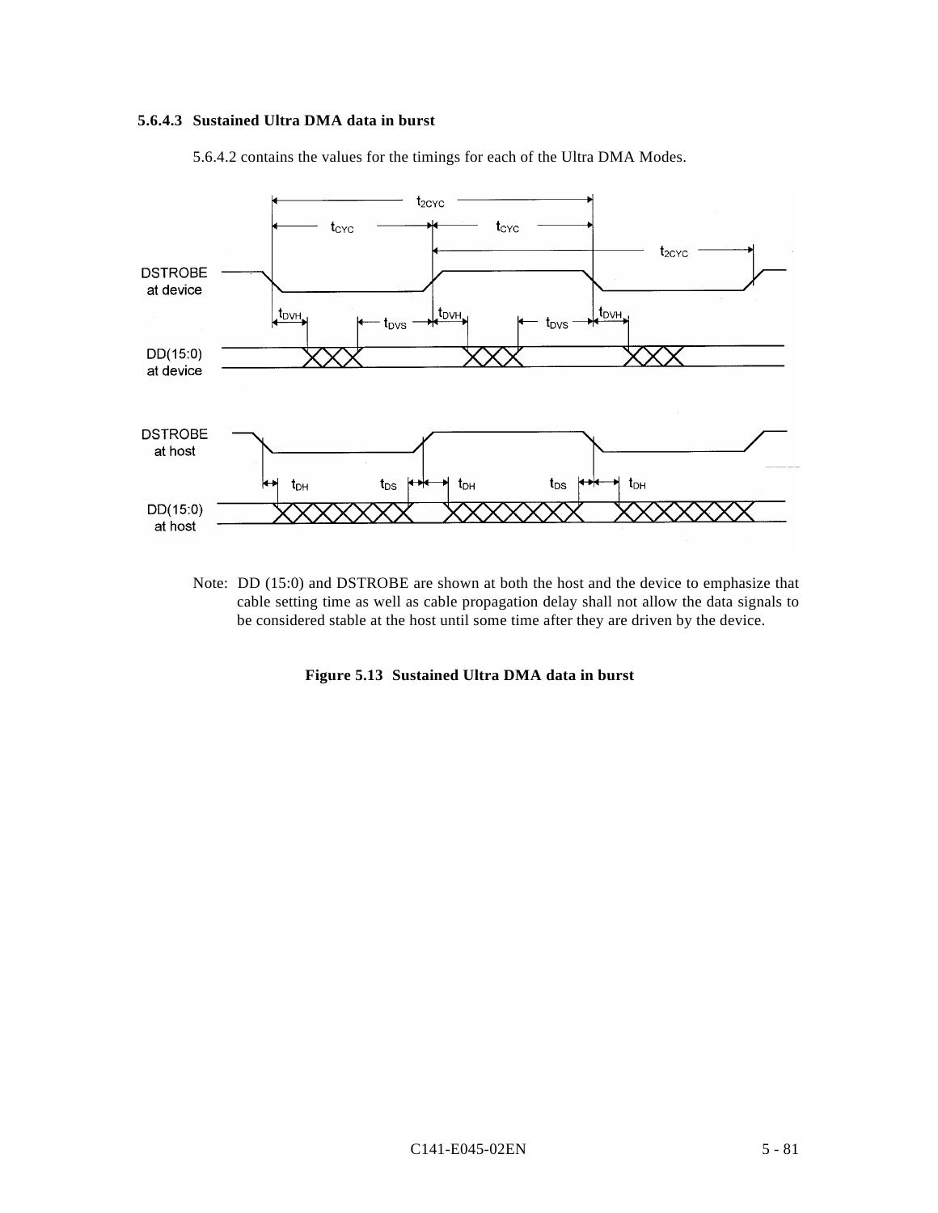### 5.6.4.3 Sustained Ultra DMA data in burst

5.6.4.2 contains the values for the timings for each of the Ultra DMA Modes.

Note: DD (15:0) and DSTROBE are shown at both the host and the device to emphasize that cable setting time as well as cable propagation delay shall not allow the data signals to be considered stable at the host until some time after they are driven by the device.

**Figure 5.13 Sustained Ultra DMA data in burst**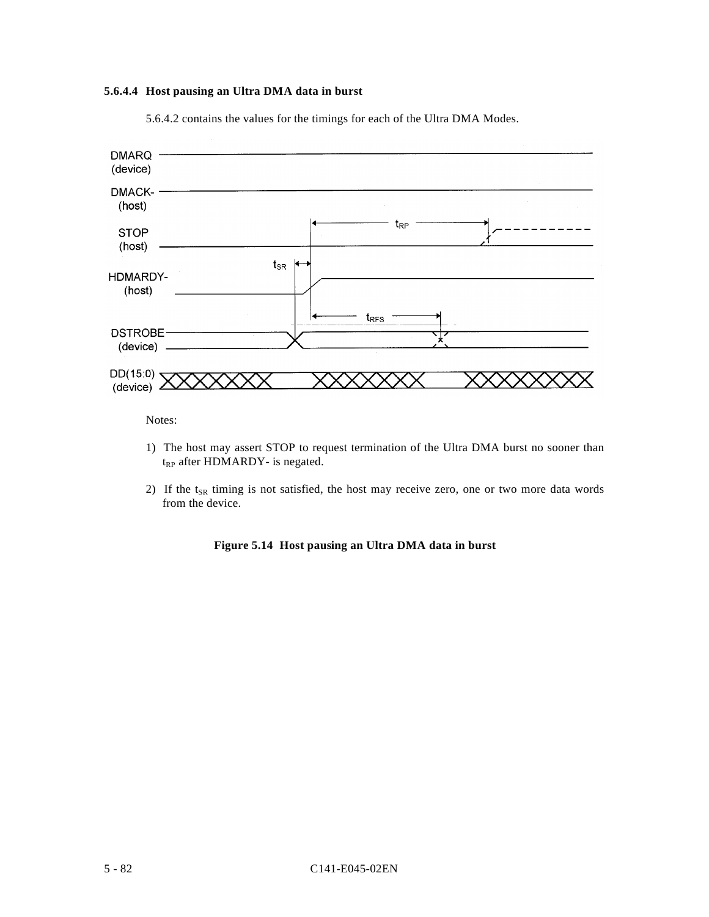### 5.6.4.4 Host pausing an Ultra DMA data in burst

5.6.4.2 contains the values for the timings for each of the Ultra DMA Modes.

Notes:

1) The host may assert STOP to request termination of the Ultra DMA burst no sooner than $t_{RP}$ after HDMARDY- is negated.

2) If the $t_{SR}$ timing is not satisfied, the host may receive zero, one or two more data words from the device.

**Figure 5.14 Host pausing an Ultra DMA data in burst**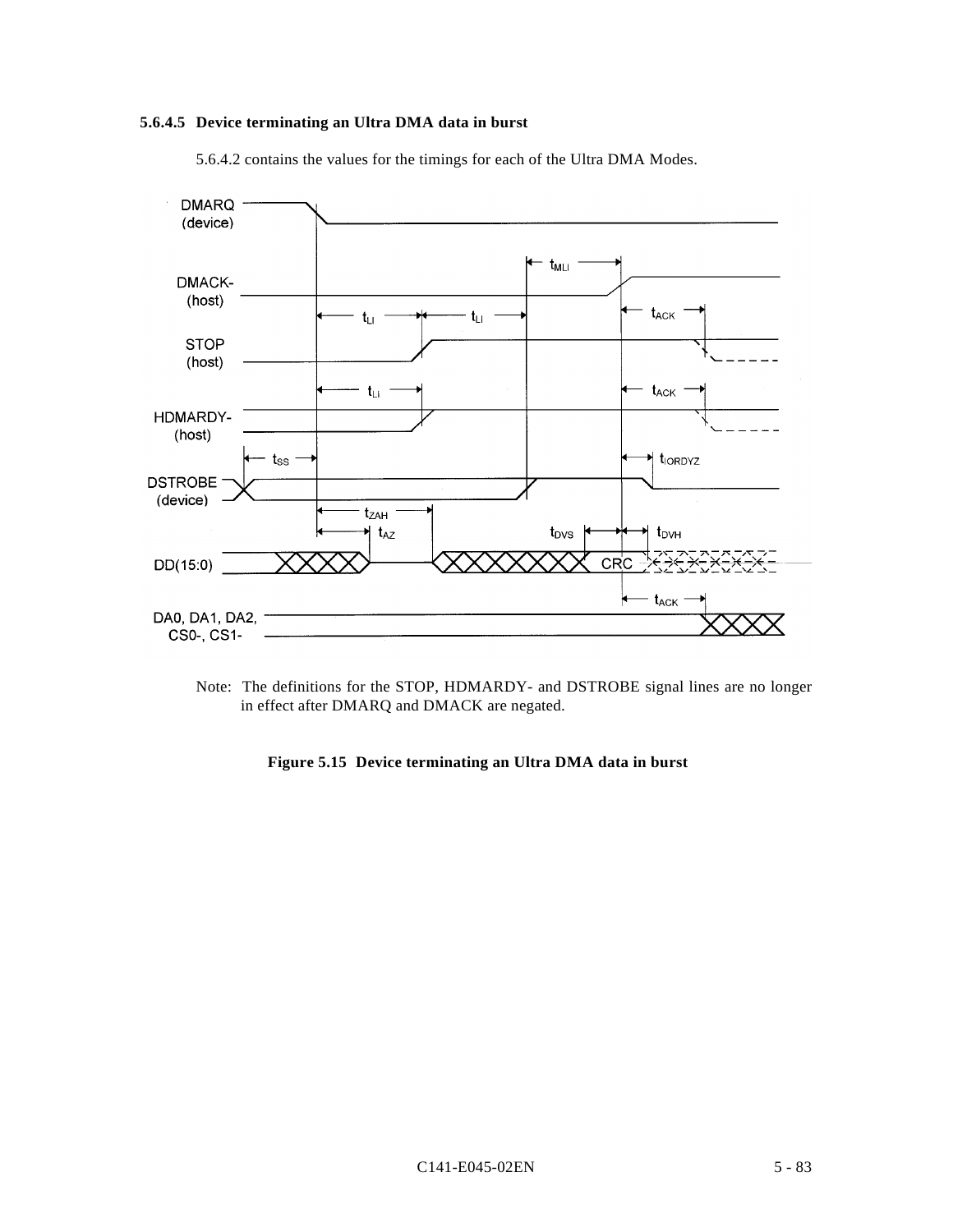### 5.6.4.5 Device terminating an Ultra DMA data in burst

5.6.4.2 contains the values for the timings for each of the Ultra DMA Modes.

Note: The definitions for the STOP, HDMARDY- and DSTROBE signal lines are no longer in effect after DMARQ and DMACK are negated.

**Figure 5.15 Device terminating an Ultra DMA data in burst**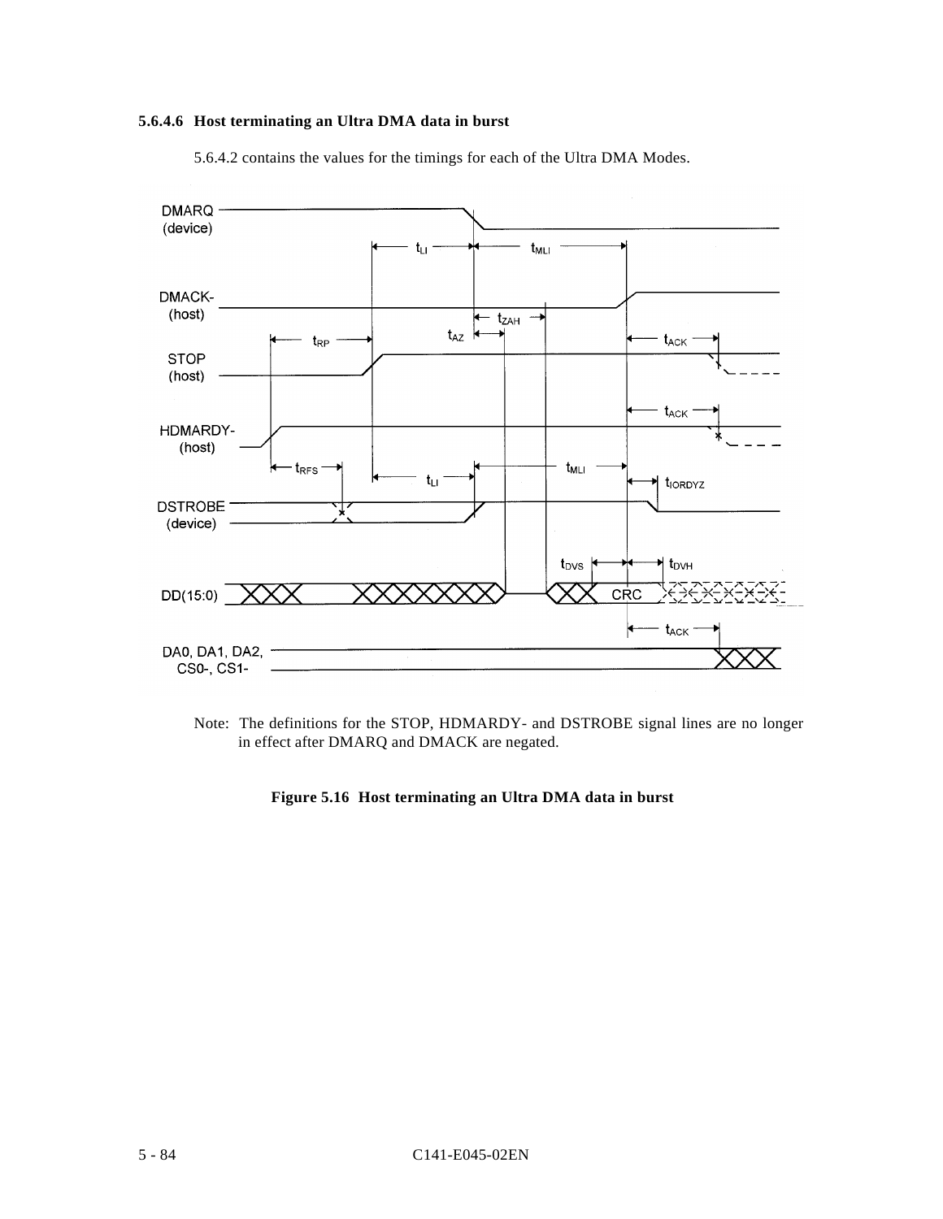### 5.6.4.6 Host terminating an Ultra DMA data in burst

5.6.4.2 contains the values for the timings for each of the Ultra DMA Modes.

Note: The definitions for the STOP, HDMARDY- and DSTROBE signal lines are no longer in effect after DMARQ and DMACK are negated.

**Figure 5.16 Host terminating an Ultra DMA data in burst**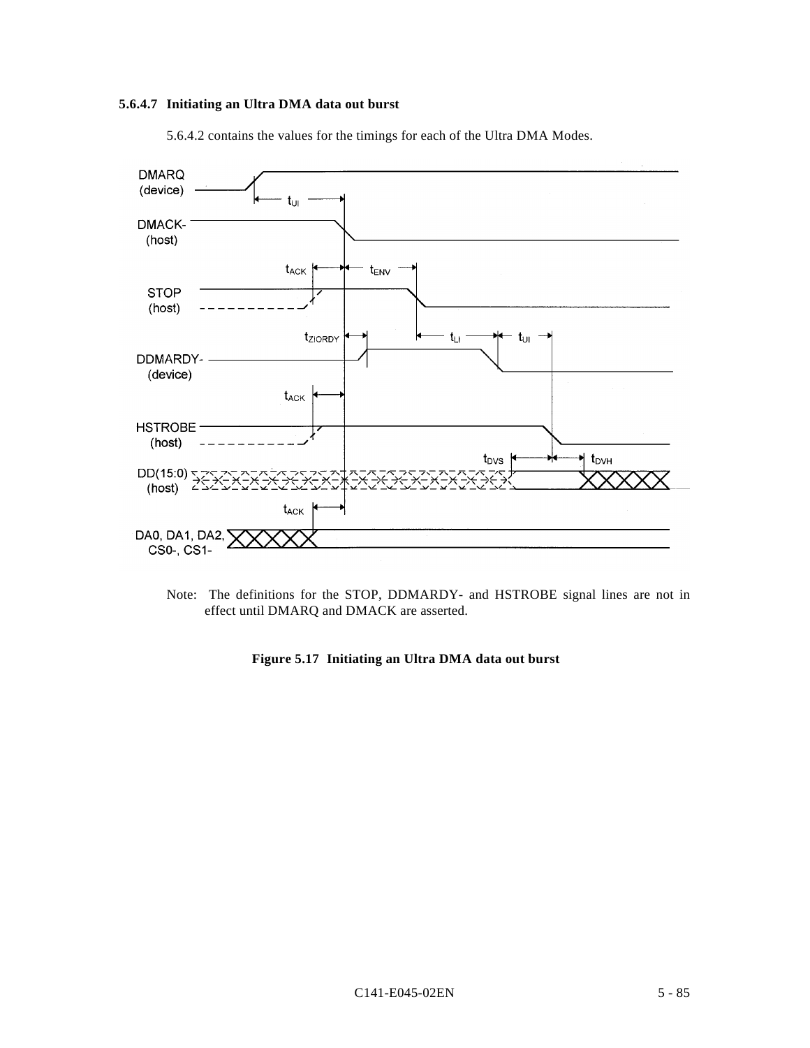#### 5.6.4.7 Initiating an Ultra DMA data out burst

5.6.4.2 contains the values for the timings for each of the Ultra DMA Modes.

Note: The definitions for the STOP, DDMARDY- and HSTROBE signal lines are not in effect until DMARQ and DMACK are asserted.

**Figure 5.17 Initiating an Ultra DMA data out burst**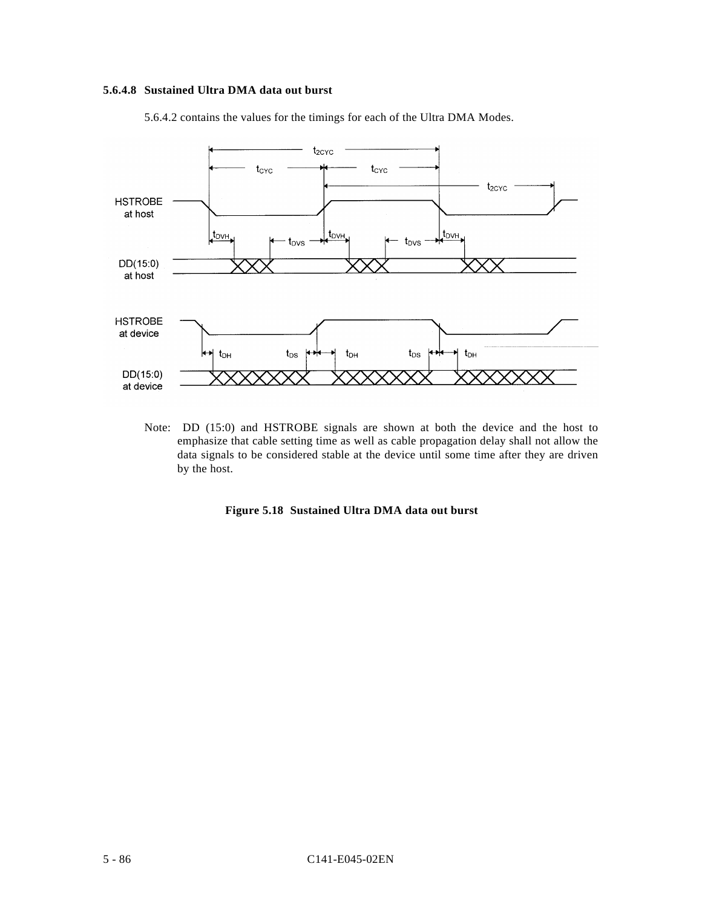#### 5.6.4.8 Sustained Ultra DMA data out burst

5.6.4.2 contains the values for the timings for each of the Ultra DMA Modes.

Note: DD (15:0) and HSTROBE signals are shown at both the device and the host to emphasize that cable setting time as well as cable propagation delay shall not allow the data signals to be considered stable at the device until some time after they are driven by the host.

**Figure 5.18 Sustained Ultra DMA data out burst**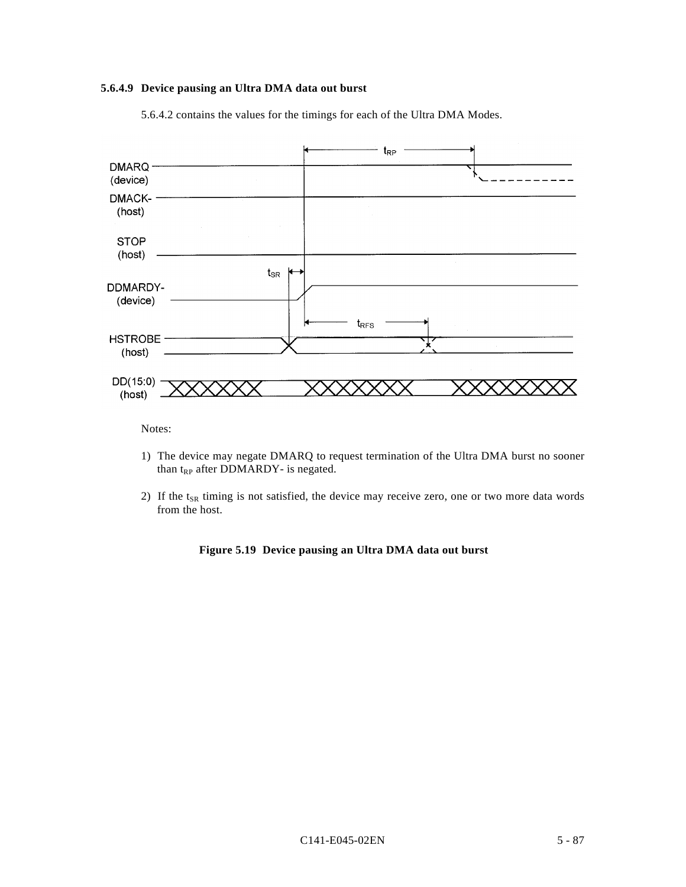### 5.6.4.9 Device pausing an Ultra DMA data out burst

5.6.4.2 contains the values for the timings for each of the Ultra DMA Modes.

Notes:

1) The device may negate DMARQ to request termination of the Ultra DMA burst no sooner than $t_{RP}$ after DDMARDY- is negated.

2) If the $t_{SR}$ timing is not satisfied, the device may receive zero, one or two more data words from the host.

**Figure 5.19 Device pausing an Ultra DMA data out burst**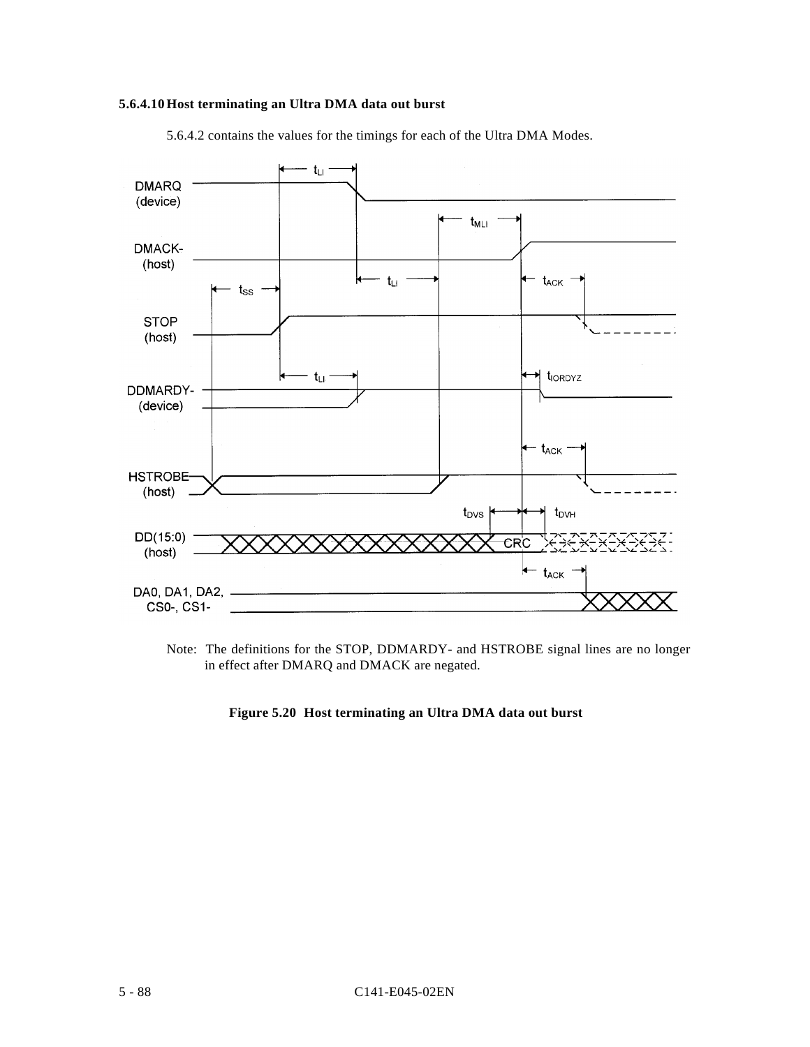#### 5.6.4.10 Host terminating an Ultra DMA data out burst

5.6.4.2 contains the values for the timings for each of the Ultra DMA Modes.

Note: The definitions for the STOP, DDMARDY- and HSTROBE signal lines are no longer in effect after DMARQ and DMACK are negated.

**Figure 5.20 Host terminating an Ultra DMA data out burst**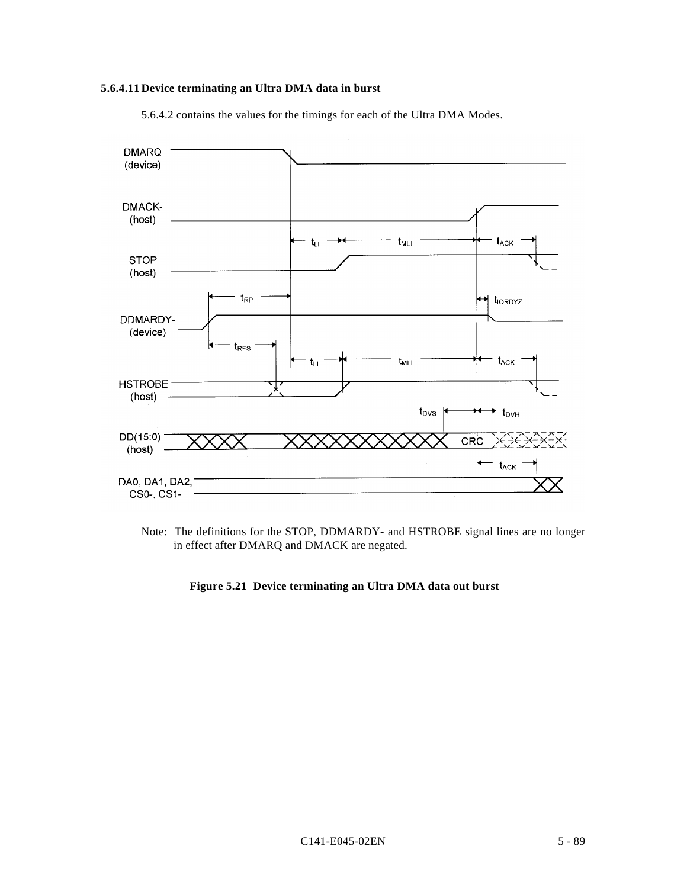#### 5.6.4.11 Device terminating an Ultra DMA data in burst

5.6.4.2 contains the values for the timings for each of the Ultra DMA Modes.

Note: The definitions for the STOP, DDMARDY- and HSTROBE signal lines are no longer in effect after DMARQ and DMACK are negated.

**Figure 5.21 Device terminating an Ultra DMA data out burst**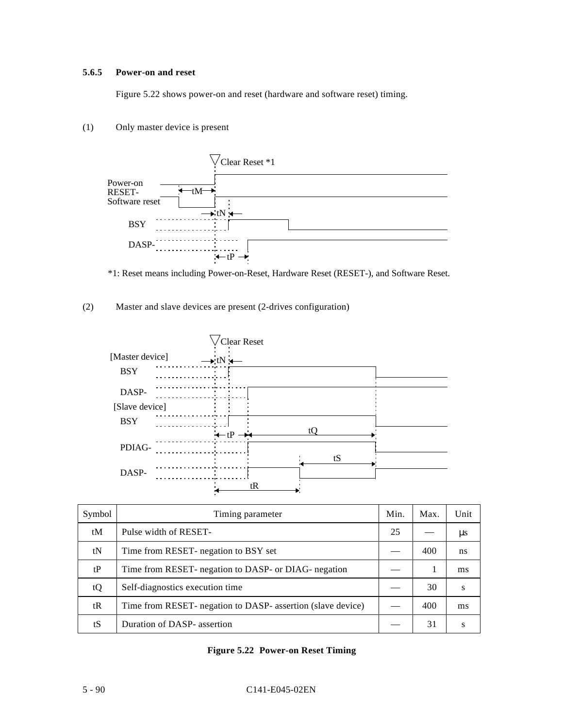### 5.6.5 Power-on and reset

Figure 5.22 shows power-on and reset (hardware and software reset) timing.

(1) Only master device is present

Clear Reset *1

Power-on
RESET-
Software reset

tM

tN

BSY

DASP-

tP

*1: Reset means including Power-on-Reset, Hardware Reset (RESET-), and Software Reset.

(2) Master and slave devices are present (2-drives configuration)

Clear Reset

[Master device]

tN

BSY

DASP-

[Slave device]

BSY

tP

tQ

PDIAG-

tS

DASP-

tR

| Symbol | Timing parameter | Min. | Max. | Unit |
|---|---|---|---|---|
| tM | Pulse width of RESET- | 25 | — | μs |
| tN | Time from RESET- negation to BSY set | — | 400 | ns |
| tP | Time from RESET- negation to DASP- or DIAG- negation | — | 1 | ms |
| tQ | Self-diagnostics execution time | — | 30 | s |
| tR | Time from RESET- negation to DASP- assertion (slave device) | — | 400 | ms |
| tS | Duration of DASP- assertion | — | 31 | s |

**Figure 5.22 Power-on Reset Timing**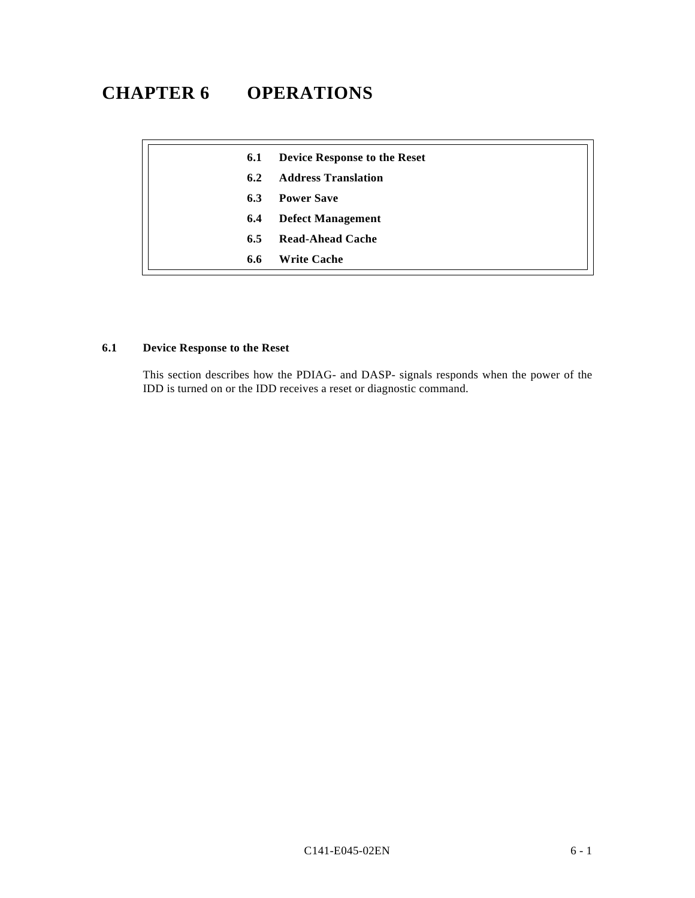# CHAPTER 6 OPERATIONS

| |
|---|
| **6.1 Device Response to the Reset** |
| **6.2 Address Translation** |
| **6.3 Power Save** |
| **6.4 Defect Management** |
| **6.5 Read-Ahead Cache** |
| **6.6 Write Cache** |

## 6.1 Device Response to the Reset

This section describes how the PDIAG- and DASP- signals responds when the power of the IDD is turned on or the IDD receives a reset or diagnostic command.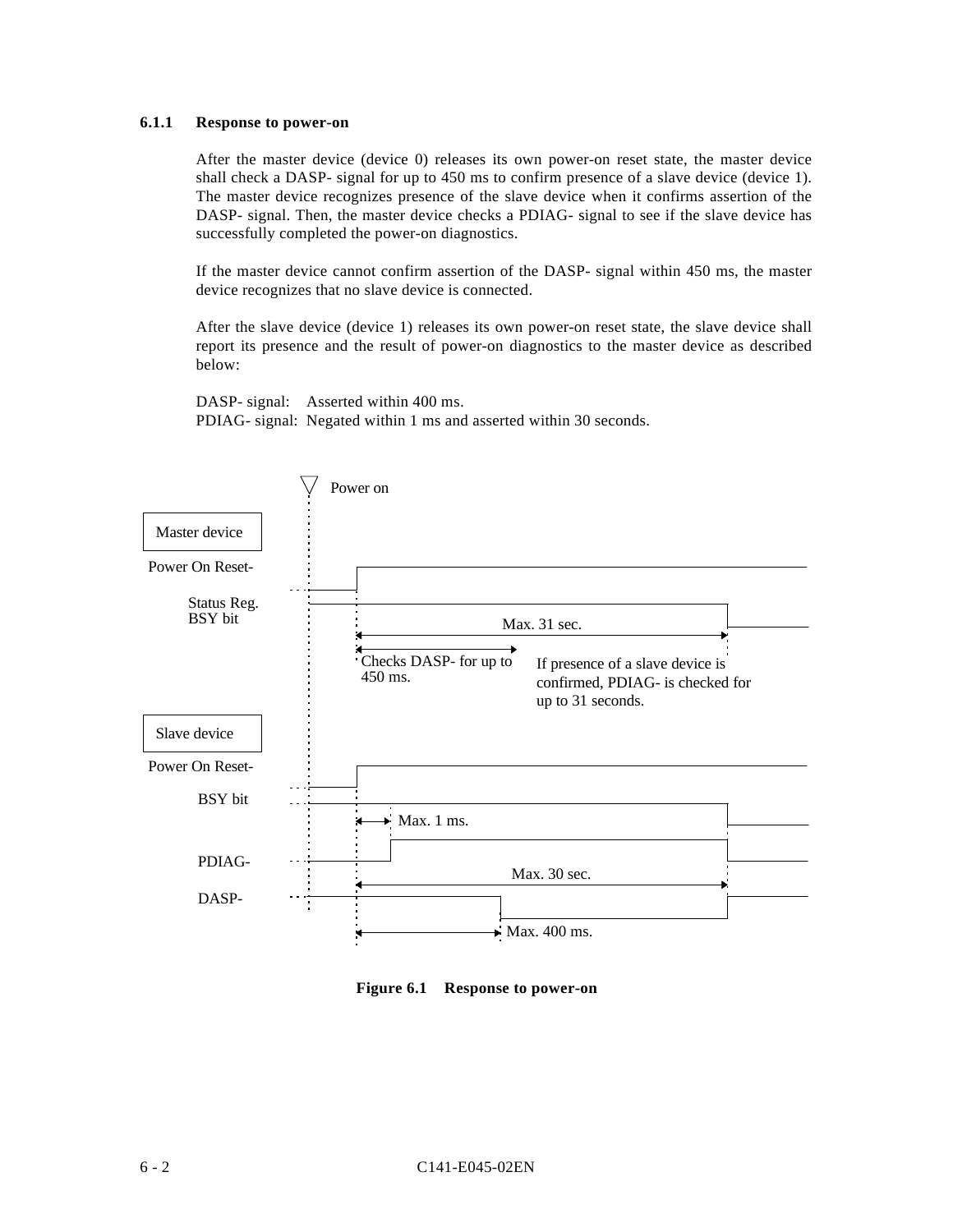### 6.1.1 Response to power-on

After the master device (device 0) releases its own power-on reset state, the master device shall check a DASP- signal for up to 450 ms to confirm presence of a slave device (device 1). The master device recognizes presence of the slave device when it confirms assertion of the DASP- signal. Then, the master device checks a PDIAG- signal to see if the slave device has successfully completed the power-on diagnostics.

If the master device cannot confirm assertion of the DASP- signal within 450 ms, the master device recognizes that no slave device is connected.

After the slave device (device 1) releases its own power-on reset state, the slave device shall report its presence and the result of power-on diagnostics to the master device as described below:

DASP- signal: Asserted within 400 ms.
PDIAG- signal: Negated within 1 ms and asserted within 30 seconds.

Power on

Master device

Power On Reset-

Status Reg. BSY bit

Max. 31 sec.

Checks DASP- for up to 450 ms.

If presence of a slave device is confirmed, PDIAG- is checked for up to 31 seconds.

Slave device

Power On Reset-

BSY bit

Max. 1 ms.

PDIAG-

Max. 30 sec.

DASP-

Max. 400 ms.

**Figure 6.1 Response to power-on**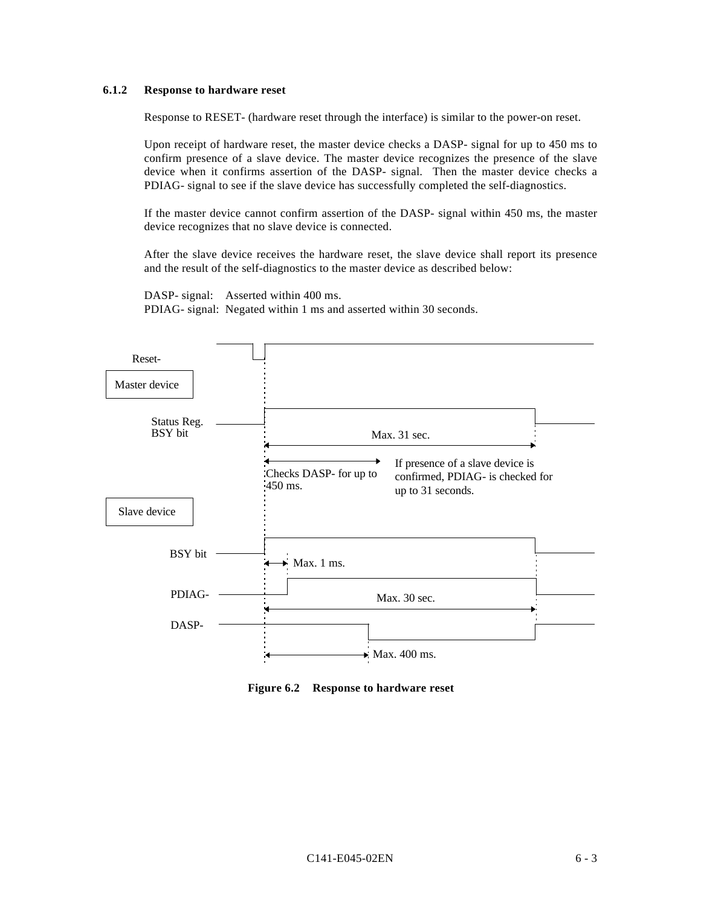### 6.1.2 Response to hardware reset

Response to RESET- (hardware reset through the interface) is similar to the power-on reset.

Upon receipt of hardware reset, the master device checks a DASP- signal for up to 450 ms to confirm presence of a slave device. The master device recognizes the presence of the slave device when it confirms assertion of the DASP- signal. Then the master device checks a PDIAG- signal to see if the slave device has successfully completed the self-diagnostics.

If the master device cannot confirm assertion of the DASP- signal within 450 ms, the master device recognizes that no slave device is connected.

After the slave device receives the hardware reset, the slave device shall report its presence and the result of the self-diagnostics to the master device as described below:

DASP- signal: Asserted within 400 ms.
PDIAG- signal: Negated within 1 ms and asserted within 30 seconds.

Reset-

Master device

Status Reg. BSY bit

Max. 31 sec.

Checks DASP- for up to 450 ms.

If presence of a slave device is confirmed, PDIAG- is checked for up to 31 seconds.

Slave device

BSY bit

Max. 1 ms.

PDIAG-

Max. 30 sec.

DASP-

Max. 400 ms.

**Figure 6.2 Response to hardware reset**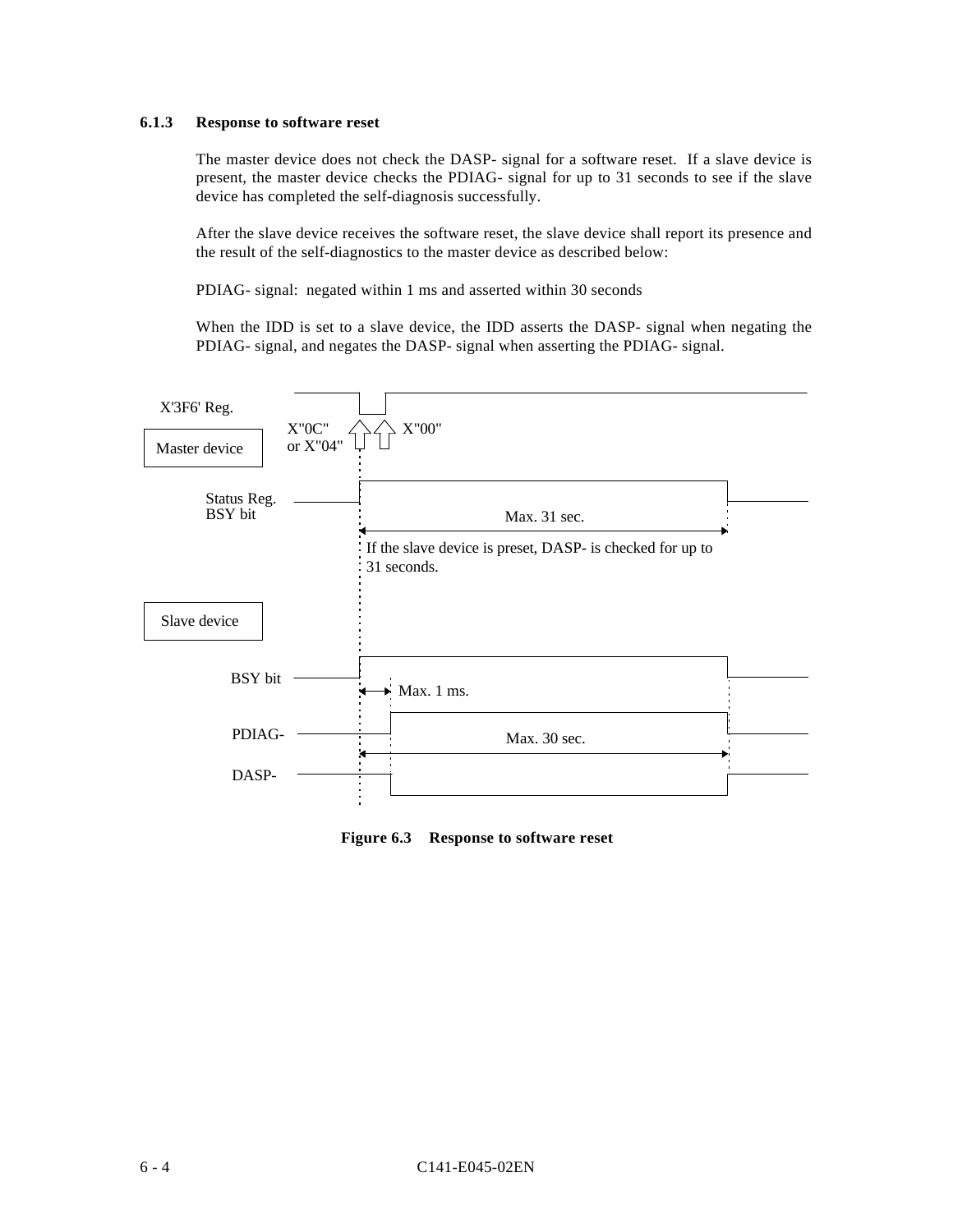### 6.1.3 Response to software reset

The master device does not check the DASP- signal for a software reset. If a slave device is present, the master device checks the PDIAG- signal for up to 31 seconds to see if the slave device has completed the self-diagnosis successfully.

After the slave device receives the software reset, the slave device shall report its presence and the result of the self-diagnostics to the master device as described below:

PDIAG- signal: negated within 1 ms and asserted within 30 seconds

When the IDD is set to a slave device, the IDD asserts the DASP- signal when negating the PDIAG- signal, and negates the DASP- signal when asserting the PDIAG- signal.

X'3F6' Reg.

Master device

X"0C" or X"04"

X"00"

Status Reg. BSY bit

Max. 31 sec.

If the slave device is preset, DASP- is checked for up to 31 seconds.

Slave device

BSY bit

Max. 1 ms.

PDIAG-

Max. 30 sec.

DASP-

**Figure 6.3 Response to software reset**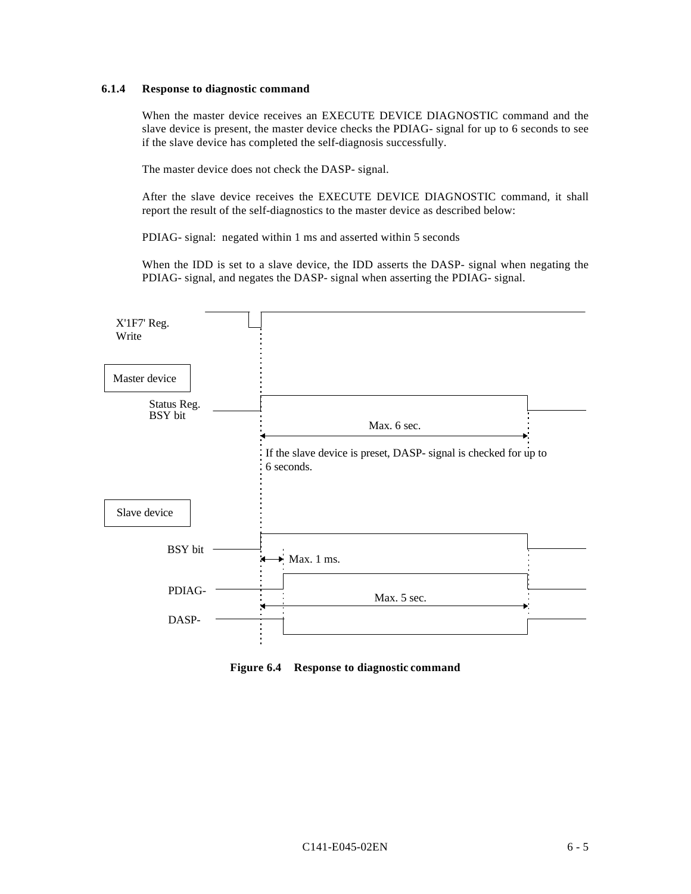### 6.1.4 Response to diagnostic command

When the master device receives an EXECUTE DEVICE DIAGNOSTIC command and the slave device is present, the master device checks the PDIAG- signal for up to 6 seconds to see if the slave device has completed the self-diagnosis successfully.

The master device does not check the DASP- signal.

After the slave device receives the EXECUTE DEVICE DIAGNOSTIC command, it shall report the result of the self-diagnostics to the master device as described below:

PDIAG- signal: negated within 1 ms and asserted within 5 seconds

When the IDD is set to a slave device, the IDD asserts the DASP- signal when negating the PDIAG- signal, and negates the DASP- signal when asserting the PDIAG- signal.

X'1F7' Reg. Write

Master device

Status Reg. BSY bit

Max. 6 sec.

If the slave device is preset, DASP- signal is checked for up to 6 seconds.

Slave device

BSY bit

Max. 1 ms.

PDIAG-

Max. 5 sec.

DASP-

**Figure 6.4 Response to diagnostic command**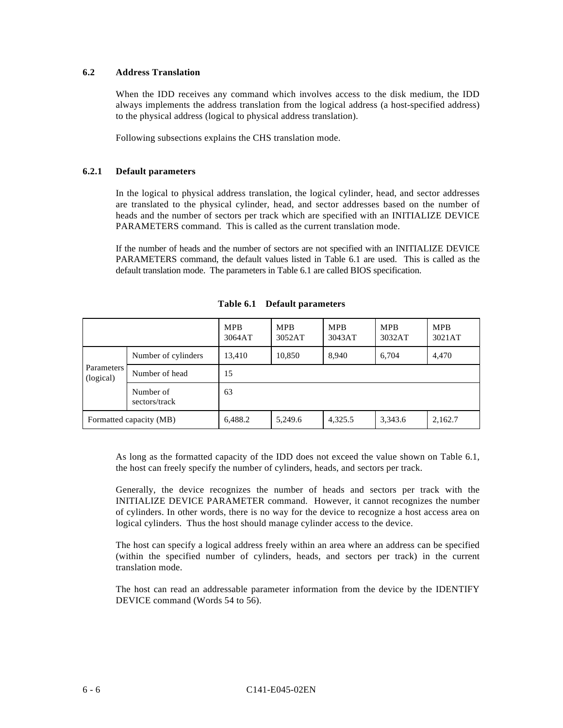## 6.2 Address Translation

When the IDD receives any command which involves access to the disk medium, the IDD always implements the address translation from the logical address (a host-specified address) to the physical address (logical to physical address translation).

Following subsections explains the CHS translation mode.

### 6.2.1 Default parameters

In the logical to physical address translation, the logical cylinder, head, and sector addresses are translated to the physical cylinder, head, and sector addresses based on the number of heads and the number of sectors per track which are specified with an INITIALIZE DEVICE PARAMETERS command. This is called as the current translation mode.

If the number of heads and the number of sectors are not specified with an INITIALIZE DEVICE PARAMETERS command, the default values listed in Table 6.1 are used. This is called as the default translation mode. The parameters in Table 6.1 are called BIOS specification.

**Table 6.1 Default parameters**

| | | MPB 3064AT | MPB 3052AT | MPB 3043AT | MPB 3032AT | MPB 3021AT |
|---|---|---|---|---|---|---|
| Parameters (logical) | Number of cylinders | 13,410 | 10,850 | 8,940 | 6,704 | 4,470 |
| | Number of head | 15 | | | | |
| | Number of sectors/track | 63 | | | | |
| Formatted capacity (MB) | | 6,488.2 | 5,249.6 | 4,325.5 | 3,343.6 | 2,162.7 |

As long as the formatted capacity of the IDD does not exceed the value shown on Table 6.1, the host can freely specify the number of cylinders, heads, and sectors per track.

Generally, the device recognizes the number of heads and sectors per track with the INITIALIZE DEVICE PARAMETER command. However, it cannot recognizes the number of cylinders. In other words, there is no way for the device to recognize a host access area on logical cylinders. Thus the host should manage cylinder access to the device.

The host can specify a logical address freely within an area where an address can be specified (within the specified number of cylinders, heads, and sectors per track) in the current translation mode.

The host can read an addressable parameter information from the device by the IDENTIFY DEVICE command (Words 54 to 56).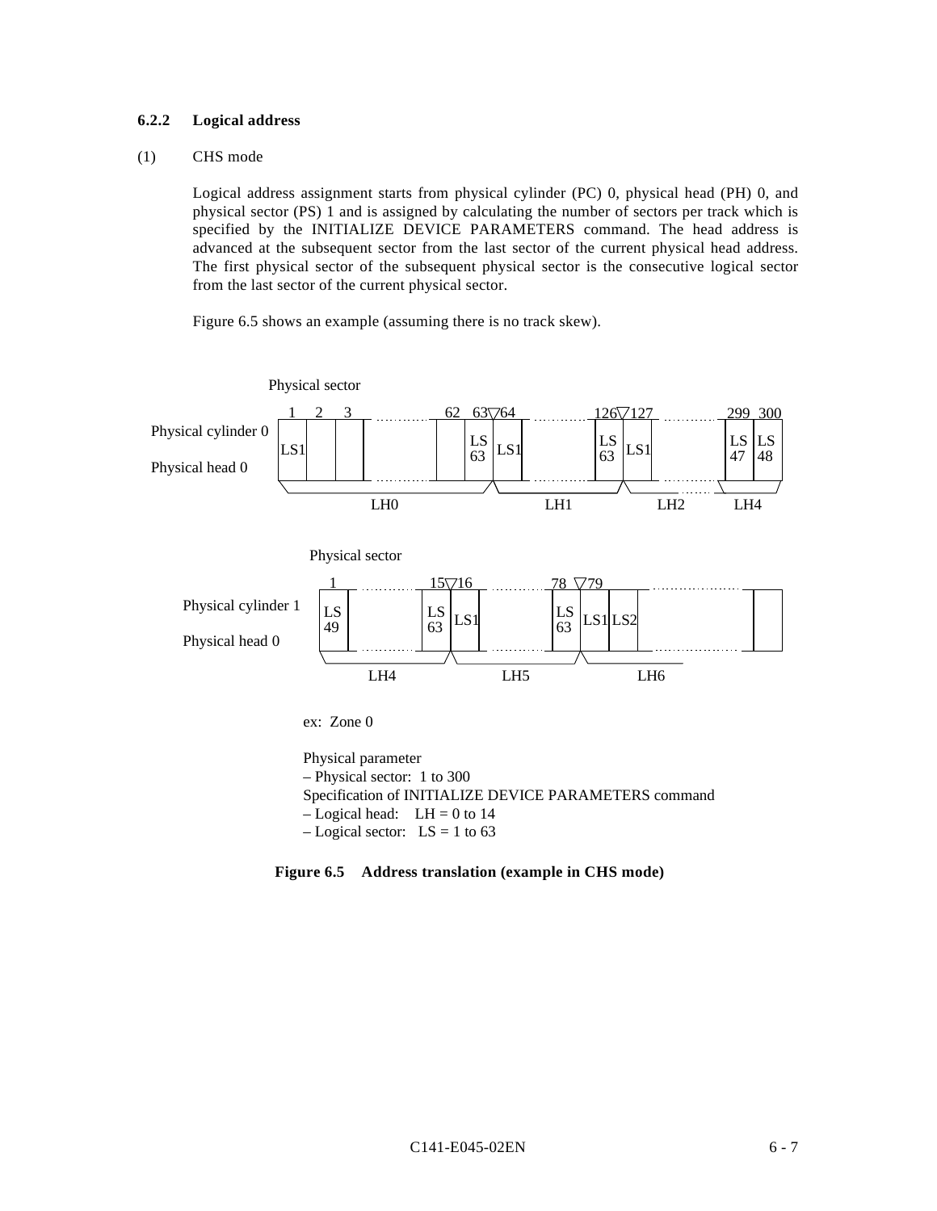### 6.2.2 Logical address

(1) CHS mode

Logical address assignment starts from physical cylinder (PC) 0, physical head (PH) 0, and physical sector (PS) 1 and is assigned by calculating the number of sectors per track which is specified by the INITIALIZE DEVICE PARAMETERS command. The head address is advanced at the subsequent sector from the last sector of the current physical head address. The first physical sector of the subsequent physical sector is the consecutive logical sector from the last sector of the current physical sector.

Figure 6.5 shows an example (assuming there is no track skew).

Physical sector

1 2 3 ... 62 63▽64 ... 126▽127 ... 299 300

Physical cylinder 0
Physical head 0

LS1 ... LS 63 | LS1 ... LS 63 | LS1 ... LS 47 LS 48

LH0 LH1 LH2 LH4

Physical sector

1 ... 15▽16 ... 78 ▽79 ...

Physical cylinder 1
Physical head 0

LS 49 ... LS 63 | LS1 ... LS 63 | LS1 LS2 ...

LH4 LH5 LH6

ex: Zone 0

Physical parameter
– Physical sector: 1 to 300
Specification of INITIALIZE DEVICE PARAMETERS command
– Logical head: LH = 0 to 14
– Logical sector: LS = 1 to 63

**Figure 6.5 Address translation (example in CHS mode)**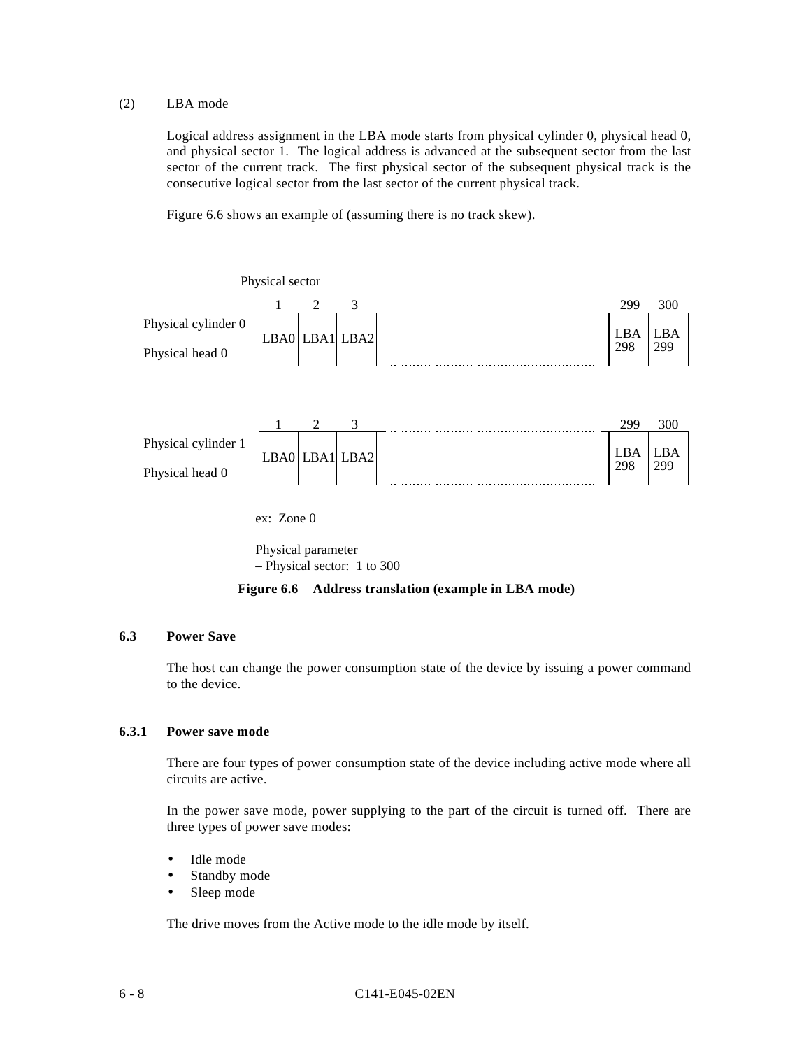(2) LBA mode

Logical address assignment in the LBA mode starts from physical cylinder 0, physical head 0, and physical sector 1. The logical address is advanced at the subsequent sector from the last sector of the current track. The first physical sector of the subsequent physical track is the consecutive logical sector from the last sector of the current physical track.

Figure 6.6 shows an example of (assuming there is no track skew).

Physical sector

| | 1 | 2 | 3 | ... | 299 | 300 |
|---|---|---|---|---|---|---|
| Physical cylinder 0, Physical head 0 | LBA0 | LBA1 | LBA2 | ... | LBA 298 | LBA 299 |

| | 1 | 2 | 3 | ... | 299 | 300 |
|---|---|---|---|---|---|---|
| Physical cylinder 1, Physical head 0 | LBA0 | LBA1 | LBA2 | ... | LBA 298 | LBA 299 |

ex: Zone 0

Physical parameter
– Physical sector: 1 to 300

**Figure 6.6 Address translation (example in LBA mode)**

## 6.3 Power Save

The host can change the power consumption state of the device by issuing a power command to the device.

### 6.3.1 Power save mode

There are four types of power consumption state of the device including active mode where all circuits are active.

In the power save mode, power supplying to the part of the circuit is turned off. There are three types of power save modes:

- Idle mode
- Standby mode
- Sleep mode

The drive moves from the Active mode to the idle mode by itself.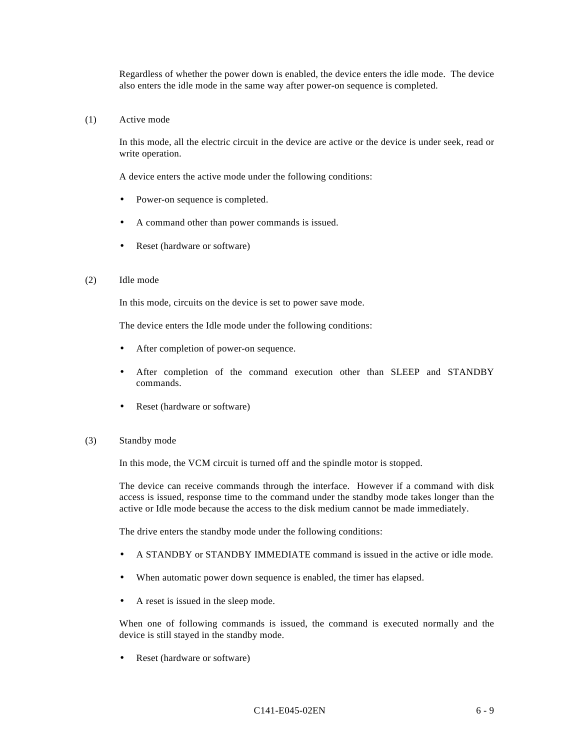Regardless of whether the power down is enabled, the device enters the idle mode. The device also enters the idle mode in the same way after power-on sequence is completed.

(1) Active mode

In this mode, all the electric circuit in the device are active or the device is under seek, read or write operation.

A device enters the active mode under the following conditions:

- Power-on sequence is completed.
- A command other than power commands is issued.
- Reset (hardware or software)

(2) Idle mode

In this mode, circuits on the device is set to power save mode.

The device enters the Idle mode under the following conditions:

- After completion of power-on sequence.
- After completion of the command execution other than SLEEP and STANDBY commands.
- Reset (hardware or software)

(3) Standby mode

In this mode, the VCM circuit is turned off and the spindle motor is stopped.

The device can receive commands through the interface. However if a command with disk access is issued, response time to the command under the standby mode takes longer than the active or Idle mode because the access to the disk medium cannot be made immediately.

The drive enters the standby mode under the following conditions:

- A STANDBY or STANDBY IMMEDIATE command is issued in the active or idle mode.
- When automatic power down sequence is enabled, the timer has elapsed.
- A reset is issued in the sleep mode.

When one of following commands is issued, the command is executed normally and the device is still stayed in the standby mode.

- Reset (hardware or software)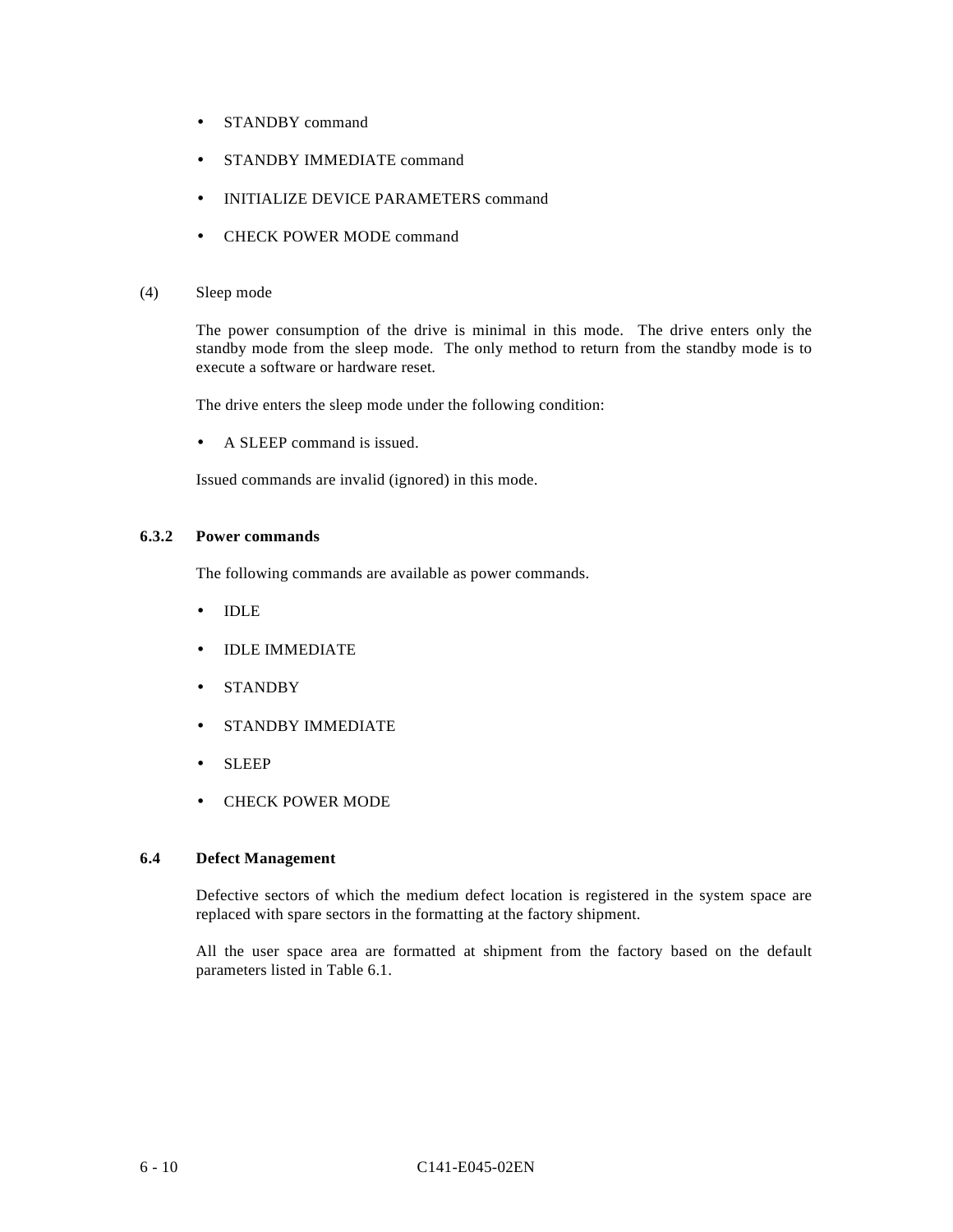- STANDBY command
- STANDBY IMMEDIATE command
- INITIALIZE DEVICE PARAMETERS command
- CHECK POWER MODE command

(4) Sleep mode

The power consumption of the drive is minimal in this mode. The drive enters only the standby mode from the sleep mode. The only method to return from the standby mode is to execute a software or hardware reset.

The drive enters the sleep mode under the following condition:

- A SLEEP command is issued.

Issued commands are invalid (ignored) in this mode.

### 6.3.2 Power commands

The following commands are available as power commands.

- IDLE
- IDLE IMMEDIATE
- STANDBY
- STANDBY IMMEDIATE
- SLEEP
- CHECK POWER MODE

## 6.4 Defect Management

Defective sectors of which the medium defect location is registered in the system space are replaced with spare sectors in the formatting at the factory shipment.

All the user space area are formatted at shipment from the factory based on the default parameters listed in Table 6.1.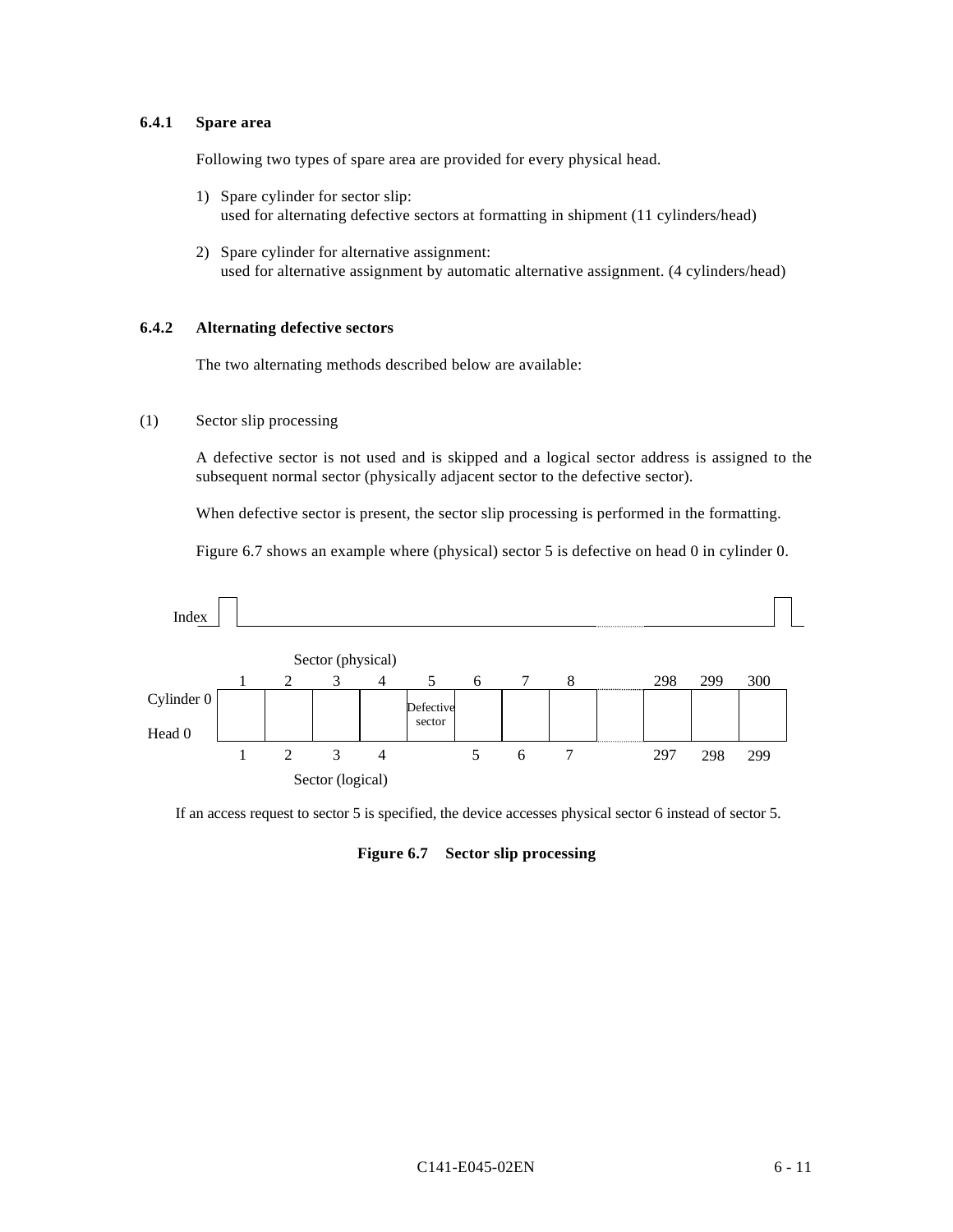### 6.4.1 Spare area

Following two types of spare area are provided for every physical head.

1) Spare cylinder for sector slip:
   used for alternating defective sectors at formatting in shipment (11 cylinders/head)

2) Spare cylinder for alternative assignment:
   used for alternative assignment by automatic alternative assignment. (4 cylinders/head)

### 6.4.2 Alternating defective sectors

The two alternating methods described below are available:

(1) Sector slip processing

A defective sector is not used and is skipped and a logical sector address is assigned to the subsequent normal sector (physically adjacent sector to the defective sector).

When defective sector is present, the sector slip processing is performed in the formatting.

Figure 6.7 shows an example where (physical) sector 5 is defective on head 0 in cylinder 0.

Index

| | Sector (physical) | | | | | | | | | | |
|---|---|---|---|---|---|---|---|---|---|---|---|
| | 1 | 2 | 3 | 4 | 5 | 6 | 7 | 8 | ... | 298 | 299 | 300 |
| Cylinder 0 / Head 0 | | | | | Defective sector | | | | ... | | | |
| | 1 | 2 | 3 | 4 | | 5 | 6 | 7 | | 297 | 298 | 299 |
| | Sector (logical) | | | | | | | | | | | |

If an access request to sector 5 is specified, the device accesses physical sector 6 instead of sector 5.

**Figure 6.7 Sector slip processing**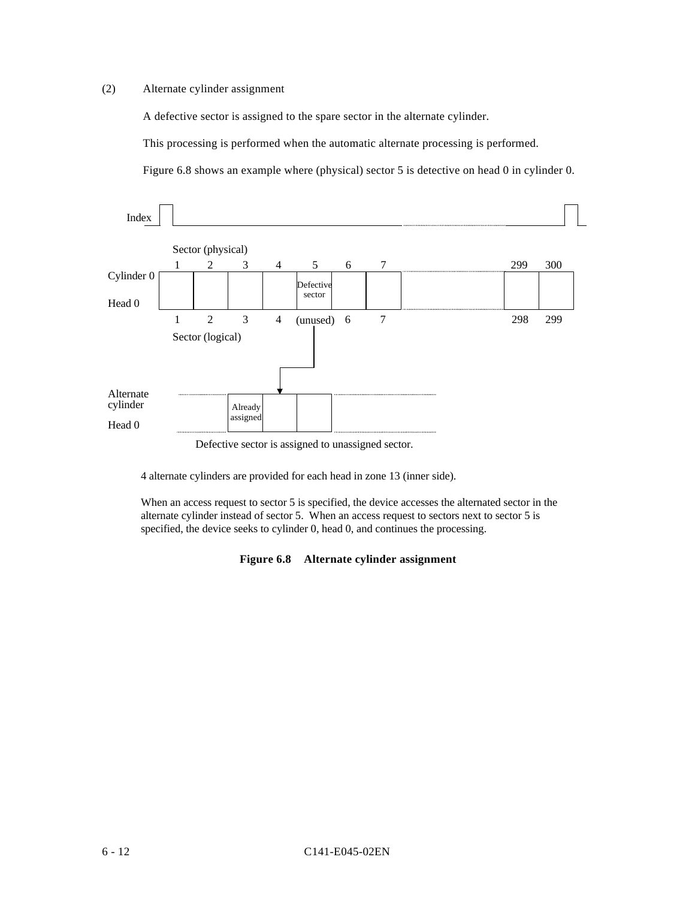(2) Alternate cylinder assignment

A defective sector is assigned to the spare sector in the alternate cylinder.

This processing is performed when the automatic alternate processing is performed.

Figure 6.8 shows an example where (physical) sector 5 is detective on head 0 in cylinder 0.

Index

Sector (physical)

| | 1 | 2 | 3 | 4 | 5 | 6 | 7 | ... | 299 | 300 |
|---|---|---|---|---|---|---|---|---|---|---|
| Cylinder 0 Head 0 | | | | | Defective sector | | | | | |
| Sector (logical) | 1 | 2 | 3 | 4 | (unused) | 6 | 7 | ... | 298 | 299 |

Alternate cylinder

Head 0

| ... | Already assigned | | | ... |
|---|---|---|---|---|

Defective sector is assigned to unassigned sector.

4 alternate cylinders are provided for each head in zone 13 (inner side).

When an access request to sector 5 is specified, the device accesses the alternated sector in the alternate cylinder instead of sector 5. When an access request to sectors next to sector 5 is specified, the device seeks to cylinder 0, head 0, and continues the processing.

**Figure 6.8 Alternate cylinder assignment**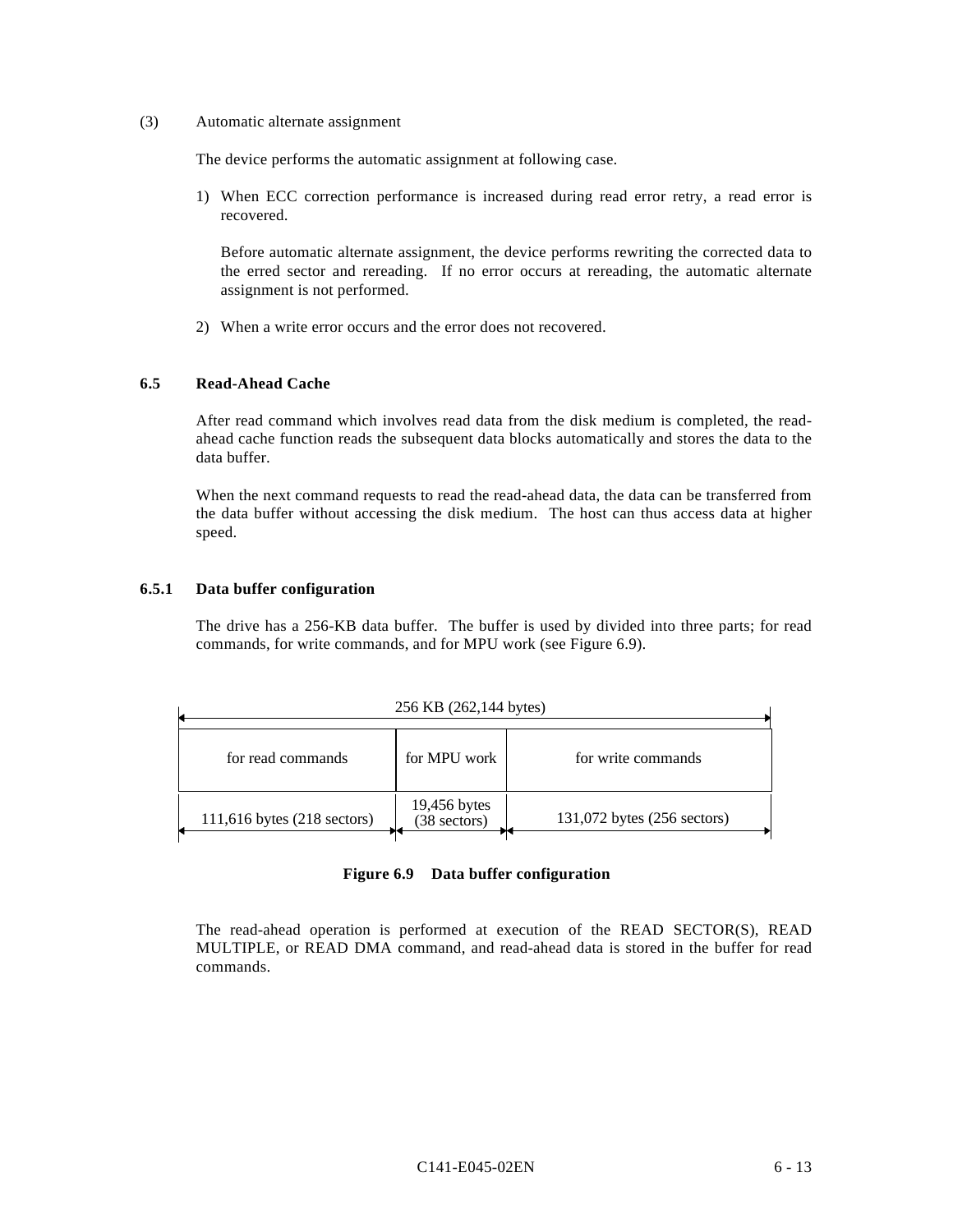(3) Automatic alternate assignment

The device performs the automatic assignment at following case.

1) When ECC correction performance is increased during read error retry, a read error is recovered.

   Before automatic alternate assignment, the device performs rewriting the corrected data to the erred sector and rereading. If no error occurs at rereading, the automatic alternate assignment is not performed.

2) When a write error occurs and the error does not recovered.

## 6.5 Read-Ahead Cache

After read command which involves read data from the disk medium is completed, the read-ahead cache function reads the subsequent data blocks automatically and stores the data to the data buffer.

When the next command requests to read the read-ahead data, the data can be transferred from the data buffer without accessing the disk medium. The host can thus access data at higher speed.

### 6.5.1 Data buffer configuration

The drive has a 256-KB data buffer. The buffer is used by divided into three parts; for read commands, for write commands, and for MPU work (see Figure 6.9).

| 256 KB (262,144 bytes) | | |
|---|---|---|
| for read commands | for MPU work | for write commands |
| 111,616 bytes (218 sectors) | 19,456 bytes (38 sectors) | 131,072 bytes (256 sectors) |

**Figure 6.9 Data buffer configuration**

The read-ahead operation is performed at execution of the READ SECTOR(S), READ MULTIPLE, or READ DMA command, and read-ahead data is stored in the buffer for read commands.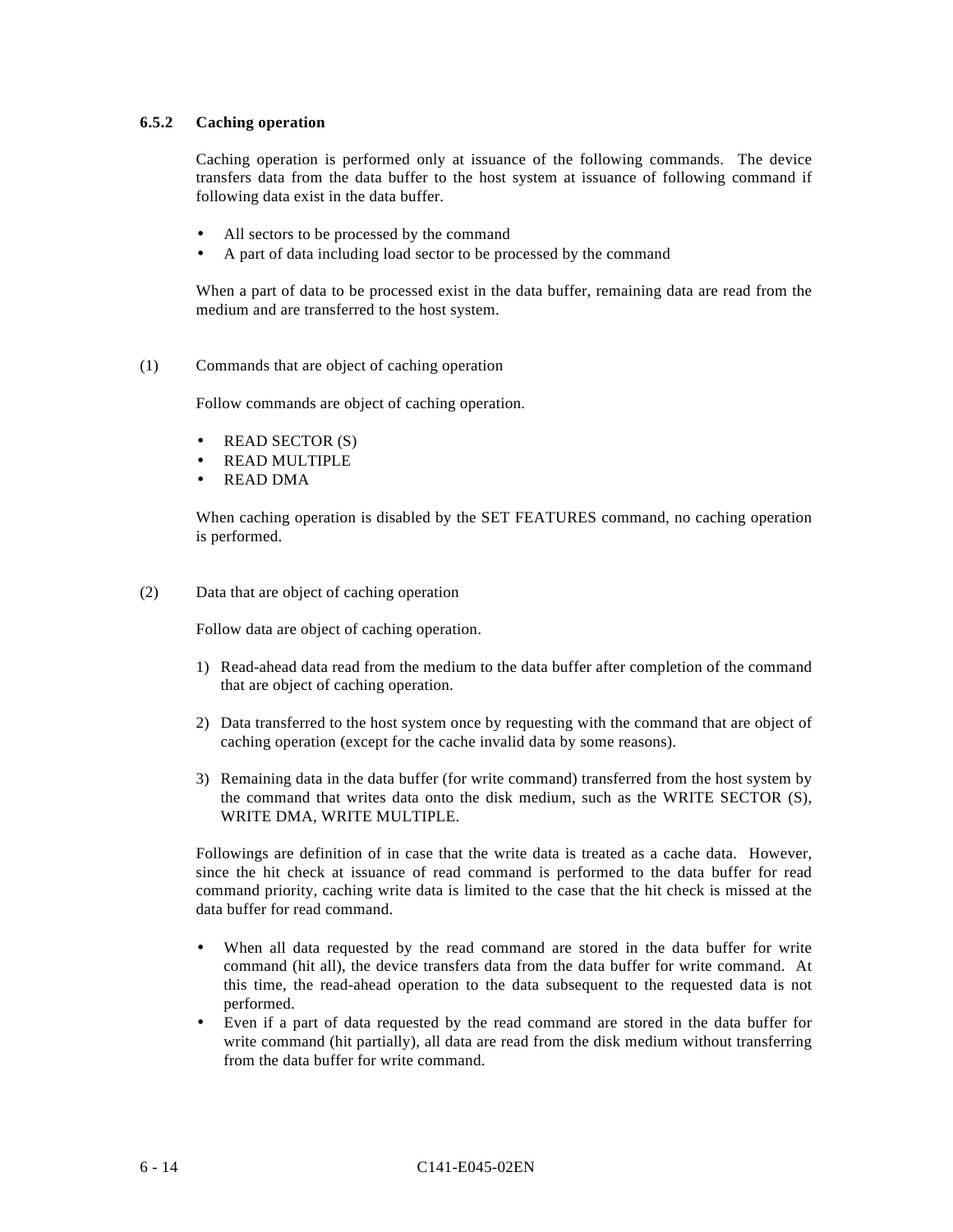### 6.5.2 Caching operation

Caching operation is performed only at issuance of the following commands. The device transfers data from the data buffer to the host system at issuance of following command if following data exist in the data buffer.

- All sectors to be processed by the command
- A part of data including load sector to be processed by the command

When a part of data to be processed exist in the data buffer, remaining data are read from the medium and are transferred to the host system.

(1) Commands that are object of caching operation

Follow commands are object of caching operation.

- READ SECTOR (S)
- READ MULTIPLE
- READ DMA

When caching operation is disabled by the SET FEATURES command, no caching operation is performed.

(2) Data that are object of caching operation

Follow data are object of caching operation.

1) Read-ahead data read from the medium to the data buffer after completion of the command that are object of caching operation.

2) Data transferred to the host system once by requesting with the command that are object of caching operation (except for the cache invalid data by some reasons).

3) Remaining data in the data buffer (for write command) transferred from the host system by the command that writes data onto the disk medium, such as the WRITE SECTOR (S), WRITE DMA, WRITE MULTIPLE.

Followings are definition of in case that the write data is treated as a cache data. However, since the hit check at issuance of read command is performed to the data buffer for read command priority, caching write data is limited to the case that the hit check is missed at the data buffer for read command.

- When all data requested by the read command are stored in the data buffer for write command (hit all), the device transfers data from the data buffer for write command. At this time, the read-ahead operation to the data subsequent to the requested data is not performed.
- Even if a part of data requested by the read command are stored in the data buffer for write command (hit partially), all data are read from the disk medium without transferring from the data buffer for write command.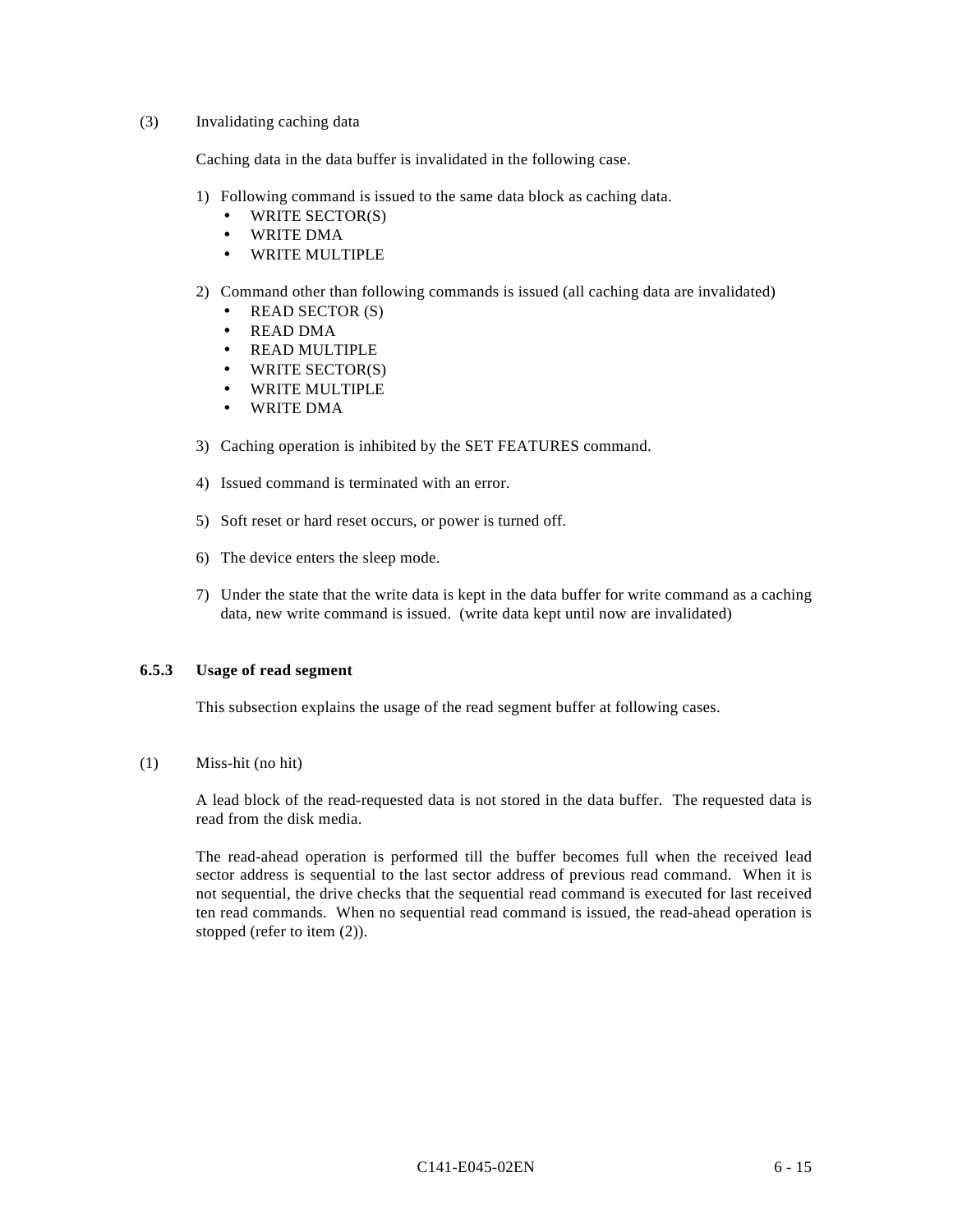(3) Invalidating caching data

Caching data in the data buffer is invalidated in the following case.

1) Following command is issued to the same data block as caching data.
   - WRITE SECTOR(S)
   - WRITE DMA
   - WRITE MULTIPLE

2) Command other than following commands is issued (all caching data are invalidated)
   - READ SECTOR (S)
   - READ DMA
   - READ MULTIPLE
   - WRITE SECTOR(S)
   - WRITE MULTIPLE
   - WRITE DMA

3) Caching operation is inhibited by the SET FEATURES command.

4) Issued command is terminated with an error.

5) Soft reset or hard reset occurs, or power is turned off.

6) The device enters the sleep mode.

7) Under the state that the write data is kept in the data buffer for write command as a caching data, new write command is issued. (write data kept until now are invalidated)

### 6.5.3 Usage of read segment

This subsection explains the usage of the read segment buffer at following cases.

(1) Miss-hit (no hit)

A lead block of the read-requested data is not stored in the data buffer. The requested data is read from the disk media.

The read-ahead operation is performed till the buffer becomes full when the received lead sector address is sequential to the last sector address of previous read command. When it is not sequential, the drive checks that the sequential read command is executed for last received ten read commands. When no sequential read command is issued, the read-ahead operation is stopped (refer to item (2)).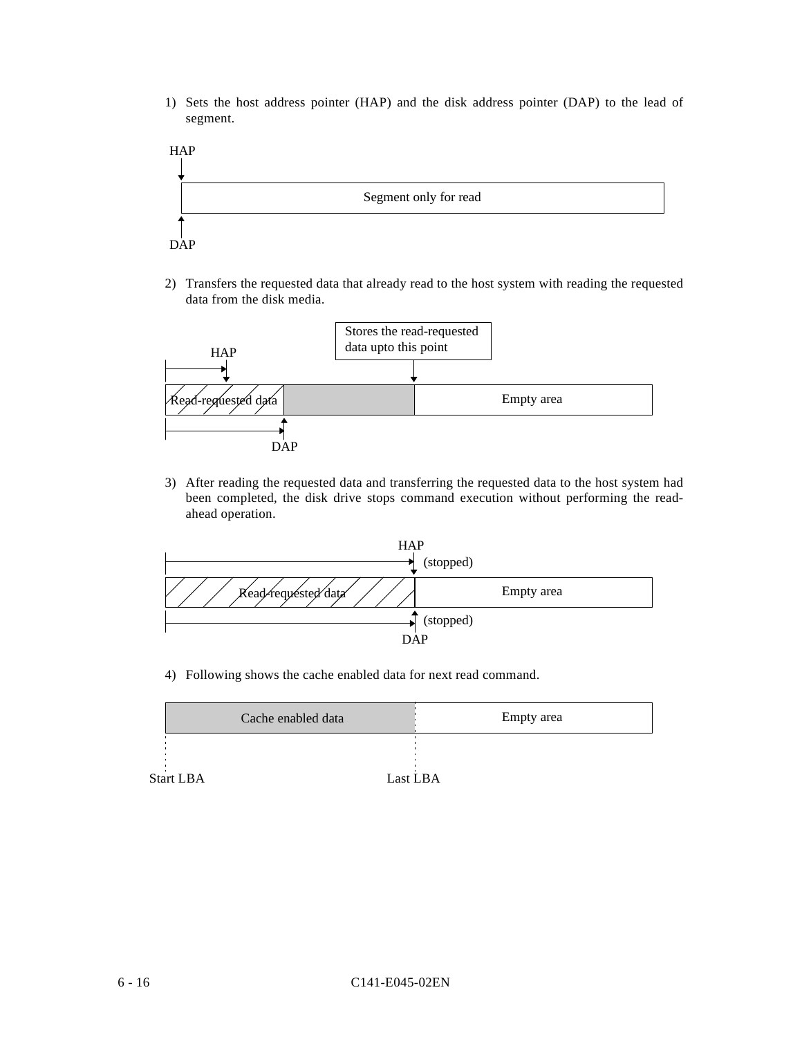1) Sets the host address pointer (HAP) and the disk address pointer (DAP) to the lead of segment.

HAP

Segment only for read

DAP

2) Transfers the requested data that already read to the host system with reading the requested data from the disk media.

Stores the read-requested data upto this point

HAP

Read-requested data

Empty area

DAP

3) After reading the requested data and transferring the requested data to the host system had been completed, the disk drive stops command execution without performing the read-ahead operation.

HAP

(stopped)

Read-requested data

Empty area

(stopped)

DAP

4) Following shows the cache enabled data for next read command.

Cache enabled data

Empty area

Start LBA

Last LBA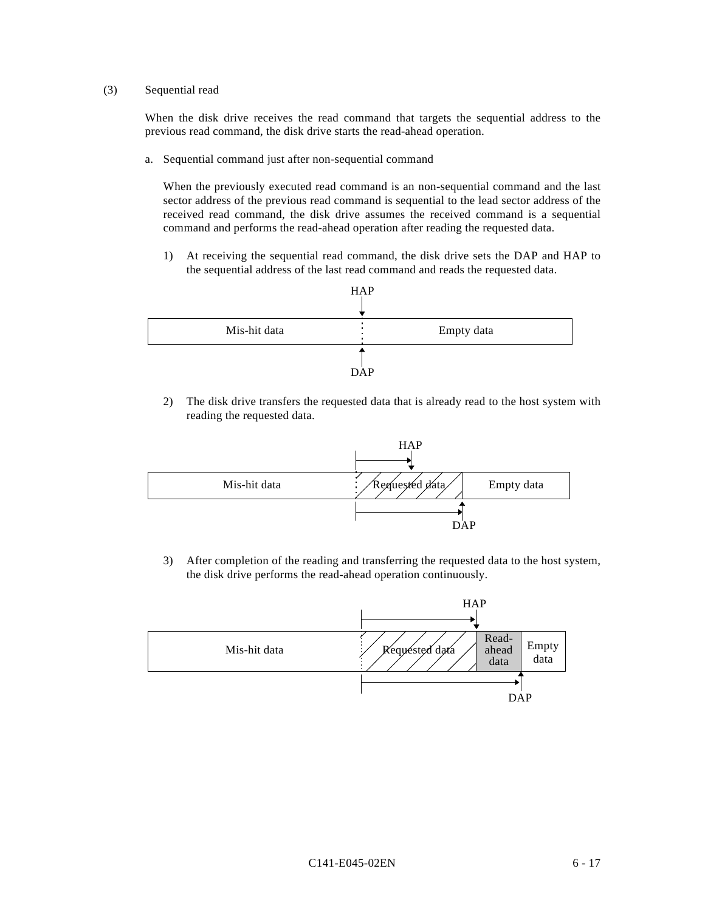(3) Sequential read

When the disk drive receives the read command that targets the sequential address to the previous read command, the disk drive starts the read-ahead operation.

a. Sequential command just after non-sequential command

When the previously executed read command is an non-sequential command and the last sector address of the previous read command is sequential to the lead sector address of the received read command, the disk drive assumes the received command is a sequential command and performs the read-ahead operation after reading the requested data.

1) At receiving the sequential read command, the disk drive sets the DAP and HAP to the sequential address of the last read command and reads the requested data.

HAP

| Mis-hit data | Empty data |
|---|---|

DAP

2) The disk drive transfers the requested data that is already read to the host system with reading the requested data.

HAP

| Mis-hit data | Requested data | Empty data |
|---|---|---|

DAP

3) After completion of the reading and transferring the requested data to the host system, the disk drive performs the read-ahead operation continuously.

HAP

| Mis-hit data | Requested data | Read-ahead data | Empty data |
|---|---|---|---|

DAP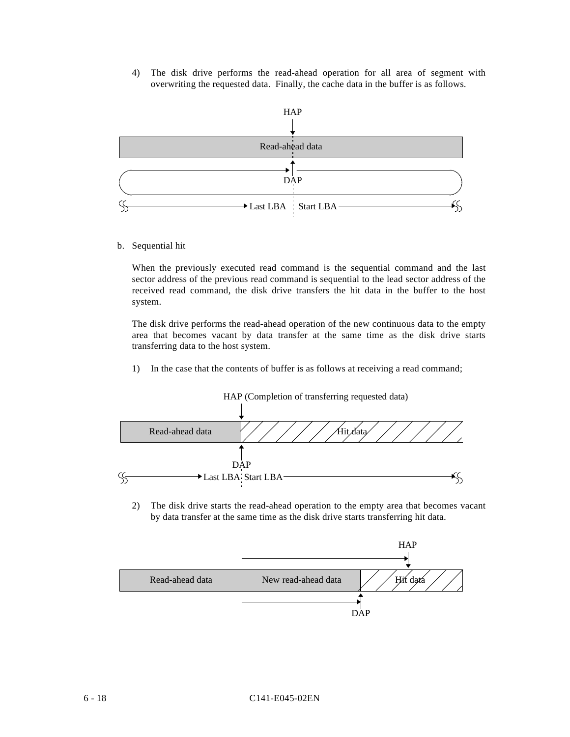4) The disk drive performs the read-ahead operation for all area of segment with overwriting the requested data. Finally, the cache data in the buffer is as follows.

HAP

Read-ahead data

DAP

Last LBA Start LBA

b. Sequential hit

When the previously executed read command is the sequential command and the last sector address of the previous read command is sequential to the lead sector address of the received read command, the disk drive transfers the hit data in the buffer to the host system.

The disk drive performs the read-ahead operation of the new continuous data to the empty area that becomes vacant by data transfer at the same time as the disk drive starts transferring data to the host system.

1) In the case that the contents of buffer is as follows at receiving a read command;

HAP (Completion of transferring requested data)

Read-ahead data | Hit data

DAP

Last LBA Start LBA

2) The disk drive starts the read-ahead operation to the empty area that becomes vacant by data transfer at the same time as the disk drive starts transferring hit data.

HAP

Read-ahead data | New read-ahead data | Hit data

DAP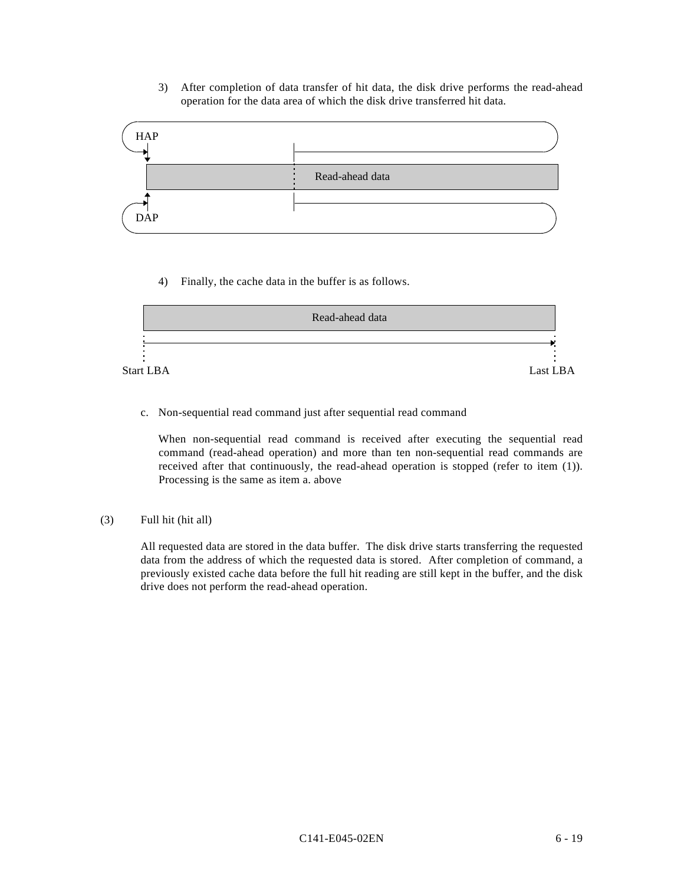3) After completion of data transfer of hit data, the disk drive performs the read-ahead operation for the data area of which the disk drive transferred hit data.

HAP

Read-ahead data

DAP

4) Finally, the cache data in the buffer is as follows.

Read-ahead data

Start LBA Last LBA

c. Non-sequential read command just after sequential read command

When non-sequential read command is received after executing the sequential read command (read-ahead operation) and more than ten non-sequential read commands are received after that continuously, the read-ahead operation is stopped (refer to item (1)). Processing is the same as item a. above

(3) Full hit (hit all)

All requested data are stored in the data buffer. The disk drive starts transferring the requested data from the address of which the requested data is stored. After completion of command, a previously existed cache data before the full hit reading are still kept in the buffer, and the disk drive does not perform the read-ahead operation.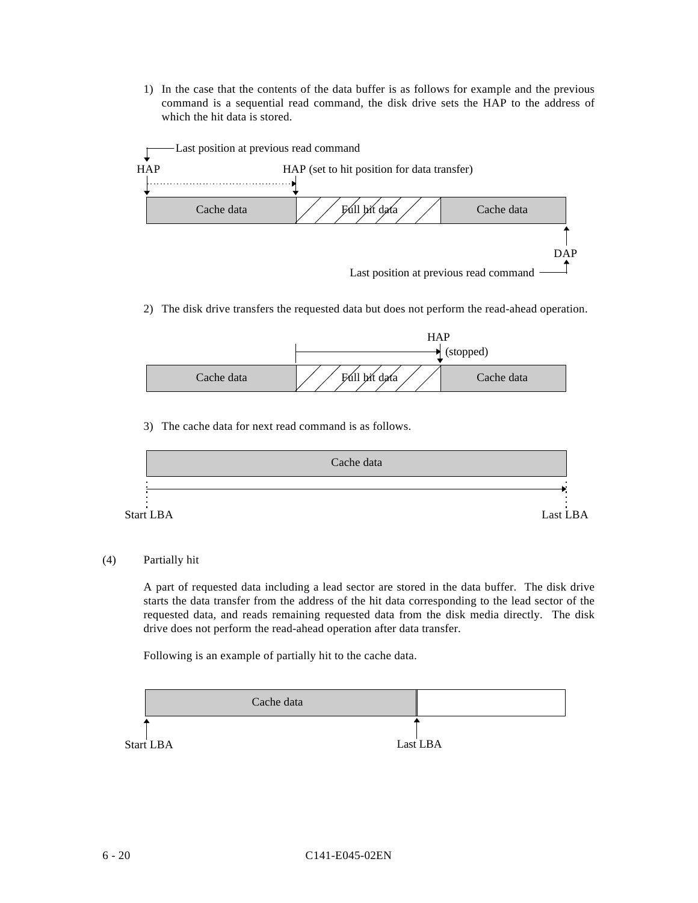1) In the case that the contents of the data buffer is as follows for example and the previous command is a sequential read command, the disk drive sets the HAP to the address of which the hit data is stored.

Last position at previous read command

HAP　　　HAP (set to hit position for data transfer)

| Cache data | Full hit data | Cache data |
|---|---|---|

DAP

Last position at previous read command

2) The disk drive transfers the requested data but does not perform the read-ahead operation.

HAP (stopped)

| Cache data | Full hit data | Cache data |
|---|---|---|

3) The cache data for next read command is as follows.

| Cache data |
|---|

Start LBA　　　Last LBA

(4) Partially hit

A part of requested data including a lead sector are stored in the data buffer. The disk drive starts the data transfer from the address of the hit data corresponding to the lead sector of the requested data, and reads remaining requested data from the disk media directly. The disk drive does not perform the read-ahead operation after data transfer.

Following is an example of partially hit to the cache data.

| Cache data | |
|---|---|

Start LBA　　　Last LBA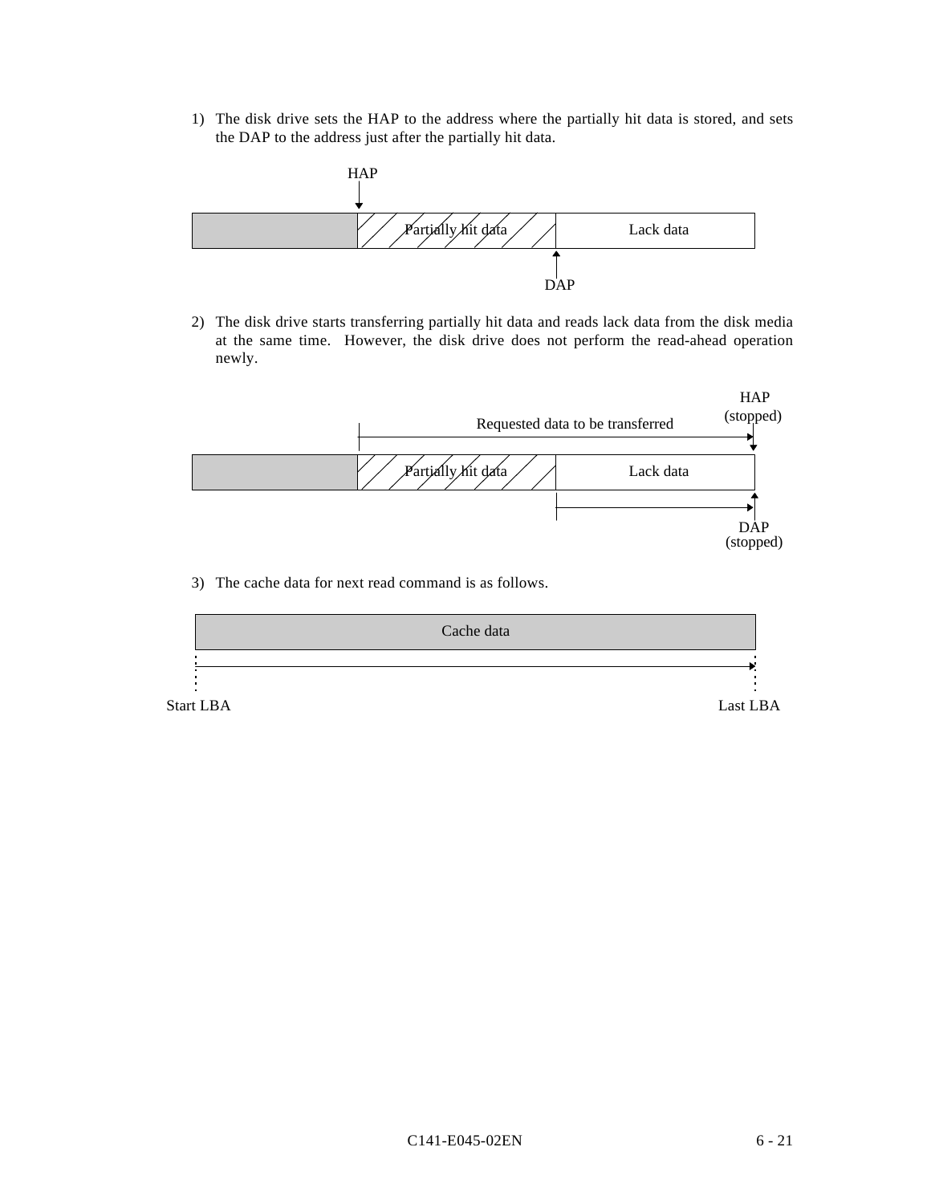1) The disk drive sets the HAP to the address where the partially hit data is stored, and sets the DAP to the address just after the partially hit data.

HAP

Partially hit data | Lack data

DAP

2) The disk drive starts transferring partially hit data and reads lack data from the disk media at the same time. However, the disk drive does not perform the read-ahead operation newly.

Requested data to be transferred

HAP (stopped)

Partially hit data | Lack data

DAP (stopped)

3) The cache data for next read command is as follows.

Cache data

Start LBA — Last LBA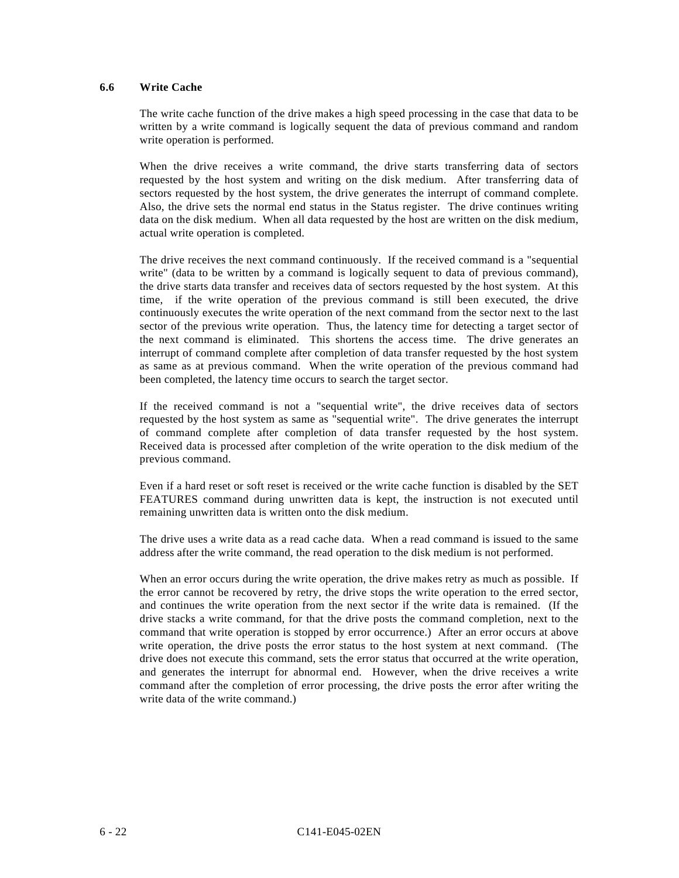## 6.6 Write Cache

The write cache function of the drive makes a high speed processing in the case that data to be written by a write command is logically sequent the data of previous command and random write operation is performed.

When the drive receives a write command, the drive starts transferring data of sectors requested by the host system and writing on the disk medium. After transferring data of sectors requested by the host system, the drive generates the interrupt of command complete. Also, the drive sets the normal end status in the Status register. The drive continues writing data on the disk medium. When all data requested by the host are written on the disk medium, actual write operation is completed.

The drive receives the next command continuously. If the received command is a "sequential write" (data to be written by a command is logically sequent to data of previous command), the drive starts data transfer and receives data of sectors requested by the host system. At this time, if the write operation of the previous command is still been executed, the drive continuously executes the write operation of the next command from the sector next to the last sector of the previous write operation. Thus, the latency time for detecting a target sector of the next command is eliminated. This shortens the access time. The drive generates an interrupt of command complete after completion of data transfer requested by the host system as same as at previous command. When the write operation of the previous command had been completed, the latency time occurs to search the target sector.

If the received command is not a "sequential write", the drive receives data of sectors requested by the host system as same as "sequential write". The drive generates the interrupt of command complete after completion of data transfer requested by the host system. Received data is processed after completion of the write operation to the disk medium of the previous command.

Even if a hard reset or soft reset is received or the write cache function is disabled by the SET FEATURES command during unwritten data is kept, the instruction is not executed until remaining unwritten data is written onto the disk medium.

The drive uses a write data as a read cache data. When a read command is issued to the same address after the write command, the read operation to the disk medium is not performed.

When an error occurs during the write operation, the drive makes retry as much as possible. If the error cannot be recovered by retry, the drive stops the write operation to the erred sector, and continues the write operation from the next sector if the write data is remained. (If the drive stacks a write command, for that the drive posts the command completion, next to the command that write operation is stopped by error occurrence.) After an error occurs at above write operation, the drive posts the error status to the host system at next command. (The drive does not execute this command, sets the error status that occurred at the write operation, and generates the interrupt for abnormal end. However, when the drive receives a write command after the completion of error processing, the drive posts the error after writing the write data of the write command.)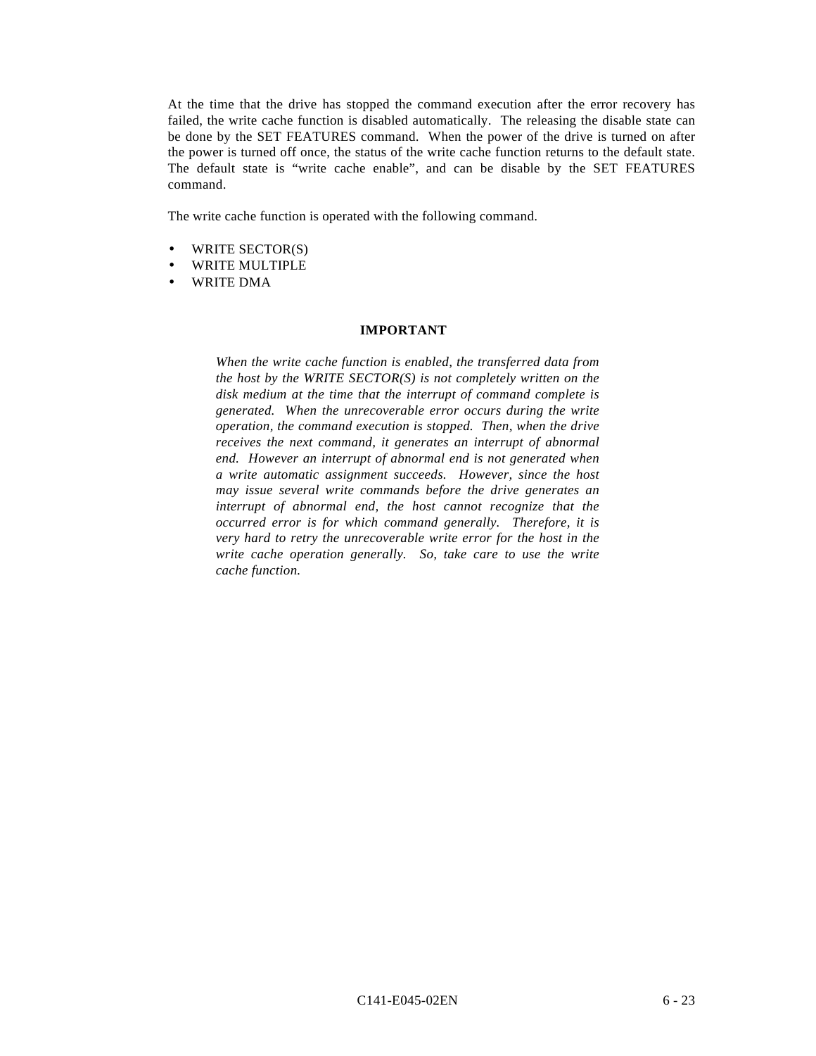At the time that the drive has stopped the command execution after the error recovery has failed, the write cache function is disabled automatically. The releasing the disable state can be done by the SET FEATURES command. When the power of the drive is turned on after the power is turned off once, the status of the write cache function returns to the default state. The default state is "write cache enable", and can be disable by the SET FEATURES command.

The write cache function is operated with the following command.

- WRITE SECTOR(S)
- WRITE MULTIPLE
- WRITE DMA

**IMPORTANT**

*When the write cache function is enabled, the transferred data from the host by the WRITE SECTOR(S) is not completely written on the disk medium at the time that the interrupt of command complete is generated. When the unrecoverable error occurs during the write operation, the command execution is stopped. Then, when the drive receives the next command, it generates an interrupt of abnormal end. However an interrupt of abnormal end is not generated when a write automatic assignment succeeds. However, since the host may issue several write commands before the drive generates an interrupt of abnormal end, the host cannot recognize that the occurred error is for which command generally. Therefore, it is very hard to retry the unrecoverable write error for the host in the write cache operation generally. So, take care to use the write cache function.*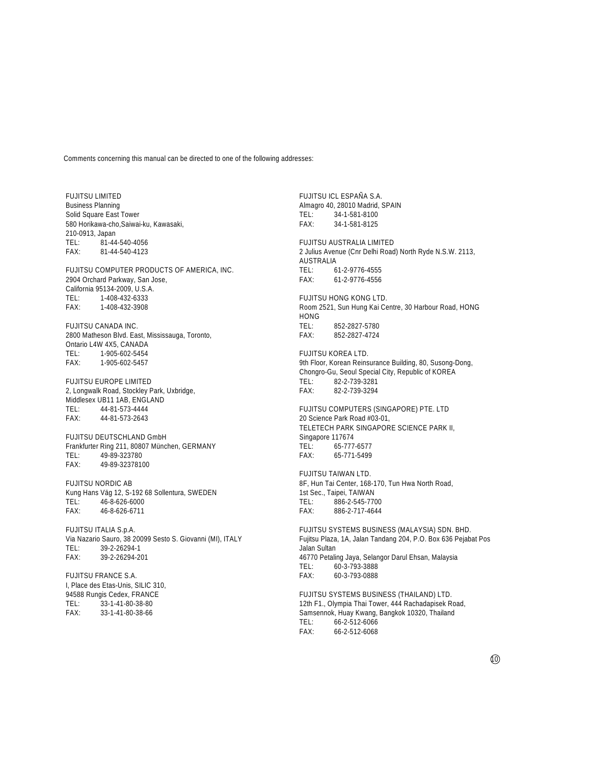Comments concerning this manual can be directed to one of the following addresses:

FUJITSU LIMITED
Business Planning
Solid Square East Tower
580 Horikawa-cho,Saiwai-ku, Kawasaki,
210-0913, Japan
TEL: 81-44-540-4056
FAX: 81-44-540-4123

FUJITSU COMPUTER PRODUCTS OF AMERICA, INC.
2904 Orchard Parkway, San Jose,
California 95134-2009, U.S.A.
TEL: 1-408-432-6333
FAX: 1-408-432-3908

FUJITSU CANADA INC.
2800 Matheson Blvd. East, Mississauga, Toronto,
Ontario L4W 4X5, CANADA
TEL: 1-905-602-5454
FAX: 1-905-602-5457

FUJITSU EUROPE LIMITED
2, Longwalk Road, Stockley Park, Uxbridge,
Middlesex UB11 1AB, ENGLAND
TEL: 44-81-573-4444
FAX: 44-81-573-2643

FUJITSU DEUTSCHLAND GmbH
Frankfurter Ring 211, 80807 München, GERMANY
TEL: 49-89-323780
FAX: 49-89-32378100

FUJITSU NORDIC AB
Kung Hans Väg 12, S-192 68 Sollentura, SWEDEN
TEL: 46-8-626-6000
FAX: 46-8-626-6711

FUJITSU ITALIA S.p.A.
Via Nazario Sauro, 38 20099 Sesto S. Giovanni (MI), ITALY
TEL: 39-2-26294-1
FAX: 39-2-26294-201

FUJITSU FRANCE S.A.
I, Place des Etas-Unis, SILIC 310,
94588 Rungis Cedex, FRANCE
TEL: 33-1-41-80-38-80
FAX: 33-1-41-80-38-66

FUJITSU ICL ESPAÑA S.A.
Almagro 40, 28010 Madrid, SPAIN
TEL: 34-1-581-8100
FAX: 34-1-581-8125

FUJITSU AUSTRALIA LIMITED
2 Julius Avenue (Cnr Delhi Road) North Ryde N.S.W. 2113,
AUSTRALIA
TEL: 61-2-9776-4555
FAX: 61-2-9776-4556

FUJITSU HONG KONG LTD.
Room 2521, Sun Hung Kai Centre, 30 Harbour Road, HONG
HONG
TEL: 852-2827-5780
FAX: 852-2827-4724

FUJITSU KOREA LTD.
9th Floor, Korean Reinsurance Building, 80, Susong-Dong,
Chongro-Gu, Seoul Special City, Republic of KOREA
TEL: 82-2-739-3281
FAX: 82-2-739-3294

FUJITSU COMPUTERS (SINGAPORE) PTE. LTD
20 Science Park Road #03-01,
TELETECH PARK SINGAPORE SCIENCE PARK II,
Singapore 117674
TEL: 65-777-6577
FAX: 65-771-5499

FUJITSU TAIWAN LTD.
8F, Hun Tai Center, 168-170, Tun Hwa North Road,
1st Sec., Taipei, TAIWAN
TEL: 886-2-545-7700
FAX: 886-2-717-4644

FUJITSU SYSTEMS BUSINESS (MALAYSIA) SDN. BHD.
Fujitsu Plaza, 1A, Jalan Tandang 204, P.O. Box 636 Pejabat Pos
Jalan Sultan
46770 Petaling Jaya, Selangor Darul Ehsan, Malaysia
TEL: 60-3-793-3888
FAX: 60-3-793-0888

FUJITSU SYSTEMS BUSINESS (THAILAND) LTD.
12th F1., Olympia Thai Tower, 444 Rachadapisek Road,
Samsennok, Huay Kwang, Bangkok 10320, Thailand
TEL: 66-2-512-6066
FAX: 66-2-512-6068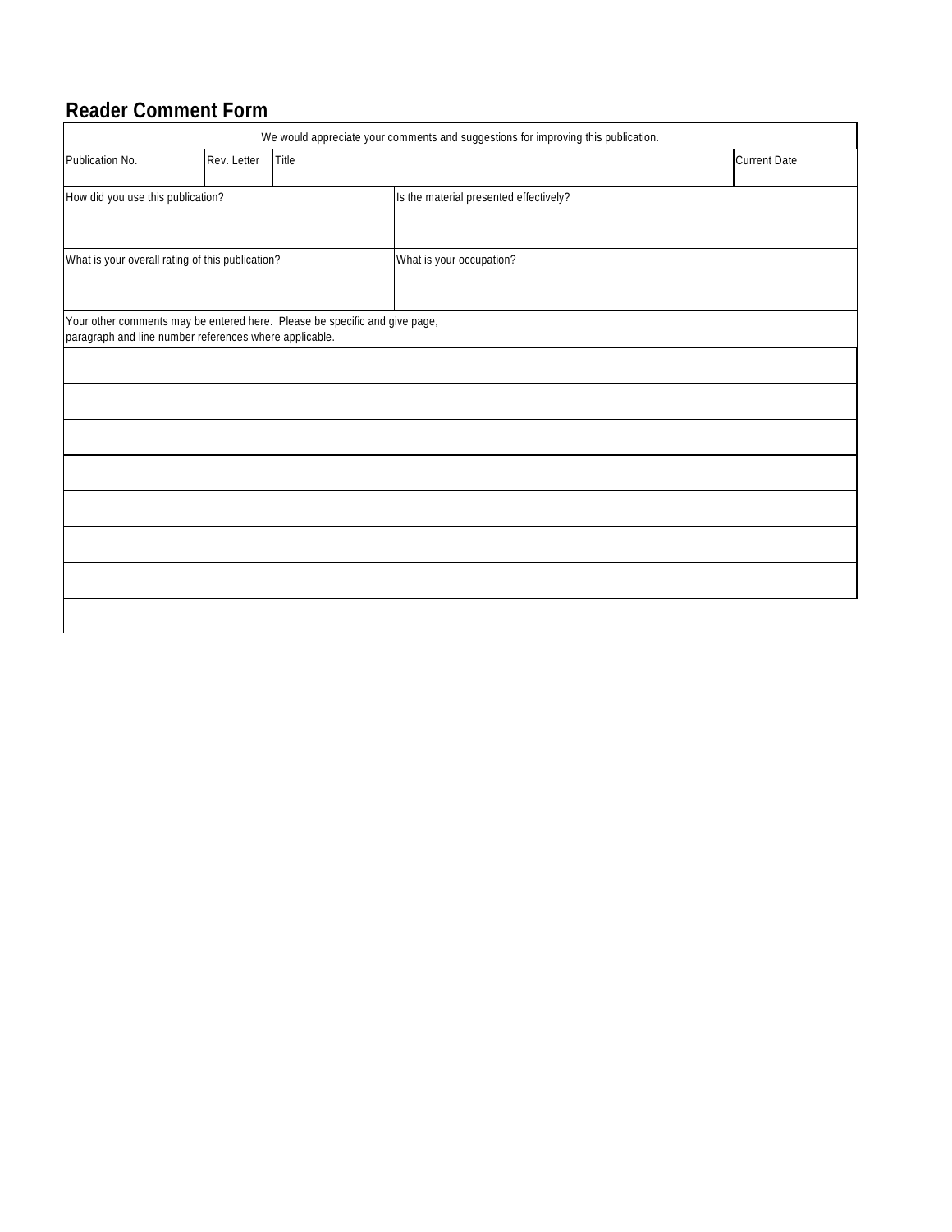# Reader Comment Form

| We would appreciate your comments and suggestions for improving this publication. | | | | |
|---|---|---|---|---|
| Publication No. | Rev. Letter | Title | | Current Date |
| How did you use this publication? | | | Is the material presented effectively? | |
| What is your overall rating of this publication? | | | What is your occupation? | |
| Your other comments may be entered here. Please be specific and give page, paragraph and line number references where applicable. | | | | |
| | | | | |
| | | | | |
| | | | | |
| | | | | |
| | | | | |
| | | | | |
| | | | | |